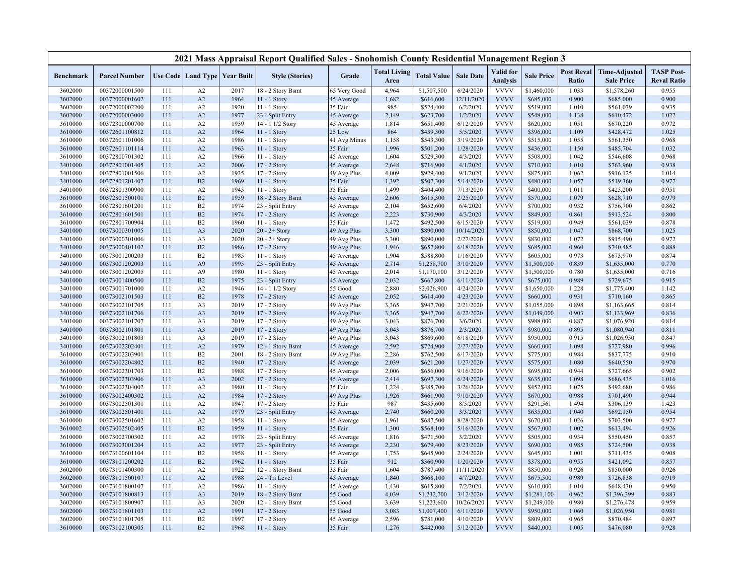# 2021 Mass Appraisal Report Qualified Sales - Snohomish County Residential Management Region 3

| Benchmark | Parcel Number | Use Code | Land Type | Year Built | Style (Stories) | Grade | Total Living Area | Total Value | Sale Date | Valid for Analysis | Sale Price | Post Reval Ratio | Time-Adjusted Sale Price | TASP Post-Reval Ratio |
|---|---|---|---|---|---|---|---|---|---|---|---|---|---|---|
| 3602000 | 00372000001500 | 111 | A2 | 2017 | 18 - 2 Story Bsmt | 65 Very Good | 4,964 | $1,507,500 | 6/24/2020 | VVVV | $1,460,000 | 1.033 | $1,578,260 | 0.955 |
| 3602000 | 00372000001602 | 111 | A2 | 1964 | 11 - 1 Story | 45 Average | 1,682 | $616,600 | 12/11/2020 | VVVV | $685,000 | 0.900 | $685,000 | 0.900 |
| 3602000 | 00372000002200 | 111 | A2 | 1920 | 11 - 1 Story | 35 Fair | 985 | $524,400 | 6/2/2020 | VVVV | $519,000 | 1.010 | $561,039 | 0.935 |
| 3602000 | 00372000003000 | 111 | A2 | 1977 | 23 - Split Entry | 45 Average | 2,149 | $623,700 | 1/2/2020 | VVVV | $548,000 | 1.138 | $610,472 | 1.022 |
| 3610000 | 00372300000700 | 111 | A2 | 1959 | 14 - 1 1/2 Story | 45 Average | 1,814 | $651,400 | 6/12/2020 | VVVV | $620,000 | 1.051 | $670,220 | 0.972 |
| 3610000 | 00372601100812 | 111 | A2 | 1964 | 11 - 1 Story | 25 Low | 864 | $439,300 | 5/5/2020 | VVVV | $396,000 | 1.109 | $428,472 | 1.025 |
| 3610000 | 00372601101006 | 111 | A2 | 1986 | 11 - 1 Story | 41 Avg Minus | 1,158 | $543,300 | 3/19/2020 | VVVV | $515,000 | 1.055 | $561,350 | 0.968 |
| 3610000 | 00372601101114 | 111 | A2 | 1963 | 11 - 1 Story | 35 Fair | 1,996 | $501,200 | 1/28/2020 | VVVV | $436,000 | 1.150 | $485,704 | 1.032 |
| 3610000 | 00372800701302 | 111 | A2 | 1966 | 11 - 1 Story | 45 Average | 1,604 | $529,300 | 4/3/2020 | VVVV | $508,000 | 1.042 | $546,608 | 0.968 |
| 3401000 | 00372801001405 | 111 | A2 | 2006 | 17 - 2 Story | 45 Average | 2,648 | $716,900 | 4/1/2020 | VVVV | $710,000 | 1.010 | $763,960 | 0.938 |
| 3401000 | 00372801001506 | 111 | A2 | 1935 | 17 - 2 Story | 49 Avg Plus | 4,009 | $929,400 | 9/1/2020 | VVVV | $875,000 | 1.062 | $916,125 | 1.014 |
| 3401000 | 00372801201407 | 111 | B2 | 1969 | 11 - 1 Story | 35 Fair | 1,392 | $507,300 | 5/14/2020 | VVVV | $480,000 | 1.057 | $519,360 | 0.977 |
| 3401000 | 00372801300900 | 111 | A2 | 1945 | 11 - 1 Story | 35 Fair | 1,499 | $404,400 | 7/13/2020 | VVVV | $400,000 | 1.011 | $425,200 | 0.951 |
| 3610000 | 00372801500101 | 111 | B2 | 1959 | 18 - 2 Story Bsmt | 45 Average | 2,606 | $615,300 | 2/25/2020 | VVVV | $570,000 | 1.079 | $628,710 | 0.979 |
| 3610000 | 00372801601201 | 111 | B2 | 1974 | 23 - Split Entry | 45 Average | 2,104 | $652,600 | 6/4/2020 | VVVV | $700,000 | 0.932 | $756,700 | 0.862 |
| 3610000 | 00372801601501 | 111 | B2 | 1974 | 17 - 2 Story | 45 Average | 2,223 | $730,900 | 4/3/2020 | VVVV | $849,000 | 0.861 | $913,524 | 0.800 |
| 3610000 | 00372801700904 | 111 | B2 | 1960 | 11 - 1 Story | 35 Fair | 1,472 | $492,500 | 6/15/2020 | VVVV | $519,000 | 0.949 | $561,039 | 0.878 |
| 3401000 | 00373000301005 | 111 | A3 | 2020 | 20 - 2+ Story | 49 Avg Plus | 3,300 | $890,000 | 10/14/2020 | VVVV | $850,000 | 1.047 | $868,700 | 1.025 |
| 3401000 | 00373000301006 | 111 | A3 | 2020 | 20 - 2+ Story | 49 Avg Plus | 3,300 | $890,000 | 2/27/2020 | VVVV | $830,000 | 1.072 | $915,490 | 0.972 |
| 3401000 | 00373000401102 | 111 | B2 | 1986 | 17 - 2 Story | 49 Avg Plus | 1,946 | $657,800 | 6/18/2020 | VVVV | $685,000 | 0.960 | $740,485 | 0.888 |
| 3401000 | 00373001200203 | 111 | B2 | 1985 | 11 - 1 Story | 45 Average | 1,904 | $588,800 | 1/16/2020 | VVVV | $605,000 | 0.973 | $673,970 | 0.874 |
| 3401000 | 00373001202003 | 111 | A9 | 1995 | 23 - Split Entry | 45 Average | 2,714 | $1,258,700 | 3/10/2020 | VVVV | $1,500,000 | 0.839 | $1,635,000 | 0.770 |
| 3401000 | 00373001202005 | 111 | A9 | 1980 | 11 - 1 Story | 45 Average | 2,014 | $1,170,100 | 3/12/2020 | VVVV | $1,500,000 | 0.780 | $1,635,000 | 0.716 |
| 3401000 | 00373001400500 | 111 | B2 | 1975 | 23 - Split Entry | 45 Average | 2,032 | $667,800 | 6/11/2020 | VVVV | $675,000 | 0.989 | $729,675 | 0.915 |
| 3401000 | 00373001701000 | 111 | A2 | 1946 | 14 - 1 1/2 Story | 55 Good | 2,880 | $2,026,900 | 4/24/2020 | VVVV | $1,650,000 | 1.228 | $1,775,400 | 1.142 |
| 3401000 | 00373002101503 | 111 | B2 | 1978 | 17 - 2 Story | 45 Average | 2,052 | $614,400 | 4/23/2020 | VVVV | $660,000 | 0.931 | $710,160 | 0.865 |
| 3401000 | 00373002101705 | 111 | A3 | 2019 | 17 - 2 Story | 49 Avg Plus | 3,365 | $947,700 | 2/21/2020 | VVVV | $1,055,000 | 0.898 | $1,163,665 | 0.814 |
| 3401000 | 00373002101706 | 111 | A3 | 2019 | 17 - 2 Story | 49 Avg Plus | 3,365 | $947,700 | 6/22/2020 | VVVV | $1,049,000 | 0.903 | $1,133,969 | 0.836 |
| 3401000 | 00373002101707 | 111 | A3 | 2019 | 17 - 2 Story | 49 Avg Plus | 3,043 | $876,700 | 3/6/2020 | VVVV | $988,000 | 0.887 | $1,076,920 | 0.814 |
| 3401000 | 00373002101801 | 111 | A3 | 2019 | 17 - 2 Story | 49 Avg Plus | 3,043 | $876,700 | 2/3/2020 | VVVV | $980,000 | 0.895 | $1,080,940 | 0.811 |
| 3401000 | 00373002101803 | 111 | A3 | 2019 | 17 - 2 Story | 49 Avg Plus | 3,043 | $869,600 | 6/18/2020 | VVVV | $950,000 | 0.915 | $1,026,950 | 0.847 |
| 3401000 | 00373002202401 | 111 | A2 | 1979 | 12 - 1 Story Bsmt | 45 Average | 2,592 | $724,900 | 2/27/2020 | VVVV | $660,000 | 1.098 | $727,980 | 0.996 |
| 3610000 | 00373002203901 | 111 | B2 | 2001 | 18 - 2 Story Bsmt | 49 Avg Plus | 2,286 | $762,500 | 6/17/2020 | VVVV | $775,000 | 0.984 | $837,775 | 0.910 |
| 3610000 | 00373002204802 | 111 | B2 | 1940 | 17 - 2 Story | 45 Average | 2,039 | $621,200 | 1/27/2020 | VVVV | $575,000 | 1.080 | $640,550 | 0.970 |
| 3610000 | 00373002301703 | 111 | B2 | 1988 | 17 - 2 Story | 45 Average | 2,006 | $656,000 | 9/16/2020 | VVVV | $695,000 | 0.944 | $727,665 | 0.902 |
| 3610000 | 00373002303906 | 111 | A3 | 2002 | 17 - 2 Story | 45 Average | 2,414 | $697,300 | 6/24/2020 | VVVV | $635,000 | 1.098 | $686,435 | 1.016 |
| 3610000 | 00373002304002 | 111 | A2 | 1980 | 11 - 1 Story | 35 Fair | 1,224 | $485,700 | 3/26/2020 | VVVV | $452,000 | 1.075 | $492,680 | 0.986 |
| 3610000 | 00373002400302 | 111 | A2 | 1984 | 17 - 2 Story | 49 Avg Plus | 1,926 | $661,900 | 9/10/2020 | VVVV | $670,000 | 0.988 | $701,490 | 0.944 |
| 3610000 | 00373002501301 | 111 | A2 | 1947 | 17 - 2 Story | 35 Fair | 987 | $435,600 | 8/5/2020 | VVVV | $291,561 | 1.494 | $306,139 | 1.423 |
| 3610000 | 00373002501401 | 111 | A2 | 1979 | 23 - Split Entry | 45 Average | 2,740 | $660,200 | 3/3/2020 | VVVV | $635,000 | 1.040 | $692,150 | 0.954 |
| 3610000 | 00373002501602 | 111 | A2 | 1958 | 11 - 1 Story | 45 Average | 1,961 | $687,500 | 8/28/2020 | VVVV | $670,000 | 1.026 | $703,500 | 0.977 |
| 3610002 | 00373002502405 | 111 | B2 | 1959 | 11 - 1 Story | 35 Fair | 1,300 | $568,100 | 5/16/2020 | VVVV | $567,000 | 1.002 | $613,494 | 0.926 |
| 3610000 | 00373002700302 | 111 | A2 | 1978 | 23 - Split Entry | 45 Average | 1,816 | $471,500 | 3/2/2020 | VVVV | $505,000 | 0.934 | $550,450 | 0.857 |
| 3610000 | 00373003001204 | 111 | A2 | 1977 | 23 - Split Entry | 45 Average | 2,230 | $679,400 | 8/23/2020 | VVVV | $690,000 | 0.985 | $724,500 | 0.938 |
| 3610000 | 00373100601104 | 111 | B2 | 1958 | 11 - 1 Story | 45 Average | 1,753 | $645,900 | 2/24/2020 | VVVV | $645,000 | 1.001 | $711,435 | 0.908 |
| 3610000 | 00373101200202 | 111 | B2 | 1962 | 11 - 1 Story | 35 Fair | 912 | $360,900 | 1/20/2020 | VVVV | $378,000 | 0.955 | $421,092 | 0.857 |
| 3602000 | 00373101400300 | 111 | A2 | 1922 | 12 - 1 Story Bsmt | 35 Fair | 1,604 | $787,400 | 11/11/2020 | VVVV | $850,000 | 0.926 | $850,000 | 0.926 |
| 3602000 | 00373101500107 | 111 | A2 | 1988 | 24 - Tri Level | 45 Average | 1,840 | $668,100 | 4/7/2020 | VVVV | $675,500 | 0.989 | $726,838 | 0.919 |
| 3602000 | 00373101800107 | 111 | A2 | 1986 | 11 - 1 Story | 45 Average | 1,430 | $615,800 | 7/2/2020 | VVVV | $610,000 | 1.010 | $648,430 | 0.950 |
| 3602000 | 00373101800813 | 111 | A3 | 2019 | 18 - 2 Story Bsmt | 55 Good | 4,039 | $1,232,700 | 3/12/2020 | VVVV | $1,281,100 | 0.962 | $1,396,399 | 0.883 |
| 3602000 | 00373101800907 | 111 | A3 | 2020 | 12 - 1 Story Bsmt | 55 Good | 3,639 | $1,223,600 | 10/26/2020 | VVVV | $1,249,000 | 0.980 | $1,276,478 | 0.959 |
| 3602000 | 00373101801103 | 111 | A2 | 1991 | 17 - 2 Story | 55 Good | 3,083 | $1,007,400 | 6/11/2020 | VVVV | $950,000 | 1.060 | $1,026,950 | 0.981 |
| 3602000 | 00373101801705 | 111 | B2 | 1997 | 17 - 2 Story | 45 Average | 2,596 | $781,000 | 4/10/2020 | VVVV | $809,000 | 0.965 | $870,484 | 0.897 |
| 3610000 | 00373102100305 | 111 | B2 | 1968 | 11 - 1 Story | 35 Fair | 1,276 | $442,000 | 5/12/2020 | VVVV | $440,000 | 1.005 | $476,080 | 0.928 |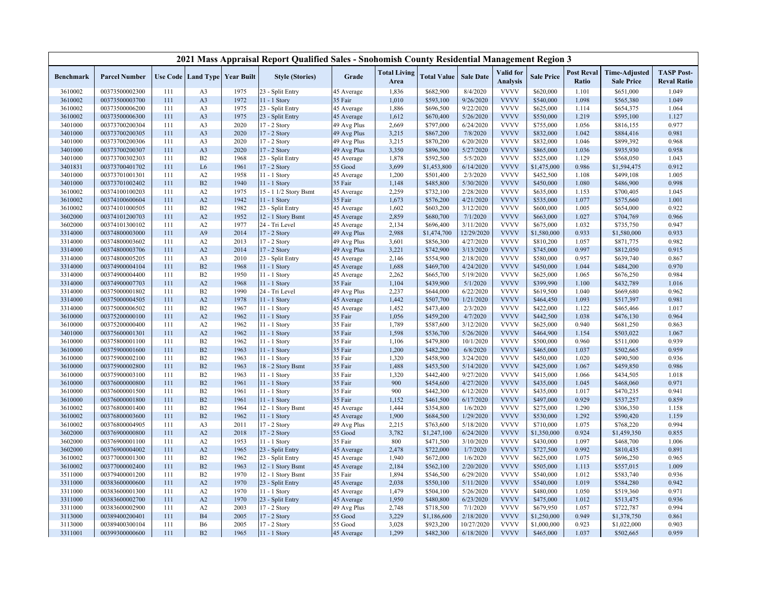# 2021 Mass Appraisal Report Qualified Sales - Snohomish County Residential Management Region 3

| Benchmark | Parcel Number | Use Code | Land Type | Year Built | Style (Stories) | Grade | Total Living Area | Total Value | Sale Date | Valid for Analysis | Sale Price | Post Reval Ratio | Time-Adjusted Sale Price | TASP Post-Reval Ratio |
|---|---|---|---|---|---|---|---|---|---|---|---|---|---|---|
| 3610002 | 00373500002300 | 111 | A3 | 1975 | 23 - Split Entry | 45 Average | 1,836 | $682,900 | 8/4/2020 | VVVV | $620,000 | 1.101 | $651,000 | 1.049 |
| 3610002 | 00373500003700 | 111 | A3 | 1972 | 11 - 1 Story | 35 Fair | 1,010 | $593,100 | 9/26/2020 | VVVV | $540,000 | 1.098 | $565,380 | 1.049 |
| 3610002 | 00373500006200 | 111 | A3 | 1975 | 23 - Split Entry | 45 Average | 1,886 | $696,500 | 9/22/2020 | VVVV | $625,000 | 1.114 | $654,375 | 1.064 |
| 3610002 | 00373500006300 | 111 | A3 | 1975 | 23 - Split Entry | 45 Average | 1,612 | $670,400 | 5/26/2020 | VVVV | $550,000 | 1.219 | $595,100 | 1.127 |
| 3401000 | 00373700200304 | 111 | A3 | 2020 | 17 - 2 Story | 49 Avg Plus | 2,669 | $797,000 | 6/24/2020 | VVVV | $755,000 | 1.056 | $816,155 | 0.977 |
| 3401000 | 00373700200305 | 111 | A3 | 2020 | 17 - 2 Story | 49 Avg Plus | 3,215 | $867,200 | 7/8/2020 | VVVV | $832,000 | 1.042 | $884,416 | 0.981 |
| 3401000 | 00373700200306 | 111 | A3 | 2020 | 17 - 2 Story | 49 Avg Plus | 3,215 | $870,200 | 6/20/2020 | VVVV | $832,000 | 1.046 | $899,392 | 0.968 |
| 3401000 | 00373700200307 | 111 | A3 | 2020 | 17 - 2 Story | 49 Avg Plus | 3,350 | $896,300 | 5/27/2020 | VVVV | $865,000 | 1.036 | $935,930 | 0.958 |
| 3401000 | 00373700302303 | 111 | B2 | 1968 | 23 - Split Entry | 45 Average | 1,878 | $592,500 | 5/5/2020 | VVVV | $525,000 | 1.129 | $568,050 | 1.043 |
| 3401831 | 00373700401702 | 111 | L6 | 1961 | 17 - 2 Story | 55 Good | 3,699 | $1,453,800 | 6/14/2020 | VVVV | $1,475,000 | 0.986 | $1,594,475 | 0.912 |
| 3401000 | 00373701001301 | 111 | A2 | 1958 | 11 - 1 Story | 45 Average | 1,200 | $501,400 | 2/3/2020 | VVVV | $452,500 | 1.108 | $499,108 | 1.005 |
| 3401000 | 00373701002402 | 111 | B2 | 1940 | 11 - 1 Story | 35 Fair | 1,148 | $485,800 | 5/30/2020 | VVVV | $450,000 | 1.080 | $486,900 | 0.998 |
| 3610002 | 00374100100203 | 111 | A2 | 1975 | 15 - 1 1/2 Story Bsmt | 45 Average | 2,259 | $732,100 | 2/28/2020 | VVVV | $635,000 | 1.153 | $700,405 | 1.045 |
| 3610002 | 00374100600604 | 111 | A2 | 1942 | 11 - 1 Story | 35 Fair | 1,673 | $576,200 | 4/21/2020 | VVVV | $535,000 | 1.077 | $575,660 | 1.001 |
| 3610002 | 00374101000505 | 111 | B2 | 1982 | 23 - Split Entry | 45 Average | 1,602 | $603,200 | 3/12/2020 | VVVV | $600,000 | 1.005 | $654,000 | 0.922 |
| 3602000 | 00374101200703 | 111 | A2 | 1952 | 12 - 1 Story Bsmt | 45 Average | 2,859 | $680,700 | 7/1/2020 | VVVV | $663,000 | 1.027 | $704,769 | 0.966 |
| 3602000 | 00374101300102 | 111 | A2 | 1977 | 24 - Tri Level | 45 Average | 2,134 | $696,400 | 3/11/2020 | VVVV | $675,000 | 1.032 | $735,750 | 0.947 |
| 3314000 | 00374800003000 | 111 | A9 | 2014 | 17 - 2 Story | 49 Avg Plus | 2,988 | $1,474,700 | 12/29/2020 | VVVV | $1,580,000 | 0.933 | $1,580,000 | 0.933 |
| 3314000 | 00374800003602 | 111 | A2 | 2013 | 17 - 2 Story | 49 Avg Plus | 3,601 | $856,300 | 4/27/2020 | VVVV | $810,200 | 1.057 | $871,775 | 0.982 |
| 3314000 | 00374800003706 | 111 | A2 | 2014 | 17 - 2 Story | 49 Avg Plus | 3,221 | $742,900 | 3/13/2020 | VVVV | $745,000 | 0.997 | $812,050 | 0.915 |
| 3314000 | 00374800005205 | 111 | A3 | 2010 | 23 - Split Entry | 45 Average | 2,146 | $554,900 | 2/18/2020 | VVVV | $580,000 | 0.957 | $639,740 | 0.867 |
| 3314000 | 00374900004104 | 111 | B2 | 1968 | 11 - 1 Story | 45 Average | 1,688 | $469,700 | 4/24/2020 | VVVV | $450,000 | 1.044 | $484,200 | 0.970 |
| 3314000 | 00374900004400 | 111 | B2 | 1950 | 11 - 1 Story | 45 Average | 2,262 | $665,700 | 5/19/2020 | VVVV | $625,000 | 1.065 | $676,250 | 0.984 |
| 3314000 | 00374900007703 | 111 | A2 | 1968 | 11 - 1 Story | 35 Fair | 1,104 | $439,900 | 5/1/2020 | VVVV | $399,990 | 1.100 | $432,789 | 1.016 |
| 3314000 | 00375000001802 | 111 | B2 | 1990 | 24 - Tri Level | 49 Avg Plus | 2,237 | $644,000 | 6/22/2020 | VVVV | $619,500 | 1.040 | $669,680 | 0.962 |
| 3314000 | 00375000004505 | 111 | A2 | 1978 | 11 - 1 Story | 45 Average | 1,442 | $507,700 | 1/21/2020 | VVVV | $464,450 | 1.093 | $517,397 | 0.981 |
| 3314000 | 00375000006502 | 111 | B2 | 1967 | 11 - 1 Story | 45 Average | 1,452 | $473,400 | 2/3/2020 | VVVV | $422,000 | 1.122 | $465,466 | 1.017 |
| 3610000 | 00375200000100 | 111 | A2 | 1962 | 11 - 1 Story | 35 Fair | 1,056 | $459,200 | 4/7/2020 | VVVV | $442,500 | 1.038 | $476,130 | 0.964 |
| 3610000 | 00375200000400 | 111 | A2 | 1962 | 11 - 1 Story | 35 Fair | 1,789 | $587,600 | 3/12/2020 | VVVV | $625,000 | 0.940 | $681,250 | 0.863 |
| 3401000 | 00375600001301 | 111 | A2 | 1962 | 11 - 1 Story | 35 Fair | 1,598 | $536,700 | 5/26/2020 | VVVV | $464,900 | 1.154 | $503,022 | 1.067 |
| 3610000 | 00375800001100 | 111 | B2 | 1962 | 11 - 1 Story | 35 Fair | 1,106 | $479,800 | 10/1/2020 | VVVV | $500,000 | 0.960 | $511,000 | 0.939 |
| 3610000 | 00375900001600 | 111 | B2 | 1963 | 11 - 1 Story | 35 Fair | 1,200 | $482,200 | 6/8/2020 | VVVV | $465,000 | 1.037 | $502,665 | 0.959 |
| 3610000 | 00375900002100 | 111 | B2 | 1963 | 11 - 1 Story | 35 Fair | 1,320 | $458,900 | 3/24/2020 | VVVV | $450,000 | 1.020 | $490,500 | 0.936 |
| 3610000 | 00375900002800 | 111 | B2 | 1963 | 18 - 2 Story Bsmt | 35 Fair | 1,488 | $453,500 | 5/14/2020 | VVVV | $425,000 | 1.067 | $459,850 | 0.986 |
| 3610000 | 00375900003100 | 111 | B2 | 1963 | 11 - 1 Story | 35 Fair | 1,320 | $442,400 | 9/27/2020 | VVVV | $415,000 | 1.066 | $434,505 | 1.018 |
| 3610000 | 00376000000800 | 111 | B2 | 1961 | 11 - 1 Story | 35 Fair | 900 | $454,600 | 4/27/2020 | VVVV | $435,000 | 1.045 | $468,060 | 0.971 |
| 3610000 | 00376000001500 | 111 | B2 | 1961 | 11 - 1 Story | 35 Fair | 900 | $442,300 | 6/12/2020 | VVVV | $435,000 | 1.017 | $470,235 | 0.941 |
| 3610000 | 00376000001800 | 111 | B2 | 1961 | 11 - 1 Story | 35 Fair | 1,152 | $461,500 | 6/17/2020 | VVVV | $497,000 | 0.929 | $537,257 | 0.859 |
| 3610002 | 00376800001400 | 111 | B2 | 1964 | 12 - 1 Story Bsmt | 45 Average | 1,444 | $354,800 | 1/6/2020 | VVVV | $275,000 | 1.290 | $306,350 | 1.158 |
| 3610002 | 00376800003600 | 111 | B2 | 1962 | 11 - 1 Story | 45 Average | 1,900 | $684,500 | 1/29/2020 | VVVV | $530,000 | 1.292 | $590,420 | 1.159 |
| 3610002 | 00376800004905 | 111 | A3 | 2011 | 17 - 2 Story | 49 Avg Plus | 2,215 | $763,600 | 5/18/2020 | VVVV | $710,000 | 1.075 | $768,220 | 0.994 |
| 3602000 | 00376900000800 | 111 | A2 | 2018 | 17 - 2 Story | 55 Good | 3,782 | $1,247,100 | 6/24/2020 | VVVV | $1,350,000 | 0.924 | $1,459,350 | 0.855 |
| 3602000 | 00376900001100 | 111 | A2 | 1953 | 11 - 1 Story | 35 Fair | 800 | $471,500 | 3/10/2020 | VVVV | $430,000 | 1.097 | $468,700 | 1.006 |
| 3602000 | 00376900004002 | 111 | A2 | 1965 | 23 - Split Entry | 45 Average | 2,478 | $722,000 | 1/7/2020 | VVVV | $727,500 | 0.992 | $810,435 | 0.891 |
| 3610002 | 00377000001300 | 111 | B2 | 1962 | 23 - Split Entry | 45 Average | 1,940 | $672,000 | 1/6/2020 | VVVV | $625,000 | 1.075 | $696,250 | 0.965 |
| 3610002 | 00377000002400 | 111 | B2 | 1963 | 12 - 1 Story Bsmt | 45 Average | 2,184 | $562,100 | 2/20/2020 | VVVV | $505,000 | 1.113 | $557,015 | 1.009 |
| 3511000 | 00379400001200 | 111 | B2 | 1970 | 12 - 1 Story Bsmt | 35 Fair | 1,894 | $546,500 | 6/29/2020 | VVVV | $540,000 | 1.012 | $583,740 | 0.936 |
| 3311000 | 00383600000600 | 111 | A2 | 1970 | 23 - Split Entry | 45 Average | 2,038 | $550,100 | 5/11/2020 | VVVV | $540,000 | 1.019 | $584,280 | 0.942 |
| 3311000 | 00383600001300 | 111 | A2 | 1970 | 11 - 1 Story | 45 Average | 1,479 | $504,100 | 5/26/2020 | VVVV | $480,000 | 1.050 | $519,360 | 0.971 |
| 3311000 | 00383600002700 | 111 | A2 | 1970 | 23 - Split Entry | 45 Average | 1,950 | $480,800 | 6/23/2020 | VVVV | $475,000 | 1.012 | $513,475 | 0.936 |
| 3311000 | 00383600002900 | 111 | A2 | 2003 | 17 - 2 Story | 49 Avg Plus | 2,748 | $718,500 | 7/1/2020 | VVVV | $679,950 | 1.057 | $722,787 | 0.994 |
| 3113000 | 00389400200401 | 111 | B4 | 2005 | 17 - 2 Story | 55 Good | 3,229 | $1,186,600 | 2/18/2020 | VVVV | $1,250,000 | 0.949 | $1,378,750 | 0.861 |
| 3113000 | 00389400300104 | 111 | B6 | 2005 | 17 - 2 Story | 55 Good | 3,028 | $923,200 | 10/27/2020 | VVVV | $1,000,000 | 0.923 | $1,022,000 | 0.903 |
| 3311001 | 00399300000600 | 111 | B2 | 1965 | 11 - 1 Story | 45 Average | 1,299 | $482,300 | 6/18/2020 | VVVV | $465,000 | 1.037 | $502,665 | 0.959 |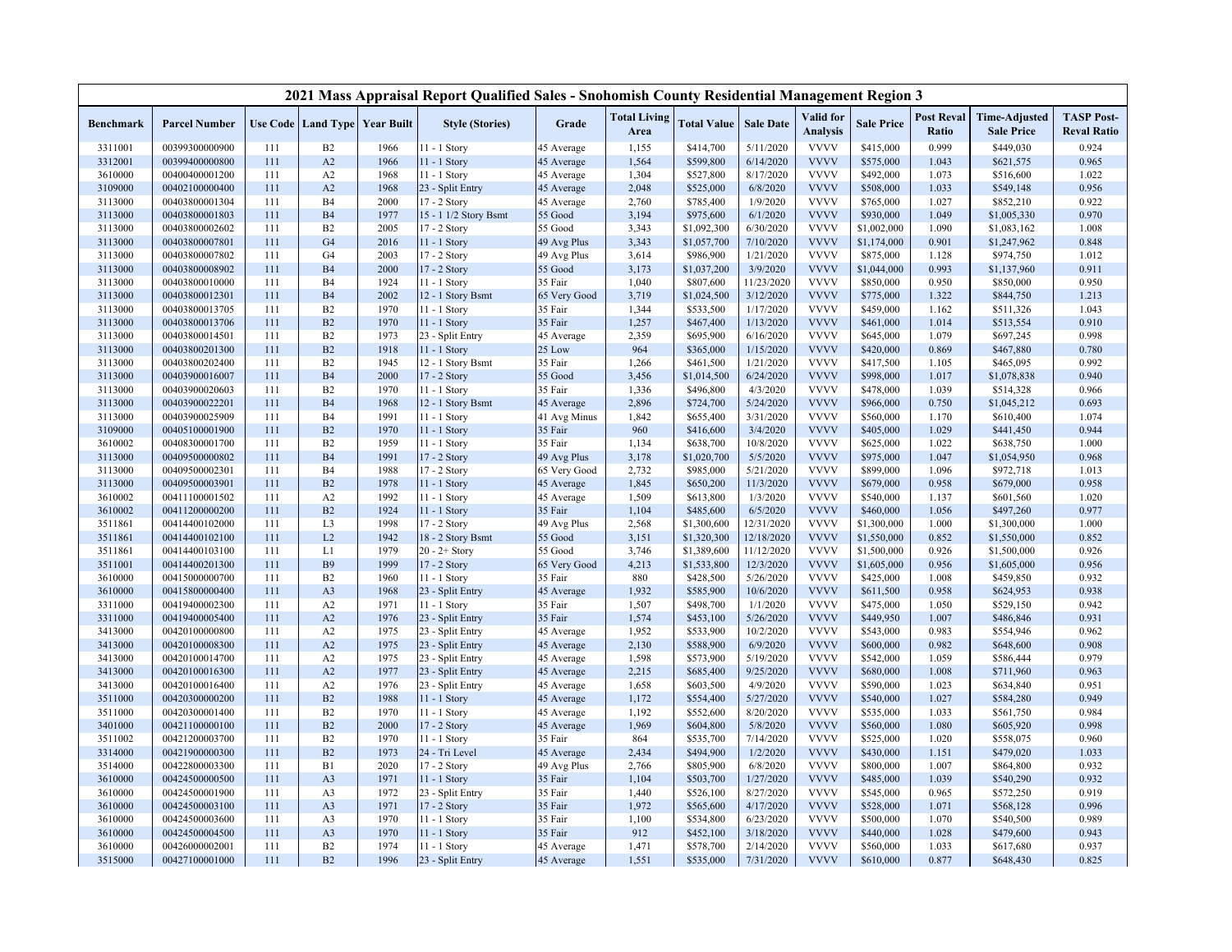# 2021 Mass Appraisal Report Qualified Sales - Snohomish County Residential Management Region 3

| Benchmark | Parcel Number | Use Code | Land Type | Year Built | Style (Stories) | Grade | Total Living Area | Total Value | Sale Date | Valid for Analysis | Sale Price | Post Reval Ratio | Time-Adjusted Sale Price | TASP Post-Reval Ratio |
|---|---|---|---|---|---|---|---|---|---|---|---|---|---|---|
| 3311001 | 00399300000900 | 111 | B2 | 1966 | 11 - 1 Story | 45 Average | 1,155 | $414,700 | 5/11/2020 | VVVV | $415,000 | 0.999 | $449,030 | 0.924 |
| 3312001 | 00399400000800 | 111 | A2 | 1966 | 11 - 1 Story | 45 Average | 1,564 | $599,800 | 6/14/2020 | VVVV | $575,000 | 1.043 | $621,575 | 0.965 |
| 3610000 | 00400400001200 | 111 | A2 | 1968 | 11 - 1 Story | 45 Average | 1,304 | $527,800 | 8/17/2020 | VVVV | $492,000 | 1.073 | $516,600 | 1.022 |
| 3109000 | 00402100000400 | 111 | A2 | 1968 | 23 - Split Entry | 45 Average | 2,048 | $525,000 | 6/8/2020 | VVVV | $508,000 | 1.033 | $549,148 | 0.956 |
| 3113000 | 00403800001304 | 111 | B4 | 2000 | 17 - 2 Story | 45 Average | 2,760 | $785,400 | 1/9/2020 | VVVV | $765,000 | 1.027 | $852,210 | 0.922 |
| 3113000 | 00403800001803 | 111 | B4 | 1977 | 15 - 1 1/2 Story Bsmt | 55 Good | 3,194 | $975,600 | 6/1/2020 | VVVV | $930,000 | 1.049 | $1,005,330 | 0.970 |
| 3113000 | 00403800002602 | 111 | B2 | 2005 | 17 - 2 Story | 55 Good | 3,343 | $1,092,300 | 6/30/2020 | VVVV | $1,002,000 | 1.090 | $1,083,162 | 1.008 |
| 3113000 | 00403800007801 | 111 | G4 | 2016 | 11 - 1 Story | 49 Avg Plus | 3,343 | $1,057,700 | 7/10/2020 | VVVV | $1,174,000 | 0.901 | $1,247,962 | 0.848 |
| 3113000 | 00403800007802 | 111 | G4 | 2003 | 17 - 2 Story | 49 Avg Plus | 3,614 | $986,900 | 1/21/2020 | VVVV | $875,000 | 1.128 | $974,750 | 1.012 |
| 3113000 | 00403800008902 | 111 | B4 | 2000 | 17 - 2 Story | 55 Good | 3,173 | $1,037,200 | 3/9/2020 | VVVV | $1,044,000 | 0.993 | $1,137,960 | 0.911 |
| 3113000 | 00403800010000 | 111 | B4 | 1924 | 11 - 1 Story | 35 Fair | 1,040 | $807,600 | 11/23/2020 | VVVV | $850,000 | 0.950 | $850,000 | 0.950 |
| 3113000 | 00403800012301 | 111 | B4 | 2002 | 12 - 1 Story Bsmt | 65 Very Good | 3,719 | $1,024,500 | 3/12/2020 | VVVV | $775,000 | 1.322 | $844,750 | 1.213 |
| 3113000 | 00403800013705 | 111 | B2 | 1970 | 11 - 1 Story | 35 Fair | 1,344 | $533,500 | 1/17/2020 | VVVV | $459,000 | 1.162 | $511,326 | 1.043 |
| 3113000 | 00403800013706 | 111 | B2 | 1970 | 11 - 1 Story | 35 Fair | 1,257 | $467,400 | 1/13/2020 | VVVV | $461,000 | 1.014 | $513,554 | 0.910 |
| 3113000 | 00403800014501 | 111 | B2 | 1973 | 23 - Split Entry | 45 Average | 2,359 | $695,900 | 6/16/2020 | VVVV | $645,000 | 1.079 | $697,245 | 0.998 |
| 3113000 | 00403800201300 | 111 | B2 | 1918 | 11 - 1 Story | 25 Low | 964 | $365,000 | 1/15/2020 | VVVV | $420,000 | 0.869 | $467,880 | 0.780 |
| 3113000 | 00403800202400 | 111 | B2 | 1945 | 12 - 1 Story Bsmt | 35 Fair | 1,266 | $461,500 | 1/21/2020 | VVVV | $417,500 | 1.105 | $465,095 | 0.992 |
| 3113000 | 00403900016007 | 111 | B4 | 2000 | 17 - 2 Story | 55 Good | 3,456 | $1,014,500 | 6/24/2020 | VVVV | $998,000 | 1.017 | $1,078,838 | 0.940 |
| 3113000 | 00403900020603 | 111 | B2 | 1970 | 11 - 1 Story | 35 Fair | 1,336 | $496,800 | 4/3/2020 | VVVV | $478,000 | 1.039 | $514,328 | 0.966 |
| 3113000 | 00403900022201 | 111 | B4 | 1968 | 12 - 1 Story Bsmt | 45 Average | 2,896 | $724,700 | 5/24/2020 | VVVV | $966,000 | 0.750 | $1,045,212 | 0.693 |
| 3113000 | 00403900025909 | 111 | B4 | 1991 | 11 - 1 Story | 41 Avg Minus | 1,842 | $655,400 | 3/31/2020 | VVVV | $560,000 | 1.170 | $610,400 | 1.074 |
| 3109000 | 00405100001900 | 111 | B2 | 1970 | 11 - 1 Story | 35 Fair | 960 | $416,600 | 3/4/2020 | VVVV | $405,000 | 1.029 | $441,450 | 0.944 |
| 3610002 | 00408300001700 | 111 | B2 | 1959 | 11 - 1 Story | 35 Fair | 1,134 | $638,700 | 10/8/2020 | VVVV | $625,000 | 1.022 | $638,750 | 1.000 |
| 3113000 | 00409500000802 | 111 | B4 | 1991 | 17 - 2 Story | 49 Avg Plus | 3,178 | $1,020,700 | 5/5/2020 | VVVV | $975,000 | 1.047 | $1,054,950 | 0.968 |
| 3113000 | 00409500002301 | 111 | B4 | 1988 | 17 - 2 Story | 65 Very Good | 2,732 | $985,000 | 5/21/2020 | VVVV | $899,000 | 1.096 | $972,718 | 1.013 |
| 3113000 | 00409500003901 | 111 | B2 | 1978 | 11 - 1 Story | 45 Average | 1,845 | $650,200 | 11/3/2020 | VVVV | $679,000 | 0.958 | $679,000 | 0.958 |
| 3610002 | 00411100001502 | 111 | A2 | 1992 | 11 - 1 Story | 45 Average | 1,509 | $613,800 | 1/3/2020 | VVVV | $540,000 | 1.137 | $601,560 | 1.020 |
| 3610002 | 00411200000200 | 111 | B2 | 1924 | 11 - 1 Story | 35 Fair | 1,104 | $485,600 | 6/5/2020 | VVVV | $460,000 | 1.056 | $497,260 | 0.977 |
| 3511861 | 00414400102000 | 111 | L3 | 1998 | 17 - 2 Story | 49 Avg Plus | 2,568 | $1,300,600 | 12/31/2020 | VVVV | $1,300,000 | 1.000 | $1,300,000 | 1.000 |
| 3511861 | 00414400102100 | 111 | L2 | 1942 | 18 - 2 Story Bsmt | 55 Good | 3,151 | $1,320,300 | 12/18/2020 | VVVV | $1,550,000 | 0.852 | $1,550,000 | 0.852 |
| 3511861 | 00414400103100 | 111 | L1 | 1979 | 20 - 2+ Story | 55 Good | 3,746 | $1,389,600 | 11/12/2020 | VVVV | $1,500,000 | 0.926 | $1,500,000 | 0.926 |
| 3511001 | 00414400201300 | 111 | B9 | 1999 | 17 - 2 Story | 65 Very Good | 4,213 | $1,533,800 | 12/3/2020 | VVVV | $1,605,000 | 0.956 | $1,605,000 | 0.956 |
| 3610000 | 00415000000700 | 111 | B2 | 1960 | 11 - 1 Story | 35 Fair | 880 | $428,500 | 5/26/2020 | VVVV | $425,000 | 1.008 | $459,850 | 0.932 |
| 3610000 | 00415800000400 | 111 | A3 | 1968 | 23 - Split Entry | 45 Average | 1,932 | $585,900 | 10/6/2020 | VVVV | $611,500 | 0.958 | $624,953 | 0.938 |
| 3311000 | 00419400002300 | 111 | A2 | 1971 | 11 - 1 Story | 35 Fair | 1,507 | $498,700 | 1/1/2020 | VVVV | $475,000 | 1.050 | $529,150 | 0.942 |
| 3311000 | 00419400005400 | 111 | A2 | 1976 | 23 - Split Entry | 35 Fair | 1,574 | $453,100 | 5/26/2020 | VVVV | $449,950 | 1.007 | $486,846 | 0.931 |
| 3413000 | 00420100000800 | 111 | A2 | 1975 | 23 - Split Entry | 45 Average | 1,952 | $533,900 | 10/2/2020 | VVVV | $543,000 | 0.983 | $554,946 | 0.962 |
| 3413000 | 00420100008300 | 111 | A2 | 1975 | 23 - Split Entry | 45 Average | 2,130 | $588,900 | 6/9/2020 | VVVV | $600,000 | 0.982 | $648,600 | 0.908 |
| 3413000 | 00420100014700 | 111 | A2 | 1975 | 23 - Split Entry | 45 Average | 1,598 | $573,900 | 5/19/2020 | VVVV | $542,000 | 1.059 | $586,444 | 0.979 |
| 3413000 | 00420100016300 | 111 | A2 | 1977 | 23 - Split Entry | 45 Average | 2,215 | $685,400 | 9/25/2020 | VVVV | $680,000 | 1.008 | $711,960 | 0.963 |
| 3413000 | 00420100016400 | 111 | A2 | 1976 | 23 - Split Entry | 45 Average | 1,658 | $603,500 | 4/9/2020 | VVVV | $590,000 | 1.023 | $634,840 | 0.951 |
| 3511000 | 00420300000200 | 111 | B2 | 1988 | 11 - 1 Story | 45 Average | 1,172 | $554,400 | 5/27/2020 | VVVV | $540,000 | 1.027 | $584,280 | 0.949 |
| 3511000 | 00420300001400 | 111 | B2 | 1970 | 11 - 1 Story | 45 Average | 1,192 | $552,600 | 8/20/2020 | VVVV | $535,000 | 1.033 | $561,750 | 0.984 |
| 3401000 | 00421100000100 | 111 | B2 | 2000 | 17 - 2 Story | 45 Average | 1,969 | $604,800 | 5/8/2020 | VVVV | $560,000 | 1.080 | $605,920 | 0.998 |
| 3511002 | 00421200003700 | 111 | B2 | 1970 | 11 - 1 Story | 35 Fair | 864 | $535,700 | 7/14/2020 | VVVV | $525,000 | 1.020 | $558,075 | 0.960 |
| 3314000 | 00421900000300 | 111 | B2 | 1973 | 24 - Tri Level | 45 Average | 2,434 | $494,900 | 1/2/2020 | VVVV | $430,000 | 1.151 | $479,020 | 1.033 |
| 3514000 | 00422800003300 | 111 | B1 | 2020 | 17 - 2 Story | 49 Avg Plus | 2,766 | $805,900 | 6/8/2020 | VVVV | $800,000 | 1.007 | $864,800 | 0.932 |
| 3610000 | 00424500000500 | 111 | A3 | 1971 | 11 - 1 Story | 35 Fair | 1,104 | $503,700 | 1/27/2020 | VVVV | $485,000 | 1.039 | $540,290 | 0.932 |
| 3610000 | 00424500001900 | 111 | A3 | 1972 | 23 - Split Entry | 35 Fair | 1,440 | $526,100 | 8/27/2020 | VVVV | $545,000 | 0.965 | $572,250 | 0.919 |
| 3610000 | 00424500003100 | 111 | A3 | 1971 | 17 - 2 Story | 35 Fair | 1,972 | $565,600 | 4/17/2020 | VVVV | $528,000 | 1.071 | $568,128 | 0.996 |
| 3610000 | 00424500003600 | 111 | A3 | 1970 | 11 - 1 Story | 35 Fair | 1,100 | $534,800 | 6/23/2020 | VVVV | $500,000 | 1.070 | $540,500 | 0.989 |
| 3610000 | 00424500004500 | 111 | A3 | 1970 | 11 - 1 Story | 35 Fair | 912 | $452,100 | 3/18/2020 | VVVV | $440,000 | 1.028 | $479,600 | 0.943 |
| 3610000 | 00426000002001 | 111 | B2 | 1974 | 11 - 1 Story | 45 Average | 1,471 | $578,700 | 2/14/2020 | VVVV | $560,000 | 1.033 | $617,680 | 0.937 |
| 3515000 | 00427100001000 | 111 | B2 | 1996 | 23 - Split Entry | 45 Average | 1,551 | $535,000 | 7/31/2020 | VVVV | $610,000 | 0.877 | $648,430 | 0.825 |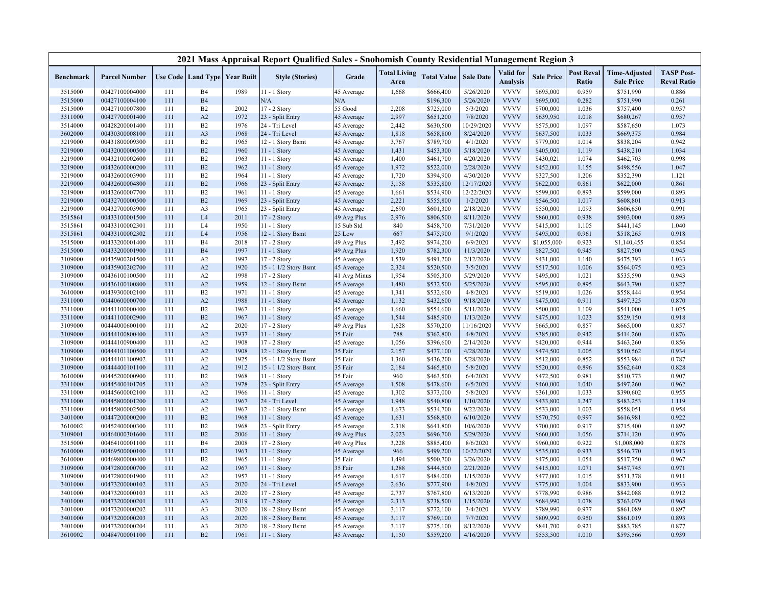# 2021 Mass Appraisal Report Qualified Sales - Snohomish County Residential Management Region 3

| Benchmark | Parcel Number | Use Code | Land Type | Year Built | Style (Stories) | Grade | Total Living Area | Total Value | Sale Date | Valid for Analysis | Sale Price | Post Reval Ratio | Time-Adjusted Sale Price | TASP Post-Reval Ratio |
|---|---|---|---|---|---|---|---|---|---|---|---|---|---|---|
| 3515000 | 00427100004000 | 111 | B4 | 1989 | 11 - 1 Story | 45 Average | 1,668 | $666,400 | 5/26/2020 | VVVV | $695,000 | 0.959 | $751,990 | 0.886 |
| 3515000 | 00427100004100 | 111 | B4 | | N/A | N/A | | $196,300 | 5/26/2020 | VVVV | $695,000 | 0.282 | $751,990 | 0.261 |
| 3515000 | 00427100007800 | 111 | B2 | 2002 | 17 - 2 Story | 55 Good | 2,208 | $725,000 | 5/3/2020 | VVVV | $700,000 | 1.036 | $757,400 | 0.957 |
| 3311000 | 00427700001400 | 111 | A2 | 1972 | 23 - Split Entry | 45 Average | 2,997 | $651,200 | 7/8/2020 | VVVV | $639,950 | 1.018 | $680,267 | 0.957 |
| 3514000 | 00428200001400 | 111 | B2 | 1976 | 24 - Tri Level | 45 Average | 2,442 | $630,500 | 10/29/2020 | VVVV | $575,000 | 1.097 | $587,650 | 1.073 |
| 3602000 | 00430300008100 | 111 | A3 | 1968 | 24 - Tri Level | 45 Average | 1,818 | $658,800 | 8/24/2020 | VVVV | $637,500 | 1.033 | $669,375 | 0.984 |
| 3219000 | 00431800009300 | 111 | B2 | 1965 | 12 - 1 Story Bsmt | 45 Average | 3,767 | $789,700 | 4/1/2020 | VVVV | $779,000 | 1.014 | $838,204 | 0.942 |
| 3219000 | 00432000000500 | 111 | B2 | 1960 | 11 - 1 Story | 45 Average | 1,431 | $453,300 | 5/18/2020 | VVVV | $405,000 | 1.119 | $438,210 | 1.034 |
| 3219000 | 00432100002600 | 111 | B2 | 1963 | 11 - 1 Story | 45 Average | 1,400 | $461,700 | 4/20/2020 | VVVV | $430,021 | 1.074 | $462,703 | 0.998 |
| 3219000 | 00432600000200 | 111 | B2 | 1962 | 11 - 1 Story | 45 Average | 1,972 | $522,000 | 2/28/2020 | VVVV | $452,000 | 1.155 | $498,556 | 1.047 |
| 3219000 | 00432600003900 | 111 | B2 | 1964 | 11 - 1 Story | 45 Average | 1,720 | $394,900 | 4/30/2020 | VVVV | $327,500 | 1.206 | $352,390 | 1.121 |
| 3219000 | 00432600004800 | 111 | B2 | 1966 | 23 - Split Entry | 45 Average | 3,158 | $535,800 | 12/17/2020 | VVVV | $622,000 | 0.861 | $622,000 | 0.861 |
| 3219000 | 00432600007700 | 111 | B2 | 1961 | 11 - 1 Story | 45 Average | 1,661 | $534,900 | 12/22/2020 | VVVV | $599,000 | 0.893 | $599,000 | 0.893 |
| 3219000 | 00432700000500 | 111 | B2 | 1969 | 23 - Split Entry | 45 Average | 2,221 | $555,800 | 1/2/2020 | VVVV | $546,500 | 1.017 | $608,801 | 0.913 |
| 3219000 | 00432700003900 | 111 | A3 | 1965 | 23 - Split Entry | 45 Average | 2,690 | $601,300 | 2/18/2020 | VVVV | $550,000 | 1.093 | $606,650 | 0.991 |
| 3515861 | 00433100001500 | 111 | L4 | 2011 | 17 - 2 Story | 49 Avg Plus | 2,976 | $806,500 | 8/11/2020 | VVVV | $860,000 | 0.938 | $903,000 | 0.893 |
| 3515861 | 00433100002301 | 111 | L4 | 1950 | 11 - 1 Story | 15 Sub Std | 840 | $458,700 | 7/31/2020 | VVVV | $415,000 | 1.105 | $441,145 | 1.040 |
| 3515861 | 00433100002302 | 111 | L4 | 1956 | 12 - 1 Story Bsmt | 25 Low | 667 | $475,900 | 9/1/2020 | VVVV | $495,000 | 0.961 | $518,265 | 0.918 |
| 3515000 | 00433200001400 | 111 | B4 | 2018 | 17 - 2 Story | 49 Avg Plus | 3,492 | $974,200 | 6/9/2020 | VVVV | $1,055,000 | 0.923 | $1,140,455 | 0.854 |
| 3515000 | 00433200001900 | 111 | B4 | 1997 | 11 - 1 Story | 49 Avg Plus | 1,920 | $782,300 | 11/3/2020 | VVVV | $827,500 | 0.945 | $827,500 | 0.945 |
| 3109000 | 00435900201500 | 111 | A2 | 1997 | 17 - 2 Story | 45 Average | 1,539 | $491,200 | 2/12/2020 | VVVV | $431,000 | 1.140 | $475,393 | 1.033 |
| 3109000 | 00435900202700 | 111 | A2 | 1920 | 15 - 1 1/2 Story Bsmt | 45 Average | 2,324 | $520,500 | 3/5/2020 | VVVV | $517,500 | 1.006 | $564,075 | 0.923 |
| 3109000 | 00436100100500 | 111 | A2 | 1998 | 17 - 2 Story | 41 Avg Minus | 1,954 | $505,300 | 5/29/2020 | VVVV | $495,000 | 1.021 | $535,590 | 0.943 |
| 3109000 | 00436100100800 | 111 | A2 | 1959 | 12 - 1 Story Bsmt | 45 Average | 1,480 | $532,500 | 5/25/2020 | VVVV | $595,000 | 0.895 | $643,790 | 0.827 |
| 3610000 | 00439300002100 | 111 | B2 | 1971 | 11 - 1 Story | 45 Average | 1,341 | $532,600 | 4/8/2020 | VVVV | $519,000 | 1.026 | $558,444 | 0.954 |
| 3311000 | 00440600000700 | 111 | A2 | 1988 | 11 - 1 Story | 45 Average | 1,132 | $432,600 | 9/18/2020 | VVVV | $475,000 | 0.911 | $497,325 | 0.870 |
| 3311000 | 00441100000400 | 111 | B2 | 1967 | 11 - 1 Story | 45 Average | 1,660 | $554,600 | 5/11/2020 | VVVV | $500,000 | 1.109 | $541,000 | 1.025 |
| 3311000 | 00441100002900 | 111 | B2 | 1967 | 11 - 1 Story | 45 Average | 1,544 | $485,900 | 1/13/2020 | VVVV | $475,000 | 1.023 | $529,150 | 0.918 |
| 3109000 | 00444000600100 | 111 | A2 | 2020 | 17 - 2 Story | 49 Avg Plus | 1,628 | $570,200 | 11/16/2020 | VVVV | $665,000 | 0.857 | $665,000 | 0.857 |
| 3109000 | 00444100800400 | 111 | A2 | 1937 | 11 - 1 Story | 35 Fair | 788 | $362,800 | 4/8/2020 | VVVV | $385,000 | 0.942 | $414,260 | 0.876 |
| 3109000 | 00444100900400 | 111 | A2 | 1908 | 17 - 2 Story | 45 Average | 1,056 | $396,600 | 2/14/2020 | VVVV | $420,000 | 0.944 | $463,260 | 0.856 |
| 3109000 | 00444101100500 | 111 | A2 | 1908 | 12 - 1 Story Bsmt | 35 Fair | 2,157 | $477,100 | 4/28/2020 | VVVV | $474,500 | 1.005 | $510,562 | 0.934 |
| 3109000 | 00444101100902 | 111 | A2 | 1925 | 15 - 1 1/2 Story Bsmt | 35 Fair | 1,360 | $436,200 | 5/28/2020 | VVVV | $512,000 | 0.852 | $553,984 | 0.787 |
| 3109000 | 00444400101100 | 111 | A2 | 1912 | 15 - 1 1/2 Story Bsmt | 35 Fair | 2,184 | $465,800 | 5/8/2020 | VVVV | $520,000 | 0.896 | $562,640 | 0.828 |
| 3610000 | 00445200000900 | 111 | B2 | 1968 | 11 - 1 Story | 35 Fair | 960 | $463,500 | 6/4/2020 | VVVV | $472,500 | 0.981 | $510,773 | 0.907 |
| 3311000 | 00445400101705 | 111 | A2 | 1978 | 23 - Split Entry | 45 Average | 1,508 | $478,600 | 6/5/2020 | VVVV | $460,000 | 1.040 | $497,260 | 0.962 |
| 3311000 | 00445600002100 | 111 | A2 | 1966 | 11 - 1 Story | 45 Average | 1,302 | $373,000 | 5/8/2020 | VVVV | $361,000 | 1.033 | $390,602 | 0.955 |
| 3311000 | 00445800001200 | 111 | A2 | 1967 | 24 - Tri Level | 45 Average | 1,948 | $540,800 | 1/10/2020 | VVVV | $433,800 | 1.247 | $483,253 | 1.119 |
| 3311000 | 00445800002500 | 111 | A2 | 1967 | 12 - 1 Story Bsmt | 45 Average | 1,673 | $534,700 | 9/22/2020 | VVVV | $533,000 | 1.003 | $558,051 | 0.958 |
| 3401000 | 00447200000200 | 111 | B2 | 1968 | 11 - 1 Story | 45 Average | 1,631 | $568,800 | 6/10/2020 | VVVV | $570,750 | 0.997 | $616,981 | 0.922 |
| 3610002 | 00452400000300 | 111 | B2 | 1968 | 23 - Split Entry | 45 Average | 2,318 | $641,800 | 10/6/2020 | VVVV | $700,000 | 0.917 | $715,400 | 0.897 |
| 3109001 | 00464000301600 | 111 | B2 | 2006 | 11 - 1 Story | 49 Avg Plus | 2,023 | $696,700 | 5/29/2020 | VVVV | $660,000 | 1.056 | $714,120 | 0.976 |
| 3515000 | 00464100001100 | 111 | B4 | 2008 | 17 - 2 Story | 49 Avg Plus | 3,228 | $885,400 | 8/6/2020 | VVVV | $960,000 | 0.922 | $1,008,000 | 0.878 |
| 3610000 | 00469500000100 | 111 | B2 | 1963 | 11 - 1 Story | 45 Average | 966 | $499,200 | 10/22/2020 | VVVV | $535,000 | 0.933 | $546,770 | 0.913 |
| 3610000 | 00469800000400 | 111 | B2 | 1965 | 11 - 1 Story | 35 Fair | 1,494 | $500,700 | 3/26/2020 | VVVV | $475,000 | 1.054 | $517,750 | 0.967 |
| 3109000 | 00472800000700 | 111 | A2 | 1967 | 11 - 1 Story | 35 Fair | 1,288 | $444,500 | 2/21/2020 | VVVV | $415,000 | 1.071 | $457,745 | 0.971 |
| 3109000 | 00472800001900 | 111 | A2 | 1957 | 11 - 1 Story | 45 Average | 1,617 | $484,000 | 1/15/2020 | VVVV | $477,000 | 1.015 | $531,378 | 0.911 |
| 3401000 | 00473200000102 | 111 | A3 | 2020 | 24 - Tri Level | 45 Average | 2,636 | $777,900 | 4/8/2020 | VVVV | $775,000 | 1.004 | $833,900 | 0.933 |
| 3401000 | 00473200000103 | 111 | A3 | 2020 | 17 - 2 Story | 45 Average | 2,737 | $767,800 | 6/13/2020 | VVVV | $778,990 | 0.986 | $842,088 | 0.912 |
| 3401000 | 00473200000201 | 111 | A3 | 2019 | 17 - 2 Story | 45 Average | 2,313 | $738,500 | 1/15/2020 | VVVV | $684,990 | 1.078 | $763,079 | 0.968 |
| 3401000 | 00473200000202 | 111 | A3 | 2020 | 18 - 2 Story Bsmt | 45 Average | 3,117 | $772,100 | 3/4/2020 | VVVV | $789,990 | 0.977 | $861,089 | 0.897 |
| 3401000 | 00473200000203 | 111 | A3 | 2020 | 18 - 2 Story Bsmt | 45 Average | 3,117 | $769,100 | 7/7/2020 | VVVV | $809,990 | 0.950 | $861,019 | 0.893 |
| 3401000 | 00473200000204 | 111 | A3 | 2020 | 18 - 2 Story Bsmt | 45 Average | 3,117 | $775,100 | 8/12/2020 | VVVV | $841,700 | 0.921 | $883,785 | 0.877 |
| 3610002 | 00484700001100 | 111 | B2 | 1961 | 11 - 1 Story | 45 Average | 1,150 | $559,200 | 4/16/2020 | VVVV | $553,500 | 1.010 | $595,566 | 0.939 |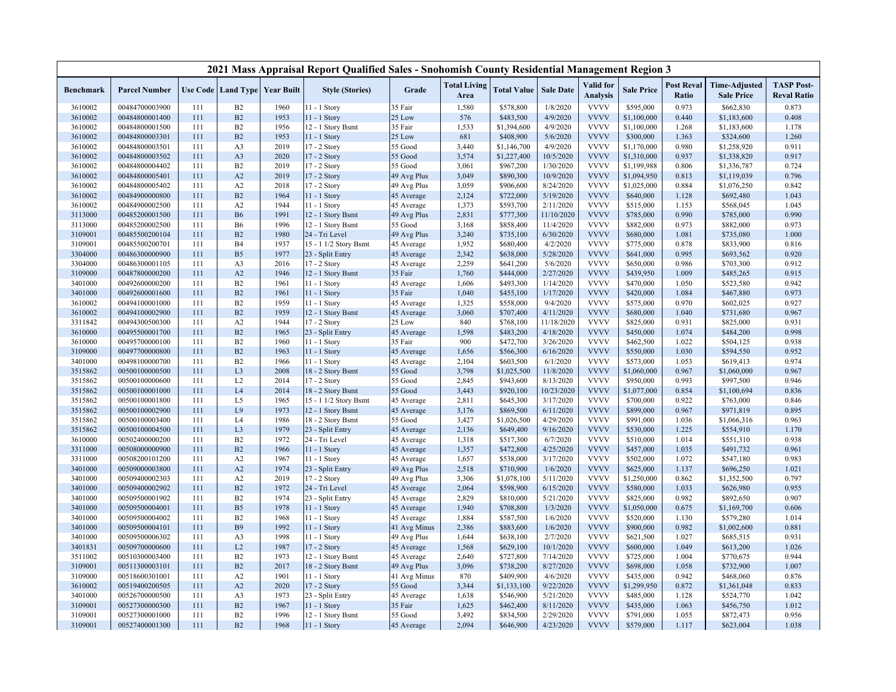# 2021 Mass Appraisal Report Qualified Sales - Snohomish County Residential Management Region 3

| Benchmark | Parcel Number | Use Code | Land Type | Year Built | Style (Stories) | Grade | Total Living Area | Total Value | Sale Date | Valid for Analysis | Sale Price | Post Reval Ratio | Time-Adjusted Sale Price | TASP Post-Reval Ratio |
|---|---|---|---|---|---|---|---|---|---|---|---|---|---|---|
| 3610002 | 00484700003900 | 111 | B2 | 1960 | 11 - 1 Story | 35 Fair | 1,580 | $578,800 | 1/8/2020 | VVVV | $595,000 | 0.973 | $662,830 | 0.873 |
| 3610002 | 00484800001400 | 111 | B2 | 1953 | 11 - 1 Story | 25 Low | 576 | $483,500 | 4/9/2020 | VVVV | $1,100,000 | 0.440 | $1,183,600 | 0.408 |
| 3610002 | 00484800001500 | 111 | B2 | 1956 | 12 - 1 Story Bsmt | 35 Fair | 1,533 | $1,394,600 | 4/9/2020 | VVVV | $1,100,000 | 1.268 | $1,183,600 | 1.178 |
| 3610002 | 00484800003301 | 111 | B2 | 1953 | 11 - 1 Story | 25 Low | 681 | $408,900 | 5/6/2020 | VVVV | $300,000 | 1.363 | $324,600 | 1.260 |
| 3610002 | 00484800003501 | 111 | A3 | 2019 | 17 - 2 Story | 55 Good | 3,440 | $1,146,700 | 4/9/2020 | VVVV | $1,170,000 | 0.980 | $1,258,920 | 0.911 |
| 3610002 | 00484800003502 | 111 | A3 | 2020 | 17 - 2 Story | 55 Good | 3,574 | $1,227,400 | 10/5/2020 | VVVV | $1,310,000 | 0.937 | $1,338,820 | 0.917 |
| 3610002 | 00484800004402 | 111 | B2 | 2019 | 17 - 2 Story | 55 Good | 3,061 | $967,200 | 1/30/2020 | VVVV | $1,199,988 | 0.806 | $1,336,787 | 0.724 |
| 3610002 | 00484800005401 | 111 | A2 | 2019 | 17 - 2 Story | 49 Avg Plus | 3,049 | $890,300 | 10/9/2020 | VVVV | $1,094,950 | 0.813 | $1,119,039 | 0.796 |
| 3610002 | 00484800005402 | 111 | A2 | 2018 | 17 - 2 Story | 49 Avg Plus | 3,059 | $906,600 | 8/24/2020 | VVVV | $1,025,000 | 0.884 | $1,076,250 | 0.842 |
| 3610002 | 00484900000800 | 111 | B2 | 1964 | 11 - 1 Story | 45 Average | 2,124 | $722,000 | 5/19/2020 | VVVV | $640,000 | 1.128 | $692,480 | 1.043 |
| 3610002 | 00484900002500 | 111 | A2 | 1944 | 11 - 1 Story | 45 Average | 1,373 | $593,700 | 2/11/2020 | VVVV | $515,000 | 1.153 | $568,045 | 1.045 |
| 3113000 | 00485200001500 | 111 | B6 | 1991 | 12 - 1 Story Bsmt | 49 Avg Plus | 2,831 | $777,300 | 11/10/2020 | VVVV | $785,000 | 0.990 | $785,000 | 0.990 |
| 3113000 | 00485200002500 | 111 | B6 | 1996 | 12 - 1 Story Bsmt | 55 Good | 3,168 | $858,400 | 11/4/2020 | VVVV | $882,000 | 0.973 | $882,000 | 0.973 |
| 3109001 | 00485500200104 | 111 | B2 | 1980 | 24 - Tri Level | 49 Avg Plus | 3,240 | $735,100 | 6/30/2020 | VVVV | $680,000 | 1.081 | $735,080 | 1.000 |
| 3109001 | 00485500200701 | 111 | B4 | 1937 | 15 - 1 1/2 Story Bsmt | 45 Average | 1,952 | $680,400 | 4/2/2020 | VVVV | $775,000 | 0.878 | $833,900 | 0.816 |
| 3304000 | 00486300000900 | 111 | B5 | 1977 | 23 - Split Entry | 45 Average | 2,342 | $638,000 | 5/28/2020 | VVVV | $641,000 | 0.995 | $693,562 | 0.920 |
| 3304000 | 00486300001105 | 111 | A3 | 2016 | 17 - 2 Story | 45 Average | 2,259 | $641,200 | 5/6/2020 | VVVV | $650,000 | 0.986 | $703,300 | 0.912 |
| 3109000 | 00487800000200 | 111 | A2 | 1946 | 12 - 1 Story Bsmt | 35 Fair | 1,760 | $444,000 | 2/27/2020 | VVVV | $439,950 | 1.009 | $485,265 | 0.915 |
| 3401000 | 00492600000200 | 111 | B2 | 1961 | 11 - 1 Story | 45 Average | 1,606 | $493,300 | 1/14/2020 | VVVV | $470,000 | 1.050 | $523,580 | 0.942 |
| 3401000 | 00492600001600 | 111 | B2 | 1961 | 11 - 1 Story | 35 Fair | 1,040 | $455,100 | 1/17/2020 | VVVV | $420,000 | 1.084 | $467,880 | 0.973 |
| 3610002 | 00494100001000 | 111 | B2 | 1959 | 11 - 1 Story | 45 Average | 1,325 | $558,000 | 9/4/2020 | VVVV | $575,000 | 0.970 | $602,025 | 0.927 |
| 3610002 | 00494100002900 | 111 | B2 | 1959 | 12 - 1 Story Bsmt | 45 Average | 3,060 | $707,400 | 4/11/2020 | VVVV | $680,000 | 1.040 | $731,680 | 0.967 |
| 3311842 | 00494300500300 | 111 | A2 | 1944 | 17 - 2 Story | 25 Low | 840 | $768,100 | 11/18/2020 | VVVV | $825,000 | 0.931 | $825,000 | 0.931 |
| 3610000 | 00495500001700 | 111 | B2 | 1965 | 23 - Split Entry | 45 Average | 1,598 | $483,200 | 4/18/2020 | VVVV | $450,000 | 1.074 | $484,200 | 0.998 |
| 3610000 | 00495700000100 | 111 | B2 | 1960 | 11 - 1 Story | 35 Fair | 900 | $472,700 | 3/26/2020 | VVVV | $462,500 | 1.022 | $504,125 | 0.938 |
| 3109000 | 00497700000800 | 111 | B2 | 1963 | 11 - 1 Story | 45 Average | 1,656 | $566,300 | 6/16/2020 | VVVV | $550,000 | 1.030 | $594,550 | 0.952 |
| 3401000 | 00498100000700 | 111 | B2 | 1966 | 11 - 1 Story | 45 Average | 2,104 | $603,500 | 6/1/2020 | VVVV | $573,000 | 1.053 | $619,413 | 0.974 |
| 3515862 | 00500100000500 | 111 | L3 | 2008 | 18 - 2 Story Bsmt | 55 Good | 3,798 | $1,025,500 | 11/8/2020 | VVVV | $1,060,000 | 0.967 | $1,060,000 | 0.967 |
| 3515862 | 00500100000600 | 111 | L2 | 2014 | 17 - 2 Story | 55 Good | 2,845 | $943,600 | 8/13/2020 | VVVV | $950,000 | 0.993 | $997,500 | 0.946 |
| 3515862 | 00500100001000 | 111 | L4 | 2014 | 18 - 2 Story Bsmt | 55 Good | 3,443 | $920,100 | 10/23/2020 | VVVV | $1,077,000 | 0.854 | $1,100,694 | 0.836 |
| 3515862 | 00500100001800 | 111 | L5 | 1965 | 15 - 1 1/2 Story Bsmt | 45 Average | 2,811 | $645,300 | 3/17/2020 | VVVV | $700,000 | 0.922 | $763,000 | 0.846 |
| 3515862 | 00500100002900 | 111 | L9 | 1973 | 12 - 1 Story Bsmt | 45 Average | 3,176 | $869,500 | 6/11/2020 | VVVV | $899,000 | 0.967 | $971,819 | 0.895 |
| 3515862 | 00500100003400 | 111 | L4 | 1986 | 18 - 2 Story Bsmt | 55 Good | 3,427 | $1,026,500 | 4/29/2020 | VVVV | $991,000 | 1.036 | $1,066,316 | 0.963 |
| 3515862 | 00500100004500 | 111 | L3 | 1979 | 23 - Split Entry | 45 Average | 2,136 | $649,400 | 9/16/2020 | VVVV | $530,000 | 1.225 | $554,910 | 1.170 |
| 3610000 | 00502400000200 | 111 | B2 | 1972 | 24 - Tri Level | 45 Average | 1,318 | $517,300 | 6/7/2020 | VVVV | $510,000 | 1.014 | $551,310 | 0.938 |
| 3311000 | 00508000000900 | 111 | B2 | 1966 | 11 - 1 Story | 45 Average | 1,357 | $472,800 | 4/25/2020 | VVVV | $457,000 | 1.035 | $491,732 | 0.961 |
| 3311000 | 00508200101200 | 111 | A2 | 1967 | 11 - 1 Story | 45 Average | 1,657 | $538,000 | 3/17/2020 | VVVV | $502,000 | 1.072 | $547,180 | 0.983 |
| 3401000 | 00509000003800 | 111 | A2 | 1974 | 23 - Split Entry | 49 Avg Plus | 2,518 | $710,900 | 1/6/2020 | VVVV | $625,000 | 1.137 | $696,250 | 1.021 |
| 3401000 | 00509400002303 | 111 | A2 | 2019 | 17 - 2 Story | 49 Avg Plus | 3,306 | $1,078,100 | 5/11/2020 | VVVV | $1,250,000 | 0.862 | $1,352,500 | 0.797 |
| 3401000 | 00509400002902 | 111 | B2 | 1972 | 24 - Tri Level | 45 Average | 2,064 | $598,900 | 6/15/2020 | VVVV | $580,000 | 1.033 | $626,980 | 0.955 |
| 3401000 | 00509500001902 | 111 | B2 | 1974 | 23 - Split Entry | 45 Average | 2,829 | $810,000 | 5/21/2020 | VVVV | $825,000 | 0.982 | $892,650 | 0.907 |
| 3401000 | 00509500004001 | 111 | B5 | 1978 | 11 - 1 Story | 45 Average | 1,940 | $708,800 | 1/3/2020 | VVVV | $1,050,000 | 0.675 | $1,169,700 | 0.606 |
| 3401000 | 00509500004002 | 111 | B2 | 1968 | 11 - 1 Story | 45 Average | 1,884 | $587,500 | 1/6/2020 | VVVV | $520,000 | 1.130 | $579,280 | 1.014 |
| 3401000 | 00509500004101 | 111 | B9 | 1992 | 11 - 1 Story | 41 Avg Minus | 2,386 | $883,600 | 1/6/2020 | VVVV | $900,000 | 0.982 | $1,002,600 | 0.881 |
| 3401000 | 00509500006302 | 111 | A3 | 1998 | 11 - 1 Story | 49 Avg Plus | 1,644 | $638,100 | 2/7/2020 | VVVV | $621,500 | 1.027 | $685,515 | 0.931 |
| 3401831 | 00509700000600 | 111 | L2 | 1987 | 17 - 2 Story | 45 Average | 1,568 | $629,100 | 10/1/2020 | VVVV | $600,000 | 1.049 | $613,200 | 1.026 |
| 3511002 | 00510300003400 | 111 | B2 | 1973 | 12 - 1 Story Bsmt | 45 Average | 2,640 | $727,800 | 7/14/2020 | VVVV | $725,000 | 1.004 | $770,675 | 0.944 |
| 3109001 | 00511300003101 | 111 | B2 | 2017 | 18 - 2 Story Bsmt | 49 Avg Plus | 3,096 | $738,200 | 8/27/2020 | VVVV | $698,000 | 1.058 | $732,900 | 1.007 |
| 3109000 | 00518600301001 | 111 | A2 | 1901 | 11 - 1 Story | 41 Avg Minus | 870 | $409,900 | 4/6/2020 | VVVV | $435,000 | 0.942 | $468,060 | 0.876 |
| 3610002 | 00519400200505 | 111 | A2 | 2020 | 17 - 2 Story | 55 Good | 3,344 | $1,133,100 | 9/22/2020 | VVVV | $1,299,950 | 0.872 | $1,361,048 | 0.833 |
| 3401000 | 00526700000500 | 111 | A3 | 1973 | 23 - Split Entry | 45 Average | 1,638 | $546,900 | 5/21/2020 | VVVV | $485,000 | 1.128 | $524,770 | 1.042 |
| 3109001 | 00527300000300 | 111 | B2 | 1967 | 11 - 1 Story | 35 Fair | 1,625 | $462,400 | 8/11/2020 | VVVV | $435,000 | 1.063 | $456,750 | 1.012 |
| 3109001 | 00527300001000 | 111 | B2 | 1996 | 12 - 1 Story Bsmt | 55 Good | 3,492 | $834,500 | 2/29/2020 | VVVV | $791,000 | 1.055 | $872,473 | 0.956 |
| 3109001 | 00527400001300 | 111 | B2 | 1968 | 11 - 1 Story | 45 Average | 2,094 | $646,900 | 4/23/2020 | VVVV | $579,000 | 1.117 | $623,004 | 1.038 |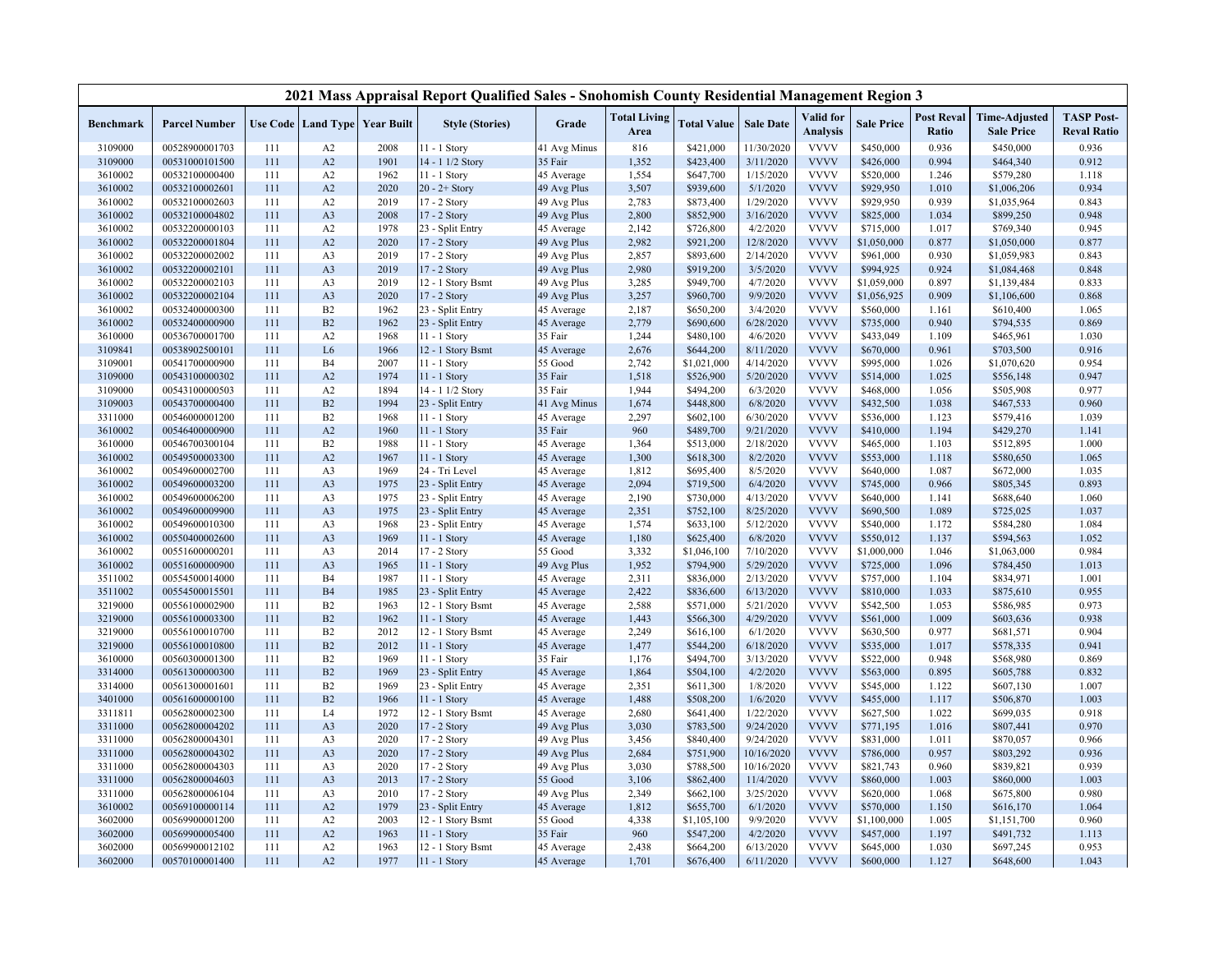# 2021 Mass Appraisal Report Qualified Sales - Snohomish County Residential Management Region 3

| Benchmark | Parcel Number | Use Code | Land Type | Year Built | Style (Stories) | Grade | Total Living Area | Total Value | Sale Date | Valid for Analysis | Sale Price | Post Reval Ratio | Time-Adjusted Sale Price | TASP Post-Reval Ratio |
|---|---|---|---|---|---|---|---|---|---|---|---|---|---|---|
| 3109000 | 00528900001703 | 111 | A2 | 2008 | 11 - 1 Story | 41 Avg Minus | 816 | $421,000 | 11/30/2020 | VVVV | $450,000 | 0.936 | $450,000 | 0.936 |
| 3109000 | 00531000101500 | 111 | A2 | 1901 | 14 - 1 1/2 Story | 35 Fair | 1,352 | $423,400 | 3/11/2020 | VVVV | $426,000 | 0.994 | $464,340 | 0.912 |
| 3610002 | 00532100000400 | 111 | A2 | 1962 | 11 - 1 Story | 45 Average | 1,554 | $647,700 | 1/15/2020 | VVVV | $520,000 | 1.246 | $579,280 | 1.118 |
| 3610002 | 00532100002601 | 111 | A2 | 2020 | 20 - 2+ Story | 49 Avg Plus | 3,507 | $939,600 | 5/1/2020 | VVVV | $929,950 | 1.010 | $1,006,206 | 0.934 |
| 3610002 | 00532100002603 | 111 | A2 | 2019 | 17 - 2 Story | 49 Avg Plus | 2,783 | $873,400 | 1/29/2020 | VVVV | $929,950 | 0.939 | $1,035,964 | 0.843 |
| 3610002 | 00532100004802 | 111 | A3 | 2008 | 17 - 2 Story | 49 Avg Plus | 2,800 | $852,900 | 3/16/2020 | VVVV | $825,000 | 1.034 | $899,250 | 0.948 |
| 3610002 | 00532200000103 | 111 | A2 | 1978 | 23 - Split Entry | 45 Average | 2,142 | $726,800 | 4/2/2020 | VVVV | $715,000 | 1.017 | $769,340 | 0.945 |
| 3610002 | 00532200001804 | 111 | A2 | 2020 | 17 - 2 Story | 49 Avg Plus | 2,982 | $921,200 | 12/8/2020 | VVVV | $1,050,000 | 0.877 | $1,050,000 | 0.877 |
| 3610002 | 00532200002002 | 111 | A3 | 2019 | 17 - 2 Story | 49 Avg Plus | 2,857 | $893,600 | 2/14/2020 | VVVV | $961,000 | 0.930 | $1,059,983 | 0.843 |
| 3610002 | 00532200002101 | 111 | A3 | 2019 | 17 - 2 Story | 49 Avg Plus | 2,980 | $919,200 | 3/5/2020 | VVVV | $994,925 | 0.924 | $1,084,468 | 0.848 |
| 3610002 | 00532200002103 | 111 | A3 | 2019 | 12 - 1 Story Bsmt | 49 Avg Plus | 3,285 | $949,700 | 4/7/2020 | VVVV | $1,059,000 | 0.897 | $1,139,484 | 0.833 |
| 3610002 | 00532200002104 | 111 | A3 | 2020 | 17 - 2 Story | 49 Avg Plus | 3,257 | $960,700 | 9/9/2020 | VVVV | $1,056,925 | 0.909 | $1,106,600 | 0.868 |
| 3610002 | 00532400000300 | 111 | B2 | 1962 | 23 - Split Entry | 45 Average | 2,187 | $650,200 | 3/4/2020 | VVVV | $560,000 | 1.161 | $610,400 | 1.065 |
| 3610002 | 00532400000900 | 111 | B2 | 1962 | 23 - Split Entry | 45 Average | 2,779 | $690,600 | 6/28/2020 | VVVV | $735,000 | 0.940 | $794,535 | 0.869 |
| 3610000 | 00536700001700 | 111 | A2 | 1968 | 11 - 1 Story | 35 Fair | 1,244 | $480,100 | 4/6/2020 | VVVV | $433,049 | 1.109 | $465,961 | 1.030 |
| 3109841 | 00538902500101 | 111 | L6 | 1966 | 12 - 1 Story Bsmt | 45 Average | 2,676 | $644,200 | 8/11/2020 | VVVV | $670,000 | 0.961 | $703,500 | 0.916 |
| 3109001 | 00541700000900 | 111 | B4 | 2007 | 11 - 1 Story | 55 Good | 2,742 | $1,021,000 | 4/14/2020 | VVVV | $995,000 | 1.026 | $1,070,620 | 0.954 |
| 3109000 | 00543100000302 | 111 | A2 | 1974 | 11 - 1 Story | 35 Fair | 1,518 | $526,900 | 5/20/2020 | VVVV | $514,000 | 1.025 | $556,148 | 0.947 |
| 3109000 | 00543100000503 | 111 | A2 | 1894 | 14 - 1 1/2 Story | 35 Fair | 1,944 | $494,200 | 6/3/2020 | VVVV | $468,000 | 1.056 | $505,908 | 0.977 |
| 3109003 | 00543700000400 | 111 | B2 | 1994 | 23 - Split Entry | 41 Avg Minus | 1,674 | $448,800 | 6/8/2020 | VVVV | $432,500 | 1.038 | $467,533 | 0.960 |
| 3311000 | 00546000001200 | 111 | B2 | 1968 | 11 - 1 Story | 45 Average | 2,297 | $602,100 | 6/30/2020 | VVVV | $536,000 | 1.123 | $579,416 | 1.039 |
| 3610002 | 00546400000900 | 111 | A2 | 1960 | 11 - 1 Story | 35 Fair | 960 | $489,700 | 9/21/2020 | VVVV | $410,000 | 1.194 | $429,270 | 1.141 |
| 3610000 | 00546700300104 | 111 | B2 | 1988 | 11 - 1 Story | 45 Average | 1,364 | $513,000 | 2/18/2020 | VVVV | $465,000 | 1.103 | $512,895 | 1.000 |
| 3610002 | 00549500003300 | 111 | A2 | 1967 | 11 - 1 Story | 45 Average | 1,300 | $618,300 | 8/2/2020 | VVVV | $553,000 | 1.118 | $580,650 | 1.065 |
| 3610002 | 00549600002700 | 111 | A3 | 1969 | 24 - Tri Level | 45 Average | 1,812 | $695,400 | 8/5/2020 | VVVV | $640,000 | 1.087 | $672,000 | 1.035 |
| 3610002 | 00549600003200 | 111 | A3 | 1975 | 23 - Split Entry | 45 Average | 2,094 | $719,500 | 6/4/2020 | VVVV | $745,000 | 0.966 | $805,345 | 0.893 |
| 3610002 | 00549600006200 | 111 | A3 | 1975 | 23 - Split Entry | 45 Average | 2,190 | $730,000 | 4/13/2020 | VVVV | $640,000 | 1.141 | $688,640 | 1.060 |
| 3610002 | 00549600009900 | 111 | A3 | 1975 | 23 - Split Entry | 45 Average | 2,351 | $752,100 | 8/25/2020 | VVVV | $690,500 | 1.089 | $725,025 | 1.037 |
| 3610002 | 00549600010300 | 111 | A3 | 1968 | 23 - Split Entry | 45 Average | 1,574 | $633,100 | 5/12/2020 | VVVV | $540,000 | 1.172 | $584,280 | 1.084 |
| 3610002 | 00550400002600 | 111 | A3 | 1969 | 11 - 1 Story | 45 Average | 1,180 | $625,400 | 6/8/2020 | VVVV | $550,012 | 1.137 | $594,563 | 1.052 |
| 3610002 | 00551600000201 | 111 | A3 | 2014 | 17 - 2 Story | 55 Good | 3,332 | $1,046,100 | 7/10/2020 | VVVV | $1,000,000 | 1.046 | $1,063,000 | 0.984 |
| 3610002 | 00551600000900 | 111 | A3 | 1965 | 11 - 1 Story | 49 Avg Plus | 1,952 | $794,900 | 5/29/2020 | VVVV | $725,000 | 1.096 | $784,450 | 1.013 |
| 3511002 | 00554500014000 | 111 | B4 | 1987 | 11 - 1 Story | 45 Average | 2,311 | $836,000 | 2/13/2020 | VVVV | $757,000 | 1.104 | $834,971 | 1.001 |
| 3511002 | 00554500015501 | 111 | B4 | 1985 | 23 - Split Entry | 45 Average | 2,422 | $836,600 | 6/13/2020 | VVVV | $810,000 | 1.033 | $875,610 | 0.955 |
| 3219000 | 00556100002900 | 111 | B2 | 1963 | 12 - 1 Story Bsmt | 45 Average | 2,588 | $571,000 | 5/21/2020 | VVVV | $542,500 | 1.053 | $586,985 | 0.973 |
| 3219000 | 00556100003300 | 111 | B2 | 1962 | 11 - 1 Story | 45 Average | 1,443 | $566,300 | 4/29/2020 | VVVV | $561,000 | 1.009 | $603,636 | 0.938 |
| 3219000 | 00556100010700 | 111 | B2 | 2012 | 12 - 1 Story Bsmt | 45 Average | 2,249 | $616,100 | 6/1/2020 | VVVV | $630,500 | 0.977 | $681,571 | 0.904 |
| 3219000 | 00556100010800 | 111 | B2 | 2012 | 11 - 1 Story | 45 Average | 1,477 | $544,200 | 6/18/2020 | VVVV | $535,000 | 1.017 | $578,335 | 0.941 |
| 3610000 | 00560300001300 | 111 | B2 | 1969 | 11 - 1 Story | 35 Fair | 1,176 | $494,700 | 3/13/2020 | VVVV | $522,000 | 0.948 | $568,980 | 0.869 |
| 3314000 | 00561300000300 | 111 | B2 | 1969 | 23 - Split Entry | 45 Average | 1,864 | $504,100 | 4/2/2020 | VVVV | $563,000 | 0.895 | $605,788 | 0.832 |
| 3314000 | 00561300001601 | 111 | B2 | 1969 | 23 - Split Entry | 45 Average | 2,351 | $611,300 | 1/8/2020 | VVVV | $545,000 | 1.122 | $607,130 | 1.007 |
| 3401000 | 00561600000100 | 111 | B2 | 1966 | 11 - 1 Story | 45 Average | 1,488 | $508,200 | 1/6/2020 | VVVV | $455,000 | 1.117 | $506,870 | 1.003 |
| 3311811 | 00562800002300 | 111 | L4 | 1972 | 12 - 1 Story Bsmt | 45 Average | 2,680 | $641,400 | 1/22/2020 | VVVV | $627,500 | 1.022 | $699,035 | 0.918 |
| 3311000 | 00562800004202 | 111 | A3 | 2020 | 17 - 2 Story | 49 Avg Plus | 3,030 | $783,500 | 9/24/2020 | VVVV | $771,195 | 1.016 | $807,441 | 0.970 |
| 3311000 | 00562800004301 | 111 | A3 | 2020 | 17 - 2 Story | 49 Avg Plus | 3,456 | $840,400 | 9/24/2020 | VVVV | $831,000 | 1.011 | $870,057 | 0.966 |
| 3311000 | 00562800004302 | 111 | A3 | 2020 | 17 - 2 Story | 49 Avg Plus | 2,684 | $751,900 | 10/16/2020 | VVVV | $786,000 | 0.957 | $803,292 | 0.936 |
| 3311000 | 00562800004303 | 111 | A3 | 2020 | 17 - 2 Story | 49 Avg Plus | 3,030 | $788,500 | 10/16/2020 | VVVV | $821,743 | 0.960 | $839,821 | 0.939 |
| 3311000 | 00562800004603 | 111 | A3 | 2013 | 17 - 2 Story | 55 Good | 3,106 | $862,400 | 11/4/2020 | VVVV | $860,000 | 1.003 | $860,000 | 1.003 |
| 3311000 | 00562800006104 | 111 | A3 | 2010 | 17 - 2 Story | 49 Avg Plus | 2,349 | $662,100 | 3/25/2020 | VVVV | $620,000 | 1.068 | $675,800 | 0.980 |
| 3610002 | 00569100000114 | 111 | A2 | 1979 | 23 - Split Entry | 45 Average | 1,812 | $655,700 | 6/1/2020 | VVVV | $570,000 | 1.150 | $616,170 | 1.064 |
| 3602000 | 00569900001200 | 111 | A2 | 2003 | 12 - 1 Story Bsmt | 55 Good | 4,338 | $1,105,100 | 9/9/2020 | VVVV | $1,100,000 | 1.005 | $1,151,700 | 0.960 |
| 3602000 | 00569900005400 | 111 | A2 | 1963 | 11 - 1 Story | 35 Fair | 960 | $547,200 | 4/2/2020 | VVVV | $457,000 | 1.197 | $491,732 | 1.113 |
| 3602000 | 00569900012102 | 111 | A2 | 1963 | 12 - 1 Story Bsmt | 45 Average | 2,438 | $664,200 | 6/13/2020 | VVVV | $645,000 | 1.030 | $697,245 | 0.953 |
| 3602000 | 00570100001400 | 111 | A2 | 1977 | 11 - 1 Story | 45 Average | 1,701 | $676,400 | 6/11/2020 | VVVV | $600,000 | 1.127 | $648,600 | 1.043 |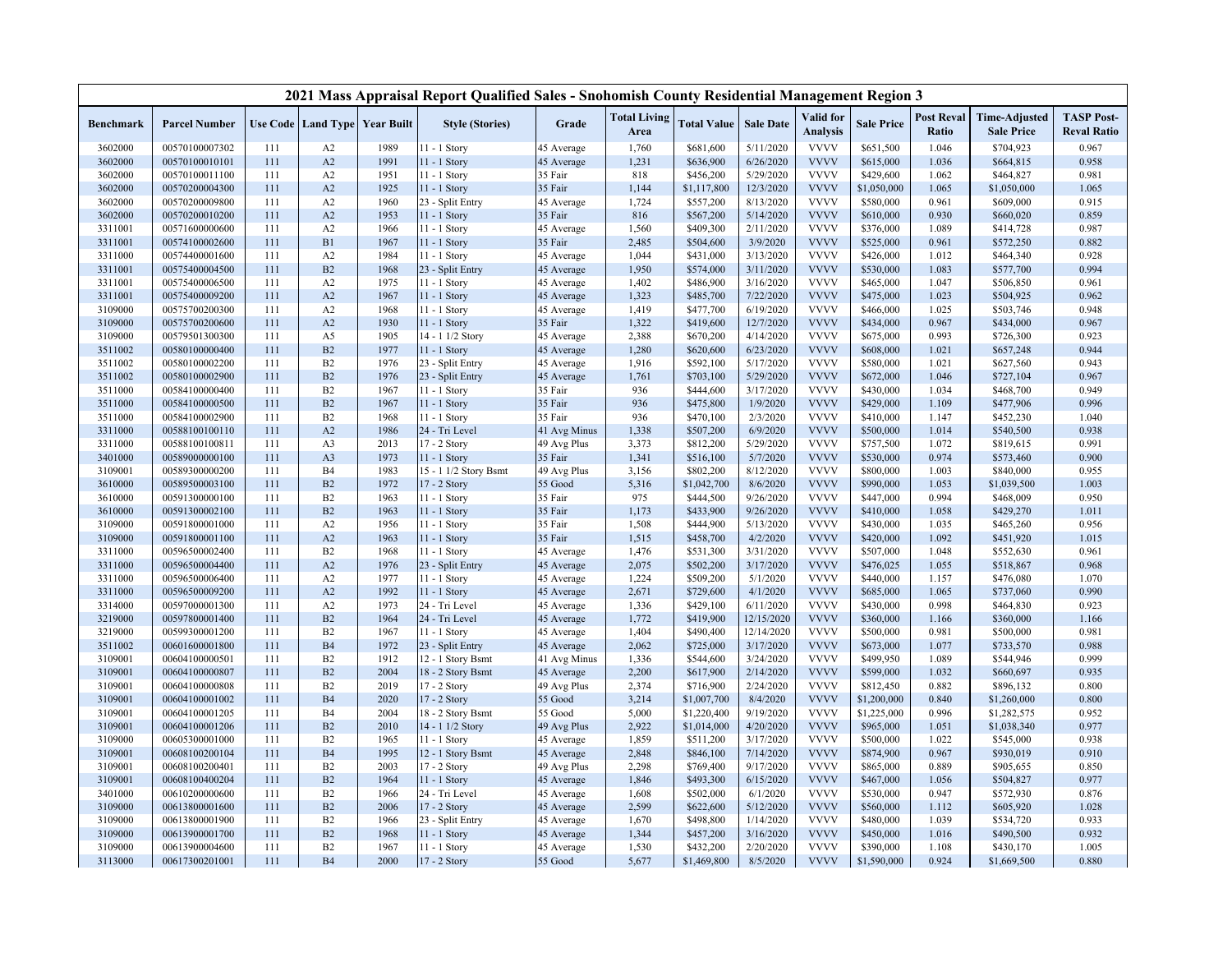## 2021 Mass Appraisal Report Qualified Sales - Snohomish County Residential Management Region 3

| Benchmark | Parcel Number | Use Code | Land Type | Year Built | Style (Stories) | Grade | Total Living Area | Total Value | Sale Date | Valid for Analysis | Sale Price | Post Reval Ratio | Time-Adjusted Sale Price | TASP Post-Reval Ratio |
|---|---|---|---|---|---|---|---|---|---|---|---|---|---|---|
| 3602000 | 00570100007302 | 111 | A2 | 1989 | 11 - 1 Story | 45 Average | 1,760 | $681,600 | 5/11/2020 | VVVV | $651,500 | 1.046 | $704,923 | 0.967 |
| 3602000 | 00570100010101 | 111 | A2 | 1991 | 11 - 1 Story | 45 Average | 1,231 | $636,900 | 6/26/2020 | VVVV | $615,000 | 1.036 | $664,815 | 0.958 |
| 3602000 | 00570100011100 | 111 | A2 | 1951 | 11 - 1 Story | 35 Fair | 818 | $456,200 | 5/29/2020 | VVVV | $429,600 | 1.062 | $464,827 | 0.981 |
| 3602000 | 00570200004300 | 111 | A2 | 1925 | 11 - 1 Story | 35 Fair | 1,144 | $1,117,800 | 12/3/2020 | VVVV | $1,050,000 | 1.065 | $1,050,000 | 1.065 |
| 3602000 | 00570200009800 | 111 | A2 | 1960 | 23 - Split Entry | 45 Average | 1,724 | $557,200 | 8/13/2020 | VVVV | $580,000 | 0.961 | $609,000 | 0.915 |
| 3602000 | 00570200010200 | 111 | A2 | 1953 | 11 - 1 Story | 35 Fair | 816 | $567,200 | 5/14/2020 | VVVV | $610,000 | 0.930 | $660,020 | 0.859 |
| 3311001 | 00571600000600 | 111 | A2 | 1966 | 11 - 1 Story | 45 Average | 1,560 | $409,300 | 2/11/2020 | VVVV | $376,000 | 1.089 | $414,728 | 0.987 |
| 3311001 | 00574100002600 | 111 | B1 | 1967 | 11 - 1 Story | 35 Fair | 2,485 | $504,600 | 3/9/2020 | VVVV | $525,000 | 0.961 | $572,250 | 0.882 |
| 3311000 | 00574400001600 | 111 | A2 | 1984 | 11 - 1 Story | 45 Average | 1,044 | $431,000 | 3/13/2020 | VVVV | $426,000 | 1.012 | $464,340 | 0.928 |
| 3311001 | 00575400004500 | 111 | B2 | 1968 | 23 - Split Entry | 45 Average | 1,950 | $574,000 | 3/11/2020 | VVVV | $530,000 | 1.083 | $577,700 | 0.994 |
| 3311001 | 00575400006500 | 111 | A2 | 1975 | 11 - 1 Story | 45 Average | 1,402 | $486,900 | 3/16/2020 | VVVV | $465,000 | 1.047 | $506,850 | 0.961 |
| 3311001 | 00575400009200 | 111 | A2 | 1967 | 11 - 1 Story | 45 Average | 1,323 | $485,700 | 7/22/2020 | VVVV | $475,000 | 1.023 | $504,925 | 0.962 |
| 3109000 | 00575700200300 | 111 | A2 | 1968 | 11 - 1 Story | 45 Average | 1,419 | $477,700 | 6/19/2020 | VVVV | $466,000 | 1.025 | $503,746 | 0.948 |
| 3109000 | 00575700200600 | 111 | A2 | 1930 | 11 - 1 Story | 35 Fair | 1,322 | $419,600 | 12/7/2020 | VVVV | $434,000 | 0.967 | $434,000 | 0.967 |
| 3109000 | 00579501300300 | 111 | A5 | 1905 | 14 - 1 1/2 Story | 45 Average | 2,388 | $670,200 | 4/14/2020 | VVVV | $675,000 | 0.993 | $726,300 | 0.923 |
| 3511002 | 00580100000400 | 111 | B2 | 1977 | 11 - 1 Story | 45 Average | 1,280 | $620,600 | 6/23/2020 | VVVV | $608,000 | 1.021 | $657,248 | 0.944 |
| 3511002 | 00580100022200 | 111 | B2 | 1976 | 23 - Split Entry | 45 Average | 1,916 | $592,100 | 5/17/2020 | VVVV | $580,000 | 1.021 | $627,560 | 0.943 |
| 3511002 | 00580100002900 | 111 | B2 | 1976 | 23 - Split Entry | 45 Average | 1,761 | $703,100 | 5/29/2020 | VVVV | $672,000 | 1.046 | $727,104 | 0.967 |
| 3511000 | 00584100000400 | 111 | B2 | 1967 | 11 - 1 Story | 35 Fair | 936 | $444,600 | 3/17/2020 | VVVV | $430,000 | 1.034 | $468,700 | 0.949 |
| 3511000 | 00584100000500 | 111 | B2 | 1967 | 11 - 1 Story | 35 Fair | 936 | $475,800 | 1/9/2020 | VVVV | $429,000 | 1.109 | $477,906 | 0.996 |
| 3511000 | 00584100002900 | 111 | B2 | 1968 | 11 - 1 Story | 35 Fair | 936 | $470,100 | 2/3/2020 | VVVV | $410,000 | 1.147 | $452,230 | 1.040 |
| 3311000 | 00588100100110 | 111 | A2 | 1986 | 24 - Tri Level | 41 Avg Minus | 1,338 | $507,200 | 6/9/2020 | VVVV | $500,000 | 1.014 | $540,500 | 0.938 |
| 3311000 | 00588100100811 | 111 | A3 | 2013 | 17 - 2 Story | 49 Avg Plus | 3,373 | $812,200 | 5/29/2020 | VVVV | $757,500 | 1.072 | $819,615 | 0.991 |
| 3401000 | 00589000000100 | 111 | A3 | 1973 | 11 - 1 Story | 35 Fair | 1,341 | $516,100 | 5/7/2020 | VVVV | $530,000 | 0.974 | $573,460 | 0.900 |
| 3109001 | 00589300000200 | 111 | B4 | 1983 | 15 - 1 1/2 Story Bsmt | 49 Avg Plus | 3,156 | $802,200 | 8/12/2020 | VVVV | $800,000 | 1.003 | $840,000 | 0.955 |
| 3610000 | 00589500003100 | 111 | B2 | 1972 | 17 - 2 Story | 55 Good | 5,316 | $1,042,700 | 8/6/2020 | VVVV | $990,000 | 1.053 | $1,039,500 | 1.003 |
| 3610000 | 00591300000100 | 111 | B2 | 1963 | 11 - 1 Story | 35 Fair | 975 | $444,500 | 9/26/2020 | VVVV | $447,000 | 0.994 | $468,009 | 0.950 |
| 3610000 | 00591300002100 | 111 | B2 | 1963 | 11 - 1 Story | 35 Fair | 1,173 | $433,900 | 9/26/2020 | VVVV | $410,000 | 1.058 | $429,270 | 1.011 |
| 3109000 | 00591800001000 | 111 | A2 | 1956 | 11 - 1 Story | 35 Fair | 1,508 | $444,900 | 5/13/2020 | VVVV | $430,000 | 1.035 | $465,260 | 0.956 |
| 3109000 | 00591800001100 | 111 | A2 | 1963 | 11 - 1 Story | 35 Fair | 1,515 | $458,700 | 4/2/2020 | VVVV | $420,000 | 1.092 | $451,920 | 1.015 |
| 3311000 | 00596500002400 | 111 | B2 | 1968 | 11 - 1 Story | 45 Average | 1,476 | $531,300 | 3/31/2020 | VVVV | $507,000 | 1.048 | $552,630 | 0.961 |
| 3311000 | 00596500004400 | 111 | A2 | 1976 | 23 - Split Entry | 45 Average | 2,075 | $502,200 | 3/17/2020 | VVVV | $476,025 | 1.055 | $518,867 | 0.968 |
| 3311000 | 00596500006400 | 111 | A2 | 1977 | 11 - 1 Story | 45 Average | 1,224 | $509,200 | 5/1/2020 | VVVV | $440,000 | 1.157 | $476,080 | 1.070 |
| 3311000 | 00596500009200 | 111 | A2 | 1992 | 11 - 1 Story | 45 Average | 2,671 | $729,600 | 4/1/2020 | VVVV | $685,000 | 1.065 | $737,060 | 0.990 |
| 3314000 | 00597000001300 | 111 | A2 | 1973 | 24 - Tri Level | 45 Average | 1,336 | $429,100 | 6/11/2020 | VVVV | $430,000 | 0.998 | $464,830 | 0.923 |
| 3219000 | 00597800001400 | 111 | B2 | 1964 | 24 - Tri Level | 45 Average | 1,772 | $419,900 | 12/15/2020 | VVVV | $360,000 | 1.166 | $360,000 | 1.166 |
| 3219000 | 00599300001200 | 111 | B2 | 1967 | 11 - 1 Story | 45 Average | 1,404 | $490,400 | 12/14/2020 | VVVV | $500,000 | 0.981 | $500,000 | 0.981 |
| 3511002 | 00601600001800 | 111 | B4 | 1972 | 23 - Split Entry | 45 Average | 2,062 | $725,000 | 3/17/2020 | VVVV | $673,000 | 1.077 | $733,570 | 0.988 |
| 3109001 | 00604100000501 | 111 | B2 | 1912 | 12 - 1 Story Bsmt | 41 Avg Minus | 1,336 | $544,600 | 3/24/2020 | VVVV | $499,950 | 1.089 | $544,946 | 0.999 |
| 3109001 | 00604100000807 | 111 | B2 | 2004 | 18 - 2 Story Bsmt | 45 Average | 2,200 | $617,900 | 2/14/2020 | VVVV | $599,000 | 1.032 | $660,697 | 0.935 |
| 3109001 | 00604100000808 | 111 | B2 | 2019 | 17 - 2 Story | 49 Avg Plus | 2,374 | $716,900 | 2/24/2020 | VVVV | $812,450 | 0.882 | $896,132 | 0.800 |
| 3109001 | 00604100001002 | 111 | B4 | 2020 | 17 - 2 Story | 55 Good | 3,214 | $1,007,700 | 8/4/2020 | VVVV | $1,200,000 | 0.840 | $1,260,000 | 0.800 |
| 3109001 | 00604100001205 | 111 | B4 | 2004 | 18 - 2 Story Bsmt | 55 Good | 5,000 | $1,220,400 | 9/19/2020 | VVVV | $1,225,000 | 0.996 | $1,282,575 | 0.952 |
| 3109001 | 00604100001206 | 111 | B2 | 2010 | 14 - 1 1/2 Story | 49 Avg Plus | 2,922 | $1,014,000 | 4/20/2020 | VVVV | $965,000 | 1.051 | $1,038,340 | 0.977 |
| 3109000 | 00605300001000 | 111 | B2 | 1965 | 11 - 1 Story | 45 Average | 1,859 | $511,200 | 3/17/2020 | VVVV | $500,000 | 1.022 | $545,000 | 0.938 |
| 3109001 | 00608100200104 | 111 | B4 | 1995 | 12 - 1 Story Bsmt | 45 Average | 2,848 | $846,100 | 7/14/2020 | VVVV | $874,900 | 0.967 | $930,019 | 0.910 |
| 3109001 | 00608100200401 | 111 | B2 | 2003 | 17 - 2 Story | 49 Avg Plus | 2,298 | $769,400 | 9/17/2020 | VVVV | $865,000 | 0.889 | $905,655 | 0.850 |
| 3109001 | 00608100400204 | 111 | B2 | 1964 | 11 - 1 Story | 45 Average | 1,846 | $493,300 | 6/15/2020 | VVVV | $467,000 | 1.056 | $504,827 | 0.977 |
| 3401000 | 00610200000600 | 111 | B2 | 1966 | 24 - Tri Level | 45 Average | 1,608 | $502,000 | 6/1/2020 | VVVV | $530,000 | 0.947 | $572,930 | 0.876 |
| 3109000 | 00613800001600 | 111 | B2 | 2006 | 17 - 2 Story | 45 Average | 2,599 | $622,600 | 5/12/2020 | VVVV | $560,000 | 1.112 | $605,920 | 1.028 |
| 3109000 | 00613800001900 | 111 | B2 | 1966 | 23 - Split Entry | 45 Average | 1,670 | $498,800 | 1/14/2020 | VVVV | $480,000 | 1.039 | $534,720 | 0.933 |
| 3109000 | 00613900001700 | 111 | B2 | 1968 | 11 - 1 Story | 45 Average | 1,344 | $457,200 | 3/16/2020 | VVVV | $450,000 | 1.016 | $490,500 | 0.932 |
| 3109000 | 00613900004600 | 111 | B2 | 1967 | 11 - 1 Story | 45 Average | 1,530 | $432,200 | 2/20/2020 | VVVV | $390,000 | 1.108 | $430,170 | 1.005 |
| 3113000 | 00617300201001 | 111 | B4 | 2000 | 17 - 2 Story | 55 Good | 5,677 | $1,469,800 | 8/5/2020 | VVVV | $1,590,000 | 0.924 | $1,669,500 | 0.880 |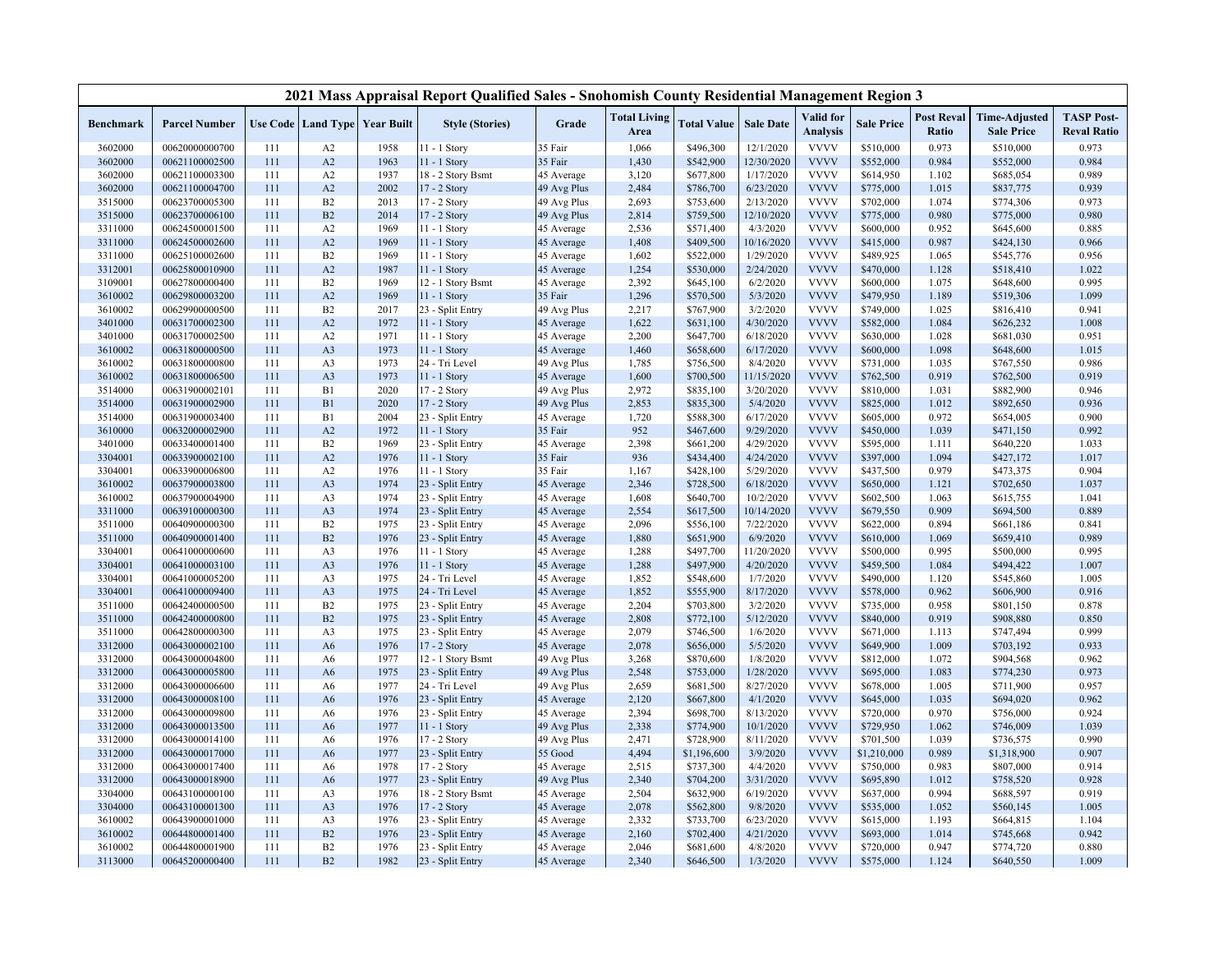# 2021 Mass Appraisal Report Qualified Sales - Snohomish County Residential Management Region 3

| Benchmark | Parcel Number | Use Code | Land Type | Year Built | Style (Stories) | Grade | Total Living Area | Total Value | Sale Date | Valid for Analysis | Sale Price | Post Reval Ratio | Time-Adjusted Sale Price | TASP Post-Reval Ratio |
|---|---|---|---|---|---|---|---|---|---|---|---|---|---|---|
| 3602000 | 00620000000700 | 111 | A2 | 1958 | 11 - 1 Story | 35 Fair | 1,066 | $496,300 | 12/1/2020 | VVVV | $510,000 | 0.973 | $510,000 | 0.973 |
| 3602000 | 00621100002500 | 111 | A2 | 1963 | 11 - 1 Story | 35 Fair | 1,430 | $542,900 | 12/30/2020 | VVVV | $552,000 | 0.984 | $552,000 | 0.984 |
| 3602000 | 00621100003300 | 111 | A2 | 1937 | 18 - 2 Story Bsmt | 45 Average | 3,120 | $677,800 | 1/17/2020 | VVVV | $614,950 | 1.102 | $685,054 | 0.989 |
| 3602000 | 00621100004700 | 111 | A2 | 2002 | 17 - 2 Story | 49 Avg Plus | 2,484 | $786,700 | 6/23/2020 | VVVV | $775,000 | 1.015 | $837,775 | 0.939 |
| 3515000 | 00623700005300 | 111 | B2 | 2013 | 17 - 2 Story | 49 Avg Plus | 2,693 | $753,600 | 2/13/2020 | VVVV | $702,000 | 1.074 | $774,306 | 0.973 |
| 3515000 | 00623700006100 | 111 | B2 | 2014 | 17 - 2 Story | 49 Avg Plus | 2,814 | $759,500 | 12/10/2020 | VVVV | $775,000 | 0.980 | $775,000 | 0.980 |
| 3311000 | 00624500001500 | 111 | A2 | 1969 | 11 - 1 Story | 45 Average | 2,536 | $571,400 | 4/3/2020 | VVVV | $600,000 | 0.952 | $645,600 | 0.885 |
| 3311000 | 00624500002600 | 111 | A2 | 1969 | 11 - 1 Story | 45 Average | 1,408 | $409,500 | 10/16/2020 | VVVV | $415,000 | 0.987 | $424,130 | 0.966 |
| 3311000 | 00625100002600 | 111 | B2 | 1969 | 11 - 1 Story | 45 Average | 1,602 | $522,000 | 1/29/2020 | VVVV | $489,925 | 1.065 | $545,776 | 0.956 |
| 3312001 | 00625800010900 | 111 | A2 | 1987 | 11 - 1 Story | 45 Average | 1,254 | $530,000 | 2/24/2020 | VVVV | $470,000 | 1.128 | $518,410 | 1.022 |
| 3109001 | 00627800000400 | 111 | B2 | 1969 | 12 - 1 Story Bsmt | 45 Average | 2,392 | $645,100 | 6/2/2020 | VVVV | $600,000 | 1.075 | $648,600 | 0.995 |
| 3610002 | 00629800003200 | 111 | A2 | 1969 | 11 - 1 Story | 35 Fair | 1,296 | $570,500 | 5/3/2020 | VVVV | $479,950 | 1.189 | $519,306 | 1.099 |
| 3610002 | 00629900000500 | 111 | B2 | 2017 | 23 - Split Entry | 49 Avg Plus | 2,217 | $767,900 | 3/2/2020 | VVVV | $749,000 | 1.025 | $816,410 | 0.941 |
| 3401000 | 00631700002300 | 111 | A2 | 1972 | 11 - 1 Story | 45 Average | 1,622 | $631,100 | 4/30/2020 | VVVV | $582,000 | 1.084 | $626,232 | 1.008 |
| 3401000 | 00631700002500 | 111 | A2 | 1971 | 11 - 1 Story | 45 Average | 2,200 | $647,700 | 6/18/2020 | VVVV | $630,000 | 1.028 | $681,030 | 0.951 |
| 3610002 | 00631800000500 | 111 | A3 | 1973 | 11 - 1 Story | 45 Average | 1,460 | $658,600 | 6/17/2020 | VVVV | $600,000 | 1.098 | $648,600 | 1.015 |
| 3610002 | 00631800000800 | 111 | A3 | 1973 | 24 - Tri Level | 49 Avg Plus | 1,785 | $756,500 | 8/4/2020 | VVVV | $731,000 | 1.035 | $767,550 | 0.986 |
| 3610002 | 00631800006500 | 111 | A3 | 1973 | 11 - 1 Story | 45 Average | 1,600 | $700,500 | 11/15/2020 | VVVV | $762,500 | 0.919 | $762,500 | 0.919 |
| 3514000 | 00631900002101 | 111 | B1 | 2020 | 17 - 2 Story | 49 Avg Plus | 2,972 | $835,100 | 3/20/2020 | VVVV | $810,000 | 1.031 | $882,900 | 0.946 |
| 3514000 | 00631900002900 | 111 | B1 | 2020 | 17 - 2 Story | 49 Avg Plus | 2,853 | $835,300 | 5/4/2020 | VVVV | $825,000 | 1.012 | $892,650 | 0.936 |
| 3514000 | 00631900003400 | 111 | B1 | 2004 | 23 - Split Entry | 45 Average | 1,720 | $588,300 | 6/17/2020 | VVVV | $605,000 | 0.972 | $654,005 | 0.900 |
| 3610000 | 00632000002900 | 111 | A2 | 1972 | 11 - 1 Story | 35 Fair | 952 | $467,600 | 9/29/2020 | VVVV | $450,000 | 1.039 | $471,150 | 0.992 |
| 3401000 | 00633400001400 | 111 | B2 | 1969 | 23 - Split Entry | 45 Average | 2,398 | $661,200 | 4/29/2020 | VVVV | $595,000 | 1.111 | $640,220 | 1.033 |
| 3304001 | 00633900002100 | 111 | A2 | 1976 | 11 - 1 Story | 35 Fair | 936 | $434,400 | 4/24/2020 | VVVV | $397,000 | 1.094 | $427,172 | 1.017 |
| 3304001 | 00633900006800 | 111 | A2 | 1976 | 11 - 1 Story | 35 Fair | 1,167 | $428,100 | 5/29/2020 | VVVV | $437,500 | 0.979 | $473,375 | 0.904 |
| 3610002 | 00637900003800 | 111 | A3 | 1974 | 23 - Split Entry | 45 Average | 2,346 | $728,500 | 6/18/2020 | VVVV | $650,000 | 1.121 | $702,650 | 1.037 |
| 3610002 | 00637900004900 | 111 | A3 | 1974 | 23 - Split Entry | 45 Average | 1,608 | $640,700 | 10/2/2020 | VVVV | $602,500 | 1.063 | $615,755 | 1.041 |
| 3311000 | 00639100000300 | 111 | A3 | 1974 | 23 - Split Entry | 45 Average | 2,554 | $617,500 | 10/14/2020 | VVVV | $679,550 | 0.909 | $694,500 | 0.889 |
| 3511000 | 00640900000300 | 111 | B2 | 1975 | 23 - Split Entry | 45 Average | 2,096 | $556,100 | 7/22/2020 | VVVV | $622,000 | 0.894 | $661,186 | 0.841 |
| 3511000 | 00640900001400 | 111 | B2 | 1976 | 23 - Split Entry | 45 Average | 1,880 | $651,900 | 6/9/2020 | VVVV | $610,000 | 1.069 | $659,410 | 0.989 |
| 3304001 | 00641000000600 | 111 | A3 | 1976 | 11 - 1 Story | 45 Average | 1,288 | $497,700 | 11/20/2020 | VVVV | $500,000 | 0.995 | $500,000 | 0.995 |
| 3304001 | 00641000003100 | 111 | A3 | 1976 | 11 - 1 Story | 45 Average | 1,288 | $497,900 | 4/20/2020 | VVVV | $459,500 | 1.084 | $494,422 | 1.007 |
| 3304001 | 00641000005200 | 111 | A3 | 1975 | 24 - Tri Level | 45 Average | 1,852 | $548,600 | 1/7/2020 | VVVV | $490,000 | 1.120 | $545,860 | 1.005 |
| 3304001 | 00641000009400 | 111 | A3 | 1975 | 24 - Tri Level | 45 Average | 1,852 | $555,900 | 8/17/2020 | VVVV | $578,000 | 0.962 | $606,900 | 0.916 |
| 3511000 | 00642400000500 | 111 | B2 | 1975 | 23 - Split Entry | 45 Average | 2,204 | $703,800 | 3/2/2020 | VVVV | $735,000 | 0.958 | $801,150 | 0.878 |
| 3511000 | 00642400000800 | 111 | B2 | 1975 | 23 - Split Entry | 45 Average | 2,808 | $772,100 | 5/12/2020 | VVVV | $840,000 | 0.919 | $908,880 | 0.850 |
| 3511000 | 00642800000300 | 111 | A3 | 1975 | 23 - Split Entry | 45 Average | 2,079 | $746,500 | 1/6/2020 | VVVV | $671,000 | 1.113 | $747,494 | 0.999 |
| 3312000 | 00643000002100 | 111 | A6 | 1976 | 17 - 2 Story | 45 Average | 2,078 | $656,000 | 5/5/2020 | VVVV | $649,900 | 1.009 | $703,192 | 0.933 |
| 3312000 | 00643000004800 | 111 | A6 | 1977 | 12 - 1 Story Bsmt | 49 Avg Plus | 3,268 | $870,600 | 1/8/2020 | VVVV | $812,000 | 1.072 | $904,568 | 0.962 |
| 3312000 | 00643000005800 | 111 | A6 | 1975 | 23 - Split Entry | 49 Avg Plus | 2,548 | $753,000 | 1/28/2020 | VVVV | $695,000 | 1.083 | $774,230 | 0.973 |
| 3312000 | 00643000006600 | 111 | A6 | 1977 | 24 - Tri Level | 49 Avg Plus | 2,659 | $681,500 | 8/27/2020 | VVVV | $678,000 | 1.005 | $711,900 | 0.957 |
| 3312000 | 00643000008100 | 111 | A6 | 1976 | 23 - Split Entry | 45 Average | 2,120 | $667,800 | 4/1/2020 | VVVV | $645,000 | 1.035 | $694,020 | 0.962 |
| 3312000 | 00643000009800 | 111 | A6 | 1976 | 23 - Split Entry | 45 Average | 2,394 | $698,700 | 8/13/2020 | VVVV | $720,000 | 0.970 | $756,000 | 0.924 |
| 3312000 | 00643000013500 | 111 | A6 | 1977 | 11 - 1 Story | 49 Avg Plus | 2,338 | $774,900 | 10/1/2020 | VVVV | $729,950 | 1.062 | $746,009 | 1.039 |
| 3312000 | 00643000014100 | 111 | A6 | 1976 | 17 - 2 Story | 49 Avg Plus | 2,471 | $728,900 | 8/11/2020 | VVVV | $701,500 | 1.039 | $736,575 | 0.990 |
| 3312000 | 00643000017000 | 111 | A6 | 1977 | 23 - Split Entry | 55 Good | 4,494 | $1,196,600 | 3/9/2020 | VVVV | $1,210,000 | 0.989 | $1,318,900 | 0.907 |
| 3312000 | 00643000017400 | 111 | A6 | 1978 | 17 - 2 Story | 45 Average | 2,515 | $737,300 | 4/4/2020 | VVVV | $750,000 | 0.983 | $807,000 | 0.914 |
| 3312000 | 00643000018900 | 111 | A6 | 1977 | 23 - Split Entry | 49 Avg Plus | 2,340 | $704,200 | 3/31/2020 | VVVV | $695,890 | 1.012 | $758,520 | 0.928 |
| 3304000 | 00643100000100 | 111 | A3 | 1976 | 18 - 2 Story Bsmt | 45 Average | 2,504 | $632,900 | 6/19/2020 | VVVV | $637,000 | 0.994 | $688,597 | 0.919 |
| 3304000 | 00643100001300 | 111 | A3 | 1976 | 17 - 2 Story | 45 Average | 2,078 | $562,800 | 9/8/2020 | VVVV | $535,000 | 1.052 | $560,145 | 1.005 |
| 3610002 | 00643900001000 | 111 | A3 | 1976 | 23 - Split Entry | 45 Average | 2,332 | $733,700 | 6/23/2020 | VVVV | $615,000 | 1.193 | $664,815 | 1.104 |
| 3610002 | 00644800001400 | 111 | B2 | 1976 | 23 - Split Entry | 45 Average | 2,160 | $702,400 | 4/21/2020 | VVVV | $693,000 | 1.014 | $745,668 | 0.942 |
| 3610002 | 00644800001900 | 111 | B2 | 1976 | 23 - Split Entry | 45 Average | 2,046 | $681,600 | 4/8/2020 | VVVV | $720,000 | 0.947 | $774,720 | 0.880 |
| 3113000 | 00645200000400 | 111 | B2 | 1982 | 23 - Split Entry | 45 Average | 2,340 | $646,500 | 1/3/2020 | VVVV | $575,000 | 1.124 | $640,550 | 1.009 |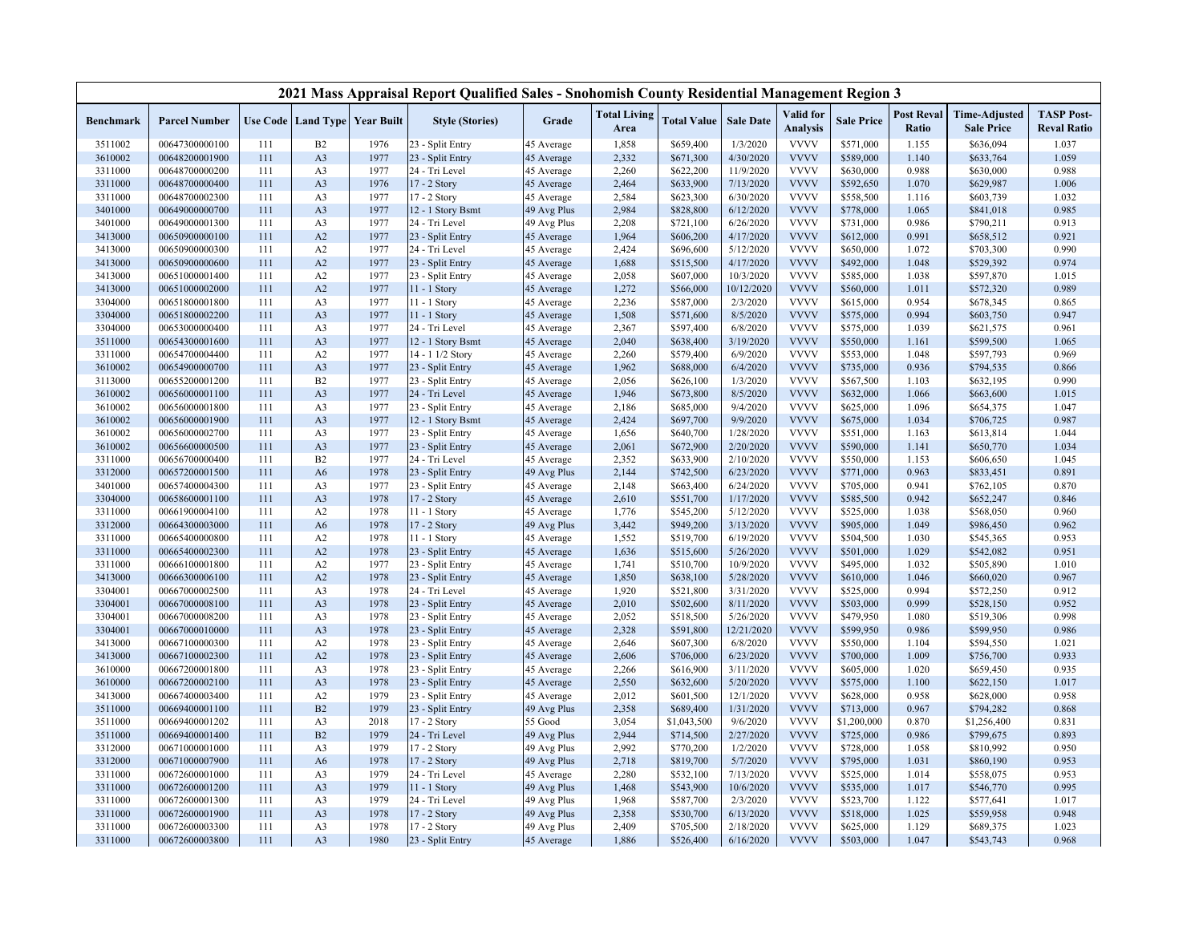# 2021 Mass Appraisal Report Qualified Sales - Snohomish County Residential Management Region 3

| Benchmark | Parcel Number | Use Code | Land Type | Year Built | Style (Stories) | Grade | Total Living Area | Total Value | Sale Date | Valid for Analysis | Sale Price | Post Reval Ratio | Time-Adjusted Sale Price | TASP Post-Reval Ratio |
|---|---|---|---|---|---|---|---|---|---|---|---|---|---|---|
| 3511002 | 00647300000100 | 111 | B2 | 1976 | 23 - Split Entry | 45 Average | 1,858 | $659,400 | 1/3/2020 | VVVV | $571,000 | 1.155 | $636,094 | 1.037 |
| 3610002 | 00648200001900 | 111 | A3 | 1977 | 23 - Split Entry | 45 Average | 2,332 | $671,300 | 4/30/2020 | VVVV | $589,000 | 1.140 | $633,764 | 1.059 |
| 3311000 | 00648700000200 | 111 | A3 | 1977 | 24 - Tri Level | 45 Average | 2,260 | $622,200 | 11/9/2020 | VVVV | $630,000 | 0.988 | $630,000 | 0.988 |
| 3311000 | 00648700000400 | 111 | A3 | 1976 | 17 - 2 Story | 45 Average | 2,464 | $633,900 | 7/13/2020 | VVVV | $592,650 | 1.070 | $629,987 | 1.006 |
| 3311000 | 00648700002300 | 111 | A3 | 1977 | 17 - 2 Story | 45 Average | 2,584 | $623,300 | 6/30/2020 | VVVV | $558,500 | 1.116 | $603,739 | 1.032 |
| 3401000 | 00649000000700 | 111 | A3 | 1977 | 12 - 1 Story Bsmt | 49 Avg Plus | 2,984 | $828,800 | 6/12/2020 | VVVV | $778,000 | 1.065 | $841,018 | 0.985 |
| 3401000 | 00649000001300 | 111 | A3 | 1977 | 24 - Tri Level | 49 Avg Plus | 2,208 | $721,100 | 6/26/2020 | VVVV | $731,000 | 0.986 | $790,211 | 0.913 |
| 3413000 | 00650900000100 | 111 | A2 | 1977 | 23 - Split Entry | 45 Average | 1,964 | $606,200 | 4/17/2020 | VVVV | $612,000 | 0.991 | $658,512 | 0.921 |
| 3413000 | 00650900000300 | 111 | A2 | 1977 | 24 - Tri Level | 45 Average | 2,424 | $696,600 | 5/12/2020 | VVVV | $650,000 | 1.072 | $703,300 | 0.990 |
| 3413000 | 00650900000600 | 111 | A2 | 1977 | 23 - Split Entry | 45 Average | 1,688 | $515,500 | 4/17/2020 | VVVV | $492,000 | 1.048 | $529,392 | 0.974 |
| 3413000 | 00651000001400 | 111 | A2 | 1977 | 23 - Split Entry | 45 Average | 2,058 | $607,000 | 10/3/2020 | VVVV | $585,000 | 1.038 | $597,870 | 1.015 |
| 3413000 | 00651000002000 | 111 | A2 | 1977 | 11 - 1 Story | 45 Average | 1,272 | $566,000 | 10/12/2020 | VVVV | $560,000 | 1.011 | $572,320 | 0.989 |
| 3304000 | 00651800001800 | 111 | A3 | 1977 | 11 - 1 Story | 45 Average | 2,236 | $587,000 | 2/3/2020 | VVVV | $615,000 | 0.954 | $678,345 | 0.865 |
| 3304000 | 00651800002200 | 111 | A3 | 1977 | 11 - 1 Story | 45 Average | 1,508 | $571,600 | 8/5/2020 | VVVV | $575,000 | 0.994 | $603,750 | 0.947 |
| 3304000 | 00653000000400 | 111 | A3 | 1977 | 24 - Tri Level | 45 Average | 2,367 | $597,400 | 6/8/2020 | VVVV | $575,000 | 1.039 | $621,575 | 0.961 |
| 3511000 | 00654300001600 | 111 | A3 | 1977 | 12 - 1 Story Bsmt | 45 Average | 2,040 | $638,400 | 3/19/2020 | VVVV | $550,000 | 1.161 | $599,500 | 1.065 |
| 3311000 | 00654700004400 | 111 | A2 | 1977 | 14 - 1 1/2 Story | 45 Average | 2,260 | $579,400 | 6/9/2020 | VVVV | $553,000 | 1.048 | $597,793 | 0.969 |
| 3610002 | 00654900000700 | 111 | A3 | 1977 | 23 - Split Entry | 45 Average | 1,962 | $688,000 | 6/4/2020 | VVVV | $735,000 | 0.936 | $794,535 | 0.866 |
| 3113000 | 00655200001200 | 111 | B2 | 1977 | 23 - Split Entry | 45 Average | 2,056 | $626,100 | 1/3/2020 | VVVV | $567,500 | 1.103 | $632,195 | 0.990 |
| 3610002 | 00656000001100 | 111 | A3 | 1977 | 24 - Tri Level | 45 Average | 1,946 | $673,800 | 8/5/2020 | VVVV | $632,000 | 1.066 | $663,600 | 1.015 |
| 3610002 | 00656000001800 | 111 | A3 | 1977 | 23 - Split Entry | 45 Average | 2,186 | $685,000 | 9/4/2020 | VVVV | $625,000 | 1.096 | $654,375 | 1.047 |
| 3610002 | 00656000001900 | 111 | A3 | 1977 | 12 - 1 Story Bsmt | 45 Average | 2,424 | $697,700 | 9/9/2020 | VVVV | $675,000 | 1.034 | $706,725 | 0.987 |
| 3610002 | 00656000002700 | 111 | A3 | 1977 | 23 - Split Entry | 45 Average | 1,656 | $640,700 | 1/28/2020 | VVVV | $551,000 | 1.163 | $613,814 | 1.044 |
| 3610002 | 00656600000500 | 111 | A3 | 1977 | 23 - Split Entry | 45 Average | 2,061 | $672,900 | 2/20/2020 | VVVV | $590,000 | 1.141 | $650,770 | 1.034 |
| 3311000 | 00656700000400 | 111 | B2 | 1977 | 24 - Tri Level | 45 Average | 2,352 | $633,900 | 2/10/2020 | VVVV | $550,000 | 1.153 | $606,650 | 1.045 |
| 3312000 | 00657200001500 | 111 | A6 | 1978 | 23 - Split Entry | 49 Avg Plus | 2,144 | $742,500 | 6/23/2020 | VVVV | $771,000 | 0.963 | $833,451 | 0.891 |
| 3401000 | 00657400004300 | 111 | A3 | 1977 | 23 - Split Entry | 45 Average | 2,148 | $663,400 | 6/24/2020 | VVVV | $705,000 | 0.941 | $762,105 | 0.870 |
| 3304000 | 00658600001100 | 111 | A3 | 1978 | 17 - 2 Story | 45 Average | 2,610 | $551,700 | 1/17/2020 | VVVV | $585,500 | 0.942 | $652,247 | 0.846 |
| 3311000 | 00661900004100 | 111 | A2 | 1978 | 11 - 1 Story | 45 Average | 1,776 | $545,200 | 5/12/2020 | VVVV | $525,000 | 1.038 | $568,050 | 0.960 |
| 3312000 | 00664300003000 | 111 | A6 | 1978 | 17 - 2 Story | 49 Avg Plus | 3,442 | $949,200 | 3/13/2020 | VVVV | $905,000 | 1.049 | $986,450 | 0.962 |
| 3311000 | 00665400000800 | 111 | A2 | 1978 | 11 - 1 Story | 45 Average | 1,552 | $519,700 | 6/19/2020 | VVVV | $504,500 | 1.030 | $545,365 | 0.953 |
| 3311000 | 00665400002300 | 111 | A2 | 1978 | 23 - Split Entry | 45 Average | 1,636 | $515,600 | 5/26/2020 | VVVV | $501,000 | 1.029 | $542,082 | 0.951 |
| 3311000 | 00666100001800 | 111 | A2 | 1977 | 23 - Split Entry | 45 Average | 1,741 | $510,700 | 10/9/2020 | VVVV | $495,000 | 1.032 | $505,890 | 1.010 |
| 3413000 | 00666300006100 | 111 | A2 | 1978 | 23 - Split Entry | 45 Average | 1,850 | $638,100 | 5/28/2020 | VVVV | $610,000 | 1.046 | $660,020 | 0.967 |
| 3304001 | 00667000002500 | 111 | A3 | 1978 | 24 - Tri Level | 45 Average | 1,920 | $521,800 | 3/31/2020 | VVVV | $525,000 | 0.994 | $572,250 | 0.912 |
| 3304001 | 00667000008100 | 111 | A3 | 1978 | 23 - Split Entry | 45 Average | 2,010 | $502,600 | 8/11/2020 | VVVV | $503,000 | 0.999 | $528,150 | 0.952 |
| 3304001 | 00667000008200 | 111 | A3 | 1978 | 23 - Split Entry | 45 Average | 2,052 | $518,500 | 5/26/2020 | VVVV | $479,950 | 1.080 | $519,306 | 0.998 |
| 3304001 | 00667000010000 | 111 | A3 | 1978 | 23 - Split Entry | 45 Average | 2,328 | $591,800 | 12/21/2020 | VVVV | $599,950 | 0.986 | $599,950 | 0.986 |
| 3413000 | 00667100000300 | 111 | A2 | 1978 | 23 - Split Entry | 45 Average | 2,646 | $607,300 | 6/8/2020 | VVVV | $550,000 | 1.104 | $594,550 | 1.021 |
| 3413000 | 00667100002300 | 111 | A2 | 1978 | 23 - Split Entry | 45 Average | 2,606 | $706,000 | 6/23/2020 | VVVV | $700,000 | 1.009 | $756,700 | 0.933 |
| 3610000 | 00667200001800 | 111 | A3 | 1978 | 23 - Split Entry | 45 Average | 2,266 | $616,900 | 3/11/2020 | VVVV | $605,000 | 1.020 | $659,450 | 0.935 |
| 3610000 | 00667200002100 | 111 | A3 | 1978 | 23 - Split Entry | 45 Average | 2,550 | $632,600 | 5/20/2020 | VVVV | $575,000 | 1.100 | $622,150 | 1.017 |
| 3413000 | 00667400003400 | 111 | A2 | 1979 | 23 - Split Entry | 45 Average | 2,012 | $601,500 | 12/1/2020 | VVVV | $628,000 | 0.958 | $628,000 | 0.958 |
| 3511000 | 00669400001100 | 111 | B2 | 1979 | 23 - Split Entry | 49 Avg Plus | 2,358 | $689,400 | 1/31/2020 | VVVV | $713,000 | 0.967 | $794,282 | 0.868 |
| 3511000 | 00669400001202 | 111 | A3 | 2018 | 17 - 2 Story | 55 Good | 3,054 | $1,043,500 | 9/6/2020 | VVVV | $1,200,000 | 0.870 | $1,256,400 | 0.831 |
| 3511000 | 00669400001400 | 111 | B2 | 1979 | 24 - Tri Level | 49 Avg Plus | 2,944 | $714,500 | 2/27/2020 | VVVV | $725,000 | 0.986 | $799,675 | 0.893 |
| 3312000 | 00671000001000 | 111 | A3 | 1979 | 17 - 2 Story | 49 Avg Plus | 2,992 | $770,200 | 1/2/2020 | VVVV | $728,000 | 1.058 | $810,992 | 0.950 |
| 3312000 | 00671000007900 | 111 | A6 | 1978 | 17 - 2 Story | 49 Avg Plus | 2,718 | $819,700 | 5/7/2020 | VVVV | $795,000 | 1.031 | $860,190 | 0.953 |
| 3311000 | 00672600001000 | 111 | A3 | 1979 | 24 - Tri Level | 45 Average | 2,280 | $532,100 | 7/13/2020 | VVVV | $525,000 | 1.014 | $558,075 | 0.953 |
| 3311000 | 00672600001200 | 111 | A3 | 1979 | 11 - 1 Story | 49 Avg Plus | 1,468 | $543,900 | 10/6/2020 | VVVV | $535,000 | 1.017 | $546,770 | 0.995 |
| 3311000 | 00672600001300 | 111 | A3 | 1979 | 24 - Tri Level | 49 Avg Plus | 1,968 | $587,700 | 2/3/2020 | VVVV | $523,700 | 1.122 | $577,641 | 1.017 |
| 3311000 | 00672600001900 | 111 | A3 | 1978 | 17 - 2 Story | 49 Avg Plus | 2,358 | $530,700 | 6/13/2020 | VVVV | $518,000 | 1.025 | $559,958 | 0.948 |
| 3311000 | 00672600003300 | 111 | A3 | 1978 | 17 - 2 Story | 49 Avg Plus | 2,409 | $705,500 | 2/18/2020 | VVVV | $625,000 | 1.129 | $689,375 | 1.023 |
| 3311000 | 00672600003800 | 111 | A3 | 1980 | 23 - Split Entry | 45 Average | 1,886 | $526,400 | 6/16/2020 | VVVV | $503,000 | 1.047 | $543,743 | 0.968 |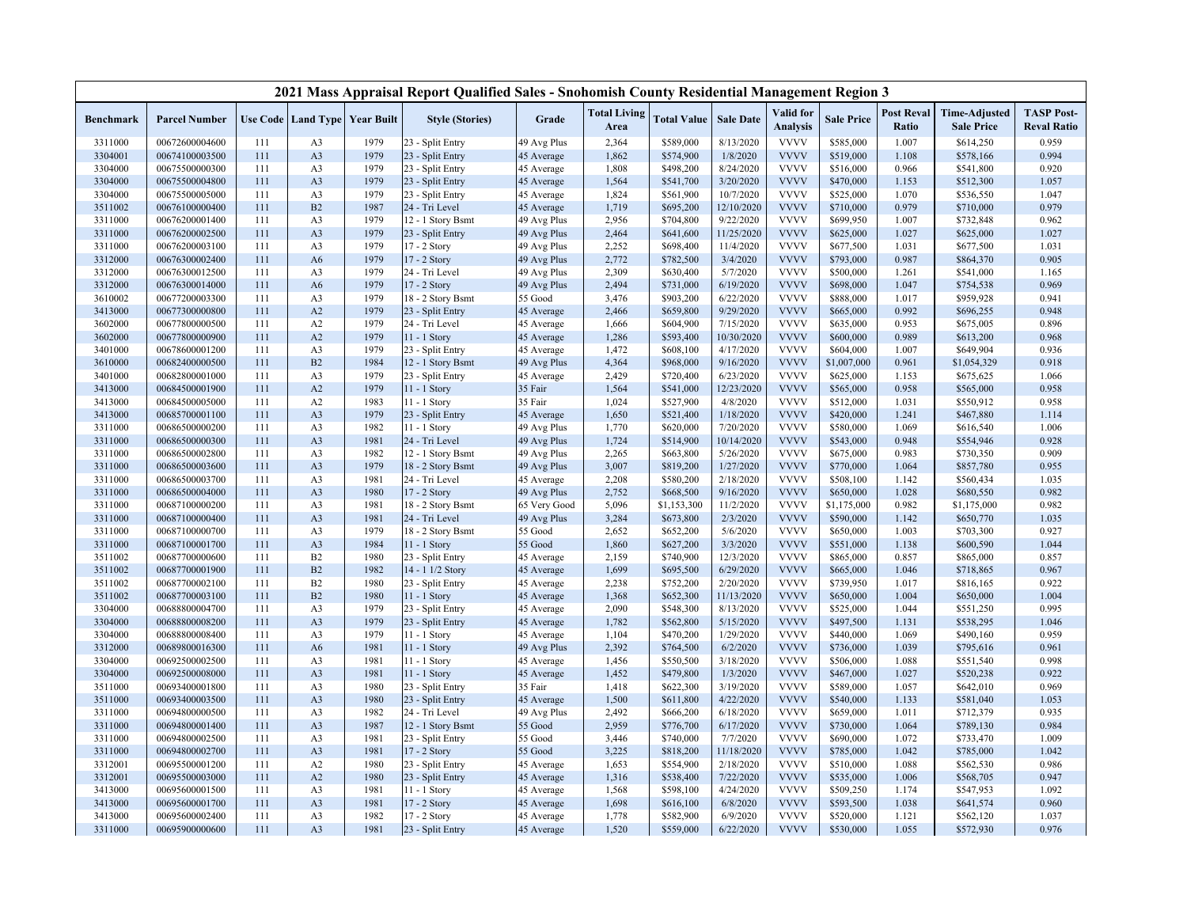# 2021 Mass Appraisal Report Qualified Sales - Snohomish County Residential Management Region 3

| Benchmark | Parcel Number | Use Code | Land Type | Year Built | Style (Stories) | Grade | Total Living Area | Total Value | Sale Date | Valid for Analysis | Sale Price | Post Reval Ratio | Time-Adjusted Sale Price | TASP Post-Reval Ratio |
|---|---|---|---|---|---|---|---|---|---|---|---|---|---|---|
| 3311000 | 00672600004600 | 111 | A3 | 1979 | 23 - Split Entry | 49 Avg Plus | 2,364 | $589,000 | 8/13/2020 | VVVV | $585,000 | 1.007 | $614,250 | 0.959 |
| 3304001 | 00674100003500 | 111 | A3 | 1979 | 23 - Split Entry | 45 Average | 1,862 | $574,900 | 1/8/2020 | VVVV | $519,000 | 1.108 | $578,166 | 0.994 |
| 3304000 | 00675500000300 | 111 | A3 | 1979 | 23 - Split Entry | 45 Average | 1,808 | $498,200 | 8/24/2020 | VVVV | $516,000 | 0.966 | $541,800 | 0.920 |
| 3304000 | 00675500004800 | 111 | A3 | 1979 | 23 - Split Entry | 45 Average | 1,564 | $541,700 | 3/20/2020 | VVVV | $470,000 | 1.153 | $512,300 | 1.057 |
| 3304000 | 00675500005000 | 111 | A3 | 1979 | 23 - Split Entry | 45 Average | 1,824 | $561,900 | 10/7/2020 | VVVV | $525,000 | 1.070 | $536,550 | 1.047 |
| 3511002 | 00676100000400 | 111 | B2 | 1987 | 24 - Tri Level | 45 Average | 1,719 | $695,200 | 12/10/2020 | VVVV | $710,000 | 0.979 | $710,000 | 0.979 |
| 3311000 | 00676200001400 | 111 | A3 | 1979 | 12 - 1 Story Bsmt | 49 Avg Plus | 2,956 | $704,800 | 9/22/2020 | VVVV | $699,950 | 1.007 | $732,848 | 0.962 |
| 3311000 | 00676200002500 | 111 | A3 | 1979 | 23 - Split Entry | 49 Avg Plus | 2,464 | $641,600 | 11/25/2020 | VVVV | $625,000 | 1.027 | $625,000 | 1.027 |
| 3311000 | 00676200003100 | 111 | A3 | 1979 | 17 - 2 Story | 49 Avg Plus | 2,252 | $698,400 | 11/4/2020 | VVVV | $677,500 | 1.031 | $677,500 | 1.031 |
| 3312000 | 00676300002400 | 111 | A6 | 1979 | 17 - 2 Story | 49 Avg Plus | 2,772 | $782,500 | 3/4/2020 | VVVV | $793,000 | 0.987 | $864,370 | 0.905 |
| 3312000 | 00676300012500 | 111 | A3 | 1979 | 24 - Tri Level | 49 Avg Plus | 2,309 | $630,400 | 5/7/2020 | VVVV | $500,000 | 1.261 | $541,000 | 1.165 |
| 3312000 | 00676300014000 | 111 | A6 | 1979 | 17 - 2 Story | 49 Avg Plus | 2,494 | $731,000 | 6/19/2020 | VVVV | $698,000 | 1.047 | $754,538 | 0.969 |
| 3610002 | 00677200003300 | 111 | A3 | 1979 | 18 - 2 Story Bsmt | 55 Good | 3,476 | $903,200 | 6/22/2020 | VVVV | $888,000 | 1.017 | $959,928 | 0.941 |
| 3413000 | 00677300000800 | 111 | A2 | 1979 | 23 - Split Entry | 45 Average | 2,466 | $659,800 | 9/29/2020 | VVVV | $665,000 | 0.992 | $696,255 | 0.948 |
| 3602000 | 00677800000500 | 111 | A2 | 1979 | 24 - Tri Level | 45 Average | 1,666 | $604,900 | 7/15/2020 | VVVV | $635,000 | 0.953 | $675,005 | 0.896 |
| 3602000 | 00677800000900 | 111 | A2 | 1979 | 11 - 1 Story | 45 Average | 1,286 | $593,400 | 10/30/2020 | VVVV | $600,000 | 0.989 | $613,200 | 0.968 |
| 3401000 | 00678600001200 | 111 | A3 | 1979 | 23 - Split Entry | 45 Average | 1,472 | $608,100 | 4/17/2020 | VVVV | $604,000 | 1.007 | $649,904 | 0.936 |
| 3610000 | 00682400000500 | 111 | B2 | 1984 | 12 - 1 Story Bsmt | 49 Avg Plus | 4,364 | $968,000 | 9/16/2020 | VVVV | $1,007,000 | 0.961 | $1,054,329 | 0.918 |
| 3401000 | 00682800001000 | 111 | A3 | 1979 | 23 - Split Entry | 45 Average | 2,429 | $720,400 | 6/23/2020 | VVVV | $625,000 | 1.153 | $675,625 | 1.066 |
| 3413000 | 00684500001900 | 111 | A2 | 1979 | 11 - 1 Story | 35 Fair | 1,564 | $541,000 | 12/23/2020 | VVVV | $565,000 | 0.958 | $565,000 | 0.958 |
| 3413000 | 00684500005000 | 111 | A2 | 1983 | 11 - 1 Story | 35 Fair | 1,024 | $527,900 | 4/8/2020 | VVVV | $512,000 | 1.031 | $550,912 | 0.958 |
| 3413000 | 00685700001100 | 111 | A3 | 1979 | 23 - Split Entry | 45 Average | 1,650 | $521,400 | 1/18/2020 | VVVV | $420,000 | 1.241 | $467,880 | 1.114 |
| 3311000 | 00686500000200 | 111 | A3 | 1982 | 11 - 1 Story | 49 Avg Plus | 1,770 | $620,000 | 7/20/2020 | VVVV | $580,000 | 1.069 | $616,540 | 1.006 |
| 3311000 | 00686500000300 | 111 | A3 | 1981 | 24 - Tri Level | 49 Avg Plus | 1,724 | $514,900 | 10/14/2020 | VVVV | $543,000 | 0.948 | $554,946 | 0.928 |
| 3311000 | 00686500002800 | 111 | A3 | 1982 | 12 - 1 Story Bsmt | 49 Avg Plus | 2,265 | $663,800 | 5/26/2020 | VVVV | $675,000 | 0.983 | $730,350 | 0.909 |
| 3311000 | 00686500003600 | 111 | A3 | 1979 | 18 - 2 Story Bsmt | 49 Avg Plus | 3,007 | $819,200 | 1/27/2020 | VVVV | $770,000 | 1.064 | $857,780 | 0.955 |
| 3311000 | 00686500003700 | 111 | A3 | 1981 | 24 - Tri Level | 45 Average | 2,208 | $580,200 | 2/18/2020 | VVVV | $508,100 | 1.142 | $560,434 | 1.035 |
| 3311000 | 00686500004000 | 111 | A3 | 1980 | 17 - 2 Story | 49 Avg Plus | 2,752 | $668,500 | 9/16/2020 | VVVV | $650,000 | 1.028 | $680,550 | 0.982 |
| 3311000 | 00687100000200 | 111 | A3 | 1981 | 18 - 2 Story Bsmt | 65 Very Good | 5,096 | $1,153,300 | 11/2/2020 | VVVV | $1,175,000 | 0.982 | $1,175,000 | 0.982 |
| 3311000 | 00687100000400 | 111 | A3 | 1981 | 24 - Tri Level | 49 Avg Plus | 3,284 | $673,800 | 2/3/2020 | VVVV | $590,000 | 1.142 | $650,770 | 1.035 |
| 3311000 | 00687100000700 | 111 | A3 | 1979 | 18 - 2 Story Bsmt | 55 Good | 2,652 | $652,200 | 5/6/2020 | VVVV | $650,000 | 1.003 | $703,300 | 0.927 |
| 3311000 | 00687100001700 | 111 | A3 | 1984 | 11 - 1 Story | 55 Good | 1,860 | $627,200 | 3/3/2020 | VVVV | $551,000 | 1.138 | $600,590 | 1.044 |
| 3511002 | 00687700000600 | 111 | B2 | 1980 | 23 - Split Entry | 45 Average | 2,159 | $740,900 | 12/3/2020 | VVVV | $865,000 | 0.857 | $865,000 | 0.857 |
| 3511002 | 00687700001900 | 111 | B2 | 1982 | 14 - 1 1/2 Story | 45 Average | 1,699 | $695,500 | 6/29/2020 | VVVV | $665,000 | 1.046 | $718,865 | 0.967 |
| 3511002 | 00687700002100 | 111 | B2 | 1980 | 23 - Split Entry | 45 Average | 2,238 | $752,200 | 2/20/2020 | VVVV | $739,950 | 1.017 | $816,165 | 0.922 |
| 3511002 | 00687700003100 | 111 | B2 | 1980 | 11 - 1 Story | 45 Average | 1,368 | $652,300 | 11/13/2020 | VVVV | $650,000 | 1.004 | $650,000 | 1.004 |
| 3304000 | 00688800004700 | 111 | A3 | 1979 | 23 - Split Entry | 45 Average | 2,090 | $548,300 | 8/13/2020 | VVVV | $525,000 | 1.044 | $551,250 | 0.995 |
| 3304000 | 00688800008200 | 111 | A3 | 1979 | 23 - Split Entry | 45 Average | 1,782 | $562,800 | 5/15/2020 | VVVV | $497,500 | 1.131 | $538,295 | 1.046 |
| 3304000 | 00688800008400 | 111 | A3 | 1979 | 11 - 1 Story | 45 Average | 1,104 | $470,200 | 1/29/2020 | VVVV | $440,000 | 1.069 | $490,160 | 0.959 |
| 3312000 | 00689800016300 | 111 | A6 | 1981 | 11 - 1 Story | 49 Avg Plus | 2,392 | $764,500 | 6/2/2020 | VVVV | $736,000 | 1.039 | $795,616 | 0.961 |
| 3304000 | 00692500002500 | 111 | A3 | 1981 | 11 - 1 Story | 45 Average | 1,456 | $550,500 | 3/18/2020 | VVVV | $506,000 | 1.088 | $551,540 | 0.998 |
| 3304000 | 00692500008000 | 111 | A3 | 1981 | 11 - 1 Story | 45 Average | 1,452 | $479,800 | 1/3/2020 | VVVV | $467,000 | 1.027 | $520,238 | 0.922 |
| 3511000 | 00693400001800 | 111 | A3 | 1980 | 23 - Split Entry | 35 Fair | 1,418 | $622,300 | 3/19/2020 | VVVV | $589,000 | 1.057 | $642,010 | 0.969 |
| 3511000 | 00693400003500 | 111 | A3 | 1980 | 23 - Split Entry | 45 Average | 1,500 | $611,800 | 4/22/2020 | VVVV | $540,000 | 1.133 | $581,040 | 1.053 |
| 3311000 | 00694800000500 | 111 | A3 | 1982 | 24 - Tri Level | 49 Avg Plus | 2,492 | $666,200 | 6/18/2020 | VVVV | $659,000 | 1.011 | $712,379 | 0.935 |
| 3311000 | 00694800001400 | 111 | A3 | 1987 | 12 - 1 Story Bsmt | 55 Good | 2,959 | $776,700 | 6/17/2020 | VVVV | $730,000 | 1.064 | $789,130 | 0.984 |
| 3311000 | 00694800002500 | 111 | A3 | 1981 | 23 - Split Entry | 55 Good | 3,446 | $740,000 | 7/7/2020 | VVVV | $690,000 | 1.072 | $733,470 | 1.009 |
| 3311000 | 00694800002700 | 111 | A3 | 1981 | 17 - 2 Story | 55 Good | 3,225 | $818,200 | 11/18/2020 | VVVV | $785,000 | 1.042 | $785,000 | 1.042 |
| 3312001 | 00695500001200 | 111 | A2 | 1980 | 23 - Split Entry | 45 Average | 1,653 | $554,900 | 2/18/2020 | VVVV | $510,000 | 1.088 | $562,530 | 0.986 |
| 3312001 | 00695500003000 | 111 | A2 | 1980 | 23 - Split Entry | 45 Average | 1,316 | $538,400 | 7/22/2020 | VVVV | $535,000 | 1.006 | $568,705 | 0.947 |
| 3413000 | 00695600001500 | 111 | A3 | 1981 | 11 - 1 Story | 45 Average | 1,568 | $598,100 | 4/24/2020 | VVVV | $509,250 | 1.174 | $547,953 | 1.092 |
| 3413000 | 00695600001700 | 111 | A3 | 1981 | 17 - 2 Story | 45 Average | 1,698 | $616,100 | 6/8/2020 | VVVV | $593,500 | 1.038 | $641,574 | 0.960 |
| 3413000 | 00695600002400 | 111 | A3 | 1982 | 17 - 2 Story | 45 Average | 1,778 | $582,900 | 6/9/2020 | VVVV | $520,000 | 1.121 | $562,120 | 1.037 |
| 3311000 | 00695900000600 | 111 | A3 | 1981 | 23 - Split Entry | 45 Average | 1,520 | $559,000 | 6/22/2020 | VVVV | $530,000 | 1.055 | $572,930 | 0.976 |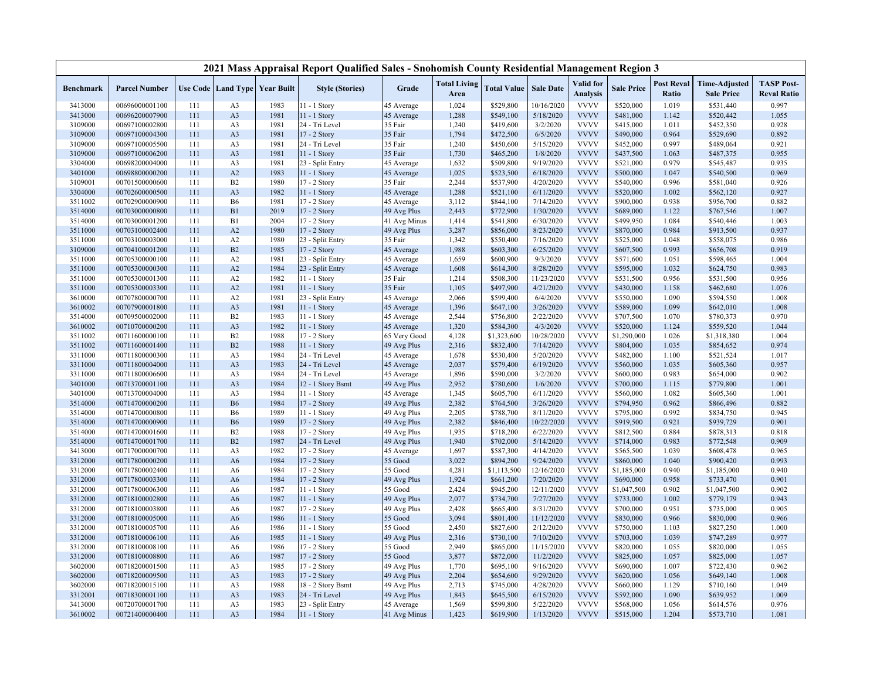# 2021 Mass Appraisal Report Qualified Sales - Snohomish County Residential Management Region 3

| Benchmark | Parcel Number | Use Code | Land Type | Year Built | Style (Stories) | Grade | Total Living Area | Total Value | Sale Date | Valid for Analysis | Sale Price | Post Reval Ratio | Time-Adjusted Sale Price | TASP Post-Reval Ratio |
|---|---|---|---|---|---|---|---|---|---|---|---|---|---|---|
| 3413000 | 00696000001100 | 111 | A3 | 1983 | 11 - 1 Story | 45 Average | 1,024 | $529,800 | 10/16/2020 | VVVV | $520,000 | 1.019 | $531,440 | 0.997 |
| 3413000 | 00696200007900 | 111 | A3 | 1981 | 11 - 1 Story | 45 Average | 1,288 | $549,100 | 5/18/2020 | VVVV | $481,000 | 1.142 | $520,442 | 1.055 |
| 3109000 | 00697100002800 | 111 | A3 | 1981 | 24 - Tri Level | 35 Fair | 1,240 | $419,600 | 3/2/2020 | VVVV | $415,000 | 1.011 | $452,350 | 0.928 |
| 3109000 | 00697100004300 | 111 | A3 | 1981 | 17 - 2 Story | 35 Fair | 1,794 | $472,500 | 6/5/2020 | VVVV | $490,000 | 0.964 | $529,690 | 0.892 |
| 3109000 | 00697100005500 | 111 | A3 | 1981 | 24 - Tri Level | 35 Fair | 1,240 | $450,600 | 5/15/2020 | VVVV | $452,000 | 0.997 | $489,064 | 0.921 |
| 3109000 | 00697100006200 | 111 | A3 | 1981 | 11 - 1 Story | 35 Fair | 1,730 | $465,200 | 1/8/2020 | VVVV | $437,500 | 1.063 | $487,375 | 0.955 |
| 3304000 | 00698200004000 | 111 | A3 | 1981 | 23 - Split Entry | 45 Average | 1,632 | $509,800 | 9/19/2020 | VVVV | $521,000 | 0.979 | $545,487 | 0.935 |
| 3401000 | 00698800000200 | 111 | A2 | 1983 | 11 - 1 Story | 45 Average | 1,025 | $523,500 | 6/18/2020 | VVVV | $500,000 | 1.047 | $540,500 | 0.969 |
| 3109001 | 00701500000600 | 111 | B2 | 1980 | 17 - 2 Story | 35 Fair | 2,244 | $537,900 | 4/20/2020 | VVVV | $540,000 | 0.996 | $581,040 | 0.926 |
| 3304000 | 00702600000500 | 111 | A3 | 1982 | 11 - 1 Story | 45 Average | 1,288 | $521,100 | 6/11/2020 | VVVV | $520,000 | 1.002 | $562,120 | 0.927 |
| 3511002 | 00702900000900 | 111 | B6 | 1981 | 17 - 2 Story | 45 Average | 3,112 | $844,100 | 7/14/2020 | VVVV | $900,000 | 0.938 | $956,700 | 0.882 |
| 3514000 | 00703000000800 | 111 | B1 | 2019 | 17 - 2 Story | 49 Avg Plus | 2,443 | $772,900 | 1/30/2020 | VVVV | $689,000 | 1.122 | $767,546 | 1.007 |
| 3514000 | 00703000001200 | 111 | B1 | 2004 | 17 - 2 Story | 41 Avg Minus | 1,414 | $541,800 | 6/30/2020 | VVVV | $499,950 | 1.084 | $540,446 | 1.003 |
| 3511000 | 00703100002400 | 111 | A2 | 1980 | 17 - 2 Story | 49 Avg Plus | 3,287 | $856,000 | 8/23/2020 | VVVV | $870,000 | 0.984 | $913,500 | 0.937 |
| 3511000 | 00703100003000 | 111 | A2 | 1980 | 23 - Split Entry | 35 Fair | 1,342 | $550,400 | 7/16/2020 | VVVV | $525,000 | 1.048 | $558,075 | 0.986 |
| 3109000 | 00704100001200 | 111 | B2 | 1985 | 17 - 2 Story | 45 Average | 1,988 | $603,300 | 6/25/2020 | VVVV | $607,500 | 0.993 | $656,708 | 0.919 |
| 3511000 | 00705300000100 | 111 | A2 | 1981 | 23 - Split Entry | 45 Average | 1,659 | $600,900 | 9/3/2020 | VVVV | $571,600 | 1.051 | $598,465 | 1.004 |
| 3511000 | 00705300000300 | 111 | A2 | 1984 | 23 - Split Entry | 45 Average | 1,608 | $614,300 | 8/28/2020 | VVVV | $595,000 | 1.032 | $624,750 | 0.983 |
| 3511000 | 00705300001300 | 111 | A2 | 1982 | 11 - 1 Story | 35 Fair | 1,214 | $508,300 | 11/23/2020 | VVVV | $531,500 | 0.956 | $531,500 | 0.956 |
| 3511000 | 00705300003300 | 111 | A2 | 1981 | 11 - 1 Story | 35 Fair | 1,105 | $497,900 | 4/21/2020 | VVVV | $430,000 | 1.158 | $462,680 | 1.076 |
| 3610000 | 00707800000700 | 111 | A2 | 1981 | 23 - Split Entry | 45 Average | 2,066 | $599,400 | 6/4/2020 | VVVV | $550,000 | 1.090 | $594,550 | 1.008 |
| 3610002 | 00707900001800 | 111 | A3 | 1981 | 11 - 1 Story | 45 Average | 1,396 | $647,100 | 3/26/2020 | VVVV | $589,000 | 1.099 | $642,010 | 1.008 |
| 3514000 | 00709500002000 | 111 | B2 | 1983 | 11 - 1 Story | 45 Average | 2,544 | $756,800 | 2/22/2020 | VVVV | $707,500 | 1.070 | $780,373 | 0.970 |
| 3610002 | 00710700000200 | 111 | A3 | 1982 | 11 - 1 Story | 45 Average | 1,320 | $584,300 | 4/3/2020 | VVVV | $520,000 | 1.124 | $559,520 | 1.044 |
| 3511002 | 00711600000100 | 111 | B2 | 1988 | 17 - 2 Story | 65 Very Good | 4,128 | $1,323,600 | 10/28/2020 | VVVV | $1,290,000 | 1.026 | $1,318,380 | 1.004 |
| 3511002 | 00711600001400 | 111 | B2 | 1988 | 11 - 1 Story | 49 Avg Plus | 2,316 | $832,400 | 7/14/2020 | VVVV | $804,000 | 1.035 | $854,652 | 0.974 |
| 3311000 | 00711800000300 | 111 | A3 | 1984 | 24 - Tri Level | 45 Average | 1,678 | $530,400 | 5/20/2020 | VVVV | $482,000 | 1.100 | $521,524 | 1.017 |
| 3311000 | 00711800004000 | 111 | A3 | 1983 | 24 - Tri Level | 45 Average | 2,037 | $579,400 | 6/19/2020 | VVVV | $560,000 | 1.035 | $605,360 | 0.957 |
| 3311000 | 00711800006600 | 111 | A3 | 1984 | 24 - Tri Level | 45 Average | 1,896 | $590,000 | 3/2/2020 | VVVV | $600,000 | 0.983 | $654,000 | 0.902 |
| 3401000 | 00713700001100 | 111 | A3 | 1984 | 12 - 1 Story Bsmt | 49 Avg Plus | 2,952 | $780,600 | 1/6/2020 | VVVV | $700,000 | 1.115 | $779,800 | 1.001 |
| 3401000 | 00713700004000 | 111 | A3 | 1984 | 11 - 1 Story | 45 Average | 1,345 | $605,700 | 6/11/2020 | VVVV | $560,000 | 1.082 | $605,360 | 1.001 |
| 3514000 | 00714700000200 | 111 | B6 | 1984 | 17 - 2 Story | 49 Avg Plus | 2,382 | $764,500 | 3/26/2020 | VVVV | $794,950 | 0.962 | $866,496 | 0.882 |
| 3514000 | 00714700000800 | 111 | B6 | 1989 | 11 - 1 Story | 49 Avg Plus | 2,205 | $788,700 | 8/11/2020 | VVVV | $795,000 | 0.992 | $834,750 | 0.945 |
| 3514000 | 00714700000900 | 111 | B6 | 1989 | 17 - 2 Story | 49 Avg Plus | 2,382 | $846,400 | 10/22/2020 | VVVV | $919,500 | 0.921 | $939,729 | 0.901 |
| 3514000 | 00714700001600 | 111 | B2 | 1988 | 17 - 2 Story | 49 Avg Plus | 1,935 | $718,200 | 6/22/2020 | VVVV | $812,500 | 0.884 | $878,313 | 0.818 |
| 3514000 | 00714700001700 | 111 | B2 | 1987 | 24 - Tri Level | 49 Avg Plus | 1,940 | $702,000 | 5/14/2020 | VVVV | $714,000 | 0.983 | $772,548 | 0.909 |
| 3413000 | 00717000000700 | 111 | A3 | 1982 | 17 - 2 Story | 45 Average | 1,697 | $587,300 | 4/14/2020 | VVVV | $565,500 | 1.039 | $608,478 | 0.965 |
| 3312000 | 00717800000200 | 111 | A6 | 1984 | 17 - 2 Story | 55 Good | 3,022 | $894,200 | 9/24/2020 | VVVV | $860,000 | 1.040 | $900,420 | 0.993 |
| 3312000 | 00717800002400 | 111 | A6 | 1984 | 17 - 2 Story | 55 Good | 4,281 | $1,113,500 | 12/16/2020 | VVVV | $1,185,000 | 0.940 | $1,185,000 | 0.940 |
| 3312000 | 00717800003300 | 111 | A6 | 1984 | 17 - 2 Story | 49 Avg Plus | 1,924 | $661,200 | 7/20/2020 | VVVV | $690,000 | 0.958 | $733,470 | 0.901 |
| 3312000 | 00717800006300 | 111 | A6 | 1987 | 11 - 1 Story | 55 Good | 2,424 | $945,200 | 12/11/2020 | VVVV | $1,047,500 | 0.902 | $1,047,500 | 0.902 |
| 3312000 | 00718100002800 | 111 | A6 | 1987 | 11 - 1 Story | 49 Avg Plus | 2,077 | $734,700 | 7/27/2020 | VVVV | $733,000 | 1.002 | $779,179 | 0.943 |
| 3312000 | 00718100003800 | 111 | A6 | 1987 | 17 - 2 Story | 49 Avg Plus | 2,428 | $665,400 | 8/31/2020 | VVVV | $700,000 | 0.951 | $735,000 | 0.905 |
| 3312000 | 00718100005000 | 111 | A6 | 1986 | 11 - 1 Story | 55 Good | 3,094 | $801,400 | 11/12/2020 | VVVV | $830,000 | 0.966 | $830,000 | 0.966 |
| 3312000 | 00718100005700 | 111 | A6 | 1986 | 11 - 1 Story | 55 Good | 2,450 | $827,600 | 2/12/2020 | VVVV | $750,000 | 1.103 | $827,250 | 1.000 |
| 3312000 | 00718100006100 | 111 | A6 | 1985 | 11 - 1 Story | 49 Avg Plus | 2,316 | $730,100 | 7/10/2020 | VVVV | $703,000 | 1.039 | $747,289 | 0.977 |
| 3312000 | 00718100008100 | 111 | A6 | 1986 | 17 - 2 Story | 55 Good | 2,949 | $865,000 | 11/15/2020 | VVVV | $820,000 | 1.055 | $820,000 | 1.055 |
| 3312000 | 00718100008800 | 111 | A6 | 1987 | 17 - 2 Story | 55 Good | 3,877 | $872,000 | 11/2/2020 | VVVV | $825,000 | 1.057 | $825,000 | 1.057 |
| 3602000 | 00718200001500 | 111 | A3 | 1985 | 17 - 2 Story | 49 Avg Plus | 1,770 | $695,100 | 9/16/2020 | VVVV | $690,000 | 1.007 | $722,430 | 0.962 |
| 3602000 | 00718200009500 | 111 | A3 | 1983 | 17 - 2 Story | 49 Avg Plus | 2,204 | $654,600 | 9/29/2020 | VVVV | $620,000 | 1.056 | $649,140 | 1.008 |
| 3602000 | 00718200015100 | 111 | A3 | 1988 | 18 - 2 Story Bsmt | 49 Avg Plus | 2,713 | $745,000 | 4/28/2020 | VVVV | $660,000 | 1.129 | $710,160 | 1.049 |
| 3312001 | 00718300001100 | 111 | A3 | 1983 | 24 - Tri Level | 49 Avg Plus | 1,843 | $645,500 | 6/15/2020 | VVVV | $592,000 | 1.090 | $639,952 | 1.009 |
| 3413000 | 00720700001700 | 111 | A3 | 1983 | 23 - Split Entry | 45 Average | 1,569 | $599,800 | 5/22/2020 | VVVV | $568,000 | 1.056 | $614,576 | 0.976 |
| 3610002 | 00721400000400 | 111 | A3 | 1984 | 11 - 1 Story | 41 Avg Minus | 1,423 | $619,900 | 1/13/2020 | VVVV | $515,000 | 1.204 | $573,710 | 1.081 |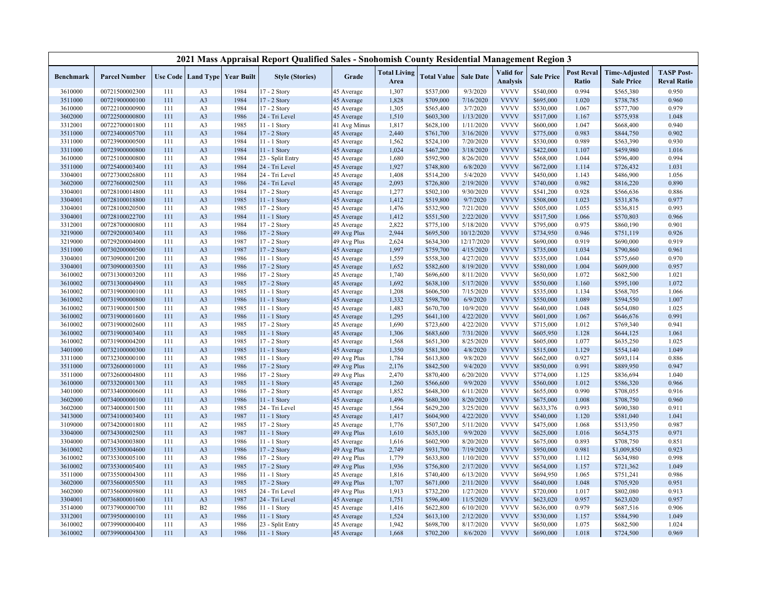## 2021 Mass Appraisal Report Qualified Sales - Snohomish County Residential Management Region 3

| Benchmark | Parcel Number | Use Code | Land Type | Year Built | Style (Stories) | Grade | Total Living Area | Total Value | Sale Date | Valid for Analysis | Sale Price | Post Reval Ratio | Time-Adjusted Sale Price | TASP Post-Reval Ratio |
|---|---|---|---|---|---|---|---|---|---|---|---|---|---|---|
| 3610000 | 00721500002300 | 111 | A3 | 1984 | 17 - 2 Story | 45 Average | 1,307 | $537,000 | 9/3/2020 | VVVV | $540,000 | 0.994 | $565,380 | 0.950 |
| 3511000 | 00721900000100 | 111 | A3 | 1984 | 17 - 2 Story | 45 Average | 1,828 | $709,000 | 7/16/2020 | VVVV | $695,000 | 1.020 | $738,785 | 0.960 |
| 3610000 | 00722100000900 | 111 | A3 | 1984 | 17 - 2 Story | 45 Average | 1,305 | $565,400 | 3/7/2020 | VVVV | $530,000 | 1.067 | $577,700 | 0.979 |
| 3602000 | 00722500000800 | 111 | A3 | 1986 | 24 - Tri Level | 45 Average | 1,510 | $603,300 | 1/13/2020 | VVVV | $517,000 | 1.167 | $575,938 | 1.048 |
| 3312001 | 00722700001800 | 111 | A3 | 1985 | 11 - 1 Story | 41 Avg Minus | 1,817 | $628,100 | 1/11/2020 | VVVV | $600,000 | 1.047 | $668,400 | 0.940 |
| 3511000 | 00723400005700 | 111 | A3 | 1984 | 17 - 2 Story | 45 Average | 2,440 | $761,700 | 3/16/2020 | VVVV | $775,000 | 0.983 | $844,750 | 0.902 |
| 3311000 | 00723900000500 | 111 | A3 | 1984 | 11 - 1 Story | 45 Average | 1,562 | $524,100 | 7/20/2020 | VVVV | $530,000 | 0.989 | $563,390 | 0.930 |
| 3311000 | 00723900000800 | 111 | A3 | 1984 | 11 - 1 Story | 45 Average | 1,024 | $467,200 | 3/18/2020 | VVVV | $422,000 | 1.107 | $459,980 | 1.016 |
| 3610000 | 00725100000800 | 111 | A3 | 1984 | 23 - Split Entry | 45 Average | 1,680 | $592,900 | 8/26/2020 | VVVV | $568,000 | 1.044 | $596,400 | 0.994 |
| 3511000 | 00725400003400 | 111 | A3 | 1984 | 24 - Tri Level | 45 Average | 1,927 | $748,800 | 6/8/2020 | VVVV | $672,000 | 1.114 | $726,432 | 1.031 |
| 3304001 | 00727300026800 | 111 | A3 | 1984 | 24 - Tri Level | 45 Average | 1,408 | $514,200 | 5/4/2020 | VVVV | $450,000 | 1.143 | $486,900 | 1.056 |
| 3602000 | 00727600002500 | 111 | A3 | 1986 | 24 - Tri Level | 45 Average | 2,093 | $726,800 | 2/19/2020 | VVVV | $740,000 | 0.982 | $816,220 | 0.890 |
| 3304001 | 00728100014800 | 111 | A3 | 1984 | 17 - 2 Story | 45 Average | 1,277 | $502,100 | 9/30/2020 | VVVV | $541,200 | 0.928 | $566,636 | 0.886 |
| 3304001 | 00728100018800 | 111 | A3 | 1985 | 11 - 1 Story | 45 Average | 1,412 | $519,800 | 9/7/2020 | VVVV | $508,000 | 1.023 | $531,876 | 0.977 |
| 3304001 | 00728100020500 | 111 | A3 | 1985 | 17 - 2 Story | 45 Average | 1,476 | $532,900 | 7/21/2020 | VVVV | $505,000 | 1.055 | $536,815 | 0.993 |
| 3304001 | 00728100022700 | 111 | A3 | 1984 | 11 - 1 Story | 45 Average | 1,412 | $551,500 | 2/22/2020 | VVVV | $517,500 | 1.066 | $570,803 | 0.966 |
| 3312001 | 00728700000800 | 111 | A3 | 1984 | 17 - 2 Story | 45 Average | 2,822 | $775,100 | 5/18/2020 | VVVV | $795,000 | 0.975 | $860,190 | 0.901 |
| 3219000 | 00729200003400 | 111 | A3 | 1986 | 17 - 2 Story | 49 Avg Plus | 2,944 | $695,500 | 10/12/2020 | VVVV | $734,950 | 0.946 | $751,119 | 0.926 |
| 3219000 | 00729200004000 | 111 | A3 | 1987 | 17 - 2 Story | 49 Avg Plus | 2,624 | $634,300 | 12/17/2020 | VVVV | $690,000 | 0.919 | $690,000 | 0.919 |
| 3511000 | 00730200000500 | 111 | A3 | 1987 | 17 - 2 Story | 45 Average | 1,997 | $759,700 | 4/15/2020 | VVVV | $735,000 | 1.034 | $790,860 | 0.961 |
| 3304001 | 00730900001200 | 111 | A3 | 1986 | 11 - 1 Story | 45 Average | 1,559 | $558,300 | 4/27/2020 | VVVV | $535,000 | 1.044 | $575,660 | 0.970 |
| 3304001 | 00730900003500 | 111 | A3 | 1986 | 17 - 2 Story | 45 Average | 1,652 | $582,600 | 8/19/2020 | VVVV | $580,000 | 1.004 | $609,000 | 0.957 |
| 3610002 | 00731300003200 | 111 | A3 | 1986 | 17 - 2 Story | 45 Average | 1,740 | $696,600 | 8/11/2020 | VVVV | $650,000 | 1.072 | $682,500 | 1.021 |
| 3610002 | 00731300004900 | 111 | A3 | 1985 | 17 - 2 Story | 45 Average | 1,692 | $638,100 | 5/17/2020 | VVVV | $550,000 | 1.160 | $595,100 | 1.072 |
| 3610002 | 00731900000100 | 111 | A3 | 1985 | 11 - 1 Story | 45 Average | 1,208 | $606,500 | 7/15/2020 | VVVV | $535,000 | 1.134 | $568,705 | 1.066 |
| 3610002 | 00731900000800 | 111 | A3 | 1986 | 11 - 1 Story | 45 Average | 1,332 | $598,700 | 6/9/2020 | VVVV | $550,000 | 1.089 | $594,550 | 1.007 |
| 3610002 | 00731900001500 | 111 | A3 | 1985 | 11 - 1 Story | 45 Average | 1,483 | $670,700 | 10/9/2020 | VVVV | $640,000 | 1.048 | $654,080 | 1.025 |
| 3610002 | 00731900001600 | 111 | A3 | 1986 | 11 - 1 Story | 45 Average | 1,295 | $641,100 | 4/22/2020 | VVVV | $601,000 | 1.067 | $646,676 | 0.991 |
| 3610002 | 00731900002600 | 111 | A3 | 1985 | 17 - 2 Story | 45 Average | 1,690 | $723,600 | 4/22/2020 | VVVV | $715,000 | 1.012 | $769,340 | 0.941 |
| 3610002 | 00731900003400 | 111 | A3 | 1985 | 11 - 1 Story | 45 Average | 1,306 | $683,600 | 7/31/2020 | VVVV | $605,950 | 1.128 | $644,125 | 1.061 |
| 3610002 | 00731900004200 | 111 | A3 | 1985 | 17 - 2 Story | 45 Average | 1,568 | $651,300 | 8/25/2020 | VVVV | $605,000 | 1.077 | $635,250 | 1.025 |
| 3401000 | 00732100000300 | 111 | A3 | 1985 | 11 - 1 Story | 45 Average | 1,350 | $581,300 | 4/8/2020 | VVVV | $515,000 | 1.129 | $554,140 | 1.049 |
| 3311000 | 00732300000100 | 111 | A3 | 1985 | 11 - 1 Story | 49 Avg Plus | 1,784 | $613,800 | 9/8/2020 | VVVV | $662,000 | 0.927 | $693,114 | 0.886 |
| 3511000 | 00732600001000 | 111 | A3 | 1986 | 17 - 2 Story | 49 Avg Plus | 2,176 | $842,500 | 9/4/2020 | VVVV | $850,000 | 0.991 | $889,950 | 0.947 |
| 3511000 | 00732600004800 | 111 | A3 | 1986 | 17 - 2 Story | 49 Avg Plus | 2,470 | $870,400 | 6/20/2020 | VVVV | $774,000 | 1.125 | $836,694 | 1.040 |
| 3610000 | 00733200001300 | 111 | A3 | 1985 | 11 - 1 Story | 45 Average | 1,260 | $566,600 | 9/9/2020 | VVVV | $560,000 | 1.012 | $586,320 | 0.966 |
| 3401000 | 00733400000600 | 111 | A3 | 1986 | 17 - 2 Story | 45 Average | 1,852 | $648,300 | 6/11/2020 | VVVV | $655,000 | 0.990 | $708,055 | 0.916 |
| 3602000 | 00734000000100 | 111 | A3 | 1986 | 11 - 1 Story | 45 Average | 1,496 | $680,300 | 8/20/2020 | VVVV | $675,000 | 1.008 | $708,750 | 0.960 |
| 3602000 | 00734000001500 | 111 | A3 | 1985 | 24 - Tri Level | 45 Average | 1,564 | $629,200 | 3/25/2020 | VVVV | $633,376 | 0.993 | $690,380 | 0.911 |
| 3413000 | 00734100003400 | 111 | A3 | 1987 | 11 - 1 Story | 45 Average | 1,417 | $604,900 | 4/22/2020 | VVVV | $540,000 | 1.120 | $581,040 | 1.041 |
| 3109000 | 00734200001800 | 111 | A2 | 1985 | 17 - 2 Story | 45 Average | 1,776 | $507,200 | 5/11/2020 | VVVV | $475,000 | 1.068 | $513,950 | 0.987 |
| 3304000 | 00734300002500 | 111 | A3 | 1987 | 11 - 1 Story | 49 Avg Plus | 1,610 | $635,100 | 9/9/2020 | VVVV | $625,000 | 1.016 | $654,375 | 0.971 |
| 3304000 | 00734300003800 | 111 | A3 | 1986 | 11 - 1 Story | 45 Average | 1,616 | $602,900 | 8/20/2020 | VVVV | $675,000 | 0.893 | $708,750 | 0.851 |
| 3610002 | 00735300004600 | 111 | A3 | 1986 | 17 - 2 Story | 49 Avg Plus | 2,749 | $931,700 | 7/19/2020 | VVVV | $950,000 | 0.981 | $1,009,850 | 0.923 |
| 3610002 | 00735300005100 | 111 | A3 | 1986 | 17 - 2 Story | 49 Avg Plus | 1,779 | $633,800 | 1/10/2020 | VVVV | $570,000 | 1.112 | $634,980 | 0.998 |
| 3610002 | 00735300005400 | 111 | A3 | 1985 | 17 - 2 Story | 49 Avg Plus | 1,936 | $756,800 | 2/17/2020 | VVVV | $654,000 | 1.157 | $721,362 | 1.049 |
| 3511000 | 00735500004300 | 111 | A3 | 1986 | 11 - 1 Story | 45 Average | 1,816 | $740,400 | 6/13/2020 | VVVV | $694,950 | 1.065 | $751,241 | 0.986 |
| 3602000 | 00735600005500 | 111 | A3 | 1985 | 17 - 2 Story | 49 Avg Plus | 1,707 | $671,000 | 2/11/2020 | VVVV | $640,000 | 1.048 | $705,920 | 0.951 |
| 3602000 | 00735600009800 | 111 | A3 | 1985 | 24 - Tri Level | 49 Avg Plus | 1,913 | $732,200 | 1/27/2020 | VVVV | $720,000 | 1.017 | $802,080 | 0.913 |
| 3304001 | 00736800001600 | 111 | A3 | 1987 | 24 - Tri Level | 45 Average | 1,751 | $596,400 | 11/5/2020 | VVVV | $623,020 | 0.957 | $623,020 | 0.957 |
| 3514000 | 00737900000700 | 111 | B2 | 1986 | 11 - 1 Story | 45 Average | 1,416 | $622,800 | 6/10/2020 | VVVV | $636,000 | 0.979 | $687,516 | 0.906 |
| 3312001 | 00739500000100 | 111 | A3 | 1986 | 11 - 1 Story | 45 Average | 1,524 | $613,100 | 2/12/2020 | VVVV | $530,000 | 1.157 | $584,590 | 1.049 |
| 3610002 | 00739900000400 | 111 | A3 | 1986 | 23 - Split Entry | 45 Average | 1,942 | $698,700 | 8/17/2020 | VVVV | $650,000 | 1.075 | $682,500 | 1.024 |
| 3610002 | 00739900004300 | 111 | A3 | 1986 | 11 - 1 Story | 45 Average | 1,668 | $702,200 | 8/6/2020 | VVVV | $690,000 | 1.018 | $724,500 | 0.969 |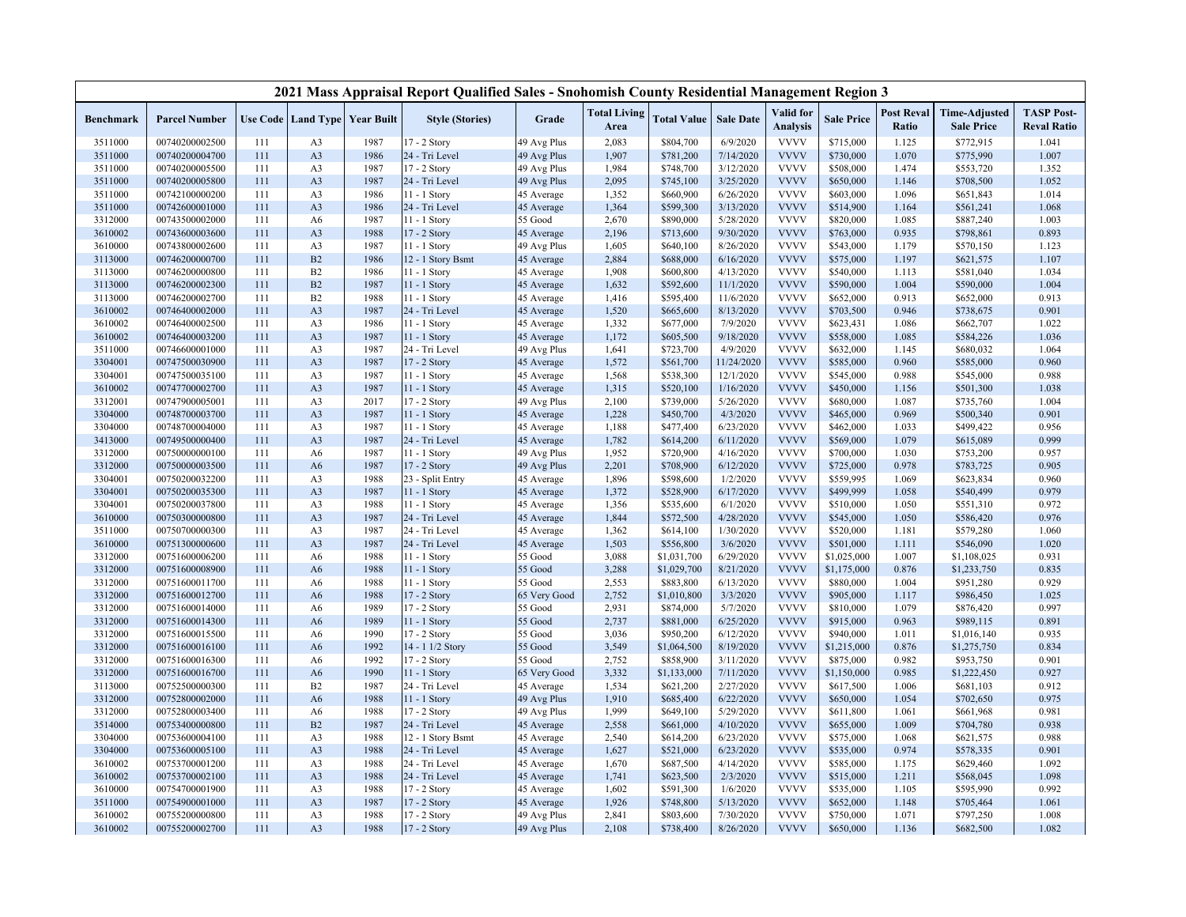| 2021 Mass Appraisal Report Qualified Sales - Snohomish County Residential Management Region 3 | | | | | | | | | | | | | | | |
|---|---|---|---|---|---|---|---|---|---|---|---|---|---|---|---|
| Benchmark | Parcel Number | Use Code | Land Type | Year Built | Style (Stories) | Grade | Total Living Area | Total Value | Sale Date | Valid for Analysis | Sale Price | Post Reval Ratio | Time-Adjusted Sale Price | TASP Post-Reval Ratio |
| 3511000 | 00740200002500 | 111 | A3 | 1987 | 17 - 2 Story | 49 Avg Plus | 2,083 | $804,700 | 6/9/2020 | VVVV | $715,000 | 1.125 | $772,915 | 1.041 |
| 3511000 | 00740200004700 | 111 | A3 | 1986 | 24 - Tri Level | 49 Avg Plus | 1,907 | $781,200 | 7/14/2020 | VVVV | $730,000 | 1.070 | $775,990 | 1.007 |
| 3511000 | 00740200005500 | 111 | A3 | 1987 | 17 - 2 Story | 49 Avg Plus | 1,984 | $748,700 | 3/12/2020 | VVVV | $508,000 | 1.474 | $553,720 | 1.352 |
| 3511000 | 00740200005800 | 111 | A3 | 1987 | 24 - Tri Level | 49 Avg Plus | 2,095 | $745,100 | 3/25/2020 | VVVV | $650,000 | 1.146 | $708,500 | 1.052 |
| 3511000 | 00742100000200 | 111 | A3 | 1986 | 11 - 1 Story | 45 Average | 1,352 | $660,900 | 6/26/2020 | VVVV | $603,000 | 1.096 | $651,843 | 1.014 |
| 3511000 | 00742600001000 | 111 | A3 | 1986 | 24 - Tri Level | 45 Average | 1,364 | $599,300 | 3/13/2020 | VVVV | $514,900 | 1.164 | $561,241 | 1.068 |
| 3312000 | 00743500002000 | 111 | A6 | 1987 | 11 - 1 Story | 55 Good | 2,670 | $890,000 | 5/28/2020 | VVVV | $820,000 | 1.085 | $887,240 | 1.003 |
| 3610002 | 00743600003600 | 111 | A3 | 1988 | 17 - 2 Story | 45 Average | 2,196 | $713,600 | 9/30/2020 | VVVV | $763,000 | 0.935 | $798,861 | 0.893 |
| 3610000 | 00743800002600 | 111 | A3 | 1987 | 11 - 1 Story | 49 Avg Plus | 1,605 | $640,100 | 8/26/2020 | VVVV | $543,000 | 1.179 | $570,150 | 1.123 |
| 3113000 | 00746200000700 | 111 | B2 | 1986 | 12 - 1 Story Bsmt | 45 Average | 2,884 | $688,000 | 6/16/2020 | VVVV | $575,000 | 1.197 | $621,575 | 1.107 |
| 3113000 | 00746200000800 | 111 | B2 | 1986 | 11 - 1 Story | 45 Average | 1,908 | $600,800 | 4/13/2020 | VVVV | $540,000 | 1.113 | $581,040 | 1.034 |
| 3113000 | 00746200002300 | 111 | B2 | 1987 | 11 - 1 Story | 45 Average | 1,632 | $592,600 | 11/1/2020 | VVVV | $590,000 | 1.004 | $590,000 | 1.004 |
| 3113000 | 00746200002700 | 111 | B2 | 1988 | 11 - 1 Story | 45 Average | 1,416 | $595,400 | 11/6/2020 | VVVV | $652,000 | 0.913 | $652,000 | 0.913 |
| 3610002 | 00746400002000 | 111 | A3 | 1987 | 24 - Tri Level | 45 Average | 1,520 | $665,600 | 8/13/2020 | VVVV | $703,500 | 0.946 | $738,675 | 0.901 |
| 3610002 | 00746400002500 | 111 | A3 | 1986 | 11 - 1 Story | 45 Average | 1,332 | $677,000 | 7/9/2020 | VVVV | $623,431 | 1.086 | $662,707 | 1.022 |
| 3610002 | 00746400003200 | 111 | A3 | 1987 | 11 - 1 Story | 45 Average | 1,172 | $605,500 | 9/18/2020 | VVVV | $558,000 | 1.085 | $584,226 | 1.036 |
| 3511000 | 00746600001000 | 111 | A3 | 1987 | 24 - Tri Level | 49 Avg Plus | 1,641 | $723,700 | 4/9/2020 | VVVV | $632,000 | 1.145 | $680,032 | 1.064 |
| 3304001 | 00747500030900 | 111 | A3 | 1987 | 17 - 2 Story | 45 Average | 1,572 | $561,700 | 11/24/2020 | VVVV | $585,000 | 0.960 | $585,000 | 0.960 |
| 3304001 | 00747500035100 | 111 | A3 | 1987 | 11 - 1 Story | 45 Average | 1,568 | $538,300 | 12/1/2020 | VVVV | $545,000 | 0.988 | $545,000 | 0.988 |
| 3610002 | 00747700002700 | 111 | A3 | 1987 | 11 - 1 Story | 45 Average | 1,315 | $520,100 | 1/16/2020 | VVVV | $450,000 | 1.156 | $501,300 | 1.038 |
| 3312001 | 00747900005001 | 111 | A3 | 2017 | 17 - 2 Story | 49 Avg Plus | 2,100 | $739,000 | 5/26/2020 | VVVV | $680,000 | 1.087 | $735,760 | 1.004 |
| 3304000 | 00748700003700 | 111 | A3 | 1987 | 11 - 1 Story | 45 Average | 1,228 | $450,700 | 4/3/2020 | VVVV | $465,000 | 0.969 | $500,340 | 0.901 |
| 3304000 | 00748700004000 | 111 | A3 | 1987 | 11 - 1 Story | 45 Average | 1,188 | $477,400 | 6/23/2020 | VVVV | $462,000 | 1.033 | $499,422 | 0.956 |
| 3413000 | 00749500000400 | 111 | A3 | 1987 | 24 - Tri Level | 45 Average | 1,782 | $614,200 | 6/11/2020 | VVVV | $569,000 | 1.079 | $615,089 | 0.999 |
| 3312000 | 00750000000100 | 111 | A6 | 1987 | 11 - 1 Story | 49 Avg Plus | 1,952 | $720,900 | 4/16/2020 | VVVV | $700,000 | 1.030 | $753,200 | 0.957 |
| 3312000 | 00750000003500 | 111 | A6 | 1987 | 17 - 2 Story | 49 Avg Plus | 2,201 | $708,900 | 6/12/2020 | VVVV | $725,000 | 0.978 | $783,725 | 0.905 |
| 3304001 | 00750200032200 | 111 | A3 | 1988 | 23 - Split Entry | 45 Average | 1,896 | $598,600 | 1/2/2020 | VVVV | $559,995 | 1.069 | $623,834 | 0.960 |
| 3304001 | 00750200035300 | 111 | A3 | 1987 | 11 - 1 Story | 45 Average | 1,372 | $528,900 | 6/17/2020 | VVVV | $499,999 | 1.058 | $540,499 | 0.979 |
| 3304001 | 00750200037800 | 111 | A3 | 1988 | 11 - 1 Story | 45 Average | 1,356 | $535,600 | 6/1/2020 | VVVV | $510,000 | 1.050 | $551,310 | 0.972 |
| 3610000 | 00750300000800 | 111 | A3 | 1987 | 24 - Tri Level | 45 Average | 1,844 | $572,500 | 4/28/2020 | VVVV | $545,000 | 1.050 | $586,420 | 0.976 |
| 3511000 | 00750700000300 | 111 | A3 | 1987 | 24 - Tri Level | 45 Average | 1,362 | $614,100 | 1/30/2020 | VVVV | $520,000 | 1.181 | $579,280 | 1.060 |
| 3610000 | 00751300000600 | 111 | A3 | 1987 | 24 - Tri Level | 45 Average | 1,503 | $556,800 | 3/6/2020 | VVVV | $501,000 | 1.111 | $546,090 | 1.020 |
| 3312000 | 00751600006200 | 111 | A6 | 1988 | 11 - 1 Story | 55 Good | 3,088 | $1,031,700 | 6/29/2020 | VVVV | $1,025,000 | 1.007 | $1,108,025 | 0.931 |
| 3312000 | 00751600008900 | 111 | A6 | 1988 | 11 - 1 Story | 55 Good | 3,288 | $1,029,700 | 8/21/2020 | VVVV | $1,175,000 | 0.876 | $1,233,750 | 0.835 |
| 3312000 | 00751600011700 | 111 | A6 | 1988 | 11 - 1 Story | 55 Good | 2,553 | $883,800 | 6/13/2020 | VVVV | $880,000 | 1.004 | $951,280 | 0.929 |
| 3312000 | 00751600012700 | 111 | A6 | 1988 | 17 - 2 Story | 65 Very Good | 2,752 | $1,010,800 | 3/3/2020 | VVVV | $905,000 | 1.117 | $986,450 | 1.025 |
| 3312000 | 00751600014000 | 111 | A6 | 1989 | 17 - 2 Story | 55 Good | 2,931 | $874,000 | 5/7/2020 | VVVV | $810,000 | 1.079 | $876,420 | 0.997 |
| 3312000 | 00751600014300 | 111 | A6 | 1989 | 11 - 1 Story | 55 Good | 2,737 | $881,000 | 6/25/2020 | VVVV | $915,000 | 0.963 | $989,115 | 0.891 |
| 3312000 | 00751600015500 | 111 | A6 | 1990 | 17 - 2 Story | 55 Good | 3,036 | $950,200 | 6/12/2020 | VVVV | $940,000 | 1.011 | $1,016,140 | 0.935 |
| 3312000 | 00751600016100 | 111 | A6 | 1992 | 14 - 1 1/2 Story | 55 Good | 3,549 | $1,064,500 | 8/19/2020 | VVVV | $1,215,000 | 0.876 | $1,275,750 | 0.834 |
| 3312000 | 00751600016300 | 111 | A6 | 1992 | 17 - 2 Story | 55 Good | 2,752 | $858,900 | 3/11/2020 | VVVV | $875,000 | 0.982 | $953,750 | 0.901 |
| 3312000 | 00751600016700 | 111 | A6 | 1990 | 11 - 1 Story | 65 Very Good | 3,332 | $1,133,000 | 7/11/2020 | VVVV | $1,150,000 | 0.985 | $1,222,450 | 0.927 |
| 3113000 | 00752500000300 | 111 | B2 | 1987 | 24 - Tri Level | 45 Average | 1,534 | $621,200 | 2/27/2020 | VVVV | $617,500 | 1.006 | $681,103 | 0.912 |
| 3312000 | 00752800002000 | 111 | A6 | 1988 | 11 - 1 Story | 49 Avg Plus | 1,910 | $685,400 | 6/22/2020 | VVVV | $650,000 | 1.054 | $702,650 | 0.975 |
| 3312000 | 00752800003400 | 111 | A6 | 1988 | 17 - 2 Story | 49 Avg Plus | 1,999 | $649,100 | 5/29/2020 | VVVV | $611,800 | 1.061 | $661,968 | 0.981 |
| 3514000 | 00753400000800 | 111 | B2 | 1987 | 24 - Tri Level | 45 Average | 2,558 | $661,000 | 4/10/2020 | VVVV | $655,000 | 1.009 | $704,780 | 0.938 |
| 3304000 | 00753600004100 | 111 | A3 | 1988 | 12 - 1 Story Bsmt | 45 Average | 2,540 | $614,200 | 6/23/2020 | VVVV | $575,000 | 1.068 | $621,575 | 0.988 |
| 3304000 | 00753600005100 | 111 | A3 | 1988 | 24 - Tri Level | 45 Average | 1,627 | $521,000 | 6/23/2020 | VVVV | $535,000 | 0.974 | $578,335 | 0.901 |
| 3610002 | 00753700001200 | 111 | A3 | 1988 | 24 - Tri Level | 45 Average | 1,670 | $687,500 | 4/14/2020 | VVVV | $585,000 | 1.175 | $629,460 | 1.092 |
| 3610002 | 00753700002100 | 111 | A3 | 1988 | 24 - Tri Level | 45 Average | 1,741 | $623,500 | 2/3/2020 | VVVV | $515,000 | 1.211 | $568,045 | 1.098 |
| 3610000 | 00754700001900 | 111 | A3 | 1988 | 17 - 2 Story | 45 Average | 1,602 | $591,300 | 1/6/2020 | VVVV | $535,000 | 1.105 | $595,990 | 0.992 |
| 3511000 | 00754900001000 | 111 | A3 | 1987 | 17 - 2 Story | 45 Average | 1,926 | $748,800 | 5/13/2020 | VVVV | $652,000 | 1.148 | $705,464 | 1.061 |
| 3610002 | 00755200000800 | 111 | A3 | 1988 | 17 - 2 Story | 49 Avg Plus | 2,841 | $803,600 | 7/30/2020 | VVVV | $750,000 | 1.071 | $797,250 | 1.008 |
| 3610002 | 00755200002700 | 111 | A3 | 1988 | 17 - 2 Story | 49 Avg Plus | 2,108 | $738,400 | 8/26/2020 | VVVV | $650,000 | 1.136 | $682,500 | 1.082 |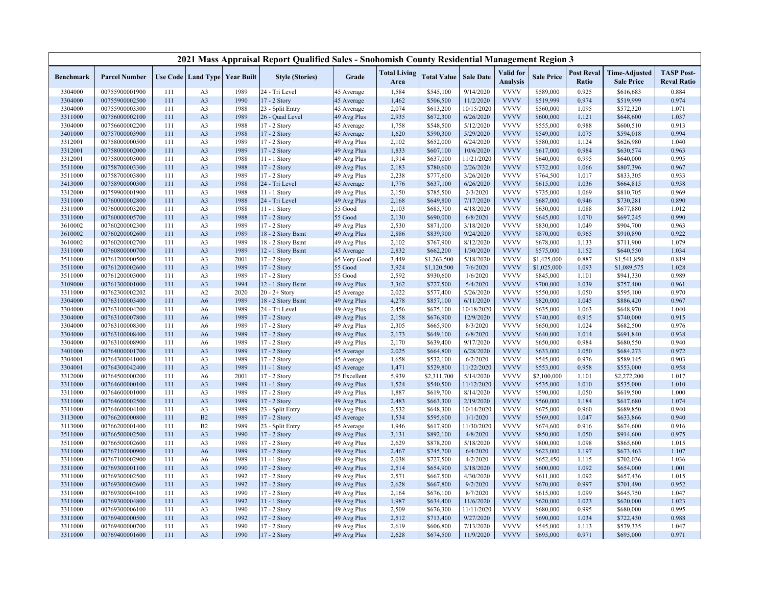## 2021 Mass Appraisal Report Qualified Sales - Snohomish County Residential Management Region 3

| Benchmark | Parcel Number | Use Code | Land Type | Year Built | Style (Stories) | Grade | Total Living Area | Total Value | Sale Date | Valid for Analysis | Sale Price | Post Reval Ratio | Time-Adjusted Sale Price | TASP Post-Reval Ratio |
|---|---|---|---|---|---|---|---|---|---|---|---|---|---|---|
| 3304000 | 00755900001900 | 111 | A3 | 1989 | 24 - Tri Level | 45 Average | 1,584 | $545,100 | 9/14/2020 | VVVV | $589,000 | 0.925 | $616,683 | 0.884 |
| 3304000 | 00755900002500 | 111 | A3 | 1990 | 17 - 2 Story | 45 Average | 1,462 | $506,500 | 11/2/2020 | VVVV | $519,999 | 0.974 | $519,999 | 0.974 |
| 3304000 | 00755900003300 | 111 | A3 | 1988 | 23 - Split Entry | 45 Average | 2,074 | $613,200 | 10/15/2020 | VVVV | $560,000 | 1.095 | $572,320 | 1.071 |
| 3311000 | 00756000002100 | 111 | A3 | 1989 | 26 - Quad Level | 49 Avg Plus | 2,935 | $672,300 | 6/26/2020 | VVVV | $600,000 | 1.121 | $648,600 | 1.037 |
| 3304000 | 00756600002200 | 111 | A3 | 1988 | 17 - 2 Story | 45 Average | 1,758 | $548,500 | 5/12/2020 | VVVV | $555,000 | 0.988 | $600,510 | 0.913 |
| 3401000 | 00757000003900 | 111 | A3 | 1988 | 17 - 2 Story | 45 Average | 1,620 | $590,300 | 5/29/2020 | VVVV | $549,000 | 1.075 | $594,018 | 0.994 |
| 3312001 | 00758000000500 | 111 | A3 | 1989 | 17 - 2 Story | 49 Avg Plus | 2,102 | $652,000 | 6/24/2020 | VVVV | $580,000 | 1.124 | $626,980 | 1.040 |
| 3312001 | 00758000002000 | 111 | A3 | 1989 | 17 - 2 Story | 49 Avg Plus | 1,833 | $607,100 | 10/6/2020 | VVVV | $617,000 | 0.984 | $630,574 | 0.963 |
| 3312001 | 00758000003000 | 111 | A3 | 1988 | 11 - 1 Story | 49 Avg Plus | 1,914 | $637,000 | 11/21/2020 | VVVV | $640,000 | 0.995 | $640,000 | 0.995 |
| 3511000 | 00758700003300 | 111 | A3 | 1988 | 17 - 2 Story | 49 Avg Plus | 2,183 | $780,600 | 2/26/2020 | VVVV | $732,000 | 1.066 | $807,396 | 0.967 |
| 3511000 | 00758700003800 | 111 | A3 | 1989 | 17 - 2 Story | 49 Avg Plus | 2,238 | $777,600 | 3/26/2020 | VVVV | $764,500 | 1.017 | $833,305 | 0.933 |
| 3413000 | 00758900000300 | 111 | A3 | 1988 | 24 - Tri Level | 45 Average | 1,776 | $637,100 | 6/26/2020 | VVVV | $615,000 | 1.036 | $664,815 | 0.958 |
| 3312000 | 00759900001900 | 111 | A3 | 1988 | 11 - 1 Story | 49 Avg Plus | 2,150 | $785,500 | 2/3/2020 | VVVV | $735,000 | 1.069 | $810,705 | 0.969 |
| 3311000 | 00760000002800 | 111 | A3 | 1988 | 24 - Tri Level | 49 Avg Plus | 2,168 | $649,800 | 7/17/2020 | VVVV | $687,000 | 0.946 | $730,281 | 0.890 |
| 3311000 | 00760000003200 | 111 | A3 | 1988 | 11 - 1 Story | 55 Good | 2,103 | $685,700 | 4/18/2020 | VVVV | $630,000 | 1.088 | $677,880 | 1.012 |
| 3311000 | 00760000005700 | 111 | A3 | 1988 | 17 - 2 Story | 55 Good | 2,130 | $690,000 | 6/8/2020 | VVVV | $645,000 | 1.070 | $697,245 | 0.990 |
| 3610002 | 00760200002300 | 111 | A3 | 1989 | 17 - 2 Story | 49 Avg Plus | 2,530 | $871,000 | 3/18/2020 | VVVV | $830,000 | 1.049 | $904,700 | 0.963 |
| 3610002 | 00760200002600 | 111 | A3 | 1989 | 18 - 2 Story Bsmt | 49 Avg Plus | 2,886 | $839,900 | 9/24/2020 | VVVV | $870,000 | 0.965 | $910,890 | 0.922 |
| 3610002 | 00760200002700 | 111 | A3 | 1989 | 18 - 2 Story Bsmt | 49 Avg Plus | 2,102 | $767,900 | 8/12/2020 | VVVV | $678,000 | 1.133 | $711,900 | 1.079 |
| 3311000 | 00760800000700 | 111 | A3 | 1989 | 12 - 1 Story Bsmt | 45 Average | 2,832 | $662,200 | 1/30/2020 | VVVV | $575,000 | 1.152 | $640,550 | 1.034 |
| 3511000 | 00761200000500 | 111 | A3 | 2001 | 17 - 2 Story | 65 Very Good | 3,449 | $1,263,500 | 5/18/2020 | VVVV | $1,425,000 | 0.887 | $1,541,850 | 0.819 |
| 3511000 | 00761200002600 | 111 | A3 | 1989 | 17 - 2 Story | 55 Good | 3,924 | $1,120,500 | 7/6/2020 | VVVV | $1,025,000 | 1.093 | $1,089,575 | 1.028 |
| 3511000 | 00761200003000 | 111 | A3 | 1989 | 17 - 2 Story | 55 Good | 2,592 | $930,600 | 1/6/2020 | VVVV | $845,000 | 1.101 | $941,330 | 0.989 |
| 3109000 | 00761300001000 | 111 | A3 | 1994 | 12 - 1 Story Bsmt | 49 Avg Plus | 3,362 | $727,500 | 5/4/2020 | VVVV | $700,000 | 1.039 | $757,400 | 0.961 |
| 3311000 | 00762300002202 | 111 | A2 | 2020 | 20 - 2+ Story | 45 Average | 2,022 | $577,400 | 5/26/2020 | VVVV | $550,000 | 1.050 | $595,100 | 0.970 |
| 3304000 | 00763100003400 | 111 | A6 | 1989 | 18 - 2 Story Bsmt | 49 Avg Plus | 4,278 | $857,100 | 6/11/2020 | VVVV | $820,000 | 1.045 | $886,420 | 0.967 |
| 3304000 | 00763100004200 | 111 | A6 | 1989 | 24 - Tri Level | 49 Avg Plus | 2,456 | $675,100 | 10/18/2020 | VVVV | $635,000 | 1.063 | $648,970 | 1.040 |
| 3304000 | 00763100007800 | 111 | A6 | 1989 | 17 - 2 Story | 49 Avg Plus | 2,158 | $676,900 | 12/9/2020 | VVVV | $740,000 | 0.915 | $740,000 | 0.915 |
| 3304000 | 00763100008300 | 111 | A6 | 1989 | 17 - 2 Story | 49 Avg Plus | 2,305 | $665,900 | 8/3/2020 | VVVV | $650,000 | 1.024 | $682,500 | 0.976 |
| 3304000 | 00763100008400 | 111 | A6 | 1989 | 17 - 2 Story | 49 Avg Plus | 2,173 | $649,100 | 6/8/2020 | VVVV | $640,000 | 1.014 | $691,840 | 0.938 |
| 3304000 | 00763100008900 | 111 | A6 | 1989 | 17 - 2 Story | 49 Avg Plus | 2,170 | $639,400 | 9/17/2020 | VVVV | $650,000 | 0.984 | $680,550 | 0.940 |
| 3401000 | 00764000001700 | 111 | A3 | 1989 | 17 - 2 Story | 45 Average | 2,025 | $664,800 | 6/28/2020 | VVVV | $633,000 | 1.050 | $684,273 | 0.972 |
| 3304001 | 00764300041000 | 111 | A3 | 1989 | 17 - 2 Story | 45 Average | 1,658 | $532,100 | 6/2/2020 | VVVV | $545,000 | 0.976 | $589,145 | 0.903 |
| 3304001 | 00764300042400 | 111 | A3 | 1989 | 11 - 1 Story | 45 Average | 1,471 | $529,800 | 11/22/2020 | VVVV | $553,000 | 0.958 | $553,000 | 0.958 |
| 3312000 | 00764500000200 | 111 | A6 | 2001 | 17 - 2 Story | 75 Excellent | 5,939 | $2,311,700 | 5/14/2020 | VVVV | $2,100,000 | 1.101 | $2,272,200 | 1.017 |
| 3311000 | 00764600000100 | 111 | A3 | 1989 | 11 - 1 Story | 49 Avg Plus | 1,524 | $540,500 | 11/12/2020 | VVVV | $535,000 | 1.010 | $535,000 | 1.010 |
| 3311000 | 00764600001000 | 111 | A3 | 1989 | 17 - 2 Story | 49 Avg Plus | 1,887 | $619,700 | 8/14/2020 | VVVV | $590,000 | 1.050 | $619,500 | 1.000 |
| 3311000 | 00764600002500 | 111 | A3 | 1989 | 17 - 2 Story | 49 Avg Plus | 2,483 | $663,300 | 2/19/2020 | VVVV | $560,000 | 1.184 | $617,680 | 1.074 |
| 3311000 | 00764600004100 | 111 | A3 | 1989 | 23 - Split Entry | 49 Avg Plus | 2,532 | $648,300 | 10/14/2020 | VVVV | $675,000 | 0.960 | $689,850 | 0.940 |
| 3113000 | 00766200000800 | 111 | B2 | 1989 | 17 - 2 Story | 45 Average | 1,534 | $595,600 | 1/1/2020 | VVVV | $569,000 | 1.047 | $633,866 | 0.940 |
| 3113000 | 00766200001400 | 111 | B2 | 1989 | 23 - Split Entry | 45 Average | 1,946 | $617,900 | 11/30/2020 | VVVV | $674,600 | 0.916 | $674,600 | 0.916 |
| 3511000 | 00766500002500 | 111 | A3 | 1990 | 17 - 2 Story | 49 Avg Plus | 3,131 | $892,100 | 4/8/2020 | VVVV | $850,000 | 1.050 | $914,600 | 0.975 |
| 3511000 | 00766500002600 | 111 | A3 | 1989 | 17 - 2 Story | 49 Avg Plus | 2,629 | $878,200 | 5/18/2020 | VVVV | $800,000 | 1.098 | $865,600 | 1.015 |
| 3311000 | 00767100000900 | 111 | A6 | 1989 | 17 - 2 Story | 49 Avg Plus | 2,467 | $745,700 | 6/4/2020 | VVVV | $623,000 | 1.197 | $673,463 | 1.107 |
| 3311000 | 00767100002900 | 111 | A6 | 1989 | 11 - 1 Story | 49 Avg Plus | 2,038 | $727,500 | 4/2/2020 | VVVV | $652,450 | 1.115 | $702,036 | 1.036 |
| 3311000 | 00769300001100 | 111 | A3 | 1990 | 17 - 2 Story | 49 Avg Plus | 2,514 | $654,900 | 3/18/2020 | VVVV | $600,000 | 1.092 | $654,000 | 1.001 |
| 3311000 | 00769300002500 | 111 | A3 | 1992 | 17 - 2 Story | 49 Avg Plus | 2,571 | $667,500 | 4/30/2020 | VVVV | $611,000 | 1.092 | $657,436 | 1.015 |
| 3311000 | 00769300002600 | 111 | A3 | 1992 | 17 - 2 Story | 49 Avg Plus | 2,628 | $667,800 | 9/2/2020 | VVVV | $670,000 | 0.997 | $701,490 | 0.952 |
| 3311000 | 00769300004100 | 111 | A3 | 1990 | 17 - 2 Story | 49 Avg Plus | 2,164 | $676,100 | 8/7/2020 | VVVV | $615,000 | 1.099 | $645,750 | 1.047 |
| 3311000 | 00769300004800 | 111 | A3 | 1992 | 11 - 1 Story | 49 Avg Plus | 1,987 | $634,400 | 11/6/2020 | VVVV | $620,000 | 1.023 | $620,000 | 1.023 |
| 3311000 | 00769300006100 | 111 | A3 | 1990 | 17 - 2 Story | 49 Avg Plus | 2,509 | $676,300 | 11/11/2020 | VVVV | $680,000 | 0.995 | $680,000 | 0.995 |
| 3311000 | 00769400000500 | 111 | A3 | 1992 | 17 - 2 Story | 49 Avg Plus | 2,512 | $713,400 | 9/27/2020 | VVVV | $690,000 | 1.034 | $722,430 | 0.988 |
| 3311000 | 00769400000700 | 111 | A3 | 1990 | 17 - 2 Story | 49 Avg Plus | 2,619 | $606,800 | 7/13/2020 | VVVV | $545,000 | 1.113 | $579,335 | 1.047 |
| 3311000 | 00769400001600 | 111 | A3 | 1990 | 17 - 2 Story | 49 Avg Plus | 2,628 | $674,500 | 11/9/2020 | VVVV | $695,000 | 0.971 | $695,000 | 0.971 |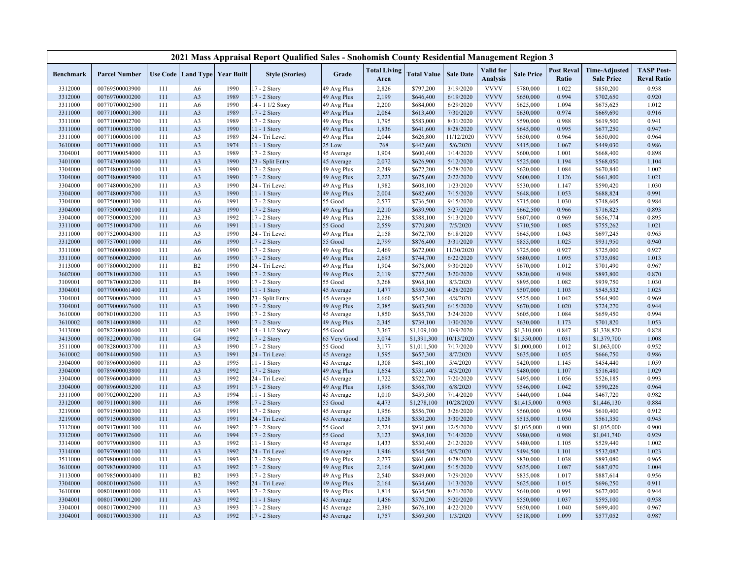## 2021 Mass Appraisal Report Qualified Sales - Snohomish County Residential Management Region 3

| Benchmark | Parcel Number | Use Code | Land Type | Year Built | Style (Stories) | Grade | Total Living Area | Total Value | Sale Date | Valid for Analysis | Sale Price | Post Reval Ratio | Time-Adjusted Sale Price | TASP Post-Reval Ratio |
|---|---|---|---|---|---|---|---|---|---|---|---|---|---|---|
| 3312000 | 00769500003900 | 111 | A6 | 1990 | 17 - 2 Story | 49 Avg Plus | 2,826 | $797,200 | 3/19/2020 | VVVV | $780,000 | 1.022 | $850,200 | 0.938 |
| 3312000 | 00769700000200 | 111 | A3 | 1989 | 17 - 2 Story | 49 Avg Plus | 2,199 | $646,400 | 6/19/2020 | VVVV | $650,000 | 0.994 | $702,650 | 0.920 |
| 3311000 | 00770700002500 | 111 | A6 | 1990 | 14 - 1 1/2 Story | 49 Avg Plus | 2,200 | $684,000 | 6/29/2020 | VVVV | $625,000 | 1.094 | $675,625 | 1.012 |
| 3311000 | 00771000001300 | 111 | A3 | 1989 | 17 - 2 Story | 49 Avg Plus | 2,064 | $613,400 | 7/30/2020 | VVVV | $630,000 | 0.974 | $669,690 | 0.916 |
| 3311000 | 00771000002700 | 111 | A3 | 1989 | 17 - 2 Story | 49 Avg Plus | 1,795 | $583,000 | 8/31/2020 | VVVV | $590,000 | 0.988 | $619,500 | 0.941 |
| 3311000 | 00771000003100 | 111 | A3 | 1990 | 11 - 1 Story | 49 Avg Plus | 1,836 | $641,600 | 8/28/2020 | VVVV | $645,000 | 0.995 | $677,250 | 0.947 |
| 3311000 | 00771000006100 | 111 | A3 | 1989 | 24 - Tri Level | 49 Avg Plus | 2,044 | $626,800 | 11/12/2020 | VVVV | $650,000 | 0.964 | $650,000 | 0.964 |
| 3610000 | 00771300001000 | 111 | A3 | 1974 | 11 - 1 Story | 25 Low | 768 | $442,600 | 5/6/2020 | VVVV | $415,000 | 1.067 | $449,030 | 0.986 |
| 3304001 | 00771900054000 | 111 | A3 | 1989 | 17 - 2 Story | 45 Average | 1,904 | $600,400 | 1/14/2020 | VVVV | $600,000 | 1.001 | $668,400 | 0.898 |
| 3401000 | 00774300000600 | 111 | A3 | 1990 | 23 - Split Entry | 45 Average | 2,072 | $626,900 | 5/12/2020 | VVVV | $525,000 | 1.194 | $568,050 | 1.104 |
| 3304000 | 00774800002100 | 111 | A3 | 1990 | 17 - 2 Story | 49 Avg Plus | 2,249 | $672,200 | 5/28/2020 | VVVV | $620,000 | 1.084 | $670,840 | 1.002 |
| 3304000 | 00774800005900 | 111 | A3 | 1990 | 17 - 2 Story | 49 Avg Plus | 2,223 | $675,600 | 2/22/2020 | VVVV | $600,000 | 1.126 | $661,800 | 1.021 |
| 3304000 | 00774800006200 | 111 | A3 | 1990 | 24 - Tri Level | 49 Avg Plus | 1,982 | $608,100 | 1/23/2020 | VVVV | $530,000 | 1.147 | $590,420 | 1.030 |
| 3304000 | 00774800009700 | 111 | A3 | 1990 | 11 - 1 Story | 49 Avg Plus | 2,004 | $682,600 | 7/15/2020 | VVVV | $648,000 | 1.053 | $688,824 | 0.991 |
| 3304000 | 00775000001300 | 111 | A6 | 1991 | 17 - 2 Story | 55 Good | 2,577 | $736,500 | 9/15/2020 | VVVV | $715,000 | 1.030 | $748,605 | 0.984 |
| 3304000 | 00775000002100 | 111 | A3 | 1990 | 17 - 2 Story | 49 Avg Plus | 2,210 | $639,900 | 5/27/2020 | VVVV | $662,500 | 0.966 | $716,825 | 0.893 |
| 3304000 | 00775000005200 | 111 | A3 | 1992 | 17 - 2 Story | 49 Avg Plus | 2,236 | $588,100 | 5/13/2020 | VVVV | $607,000 | 0.969 | $656,774 | 0.895 |
| 3311000 | 00775100004700 | 111 | A6 | 1991 | 11 - 1 Story | 55 Good | 2,559 | $770,800 | 7/5/2020 | VVVV | $710,500 | 1.085 | $755,262 | 1.021 |
| 3311000 | 00775200004300 | 111 | A3 | 1990 | 24 - Tri Level | 49 Avg Plus | 2,158 | $672,700 | 6/18/2020 | VVVV | $645,000 | 1.043 | $697,245 | 0.965 |
| 3312000 | 00775700011000 | 111 | A6 | 1990 | 17 - 2 Story | 55 Good | 2,799 | $876,400 | 3/31/2020 | VVVV | $855,000 | 1.025 | $931,950 | 0.940 |
| 3311000 | 00776000000800 | 111 | A6 | 1990 | 17 - 2 Story | 49 Avg Plus | 2,469 | $672,000 | 11/30/2020 | VVVV | $725,000 | 0.927 | $725,000 | 0.927 |
| 3311000 | 00776000002000 | 111 | A6 | 1990 | 17 - 2 Story | 49 Avg Plus | 2,693 | $744,700 | 6/22/2020 | VVVV | $680,000 | 1.095 | $735,080 | 1.013 |
| 3113000 | 00778000002000 | 111 | B2 | 1990 | 24 - Tri Level | 49 Avg Plus | 1,904 | $678,000 | 9/30/2020 | VVVV | $670,000 | 1.012 | $701,490 | 0.967 |
| 3602000 | 00778100000200 | 111 | A3 | 1990 | 17 - 2 Story | 49 Avg Plus | 2,119 | $777,500 | 3/20/2020 | VVVV | $820,000 | 0.948 | $893,800 | 0.870 |
| 3109001 | 00778700000200 | 111 | B4 | 1990 | 17 - 2 Story | 55 Good | 3,268 | $968,100 | 8/3/2020 | VVVV | $895,000 | 1.082 | $939,750 | 1.030 |
| 3304001 | 00779000061400 | 111 | A3 | 1990 | 11 - 1 Story | 45 Average | 1,477 | $559,300 | 4/28/2020 | VVVV | $507,000 | 1.103 | $545,532 | 1.025 |
| 3304001 | 00779000062000 | 111 | A3 | 1990 | 23 - Split Entry | 45 Average | 1,660 | $547,300 | 4/8/2020 | VVVV | $525,000 | 1.042 | $564,900 | 0.969 |
| 3304001 | 00779000067600 | 111 | A3 | 1990 | 17 - 2 Story | 49 Avg Plus | 2,385 | $683,500 | 6/15/2020 | VVVV | $670,000 | 1.020 | $724,270 | 0.944 |
| 3610000 | 00780100000200 | 111 | A3 | 1990 | 17 - 2 Story | 45 Average | 1,850 | $655,700 | 3/24/2020 | VVVV | $605,000 | 1.084 | $659,450 | 0.994 |
| 3610002 | 00781400000800 | 111 | A2 | 1990 | 17 - 2 Story | 49 Avg Plus | 2,345 | $739,100 | 1/30/2020 | VVVV | $630,000 | 1.173 | $701,820 | 1.053 |
| 3413000 | 00782200000600 | 111 | G4 | 1992 | 14 - 1 1/2 Story | 55 Good | 3,367 | $1,109,100 | 10/9/2020 | VVVV | $1,310,000 | 0.847 | $1,338,820 | 0.828 |
| 3413000 | 00782200000700 | 111 | G4 | 1992 | 17 - 2 Story | 65 Very Good | 3,074 | $1,391,300 | 10/13/2020 | VVVV | $1,350,000 | 1.031 | $1,379,700 | 1.008 |
| 3511000 | 00782800003700 | 111 | A3 | 1990 | 17 - 2 Story | 55 Good | 3,177 | $1,011,500 | 7/17/2020 | VVVV | $1,000,000 | 1.012 | $1,063,000 | 0.952 |
| 3610002 | 00784400000500 | 111 | A3 | 1991 | 24 - Tri Level | 45 Average | 1,595 | $657,300 | 8/7/2020 | VVVV | $635,000 | 1.035 | $666,750 | 0.986 |
| 3304000 | 00789600000600 | 111 | A3 | 1995 | 11 - 1 Story | 45 Average | 1,308 | $481,100 | 5/4/2020 | VVVV | $420,000 | 1.145 | $454,440 | 1.059 |
| 3304000 | 00789600003800 | 111 | A3 | 1992 | 17 - 2 Story | 49 Avg Plus | 1,654 | $531,400 | 4/3/2020 | VVVV | $480,000 | 1.107 | $516,480 | 1.029 |
| 3304000 | 00789600004000 | 111 | A3 | 1992 | 24 - Tri Level | 45 Average | 1,722 | $522,700 | 7/20/2020 | VVVV | $495,000 | 1.056 | $526,185 | 0.993 |
| 3304000 | 00789600005200 | 111 | A3 | 1991 | 17 - 2 Story | 49 Avg Plus | 1,896 | $568,700 | 6/8/2020 | VVVV | $546,000 | 1.042 | $590,226 | 0.964 |
| 3311000 | 00790200002200 | 111 | A3 | 1994 | 11 - 1 Story | 45 Average | 1,010 | $459,500 | 7/14/2020 | VVVV | $440,000 | 1.044 | $467,720 | 0.982 |
| 3312000 | 00791100001800 | 111 | A6 | 1998 | 17 - 2 Story | 55 Good | 4,473 | $1,278,100 | 10/28/2020 | VVVV | $1,415,000 | 0.903 | $1,446,130 | 0.884 |
| 3219000 | 00791500000300 | 111 | A3 | 1991 | 17 - 2 Story | 45 Average | 1,956 | $556,700 | 3/26/2020 | VVVV | $560,000 | 0.994 | $610,400 | 0.912 |
| 3219000 | 00791500000800 | 111 | A3 | 1991 | 24 - Tri Level | 45 Average | 1,628 | $530,200 | 3/30/2020 | VVVV | $515,000 | 1.030 | $561,350 | 0.945 |
| 3312000 | 00791700001300 | 111 | A6 | 1992 | 17 - 2 Story | 55 Good | 2,724 | $931,000 | 12/5/2020 | VVVV | $1,035,000 | 0.900 | $1,035,000 | 0.900 |
| 3312000 | 00791700002600 | 111 | A6 | 1994 | 17 - 2 Story | 55 Good | 3,123 | $968,100 | 7/14/2020 | VVVV | $980,000 | 0.988 | $1,041,740 | 0.929 |
| 3314000 | 00797900000800 | 111 | A3 | 1992 | 11 - 1 Story | 45 Average | 1,433 | $530,400 | 2/12/2020 | VVVV | $480,000 | 1.105 | $529,440 | 1.002 |
| 3314000 | 00797900001100 | 111 | A3 | 1992 | 24 - Tri Level | 45 Average | 1,946 | $544,500 | 4/5/2020 | VVVV | $494,500 | 1.101 | $532,082 | 1.023 |
| 3511000 | 00798000001000 | 111 | A3 | 1993 | 17 - 2 Story | 49 Avg Plus | 2,277 | $861,600 | 4/28/2020 | VVVV | $830,000 | 1.038 | $893,080 | 0.965 |
| 3610000 | 00798300000900 | 111 | A3 | 1992 | 17 - 2 Story | 49 Avg Plus | 2,164 | $690,000 | 5/15/2020 | VVVV | $635,000 | 1.087 | $687,070 | 1.004 |
| 3113000 | 00798500000400 | 111 | B2 | 1993 | 17 - 2 Story | 49 Avg Plus | 2,540 | $849,000 | 7/29/2020 | VVVV | $835,008 | 1.017 | $887,614 | 0.956 |
| 3304000 | 00800100002600 | 111 | A3 | 1992 | 24 - Tri Level | 49 Avg Plus | 2,164 | $634,600 | 1/13/2020 | VVVV | $625,000 | 1.015 | $696,250 | 0.911 |
| 3610000 | 00801000001000 | 111 | A3 | 1993 | 17 - 2 Story | 49 Avg Plus | 1,814 | $634,500 | 8/21/2020 | VVVV | $640,000 | 0.991 | $672,000 | 0.944 |
| 3304001 | 00801700001200 | 111 | A3 | 1992 | 11 - 1 Story | 45 Average | 1,456 | $570,200 | 5/20/2020 | VVVV | $550,000 | 1.037 | $595,100 | 0.958 |
| 3304001 | 00801700002900 | 111 | A3 | 1993 | 17 - 2 Story | 45 Average | 2,380 | $676,100 | 4/22/2020 | VVVV | $650,000 | 1.040 | $699,400 | 0.967 |
| 3304001 | 00801700005300 | 111 | A3 | 1992 | 17 - 2 Story | 45 Average | 1,757 | $569,500 | 1/3/2020 | VVVV | $518,000 | 1.099 | $577,052 | 0.987 |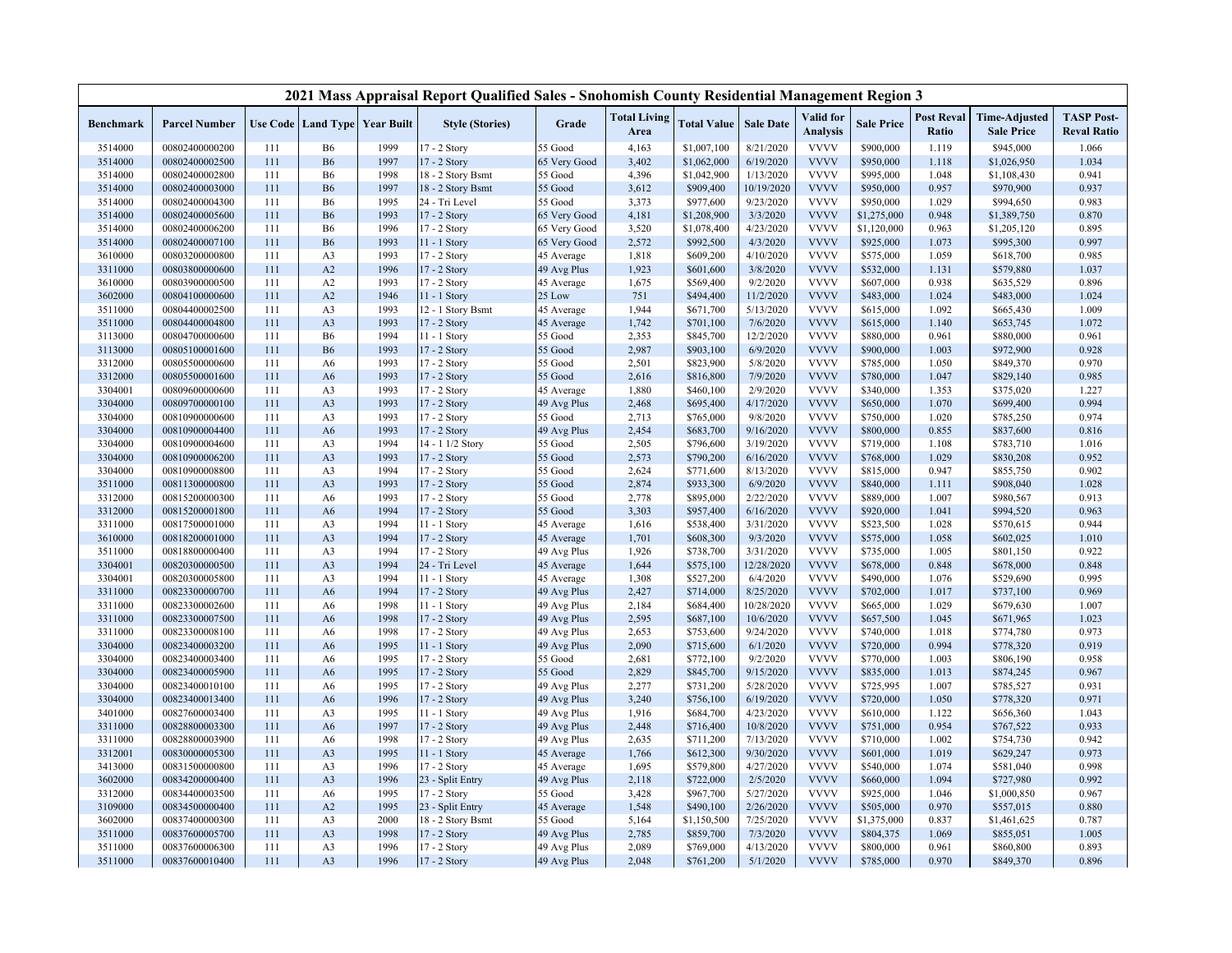# 2021 Mass Appraisal Report Qualified Sales - Snohomish County Residential Management Region 3

| Benchmark | Parcel Number | Use Code | Land Type | Year Built | Style (Stories) | Grade | Total Living Area | Total Value | Sale Date | Valid for Analysis | Sale Price | Post Reval Ratio | Time-Adjusted Sale Price | TASP Post-Reval Ratio |
|---|---|---|---|---|---|---|---|---|---|---|---|---|---|---|
| 3514000 | 00802400000200 | 111 | B6 | 1999 | 17 - 2 Story | 55 Good | 4,163 | $1,007,100 | 8/21/2020 | VVVV | $900,000 | 1.119 | $945,000 | 1.066 |
| 3514000 | 00802400002500 | 111 | B6 | 1997 | 17 - 2 Story | 65 Very Good | 3,402 | $1,062,000 | 6/19/2020 | VVVV | $950,000 | 1.118 | $1,026,950 | 1.034 |
| 3514000 | 00802400002800 | 111 | B6 | 1998 | 18 - 2 Story Bsmt | 55 Good | 4,396 | $1,042,900 | 1/13/2020 | VVVV | $995,000 | 1.048 | $1,108,430 | 0.941 |
| 3514000 | 00802400003000 | 111 | B6 | 1997 | 18 - 2 Story Bsmt | 55 Good | 3,612 | $909,400 | 10/19/2020 | VVVV | $950,000 | 0.957 | $970,900 | 0.937 |
| 3514000 | 00802400004300 | 111 | B6 | 1995 | 24 - Tri Level | 55 Good | 3,373 | $977,600 | 9/23/2020 | VVVV | $950,000 | 1.029 | $994,650 | 0.983 |
| 3514000 | 00802400005600 | 111 | B6 | 1993 | 17 - 2 Story | 65 Very Good | 4,181 | $1,208,900 | 3/3/2020 | VVVV | $1,275,000 | 0.948 | $1,389,750 | 0.870 |
| 3514000 | 00802400006200 | 111 | B6 | 1996 | 17 - 2 Story | 65 Very Good | 3,520 | $1,078,400 | 4/23/2020 | VVVV | $1,120,000 | 0.963 | $1,205,120 | 0.895 |
| 3514000 | 00802400007100 | 111 | B6 | 1993 | 11 - 1 Story | 65 Very Good | 2,572 | $992,500 | 4/3/2020 | VVVV | $925,000 | 1.073 | $995,300 | 0.997 |
| 3610000 | 00803200000800 | 111 | A3 | 1993 | 17 - 2 Story | 45 Average | 1,818 | $609,200 | 4/10/2020 | VVVV | $575,000 | 1.059 | $618,700 | 0.985 |
| 3311000 | 00803800000600 | 111 | A2 | 1996 | 17 - 2 Story | 49 Avg Plus | 1,923 | $601,600 | 3/8/2020 | VVVV | $532,000 | 1.131 | $579,880 | 1.037 |
| 3610000 | 00803900000500 | 111 | A2 | 1993 | 17 - 2 Story | 45 Average | 1,675 | $569,400 | 9/2/2020 | VVVV | $607,000 | 0.938 | $635,529 | 0.896 |
| 3602000 | 00804100000600 | 111 | A2 | 1946 | 11 - 1 Story | 25 Low | 751 | $494,400 | 11/2/2020 | VVVV | $483,000 | 1.024 | $483,000 | 1.024 |
| 3511000 | 00804400002500 | 111 | A3 | 1993 | 12 - 1 Story Bsmt | 45 Average | 1,944 | $671,700 | 5/13/2020 | VVVV | $615,000 | 1.092 | $665,430 | 1.009 |
| 3511000 | 00804400004800 | 111 | A3 | 1993 | 17 - 2 Story | 45 Average | 1,742 | $701,100 | 7/6/2020 | VVVV | $615,000 | 1.140 | $653,745 | 1.072 |
| 3113000 | 00804700000600 | 111 | B6 | 1994 | 11 - 1 Story | 55 Good | 2,353 | $845,700 | 12/2/2020 | VVVV | $880,000 | 0.961 | $880,000 | 0.961 |
| 3113000 | 00805100001600 | 111 | B6 | 1993 | 17 - 2 Story | 55 Good | 2,987 | $903,100 | 6/9/2020 | VVVV | $900,000 | 1.003 | $972,900 | 0.928 |
| 3312000 | 00805500000600 | 111 | A6 | 1993 | 17 - 2 Story | 55 Good | 2,501 | $823,900 | 5/8/2020 | VVVV | $785,000 | 1.050 | $849,370 | 0.970 |
| 3312000 | 00805500001600 | 111 | A6 | 1993 | 17 - 2 Story | 55 Good | 2,616 | $816,800 | 7/9/2020 | VVVV | $780,000 | 1.047 | $829,140 | 0.985 |
| 3304001 | 00809600000600 | 111 | A3 | 1993 | 17 - 2 Story | 45 Average | 1,880 | $460,100 | 2/9/2020 | VVVV | $340,000 | 1.353 | $375,020 | 1.227 |
| 3304000 | 00809700000100 | 111 | A3 | 1993 | 17 - 2 Story | 49 Avg Plus | 2,468 | $695,400 | 4/17/2020 | VVVV | $650,000 | 1.070 | $699,400 | 0.994 |
| 3304000 | 00810900000600 | 111 | A3 | 1993 | 17 - 2 Story | 55 Good | 2,713 | $765,000 | 9/8/2020 | VVVV | $750,000 | 1.020 | $785,250 | 0.974 |
| 3304000 | 00810900004400 | 111 | A6 | 1993 | 17 - 2 Story | 49 Avg Plus | 2,454 | $683,700 | 9/16/2020 | VVVV | $800,000 | 0.855 | $837,600 | 0.816 |
| 3304000 | 00810900004600 | 111 | A3 | 1994 | 14 - 1 1/2 Story | 55 Good | 2,505 | $796,600 | 3/19/2020 | VVVV | $719,000 | 1.108 | $783,710 | 1.016 |
| 3304000 | 00810900006200 | 111 | A3 | 1993 | 17 - 2 Story | 55 Good | 2,573 | $790,200 | 6/16/2020 | VVVV | $768,000 | 1.029 | $830,208 | 0.952 |
| 3304000 | 00810900008800 | 111 | A3 | 1994 | 17 - 2 Story | 55 Good | 2,624 | $771,600 | 8/13/2020 | VVVV | $815,000 | 0.947 | $855,750 | 0.902 |
| 3511000 | 00811300000800 | 111 | A3 | 1993 | 17 - 2 Story | 55 Good | 2,874 | $933,300 | 6/9/2020 | VVVV | $840,000 | 1.111 | $908,040 | 1.028 |
| 3312000 | 00815200000300 | 111 | A6 | 1993 | 17 - 2 Story | 55 Good | 2,778 | $895,000 | 2/22/2020 | VVVV | $889,000 | 1.007 | $980,567 | 0.913 |
| 3312000 | 00815200001800 | 111 | A6 | 1994 | 17 - 2 Story | 55 Good | 3,303 | $957,400 | 6/16/2020 | VVVV | $920,000 | 1.041 | $994,520 | 0.963 |
| 3311000 | 00817500001000 | 111 | A3 | 1994 | 11 - 1 Story | 45 Average | 1,616 | $538,400 | 3/31/2020 | VVVV | $523,500 | 1.028 | $570,615 | 0.944 |
| 3610000 | 00818200001000 | 111 | A3 | 1994 | 17 - 2 Story | 45 Average | 1,701 | $608,300 | 9/3/2020 | VVVV | $575,000 | 1.058 | $602,025 | 1.010 |
| 3511000 | 00818800000400 | 111 | A3 | 1994 | 17 - 2 Story | 49 Avg Plus | 1,926 | $738,700 | 3/31/2020 | VVVV | $735,000 | 1.005 | $801,150 | 0.922 |
| 3304001 | 00820300000500 | 111 | A3 | 1994 | 24 - Tri Level | 45 Average | 1,644 | $575,100 | 12/28/2020 | VVVV | $678,000 | 0.848 | $678,000 | 0.848 |
| 3304001 | 00820300005800 | 111 | A3 | 1994 | 11 - 1 Story | 45 Average | 1,308 | $527,200 | 6/4/2020 | VVVV | $490,000 | 1.076 | $529,690 | 0.995 |
| 3311000 | 00823300000700 | 111 | A6 | 1994 | 17 - 2 Story | 49 Avg Plus | 2,427 | $714,000 | 8/25/2020 | VVVV | $702,000 | 1.017 | $737,100 | 0.969 |
| 3311000 | 00823300002600 | 111 | A6 | 1998 | 11 - 1 Story | 49 Avg Plus | 2,184 | $684,400 | 10/28/2020 | VVVV | $665,000 | 1.029 | $679,630 | 1.007 |
| 3311000 | 00823300007500 | 111 | A6 | 1998 | 17 - 2 Story | 49 Avg Plus | 2,595 | $687,100 | 10/6/2020 | VVVV | $657,500 | 1.045 | $671,965 | 1.023 |
| 3311000 | 00823300008100 | 111 | A6 | 1998 | 17 - 2 Story | 49 Avg Plus | 2,653 | $753,600 | 9/24/2020 | VVVV | $740,000 | 1.018 | $774,780 | 0.973 |
| 3304000 | 00823400003200 | 111 | A6 | 1995 | 11 - 1 Story | 49 Avg Plus | 2,090 | $715,600 | 6/1/2020 | VVVV | $720,000 | 0.994 | $778,320 | 0.919 |
| 3304000 | 00823400003400 | 111 | A6 | 1995 | 17 - 2 Story | 55 Good | 2,681 | $772,100 | 9/2/2020 | VVVV | $770,000 | 1.003 | $806,190 | 0.958 |
| 3304000 | 00823400005900 | 111 | A6 | 1995 | 17 - 2 Story | 55 Good | 2,829 | $845,700 | 9/15/2020 | VVVV | $835,000 | 1.013 | $874,245 | 0.967 |
| 3304000 | 00823400010100 | 111 | A6 | 1995 | 17 - 2 Story | 49 Avg Plus | 2,277 | $731,200 | 5/28/2020 | VVVV | $725,995 | 1.007 | $785,527 | 0.931 |
| 3304000 | 00823400013400 | 111 | A6 | 1996 | 17 - 2 Story | 49 Avg Plus | 3,240 | $756,100 | 6/19/2020 | VVVV | $720,000 | 1.050 | $778,320 | 0.971 |
| 3401000 | 00827600003400 | 111 | A3 | 1995 | 11 - 1 Story | 49 Avg Plus | 1,916 | $684,700 | 4/23/2020 | VVVV | $610,000 | 1.122 | $656,360 | 1.043 |
| 3311000 | 00828800003300 | 111 | A6 | 1997 | 17 - 2 Story | 49 Avg Plus | 2,448 | $716,400 | 10/8/2020 | VVVV | $751,000 | 0.954 | $767,522 | 0.933 |
| 3311000 | 00828800003900 | 111 | A6 | 1998 | 17 - 2 Story | 49 Avg Plus | 2,635 | $711,200 | 7/13/2020 | VVVV | $710,000 | 1.002 | $754,730 | 0.942 |
| 3312001 | 00830000005300 | 111 | A3 | 1995 | 11 - 1 Story | 45 Average | 1,766 | $612,300 | 9/30/2020 | VVVV | $601,000 | 1.019 | $629,247 | 0.973 |
| 3413000 | 00831500000800 | 111 | A3 | 1996 | 17 - 2 Story | 45 Average | 1,695 | $579,800 | 4/27/2020 | VVVV | $540,000 | 1.074 | $581,040 | 0.998 |
| 3602000 | 00834200000400 | 111 | A3 | 1996 | 23 - Split Entry | 49 Avg Plus | 2,118 | $722,000 | 2/5/2020 | VVVV | $660,000 | 1.094 | $727,980 | 0.992 |
| 3312000 | 00834400003500 | 111 | A6 | 1995 | 17 - 2 Story | 55 Good | 3,428 | $967,700 | 5/27/2020 | VVVV | $925,000 | 1.046 | $1,000,850 | 0.967 |
| 3109000 | 00834500000400 | 111 | A2 | 1995 | 23 - Split Entry | 45 Average | 1,548 | $490,100 | 2/26/2020 | VVVV | $505,000 | 0.970 | $557,015 | 0.880 |
| 3602000 | 00837400000300 | 111 | A3 | 2000 | 18 - 2 Story Bsmt | 55 Good | 5,164 | $1,150,500 | 7/25/2020 | VVVV | $1,375,000 | 0.837 | $1,461,625 | 0.787 |
| 3511000 | 00837600005700 | 111 | A3 | 1998 | 17 - 2 Story | 49 Avg Plus | 2,785 | $859,700 | 7/3/2020 | VVVV | $804,375 | 1.069 | $855,051 | 1.005 |
| 3511000 | 00837600006300 | 111 | A3 | 1996 | 17 - 2 Story | 49 Avg Plus | 2,089 | $769,000 | 4/13/2020 | VVVV | $800,000 | 0.961 | $860,800 | 0.893 |
| 3511000 | 00837600010400 | 111 | A3 | 1996 | 17 - 2 Story | 49 Avg Plus | 2,048 | $761,200 | 5/1/2020 | VVVV | $785,000 | 0.970 | $849,370 | 0.896 |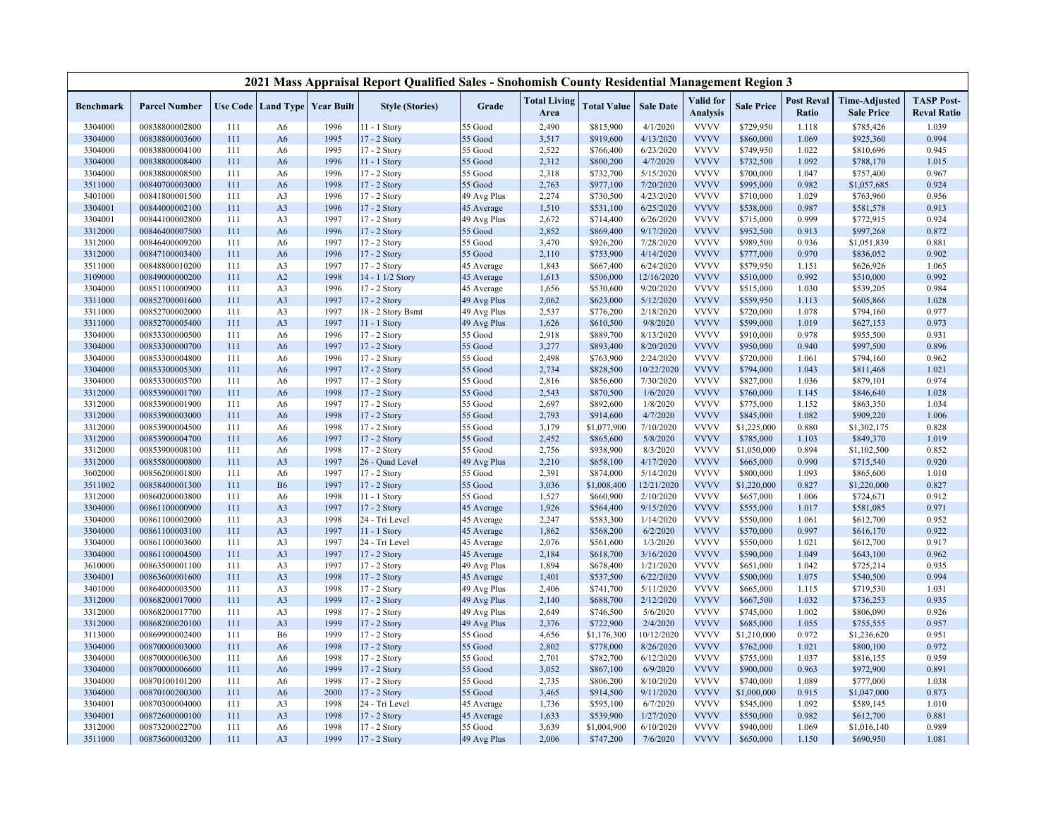## 2021 Mass Appraisal Report Qualified Sales - Snohomish County Residential Management Region 3

| Benchmark | Parcel Number | Use Code | Land Type | Year Built | Style (Stories) | Grade | Total Living Area | Total Value | Sale Date | Valid for Analysis | Sale Price | Post Reval Ratio | Time-Adjusted Sale Price | TASP Post-Reval Ratio |
|---|---|---|---|---|---|---|---|---|---|---|---|---|---|---|
| 3304000 | 00838800002800 | 111 | A6 | 1996 | 11 - 1 Story | 55 Good | 2,490 | $815,900 | 4/1/2020 | VVVV | $729,950 | 1.118 | $785,426 | 1.039 |
| 3304000 | 00838800003600 | 111 | A6 | 1995 | 17 - 2 Story | 55 Good | 3,517 | $919,600 | 4/13/2020 | VVVV | $860,000 | 1.069 | $925,360 | 0.994 |
| 3304000 | 00838800004100 | 111 | A6 | 1995 | 17 - 2 Story | 55 Good | 2,522 | $766,400 | 6/23/2020 | VVVV | $749,950 | 1.022 | $810,696 | 0.945 |
| 3304000 | 00838800008400 | 111 | A6 | 1996 | 11 - 1 Story | 55 Good | 2,312 | $800,200 | 4/7/2020 | VVVV | $732,500 | 1.092 | $788,170 | 1.015 |
| 3304000 | 00838800008500 | 111 | A6 | 1996 | 17 - 2 Story | 55 Good | 2,318 | $732,700 | 5/15/2020 | VVVV | $700,000 | 1.047 | $757,400 | 0.967 |
| 3511000 | 00840700003000 | 111 | A6 | 1998 | 17 - 2 Story | 55 Good | 2,763 | $977,100 | 7/20/2020 | VVVV | $995,000 | 0.982 | $1,057,685 | 0.924 |
| 3401000 | 00841800001500 | 111 | A3 | 1996 | 17 - 2 Story | 49 Avg Plus | 2,274 | $730,500 | 4/23/2020 | VVVV | $710,000 | 1.029 | $763,960 | 0.956 |
| 3304001 | 00844000002100 | 111 | A3 | 1996 | 17 - 2 Story | 45 Average | 1,510 | $531,100 | 6/25/2020 | VVVV | $538,000 | 0.987 | $581,578 | 0.913 |
| 3304001 | 00844100002800 | 111 | A3 | 1997 | 17 - 2 Story | 49 Avg Plus | 2,672 | $714,400 | 6/26/2020 | VVVV | $715,000 | 0.999 | $772,915 | 0.924 |
| 3312000 | 00846400007500 | 111 | A6 | 1996 | 17 - 2 Story | 55 Good | 2,852 | $869,400 | 9/17/2020 | VVVV | $952,500 | 0.913 | $997,268 | 0.872 |
| 3312000 | 00846400009200 | 111 | A6 | 1997 | 17 - 2 Story | 55 Good | 3,470 | $926,200 | 7/28/2020 | VVVV | $989,500 | 0.936 | $1,051,839 | 0.881 |
| 3312000 | 00847100003400 | 111 | A6 | 1996 | 17 - 2 Story | 55 Good | 2,110 | $753,900 | 4/14/2020 | VVVV | $777,000 | 0.970 | $836,052 | 0.902 |
| 3511000 | 00848800010200 | 111 | A3 | 1997 | 17 - 2 Story | 45 Average | 1,843 | $667,400 | 6/24/2020 | VVVV | $579,950 | 1.151 | $626,926 | 1.065 |
| 3109000 | 00849000000200 | 111 | A2 | 1998 | 14 - 1 1/2 Story | 45 Average | 1,613 | $506,000 | 12/16/2020 | VVVV | $510,000 | 0.992 | $510,000 | 0.992 |
| 3304000 | 00851100000900 | 111 | A3 | 1996 | 17 - 2 Story | 45 Average | 1,656 | $530,600 | 9/20/2020 | VVVV | $515,000 | 1.030 | $539,205 | 0.984 |
| 3311000 | 00852700001600 | 111 | A3 | 1997 | 17 - 2 Story | 49 Avg Plus | 2,062 | $623,000 | 5/12/2020 | VVVV | $559,950 | 1.113 | $605,866 | 1.028 |
| 3311000 | 00852700002000 | 111 | A3 | 1997 | 18 - 2 Story Bsmt | 49 Avg Plus | 2,537 | $776,200 | 2/18/2020 | VVVV | $720,000 | 1.078 | $794,160 | 0.977 |
| 3311000 | 00852700005400 | 111 | A3 | 1997 | 11 - 1 Story | 49 Avg Plus | 1,626 | $610,500 | 9/8/2020 | VVVV | $599,000 | 1.019 | $627,153 | 0.973 |
| 3304000 | 00853300000500 | 111 | A6 | 1996 | 17 - 2 Story | 55 Good | 2,918 | $889,700 | 8/13/2020 | VVVV | $910,000 | 0.978 | $955,500 | 0.931 |
| 3304000 | 00853300000700 | 111 | A6 | 1997 | 17 - 2 Story | 55 Good | 3,277 | $893,400 | 8/20/2020 | VVVV | $950,000 | 0.940 | $997,500 | 0.896 |
| 3304000 | 00853300004800 | 111 | A6 | 1996 | 17 - 2 Story | 55 Good | 2,498 | $763,900 | 2/24/2020 | VVVV | $720,000 | 1.061 | $794,160 | 0.962 |
| 3304000 | 00853300005300 | 111 | A6 | 1997 | 17 - 2 Story | 55 Good | 2,734 | $828,500 | 10/22/2020 | VVVV | $794,000 | 1.043 | $811,468 | 1.021 |
| 3304000 | 00853300005700 | 111 | A6 | 1997 | 17 - 2 Story | 55 Good | 2,816 | $856,600 | 7/30/2020 | VVVV | $827,000 | 1.036 | $879,101 | 0.974 |
| 3312000 | 00853900001700 | 111 | A6 | 1998 | 17 - 2 Story | 55 Good | 2,543 | $870,500 | 1/6/2020 | VVVV | $760,000 | 1.145 | $846,640 | 1.028 |
| 3312000 | 00853900001900 | 111 | A6 | 1997 | 17 - 2 Story | 55 Good | 2,697 | $892,600 | 1/8/2020 | VVVV | $775,000 | 1.152 | $863,350 | 1.034 |
| 3312000 | 00853900003000 | 111 | A6 | 1998 | 17 - 2 Story | 55 Good | 2,793 | $914,600 | 4/7/2020 | VVVV | $845,000 | 1.082 | $909,220 | 1.006 |
| 3312000 | 00853900004500 | 111 | A6 | 1998 | 17 - 2 Story | 55 Good | 3,179 | $1,077,900 | 7/10/2020 | VVVV | $1,225,000 | 0.880 | $1,302,175 | 0.828 |
| 3312000 | 00853900004700 | 111 | A6 | 1997 | 17 - 2 Story | 55 Good | 2,452 | $865,600 | 5/8/2020 | VVVV | $785,000 | 1.103 | $849,370 | 1.019 |
| 3312000 | 00853900008100 | 111 | A6 | 1998 | 17 - 2 Story | 55 Good | 2,756 | $938,900 | 8/3/2020 | VVVV | $1,050,000 | 0.894 | $1,102,500 | 0.852 |
| 3312000 | 00855800000800 | 111 | A3 | 1997 | 26 - Quad Level | 49 Avg Plus | 2,210 | $658,100 | 4/17/2020 | VVVV | $665,000 | 0.990 | $715,540 | 0.920 |
| 3602000 | 00856200001800 | 111 | A6 | 1997 | 17 - 2 Story | 55 Good | 2,391 | $874,000 | 5/14/2020 | VVVV | $800,000 | 1.093 | $865,600 | 1.010 |
| 3511002 | 00858400001300 | 111 | B6 | 1997 | 17 - 2 Story | 55 Good | 3,036 | $1,008,400 | 12/21/2020 | VVVV | $1,220,000 | 0.827 | $1,220,000 | 0.827 |
| 3312000 | 00860200003800 | 111 | A6 | 1998 | 11 - 1 Story | 55 Good | 1,527 | $660,900 | 2/10/2020 | VVVV | $657,000 | 1.006 | $724,671 | 0.912 |
| 3304000 | 00861100000900 | 111 | A3 | 1997 | 17 - 2 Story | 45 Average | 1,926 | $564,400 | 9/15/2020 | VVVV | $555,000 | 1.017 | $581,085 | 0.971 |
| 3304000 | 00861100002000 | 111 | A3 | 1998 | 24 - Tri Level | 45 Average | 2,247 | $583,300 | 1/14/2020 | VVVV | $550,000 | 1.061 | $612,700 | 0.952 |
| 3304000 | 00861100003100 | 111 | A3 | 1997 | 11 - 1 Story | 45 Average | 1,862 | $568,200 | 6/2/2020 | VVVV | $570,000 | 0.997 | $616,170 | 0.922 |
| 3304000 | 00861100003600 | 111 | A3 | 1997 | 24 - Tri Level | 45 Average | 2,076 | $561,600 | 1/3/2020 | VVVV | $550,000 | 1.021 | $612,700 | 0.917 |
| 3304000 | 00861100004500 | 111 | A3 | 1997 | 17 - 2 Story | 45 Average | 2,184 | $618,700 | 3/16/2020 | VVVV | $590,000 | 1.049 | $643,100 | 0.962 |
| 3610000 | 00863500001100 | 111 | A3 | 1997 | 17 - 2 Story | 49 Avg Plus | 1,894 | $678,400 | 1/21/2020 | VVVV | $651,000 | 1.042 | $725,214 | 0.935 |
| 3304001 | 00863600001600 | 111 | A3 | 1998 | 17 - 2 Story | 45 Average | 1,401 | $537,500 | 6/22/2020 | VVVV | $500,000 | 1.075 | $540,500 | 0.994 |
| 3401000 | 00864000003500 | 111 | A3 | 1998 | 17 - 2 Story | 49 Avg Plus | 2,406 | $741,700 | 5/11/2020 | VVVV | $665,000 | 1.115 | $719,530 | 1.031 |
| 3312000 | 00868200017000 | 111 | A3 | 1999 | 17 - 2 Story | 49 Avg Plus | 2,140 | $688,700 | 2/12/2020 | VVVV | $667,500 | 1.032 | $736,253 | 0.935 |
| 3312000 | 00868200017700 | 111 | A3 | 1998 | 17 - 2 Story | 49 Avg Plus | 2,649 | $746,500 | 5/6/2020 | VVVV | $745,000 | 1.002 | $806,090 | 0.926 |
| 3312000 | 00868200020100 | 111 | A3 | 1999 | 17 - 2 Story | 49 Avg Plus | 2,376 | $722,900 | 2/4/2020 | VVVV | $685,000 | 1.055 | $755,555 | 0.957 |
| 3113000 | 00869900002400 | 111 | B6 | 1999 | 17 - 2 Story | 55 Good | 4,656 | $1,176,300 | 10/12/2020 | VVVV | $1,210,000 | 0.972 | $1,236,620 | 0.951 |
| 3304000 | 00870000003000 | 111 | A6 | 1998 | 17 - 2 Story | 55 Good | 2,802 | $778,000 | 8/26/2020 | VVVV | $762,000 | 1.021 | $800,100 | 0.972 |
| 3304000 | 00870000006300 | 111 | A6 | 1998 | 17 - 2 Story | 55 Good | 2,701 | $782,700 | 6/12/2020 | VVVV | $755,000 | 1.037 | $816,155 | 0.959 |
| 3304000 | 00870000006600 | 111 | A6 | 1999 | 17 - 2 Story | 55 Good | 3,052 | $867,100 | 6/9/2020 | VVVV | $900,000 | 0.963 | $972,900 | 0.891 |
| 3304000 | 00870100101200 | 111 | A6 | 1998 | 17 - 2 Story | 55 Good | 2,735 | $806,200 | 8/10/2020 | VVVV | $740,000 | 1.089 | $777,000 | 1.038 |
| 3304000 | 00870100200300 | 111 | A6 | 2000 | 17 - 2 Story | 55 Good | 3,465 | $914,500 | 9/11/2020 | VVVV | $1,000,000 | 0.915 | $1,047,000 | 0.873 |
| 3304001 | 00870300004000 | 111 | A3 | 1998 | 24 - Tri Level | 45 Average | 1,736 | $595,100 | 6/7/2020 | VVVV | $545,000 | 1.092 | $589,145 | 1.010 |
| 3304001 | 00872600000100 | 111 | A3 | 1998 | 17 - 2 Story | 45 Average | 1,633 | $539,900 | 1/27/2020 | VVVV | $550,000 | 0.982 | $612,700 | 0.881 |
| 3312000 | 00873200022700 | 111 | A6 | 1998 | 17 - 2 Story | 55 Good | 3,639 | $1,004,900 | 6/10/2020 | VVVV | $940,000 | 1.069 | $1,016,140 | 0.989 |
| 3511000 | 00873600003200 | 111 | A3 | 1999 | 17 - 2 Story | 49 Avg Plus | 2,006 | $747,200 | 7/6/2020 | VVVV | $650,000 | 1.150 | $690,950 | 1.081 |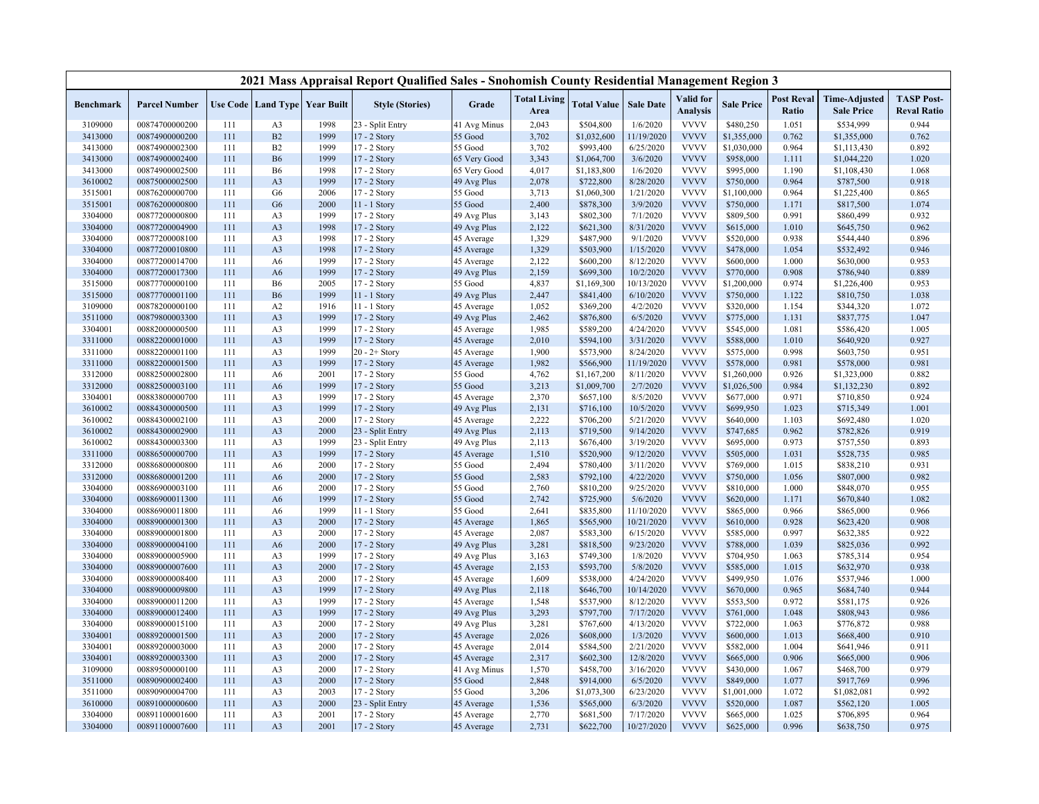# 2021 Mass Appraisal Report Qualified Sales - Snohomish County Residential Management Region 3

| Benchmark | Parcel Number | Use Code | Land Type | Year Built | Style (Stories) | Grade | Total Living Area | Total Value | Sale Date | Valid for Analysis | Sale Price | Post Reval Ratio | Time-Adjusted Sale Price | TASP Post-Reval Ratio |
|---|---|---|---|---|---|---|---|---|---|---|---|---|---|---|
| 3109000 | 00874700000200 | 111 | A3 | 1998 | 23 - Split Entry | 41 Avg Minus | 2,043 | $504,800 | 1/6/2020 | VVVV | $480,250 | 1.051 | $534,999 | 0.944 |
| 3413000 | 00874900000200 | 111 | B2 | 1999 | 17 - 2 Story | 55 Good | 3,702 | $1,032,600 | 11/19/2020 | VVVV | $1,355,000 | 0.762 | $1,355,000 | 0.762 |
| 3413000 | 00874900002300 | 111 | B2 | 1999 | 17 - 2 Story | 55 Good | 3,702 | $993,400 | 6/25/2020 | VVVV | $1,030,000 | 0.964 | $1,113,430 | 0.892 |
| 3413000 | 00874900002400 | 111 | B6 | 1999 | 17 - 2 Story | 65 Very Good | 3,343 | $1,064,700 | 3/6/2020 | VVVV | $958,000 | 1.111 | $1,044,220 | 1.020 |
| 3413000 | 00874900002500 | 111 | B6 | 1998 | 17 - 2 Story | 65 Very Good | 4,017 | $1,183,800 | 1/6/2020 | VVVV | $995,000 | 1.190 | $1,108,430 | 1.068 |
| 3610002 | 00875000002500 | 111 | A3 | 1999 | 17 - 2 Story | 49 Avg Plus | 2,078 | $722,800 | 8/28/2020 | VVVV | $750,000 | 0.964 | $787,500 | 0.918 |
| 3515001 | 00876200000700 | 111 | G6 | 2006 | 17 - 2 Story | 55 Good | 3,713 | $1,060,300 | 1/21/2020 | VVVV | $1,100,000 | 0.964 | $1,225,400 | 0.865 |
| 3515001 | 00876200000800 | 111 | G6 | 2000 | 11 - 1 Story | 55 Good | 2,400 | $878,300 | 3/9/2020 | VVVV | $750,000 | 1.171 | $817,500 | 1.074 |
| 3304000 | 00877200000800 | 111 | A3 | 1999 | 17 - 2 Story | 49 Avg Plus | 3,143 | $802,300 | 7/1/2020 | VVVV | $809,500 | 0.991 | $860,499 | 0.932 |
| 3304000 | 00877200004900 | 111 | A3 | 1998 | 17 - 2 Story | 49 Avg Plus | 2,122 | $621,300 | 8/31/2020 | VVVV | $615,000 | 1.010 | $645,750 | 0.962 |
| 3304000 | 00877200008100 | 111 | A3 | 1998 | 17 - 2 Story | 45 Average | 1,329 | $487,900 | 9/1/2020 | VVVV | $520,000 | 0.938 | $544,440 | 0.896 |
| 3304000 | 00877200010800 | 111 | A3 | 1998 | 17 - 2 Story | 45 Average | 1,329 | $503,900 | 1/15/2020 | VVVV | $478,000 | 1.054 | $532,492 | 0.946 |
| 3304000 | 00877200014700 | 111 | A6 | 1999 | 17 - 2 Story | 45 Average | 2,122 | $600,200 | 8/12/2020 | VVVV | $600,000 | 1.000 | $630,000 | 0.953 |
| 3304000 | 00877200017300 | 111 | A6 | 1999 | 17 - 2 Story | 49 Avg Plus | 2,159 | $699,300 | 10/2/2020 | VVVV | $770,000 | 0.908 | $786,940 | 0.889 |
| 3515000 | 00877700000100 | 111 | B6 | 2005 | 17 - 2 Story | 55 Good | 4,837 | $1,169,300 | 10/13/2020 | VVVV | $1,200,000 | 0.974 | $1,226,400 | 0.953 |
| 3515000 | 00877700001100 | 111 | B6 | 1999 | 11 - 1 Story | 49 Avg Plus | 2,447 | $841,400 | 6/10/2020 | VVVV | $750,000 | 1.122 | $810,750 | 1.038 |
| 3109000 | 00878200000100 | 111 | A2 | 1916 | 11 - 1 Story | 45 Average | 1,052 | $369,200 | 4/2/2020 | VVVV | $320,000 | 1.154 | $344,320 | 1.072 |
| 3511000 | 00879800003300 | 111 | A3 | 1999 | 17 - 2 Story | 49 Avg Plus | 2,462 | $876,800 | 6/5/2020 | VVVV | $775,000 | 1.131 | $837,775 | 1.047 |
| 3304001 | 00882000000500 | 111 | A3 | 1999 | 17 - 2 Story | 45 Average | 1,985 | $589,200 | 4/24/2020 | VVVV | $545,000 | 1.081 | $586,420 | 1.005 |
| 3311000 | 00882200001000 | 111 | A3 | 1999 | 17 - 2 Story | 45 Average | 2,010 | $594,100 | 3/31/2020 | VVVV | $588,000 | 1.010 | $640,920 | 0.927 |
| 3311000 | 00882200001100 | 111 | A3 | 1999 | 20 - 2+ Story | 45 Average | 1,900 | $573,900 | 8/24/2020 | VVVV | $575,000 | 0.998 | $603,750 | 0.951 |
| 3311000 | 00882200001500 | 111 | A3 | 1999 | 17 - 2 Story | 45 Average | 1,982 | $566,900 | 11/19/2020 | VVVV | $578,000 | 0.981 | $578,000 | 0.981 |
| 3312000 | 00882500002800 | 111 | A6 | 2001 | 17 - 2 Story | 55 Good | 4,762 | $1,167,200 | 8/11/2020 | VVVV | $1,260,000 | 0.926 | $1,323,000 | 0.882 |
| 3312000 | 00882500003100 | 111 | A6 | 1999 | 17 - 2 Story | 55 Good | 3,213 | $1,009,700 | 2/7/2020 | VVVV | $1,026,500 | 0.984 | $1,132,230 | 0.892 |
| 3304001 | 00883800000700 | 111 | A3 | 1999 | 17 - 2 Story | 45 Average | 2,370 | $657,100 | 8/5/2020 | VVVV | $677,000 | 0.971 | $710,850 | 0.924 |
| 3610002 | 00884300000500 | 111 | A3 | 1999 | 17 - 2 Story | 49 Avg Plus | 2,131 | $716,100 | 10/5/2020 | VVVV | $699,950 | 1.023 | $715,349 | 1.001 |
| 3610002 | 00884300002100 | 111 | A3 | 2000 | 17 - 2 Story | 45 Average | 2,222 | $706,200 | 5/21/2020 | VVVV | $640,000 | 1.103 | $692,480 | 1.020 |
| 3610002 | 00884300002900 | 111 | A3 | 2000 | 23 - Split Entry | 49 Avg Plus | 2,113 | $719,500 | 9/14/2020 | VVVV | $747,685 | 0.962 | $782,826 | 0.919 |
| 3610002 | 00884300003300 | 111 | A3 | 1999 | 23 - Split Entry | 49 Avg Plus | 2,113 | $676,400 | 3/19/2020 | VVVV | $695,000 | 0.973 | $757,550 | 0.893 |
| 3311000 | 00886500000700 | 111 | A3 | 1999 | 17 - 2 Story | 45 Average | 1,510 | $520,900 | 9/12/2020 | VVVV | $505,000 | 1.031 | $528,735 | 0.985 |
| 3312000 | 00886800000800 | 111 | A6 | 2000 | 17 - 2 Story | 55 Good | 2,494 | $780,400 | 3/11/2020 | VVVV | $769,000 | 1.015 | $838,210 | 0.931 |
| 3312000 | 00886800001200 | 111 | A6 | 2000 | 17 - 2 Story | 55 Good | 2,583 | $792,100 | 4/22/2020 | VVVV | $750,000 | 1.056 | $807,000 | 0.982 |
| 3304000 | 00886900003100 | 111 | A6 | 2000 | 17 - 2 Story | 55 Good | 2,760 | $810,200 | 9/25/2020 | VVVV | $810,000 | 1.000 | $848,070 | 0.955 |
| 3304000 | 00886900011300 | 111 | A6 | 1999 | 17 - 2 Story | 55 Good | 2,742 | $725,900 | 5/6/2020 | VVVV | $620,000 | 1.171 | $670,840 | 1.082 |
| 3304000 | 00886900011800 | 111 | A6 | 1999 | 11 - 1 Story | 55 Good | 2,641 | $835,800 | 11/10/2020 | VVVV | $865,000 | 0.966 | $865,000 | 0.966 |
| 3304000 | 00889000001300 | 111 | A3 | 2000 | 17 - 2 Story | 45 Average | 1,865 | $565,900 | 10/21/2020 | VVVV | $610,000 | 0.928 | $623,420 | 0.908 |
| 3304000 | 00889000001800 | 111 | A3 | 2000 | 17 - 2 Story | 45 Average | 2,087 | $583,300 | 6/15/2020 | VVVV | $585,000 | 0.997 | $632,385 | 0.922 |
| 3304000 | 00889000004100 | 111 | A6 | 2000 | 17 - 2 Story | 49 Avg Plus | 3,281 | $818,500 | 9/23/2020 | VVVV | $788,000 | 1.039 | $825,036 | 0.992 |
| 3304000 | 00889000005900 | 111 | A3 | 1999 | 17 - 2 Story | 49 Avg Plus | 3,163 | $749,300 | 1/8/2020 | VVVV | $704,950 | 1.063 | $785,314 | 0.954 |
| 3304000 | 00889000007600 | 111 | A3 | 2000 | 17 - 2 Story | 45 Average | 2,153 | $593,700 | 5/8/2020 | VVVV | $585,000 | 1.015 | $632,970 | 0.938 |
| 3304000 | 00889000008400 | 111 | A3 | 2000 | 17 - 2 Story | 45 Average | 1,609 | $538,000 | 4/24/2020 | VVVV | $499,950 | 1.076 | $537,946 | 1.000 |
| 3304000 | 00889000009800 | 111 | A3 | 1999 | 17 - 2 Story | 49 Avg Plus | 2,118 | $646,700 | 10/14/2020 | VVVV | $670,000 | 0.965 | $684,740 | 0.944 |
| 3304000 | 00889000011200 | 111 | A3 | 1999 | 17 - 2 Story | 45 Average | 1,548 | $537,900 | 8/12/2020 | VVVV | $553,500 | 0.972 | $581,175 | 0.926 |
| 3304000 | 00889000012400 | 111 | A3 | 1999 | 17 - 2 Story | 49 Avg Plus | 3,293 | $797,700 | 7/17/2020 | VVVV | $761,000 | 1.048 | $808,943 | 0.986 |
| 3304000 | 00889000015100 | 111 | A3 | 2000 | 17 - 2 Story | 49 Avg Plus | 3,281 | $767,600 | 4/13/2020 | VVVV | $722,000 | 1.063 | $776,872 | 0.988 |
| 3304001 | 00889200001500 | 111 | A3 | 2000 | 17 - 2 Story | 45 Average | 2,026 | $608,000 | 1/3/2020 | VVVV | $600,000 | 1.013 | $668,400 | 0.910 |
| 3304001 | 00889200003000 | 111 | A3 | 2000 | 17 - 2 Story | 45 Average | 2,014 | $584,500 | 2/21/2020 | VVVV | $582,000 | 1.004 | $641,946 | 0.911 |
| 3304001 | 00889200003300 | 111 | A3 | 2000 | 17 - 2 Story | 45 Average | 2,317 | $602,300 | 12/8/2020 | VVVV | $665,000 | 0.906 | $665,000 | 0.906 |
| 3109000 | 00889500000100 | 111 | A3 | 2000 | 17 - 2 Story | 41 Avg Minus | 1,570 | $458,700 | 3/16/2020 | VVVV | $430,000 | 1.067 | $468,700 | 0.979 |
| 3511000 | 00890900002400 | 111 | A3 | 2000 | 17 - 2 Story | 55 Good | 2,848 | $914,000 | 6/5/2020 | VVVV | $849,000 | 1.077 | $917,769 | 0.996 |
| 3511000 | 00890900004700 | 111 | A3 | 2003 | 17 - 2 Story | 55 Good | 3,206 | $1,073,300 | 6/23/2020 | VVVV | $1,001,000 | 1.072 | $1,082,081 | 0.992 |
| 3610000 | 00891000000600 | 111 | A3 | 2000 | 23 - Split Entry | 45 Average | 1,536 | $565,000 | 6/3/2020 | VVVV | $520,000 | 1.087 | $562,120 | 1.005 |
| 3304000 | 00891100001600 | 111 | A3 | 2001 | 17 - 2 Story | 45 Average | 2,770 | $681,500 | 7/17/2020 | VVVV | $665,000 | 1.025 | $706,895 | 0.964 |
| 3304000 | 00891100007600 | 111 | A3 | 2001 | 17 - 2 Story | 45 Average | 2,731 | $622,700 | 10/27/2020 | VVVV | $625,000 | 0.996 | $638,750 | 0.975 |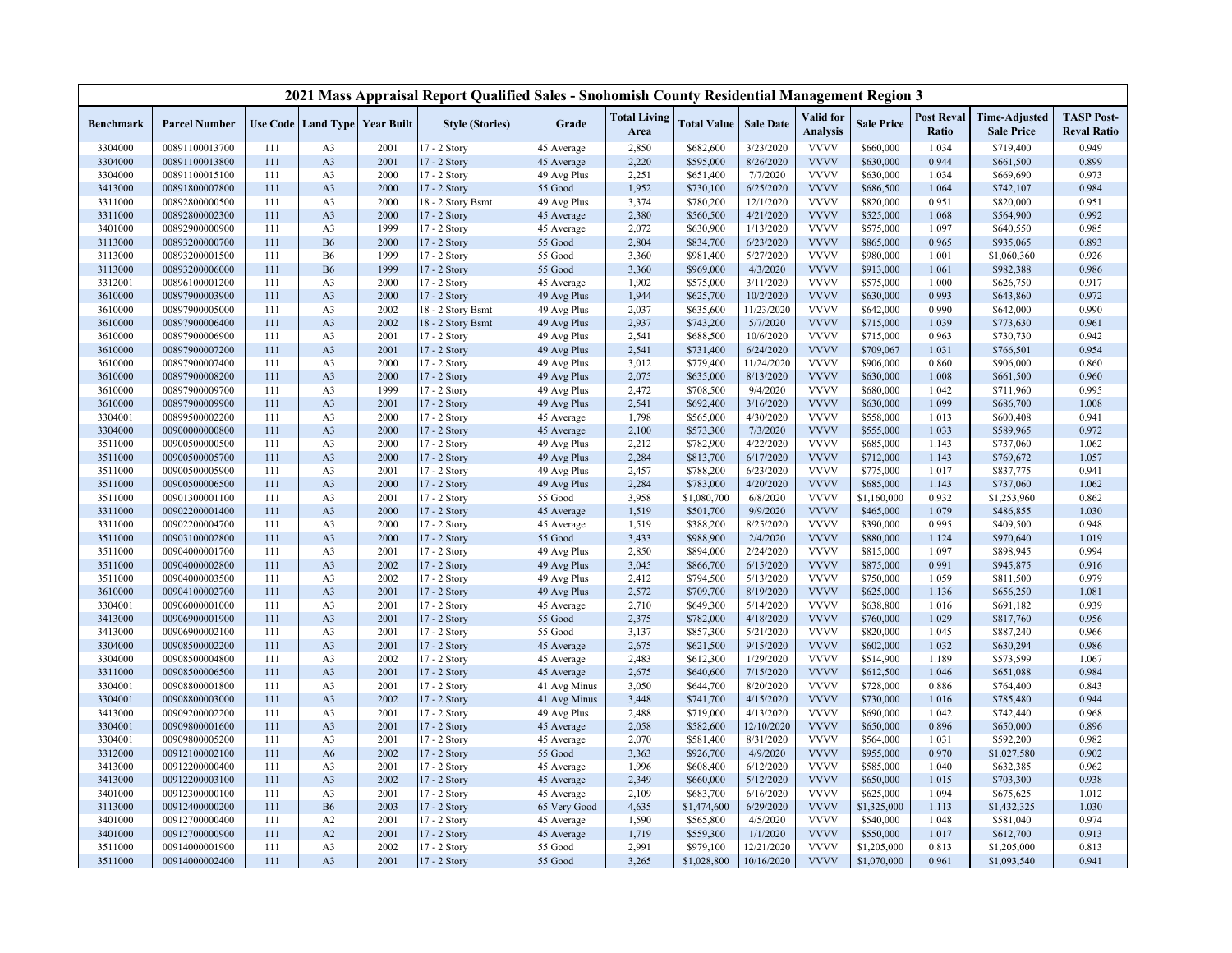# 2021 Mass Appraisal Report Qualified Sales - Snohomish County Residential Management Region 3

| Benchmark | Parcel Number | Use Code | Land Type | Year Built | Style (Stories) | Grade | Total Living Area | Total Value | Sale Date | Valid for Analysis | Sale Price | Post Reval Ratio | Time-Adjusted Sale Price | TASP Post-Reval Ratio |
|---|---|---|---|---|---|---|---|---|---|---|---|---|---|---|
| 3304000 | 00891100013700 | 111 | A3 | 2001 | 17 - 2 Story | 45 Average | 2,850 | $682,600 | 3/23/2020 | VVVV | $660,000 | 1.034 | $719,400 | 0.949 |
| 3304000 | 00891100013800 | 111 | A3 | 2001 | 17 - 2 Story | 45 Average | 2,220 | $595,000 | 8/26/2020 | VVVV | $630,000 | 0.944 | $661,500 | 0.899 |
| 3304000 | 00891100015100 | 111 | A3 | 2000 | 17 - 2 Story | 49 Avg Plus | 2,251 | $651,400 | 7/7/2020 | VVVV | $630,000 | 1.034 | $669,690 | 0.973 |
| 3413000 | 00891800007800 | 111 | A3 | 2000 | 17 - 2 Story | 55 Good | 1,952 | $730,100 | 6/25/2020 | VVVV | $686,500 | 1.064 | $742,107 | 0.984 |
| 3311000 | 00892800000500 | 111 | A3 | 2000 | 18 - 2 Story Bsmt | 49 Avg Plus | 3,374 | $780,200 | 12/1/2020 | VVVV | $820,000 | 0.951 | $820,000 | 0.951 |
| 3311000 | 00892800002300 | 111 | A3 | 2000 | 17 - 2 Story | 45 Average | 2,380 | $560,500 | 4/21/2020 | VVVV | $525,000 | 1.068 | $564,900 | 0.992 |
| 3401000 | 00892900000900 | 111 | A3 | 1999 | 17 - 2 Story | 45 Average | 2,072 | $630,900 | 1/13/2020 | VVVV | $575,000 | 1.097 | $640,550 | 0.985 |
| 3113000 | 00893200000700 | 111 | B6 | 2000 | 17 - 2 Story | 55 Good | 2,804 | $834,700 | 6/23/2020 | VVVV | $865,000 | 0.965 | $935,065 | 0.893 |
| 3113000 | 00893200001500 | 111 | B6 | 1999 | 17 - 2 Story | 55 Good | 3,360 | $981,400 | 5/27/2020 | VVVV | $980,000 | 1.001 | $1,060,360 | 0.926 |
| 3113000 | 00893200006000 | 111 | B6 | 1999 | 17 - 2 Story | 55 Good | 3,360 | $969,000 | 4/3/2020 | VVVV | $913,000 | 1.061 | $982,388 | 0.986 |
| 3312001 | 00896100001200 | 111 | A3 | 2000 | 17 - 2 Story | 45 Average | 1,902 | $575,000 | 3/11/2020 | VVVV | $575,000 | 1.000 | $626,750 | 0.917 |
| 3610000 | 00897900003900 | 111 | A3 | 2000 | 17 - 2 Story | 49 Avg Plus | 1,944 | $625,700 | 10/2/2020 | VVVV | $630,000 | 0.993 | $643,860 | 0.972 |
| 3610000 | 00897900005000 | 111 | A3 | 2002 | 18 - 2 Story Bsmt | 49 Avg Plus | 2,037 | $635,600 | 11/23/2020 | VVVV | $642,000 | 0.990 | $642,000 | 0.990 |
| 3610000 | 00897900006400 | 111 | A3 | 2002 | 18 - 2 Story Bsmt | 49 Avg Plus | 2,937 | $743,200 | 5/7/2020 | VVVV | $715,000 | 1.039 | $773,630 | 0.961 |
| 3610000 | 00897900006900 | 111 | A3 | 2001 | 17 - 2 Story | 49 Avg Plus | 2,541 | $688,500 | 10/6/2020 | VVVV | $715,000 | 0.963 | $730,730 | 0.942 |
| 3610000 | 00897900007200 | 111 | A3 | 2001 | 17 - 2 Story | 49 Avg Plus | 2,541 | $731,400 | 6/24/2020 | VVVV | $709,067 | 1.031 | $766,501 | 0.954 |
| 3610000 | 00897900007400 | 111 | A3 | 2000 | 17 - 2 Story | 49 Avg Plus | 3,012 | $779,400 | 11/24/2020 | VVVV | $906,000 | 0.860 | $906,000 | 0.860 |
| 3610000 | 00897900008200 | 111 | A3 | 2000 | 17 - 2 Story | 49 Avg Plus | 2,075 | $635,000 | 8/13/2020 | VVVV | $630,000 | 1.008 | $661,500 | 0.960 |
| 3610000 | 00897900009700 | 111 | A3 | 1999 | 17 - 2 Story | 49 Avg Plus | 2,472 | $708,500 | 9/4/2020 | VVVV | $680,000 | 1.042 | $711,960 | 0.995 |
| 3610000 | 00897900009900 | 111 | A3 | 2001 | 17 - 2 Story | 49 Avg Plus | 2,541 | $692,400 | 3/16/2020 | VVVV | $630,000 | 1.099 | $686,700 | 1.008 |
| 3304001 | 00899500002200 | 111 | A3 | 2000 | 17 - 2 Story | 45 Average | 1,798 | $565,000 | 4/30/2020 | VVVV | $558,000 | 1.013 | $600,408 | 0.941 |
| 3304000 | 00900000000800 | 111 | A3 | 2000 | 17 - 2 Story | 45 Average | 2,100 | $573,300 | 7/3/2020 | VVVV | $555,000 | 1.033 | $589,965 | 0.972 |
| 3511000 | 00900500000500 | 111 | A3 | 2000 | 17 - 2 Story | 49 Avg Plus | 2,212 | $782,900 | 4/22/2020 | VVVV | $685,000 | 1.143 | $737,060 | 1.062 |
| 3511000 | 00900500005700 | 111 | A3 | 2000 | 17 - 2 Story | 49 Avg Plus | 2,284 | $813,700 | 6/17/2020 | VVVV | $712,000 | 1.143 | $769,672 | 1.057 |
| 3511000 | 00900500005900 | 111 | A3 | 2001 | 17 - 2 Story | 49 Avg Plus | 2,457 | $788,200 | 6/23/2020 | VVVV | $775,000 | 1.017 | $837,775 | 0.941 |
| 3511000 | 00900500006500 | 111 | A3 | 2000 | 17 - 2 Story | 49 Avg Plus | 2,284 | $783,000 | 4/20/2020 | VVVV | $685,000 | 1.143 | $737,060 | 1.062 |
| 3511000 | 00901300001100 | 111 | A3 | 2001 | 17 - 2 Story | 55 Good | 3,958 | $1,080,700 | 6/8/2020 | VVVV | $1,160,000 | 0.932 | $1,253,960 | 0.862 |
| 3311000 | 00902200001400 | 111 | A3 | 2000 | 17 - 2 Story | 45 Average | 1,519 | $501,700 | 9/9/2020 | VVVV | $465,000 | 1.079 | $486,855 | 1.030 |
| 3311000 | 00902200004700 | 111 | A3 | 2000 | 17 - 2 Story | 45 Average | 1,519 | $388,200 | 8/25/2020 | VVVV | $390,000 | 0.995 | $409,500 | 0.948 |
| 3511000 | 00903100002800 | 111 | A3 | 2000 | 17 - 2 Story | 55 Good | 3,433 | $988,900 | 2/4/2020 | VVVV | $880,000 | 1.124 | $970,640 | 1.019 |
| 3511000 | 00904000001700 | 111 | A3 | 2001 | 17 - 2 Story | 49 Avg Plus | 2,850 | $894,000 | 2/24/2020 | VVVV | $815,000 | 1.097 | $898,945 | 0.994 |
| 3511000 | 00904000002800 | 111 | A3 | 2002 | 17 - 2 Story | 49 Avg Plus | 3,045 | $866,700 | 6/15/2020 | VVVV | $875,000 | 0.991 | $945,875 | 0.916 |
| 3511000 | 00904000003500 | 111 | A3 | 2002 | 17 - 2 Story | 49 Avg Plus | 2,412 | $794,500 | 5/13/2020 | VVVV | $750,000 | 1.059 | $811,500 | 0.979 |
| 3610000 | 00904100002700 | 111 | A3 | 2001 | 17 - 2 Story | 49 Avg Plus | 2,572 | $709,700 | 8/19/2020 | VVVV | $625,000 | 1.136 | $656,250 | 1.081 |
| 3304001 | 00906000001000 | 111 | A3 | 2001 | 17 - 2 Story | 45 Average | 2,710 | $649,300 | 5/14/2020 | VVVV | $638,800 | 1.016 | $691,182 | 0.939 |
| 3413000 | 00906900001900 | 111 | A3 | 2001 | 17 - 2 Story | 55 Good | 2,375 | $782,000 | 4/18/2020 | VVVV | $760,000 | 1.029 | $817,760 | 0.956 |
| 3413000 | 00906900002100 | 111 | A3 | 2001 | 17 - 2 Story | 55 Good | 3,137 | $857,300 | 5/21/2020 | VVVV | $820,000 | 1.045 | $887,240 | 0.966 |
| 3304000 | 00908500002200 | 111 | A3 | 2001 | 17 - 2 Story | 45 Average | 2,675 | $621,500 | 9/15/2020 | VVVV | $602,000 | 1.032 | $630,294 | 0.986 |
| 3304000 | 00908500004800 | 111 | A3 | 2002 | 17 - 2 Story | 45 Average | 2,483 | $612,300 | 1/29/2020 | VVVV | $514,900 | 1.189 | $573,599 | 1.067 |
| 3311000 | 00908500006500 | 111 | A3 | 2001 | 17 - 2 Story | 45 Average | 2,675 | $640,600 | 7/15/2020 | VVVV | $612,500 | 1.046 | $651,088 | 0.984 |
| 3304001 | 00908800001800 | 111 | A3 | 2001 | 17 - 2 Story | 41 Avg Minus | 3,050 | $644,700 | 8/20/2020 | VVVV | $728,000 | 0.886 | $764,400 | 0.843 |
| 3304001 | 00908800003000 | 111 | A3 | 2002 | 17 - 2 Story | 41 Avg Minus | 3,448 | $741,700 | 4/15/2020 | VVVV | $730,000 | 1.016 | $785,480 | 0.944 |
| 3413000 | 00909200002200 | 111 | A3 | 2001 | 17 - 2 Story | 49 Avg Plus | 2,488 | $719,000 | 4/13/2020 | VVVV | $690,000 | 1.042 | $742,440 | 0.968 |
| 3304001 | 00909800001600 | 111 | A3 | 2001 | 17 - 2 Story | 45 Average | 2,058 | $582,600 | 12/10/2020 | VVVV | $650,000 | 0.896 | $650,000 | 0.896 |
| 3304001 | 00909800005200 | 111 | A3 | 2001 | 17 - 2 Story | 45 Average | 2,070 | $581,400 | 8/31/2020 | VVVV | $564,000 | 1.031 | $592,200 | 0.982 |
| 3312000 | 00912100002100 | 111 | A6 | 2002 | 17 - 2 Story | 55 Good | 3,363 | $926,700 | 4/9/2020 | VVVV | $955,000 | 0.970 | $1,027,580 | 0.902 |
| 3413000 | 00912200000400 | 111 | A3 | 2001 | 17 - 2 Story | 45 Average | 1,996 | $608,400 | 6/12/2020 | VVVV | $585,000 | 1.040 | $632,385 | 0.962 |
| 3413000 | 00912200003100 | 111 | A3 | 2002 | 17 - 2 Story | 45 Average | 2,349 | $660,000 | 5/12/2020 | VVVV | $650,000 | 1.015 | $703,300 | 0.938 |
| 3401000 | 00912300000100 | 111 | A3 | 2001 | 17 - 2 Story | 45 Average | 2,109 | $683,700 | 6/16/2020 | VVVV | $625,000 | 1.094 | $675,625 | 1.012 |
| 3113000 | 00912400000200 | 111 | B6 | 2003 | 17 - 2 Story | 65 Very Good | 4,635 | $1,474,600 | 6/29/2020 | VVVV | $1,325,000 | 1.113 | $1,432,325 | 1.030 |
| 3401000 | 00912700000400 | 111 | A2 | 2001 | 17 - 2 Story | 45 Average | 1,590 | $565,800 | 4/5/2020 | VVVV | $540,000 | 1.048 | $581,040 | 0.974 |
| 3401000 | 00912700000900 | 111 | A2 | 2001 | 17 - 2 Story | 45 Average | 1,719 | $559,300 | 1/1/2020 | VVVV | $550,000 | 1.017 | $612,700 | 0.913 |
| 3511000 | 00914000001900 | 111 | A3 | 2002 | 17 - 2 Story | 55 Good | 2,991 | $979,100 | 12/21/2020 | VVVV | $1,205,000 | 0.813 | $1,205,000 | 0.813 |
| 3511000 | 00914000002400 | 111 | A3 | 2001 | 17 - 2 Story | 55 Good | 3,265 | $1,028,800 | 10/16/2020 | VVVV | $1,070,000 | 0.961 | $1,093,540 | 0.941 |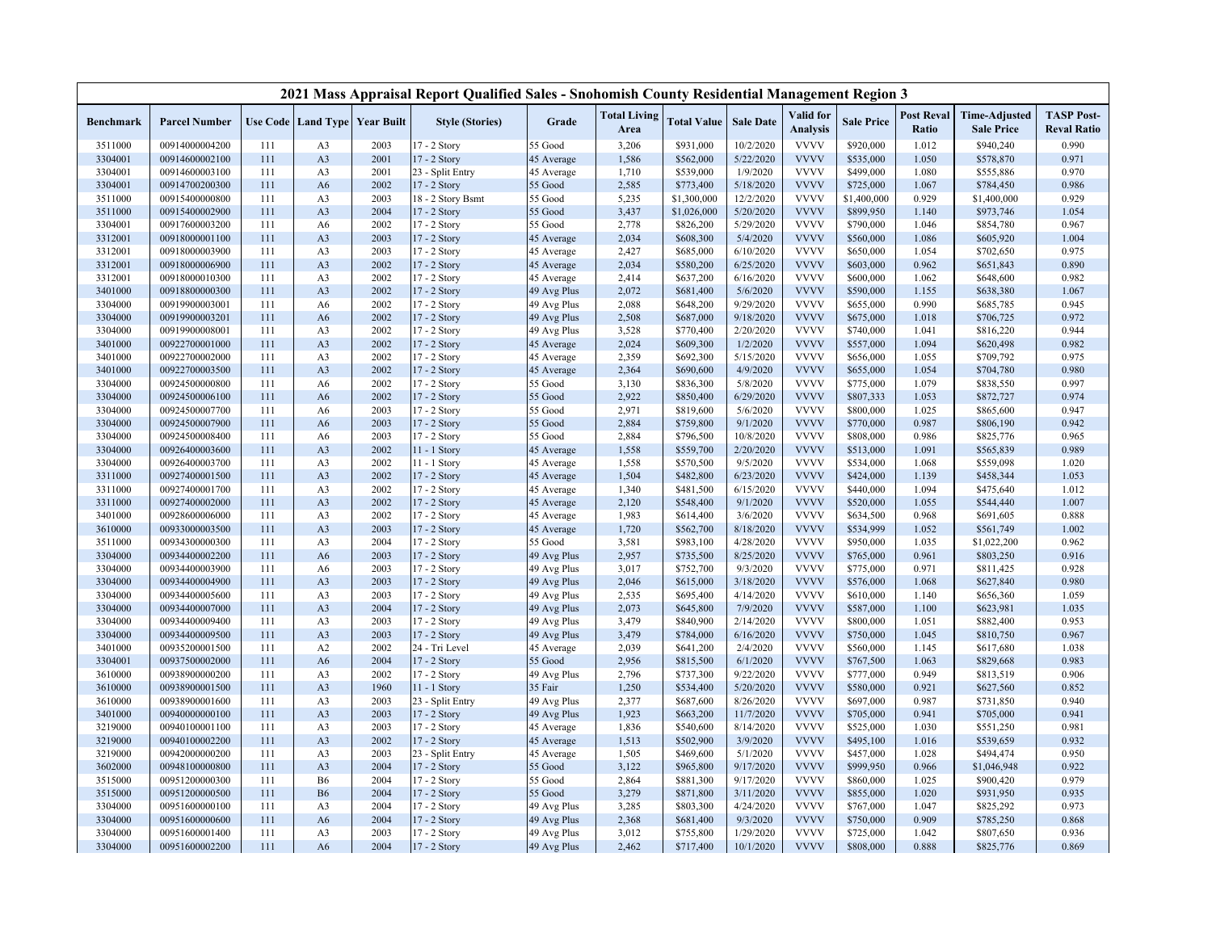# 2021 Mass Appraisal Report Qualified Sales - Snohomish County Residential Management Region 3

| Benchmark | Parcel Number | Use Code | Land Type | Year Built | Style (Stories) | Grade | Total Living Area | Total Value | Sale Date | Valid for Analysis | Sale Price | Post Reval Ratio | Time-Adjusted Sale Price | TASP Post-Reval Ratio |
|---|---|---|---|---|---|---|---|---|---|---|---|---|---|---|
| 3511000 | 00914000004200 | 111 | A3 | 2003 | 17 - 2 Story | 55 Good | 3,206 | $931,000 | 10/2/2020 | VVVV | $920,000 | 1.012 | $940,240 | 0.990 |
| 3304001 | 00914600002100 | 111 | A3 | 2001 | 17 - 2 Story | 45 Average | 1,586 | $562,000 | 5/22/2020 | VVVV | $535,000 | 1.050 | $578,870 | 0.971 |
| 3304001 | 00914600003100 | 111 | A3 | 2001 | 23 - Split Entry | 45 Average | 1,710 | $539,000 | 1/9/2020 | VVVV | $499,000 | 1.080 | $555,886 | 0.970 |
| 3304001 | 00914700200300 | 111 | A6 | 2002 | 17 - 2 Story | 55 Good | 2,585 | $773,400 | 5/18/2020 | VVVV | $725,000 | 1.067 | $784,450 | 0.986 |
| 3511000 | 00915400000800 | 111 | A3 | 2003 | 18 - 2 Story Bsmt | 55 Good | 5,235 | $1,300,000 | 12/2/2020 | VVVV | $1,400,000 | 0.929 | $1,400,000 | 0.929 |
| 3511000 | 00915400002900 | 111 | A3 | 2004 | 17 - 2 Story | 55 Good | 3,437 | $1,026,000 | 5/20/2020 | VVVV | $899,950 | 1.140 | $973,746 | 1.054 |
| 3304001 | 00917600003200 | 111 | A6 | 2002 | 17 - 2 Story | 55 Good | 2,778 | $826,200 | 5/29/2020 | VVVV | $790,000 | 1.046 | $854,780 | 0.967 |
| 3312001 | 00918000001100 | 111 | A3 | 2003 | 17 - 2 Story | 45 Average | 2,034 | $608,300 | 5/4/2020 | VVVV | $560,000 | 1.086 | $605,920 | 1.004 |
| 3312001 | 00918000003900 | 111 | A3 | 2003 | 17 - 2 Story | 45 Average | 2,427 | $685,000 | 6/10/2020 | VVVV | $650,000 | 1.054 | $702,650 | 0.975 |
| 3312001 | 00918000006900 | 111 | A3 | 2002 | 17 - 2 Story | 45 Average | 2,034 | $580,200 | 6/25/2020 | VVVV | $603,000 | 0.962 | $651,843 | 0.890 |
| 3312001 | 00918000010300 | 111 | A3 | 2002 | 17 - 2 Story | 45 Average | 2,414 | $637,200 | 6/16/2020 | VVVV | $600,000 | 1.062 | $648,600 | 0.982 |
| 3401000 | 00918800000300 | 111 | A3 | 2002 | 17 - 2 Story | 49 Avg Plus | 2,072 | $681,400 | 5/6/2020 | VVVV | $590,000 | 1.155 | $638,380 | 1.067 |
| 3304000 | 00919900003001 | 111 | A6 | 2002 | 17 - 2 Story | 49 Avg Plus | 2,088 | $648,200 | 9/29/2020 | VVVV | $655,000 | 0.990 | $685,785 | 0.945 |
| 3304000 | 00919900003201 | 111 | A6 | 2002 | 17 - 2 Story | 49 Avg Plus | 2,508 | $687,000 | 9/18/2020 | VVVV | $675,000 | 1.018 | $706,725 | 0.972 |
| 3304000 | 00919900008001 | 111 | A3 | 2002 | 17 - 2 Story | 49 Avg Plus | 3,528 | $770,400 | 2/20/2020 | VVVV | $740,000 | 1.041 | $816,220 | 0.944 |
| 3401000 | 00922700001000 | 111 | A3 | 2002 | 17 - 2 Story | 45 Average | 2,024 | $609,300 | 1/2/2020 | VVVV | $557,000 | 1.094 | $620,498 | 0.982 |
| 3401000 | 00922700002000 | 111 | A3 | 2002 | 17 - 2 Story | 45 Average | 2,359 | $692,300 | 5/15/2020 | VVVV | $656,000 | 1.055 | $709,792 | 0.975 |
| 3401000 | 00922700003500 | 111 | A3 | 2002 | 17 - 2 Story | 45 Average | 2,364 | $690,600 | 4/9/2020 | VVVV | $655,000 | 1.054 | $704,780 | 0.980 |
| 3304000 | 00924500000800 | 111 | A6 | 2002 | 17 - 2 Story | 55 Good | 3,130 | $836,300 | 5/8/2020 | VVVV | $775,000 | 1.079 | $838,550 | 0.997 |
| 3304000 | 00924500006100 | 111 | A6 | 2002 | 17 - 2 Story | 55 Good | 2,922 | $850,400 | 6/29/2020 | VVVV | $807,333 | 1.053 | $872,727 | 0.974 |
| 3304000 | 00924500007700 | 111 | A6 | 2003 | 17 - 2 Story | 55 Good | 2,971 | $819,600 | 5/6/2020 | VVVV | $800,000 | 1.025 | $865,600 | 0.947 |
| 3304000 | 00924500007900 | 111 | A6 | 2003 | 17 - 2 Story | 55 Good | 2,884 | $759,800 | 9/1/2020 | VVVV | $770,000 | 0.987 | $806,190 | 0.942 |
| 3304000 | 00924500008400 | 111 | A6 | 2003 | 17 - 2 Story | 55 Good | 2,884 | $796,500 | 10/8/2020 | VVVV | $808,000 | 0.986 | $825,776 | 0.965 |
| 3304000 | 00926400003600 | 111 | A3 | 2002 | 11 - 1 Story | 45 Average | 1,558 | $559,700 | 2/20/2020 | VVVV | $513,000 | 1.091 | $565,839 | 0.989 |
| 3304000 | 00926400003700 | 111 | A3 | 2002 | 11 - 1 Story | 45 Average | 1,558 | $570,500 | 9/5/2020 | VVVV | $534,000 | 1.068 | $559,098 | 1.020 |
| 3311000 | 00927400001500 | 111 | A3 | 2002 | 17 - 2 Story | 45 Average | 1,504 | $482,800 | 6/23/2020 | VVVV | $424,000 | 1.139 | $458,344 | 1.053 |
| 3311000 | 00927400001700 | 111 | A3 | 2002 | 17 - 2 Story | 45 Average | 1,340 | $481,500 | 6/15/2020 | VVVV | $440,000 | 1.094 | $475,640 | 1.012 |
| 3311000 | 00927400002000 | 111 | A3 | 2002 | 17 - 2 Story | 45 Average | 2,120 | $548,400 | 9/1/2020 | VVVV | $520,000 | 1.055 | $544,440 | 1.007 |
| 3401000 | 00928600006000 | 111 | A3 | 2002 | 17 - 2 Story | 45 Average | 1,983 | $614,400 | 3/6/2020 | VVVV | $634,500 | 0.968 | $691,605 | 0.888 |
| 3610000 | 00933000003500 | 111 | A3 | 2003 | 17 - 2 Story | 45 Average | 1,720 | $562,700 | 8/18/2020 | VVVV | $534,999 | 1.052 | $561,749 | 1.002 |
| 3511000 | 00934300000300 | 111 | A3 | 2004 | 17 - 2 Story | 55 Good | 3,581 | $983,100 | 4/28/2020 | VVVV | $950,000 | 1.035 | $1,022,200 | 0.962 |
| 3304000 | 00934400002200 | 111 | A6 | 2003 | 17 - 2 Story | 49 Avg Plus | 2,957 | $735,500 | 8/25/2020 | VVVV | $765,000 | 0.961 | $803,250 | 0.916 |
| 3304000 | 00934400003900 | 111 | A6 | 2003 | 17 - 2 Story | 49 Avg Plus | 3,017 | $752,700 | 9/3/2020 | VVVV | $775,000 | 0.971 | $811,425 | 0.928 |
| 3304000 | 00934400004900 | 111 | A3 | 2003 | 17 - 2 Story | 49 Avg Plus | 2,046 | $615,000 | 3/18/2020 | VVVV | $576,000 | 1.068 | $627,840 | 0.980 |
| 3304000 | 00934400005600 | 111 | A3 | 2003 | 17 - 2 Story | 49 Avg Plus | 2,535 | $695,400 | 4/14/2020 | VVVV | $610,000 | 1.140 | $656,360 | 1.059 |
| 3304000 | 00934400007000 | 111 | A3 | 2004 | 17 - 2 Story | 49 Avg Plus | 2,073 | $645,800 | 7/9/2020 | VVVV | $587,000 | 1.100 | $623,981 | 1.035 |
| 3304000 | 00934400009400 | 111 | A3 | 2003 | 17 - 2 Story | 49 Avg Plus | 3,479 | $840,900 | 2/14/2020 | VVVV | $800,000 | 1.051 | $882,400 | 0.953 |
| 3304000 | 00934400009500 | 111 | A3 | 2003 | 17 - 2 Story | 49 Avg Plus | 3,479 | $784,000 | 6/16/2020 | VVVV | $750,000 | 1.045 | $810,750 | 0.967 |
| 3401000 | 00935200001500 | 111 | A2 | 2002 | 24 - Tri Level | 45 Average | 2,039 | $641,200 | 2/4/2020 | VVVV | $560,000 | 1.145 | $617,680 | 1.038 |
| 3304001 | 00937500002000 | 111 | A6 | 2004 | 17 - 2 Story | 55 Good | 2,956 | $815,500 | 6/1/2020 | VVVV | $767,500 | 1.063 | $829,668 | 0.983 |
| 3610000 | 00938900000200 | 111 | A3 | 2002 | 17 - 2 Story | 49 Avg Plus | 2,796 | $737,300 | 9/22/2020 | VVVV | $777,000 | 0.949 | $813,519 | 0.906 |
| 3610000 | 00938900001500 | 111 | A3 | 1960 | 11 - 1 Story | 35 Fair | 1,250 | $534,400 | 5/20/2020 | VVVV | $580,000 | 0.921 | $627,560 | 0.852 |
| 3610000 | 00938900001600 | 111 | A3 | 2003 | 23 - Split Entry | 49 Avg Plus | 2,377 | $687,600 | 8/26/2020 | VVVV | $697,000 | 0.987 | $731,850 | 0.940 |
| 3401000 | 00940000000100 | 111 | A3 | 2003 | 17 - 2 Story | 49 Avg Plus | 1,923 | $663,200 | 11/7/2020 | VVVV | $705,000 | 0.941 | $705,000 | 0.941 |
| 3219000 | 00940100001100 | 111 | A3 | 2003 | 17 - 2 Story | 45 Average | 1,836 | $540,600 | 8/14/2020 | VVVV | $525,000 | 1.030 | $551,250 | 0.981 |
| 3219000 | 00940100002200 | 111 | A3 | 2002 | 17 - 2 Story | 45 Average | 1,513 | $502,900 | 3/9/2020 | VVVV | $495,100 | 1.016 | $539,659 | 0.932 |
| 3219000 | 00942000000200 | 111 | A3 | 2003 | 23 - Split Entry | 45 Average | 1,505 | $469,600 | 5/1/2020 | VVVV | $457,000 | 1.028 | $494,474 | 0.950 |
| 3602000 | 00948100000800 | 111 | A3 | 2004 | 17 - 2 Story | 55 Good | 3,122 | $965,800 | 9/17/2020 | VVVV | $999,950 | 0.966 | $1,046,948 | 0.922 |
| 3515000 | 00951200000300 | 111 | B6 | 2004 | 17 - 2 Story | 55 Good | 2,864 | $881,300 | 9/17/2020 | VVVV | $860,000 | 1.025 | $900,420 | 0.979 |
| 3515000 | 00951200000500 | 111 | B6 | 2004 | 17 - 2 Story | 55 Good | 3,279 | $871,800 | 3/11/2020 | VVVV | $855,000 | 1.020 | $931,950 | 0.935 |
| 3304000 | 00951600000100 | 111 | A3 | 2004 | 17 - 2 Story | 49 Avg Plus | 3,285 | $803,300 | 4/24/2020 | VVVV | $767,000 | 1.047 | $825,292 | 0.973 |
| 3304000 | 00951600000600 | 111 | A6 | 2004 | 17 - 2 Story | 49 Avg Plus | 2,368 | $681,400 | 9/3/2020 | VVVV | $750,000 | 0.909 | $785,250 | 0.868 |
| 3304000 | 00951600001400 | 111 | A3 | 2003 | 17 - 2 Story | 49 Avg Plus | 3,012 | $755,800 | 1/29/2020 | VVVV | $725,000 | 1.042 | $807,650 | 0.936 |
| 3304000 | 00951600002200 | 111 | A6 | 2004 | 17 - 2 Story | 49 Avg Plus | 2,462 | $717,400 | 10/1/2020 | VVVV | $808,000 | 0.888 | $825,776 | 0.869 |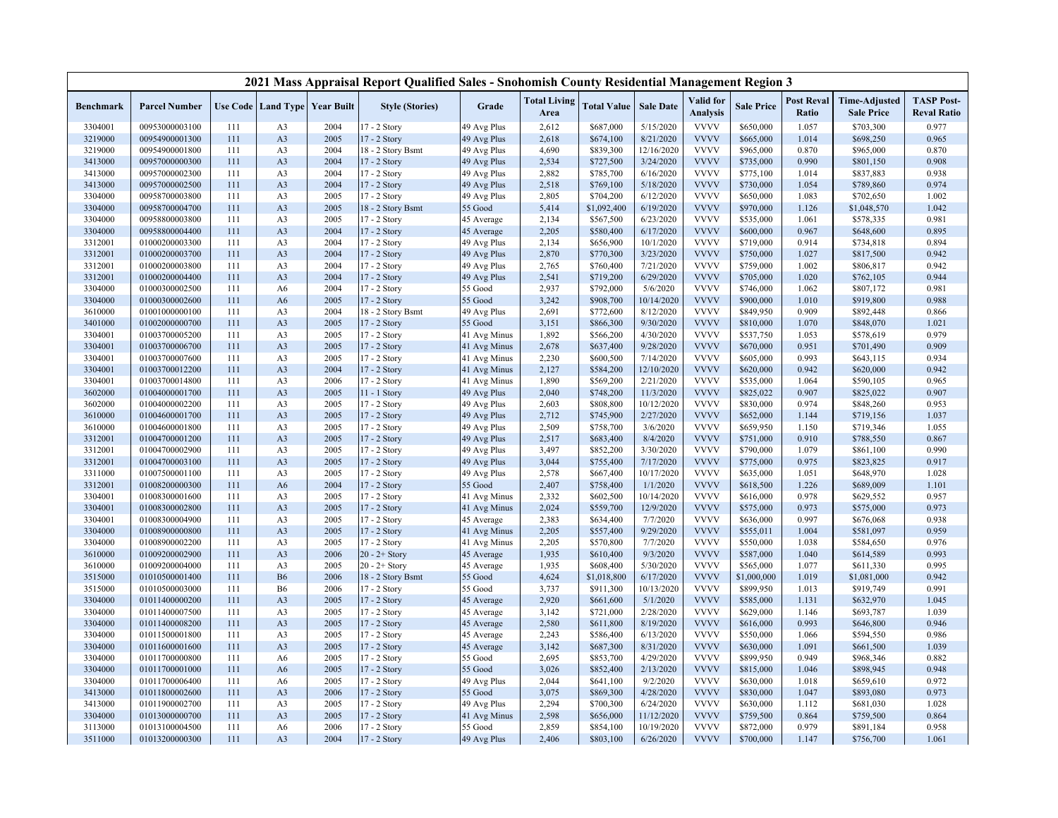# 2021 Mass Appraisal Report Qualified Sales - Snohomish County Residential Management Region 3

| Benchmark | Parcel Number | Use Code | Land Type | Year Built | Style (Stories) | Grade | Total Living Area | Total Value | Sale Date | Valid for Analysis | Sale Price | Post Reval Ratio | Time-Adjusted Sale Price | TASP Post-Reval Ratio |
|---|---|---|---|---|---|---|---|---|---|---|---|---|---|---|
| 3304001 | 00953000003100 | 111 | A3 | 2004 | 17 - 2 Story | 49 Avg Plus | 2,612 | $687,000 | 5/15/2020 | VVVV | $650,000 | 1.057 | $703,300 | 0.977 |
| 3219000 | 00954900001300 | 111 | A3 | 2005 | 17 - 2 Story | 49 Avg Plus | 2,618 | $674,100 | 8/21/2020 | VVVV | $665,000 | 1.014 | $698,250 | 0.965 |
| 3219000 | 00954900001800 | 111 | A3 | 2004 | 18 - 2 Story Bsmt | 49 Avg Plus | 4,690 | $839,300 | 12/16/2020 | VVVV | $965,000 | 0.870 | $965,000 | 0.870 |
| 3413000 | 00957000000300 | 111 | A3 | 2004 | 17 - 2 Story | 49 Avg Plus | 2,534 | $727,500 | 3/24/2020 | VVVV | $735,000 | 0.990 | $801,150 | 0.908 |
| 3413000 | 00957000002300 | 111 | A3 | 2004 | 17 - 2 Story | 49 Avg Plus | 2,882 | $785,700 | 6/16/2020 | VVVV | $775,100 | 1.014 | $837,883 | 0.938 |
| 3413000 | 00957000002500 | 111 | A3 | 2004 | 17 - 2 Story | 49 Avg Plus | 2,518 | $769,100 | 5/18/2020 | VVVV | $730,000 | 1.054 | $789,860 | 0.974 |
| 3304000 | 00958700003800 | 111 | A3 | 2005 | 17 - 2 Story | 49 Avg Plus | 2,805 | $704,200 | 6/12/2020 | VVVV | $650,000 | 1.083 | $702,650 | 1.002 |
| 3304000 | 00958700004700 | 111 | A3 | 2005 | 18 - 2 Story Bsmt | 55 Good | 5,414 | $1,092,400 | 6/19/2020 | VVVV | $970,000 | 1.126 | $1,048,570 | 1.042 |
| 3304000 | 00958800003800 | 111 | A3 | 2005 | 17 - 2 Story | 45 Average | 2,134 | $567,500 | 6/23/2020 | VVVV | $535,000 | 1.061 | $578,335 | 0.981 |
| 3304000 | 00958800004400 | 111 | A3 | 2004 | 17 - 2 Story | 45 Average | 2,205 | $580,400 | 6/17/2020 | VVVV | $600,000 | 0.967 | $648,600 | 0.895 |
| 3312001 | 01000200003300 | 111 | A3 | 2004 | 17 - 2 Story | 49 Avg Plus | 2,134 | $656,900 | 10/1/2020 | VVVV | $719,000 | 0.914 | $734,818 | 0.894 |
| 3312001 | 01000200003700 | 111 | A3 | 2004 | 17 - 2 Story | 49 Avg Plus | 2,870 | $770,300 | 3/23/2020 | VVVV | $750,000 | 1.027 | $817,500 | 0.942 |
| 3312001 | 01000200003800 | 111 | A3 | 2004 | 17 - 2 Story | 49 Avg Plus | 2,765 | $760,400 | 7/21/2020 | VVVV | $759,000 | 1.002 | $806,817 | 0.942 |
| 3312001 | 01000200004400 | 111 | A3 | 2004 | 17 - 2 Story | 49 Avg Plus | 2,541 | $719,200 | 6/29/2020 | VVVV | $705,000 | 1.020 | $762,105 | 0.944 |
| 3304000 | 01000300002500 | 111 | A6 | 2004 | 17 - 2 Story | 55 Good | 2,937 | $792,000 | 5/6/2020 | VVVV | $746,000 | 1.062 | $807,172 | 0.981 |
| 3304000 | 01000300002600 | 111 | A6 | 2005 | 17 - 2 Story | 55 Good | 3,242 | $908,700 | 10/14/2020 | VVVV | $900,000 | 1.010 | $919,800 | 0.988 |
| 3610000 | 01001000000100 | 111 | A3 | 2004 | 18 - 2 Story Bsmt | 49 Avg Plus | 2,691 | $772,600 | 8/12/2020 | VVVV | $849,950 | 0.909 | $892,448 | 0.866 |
| 3401000 | 01002000000700 | 111 | A3 | 2005 | 17 - 2 Story | 55 Good | 3,151 | $866,300 | 9/30/2020 | VVVV | $810,000 | 1.070 | $848,070 | 1.021 |
| 3304001 | 01003700005200 | 111 | A3 | 2005 | 17 - 2 Story | 41 Avg Minus | 1,892 | $566,200 | 4/30/2020 | VVVV | $537,750 | 1.053 | $578,619 | 0.979 |
| 3304001 | 01003700006700 | 111 | A3 | 2005 | 17 - 2 Story | 41 Avg Minus | 2,678 | $637,400 | 9/28/2020 | VVVV | $670,000 | 0.951 | $701,490 | 0.909 |
| 3304001 | 01003700007600 | 111 | A3 | 2005 | 17 - 2 Story | 41 Avg Minus | 2,230 | $600,500 | 7/14/2020 | VVVV | $605,000 | 0.993 | $643,115 | 0.934 |
| 3304001 | 01003700012200 | 111 | A3 | 2004 | 17 - 2 Story | 41 Avg Minus | 2,127 | $584,200 | 12/10/2020 | VVVV | $620,000 | 0.942 | $620,000 | 0.942 |
| 3304001 | 01003700014800 | 111 | A3 | 2006 | 17 - 2 Story | 41 Avg Minus | 1,890 | $569,200 | 2/21/2020 | VVVV | $535,000 | 1.064 | $590,105 | 0.965 |
| 3602000 | 01004000001700 | 111 | A3 | 2005 | 11 - 1 Story | 49 Avg Plus | 2,040 | $748,200 | 11/3/2020 | VVVV | $825,022 | 0.907 | $825,022 | 0.907 |
| 3602000 | 01004000002200 | 111 | A3 | 2005 | 17 - 2 Story | 49 Avg Plus | 2,603 | $808,800 | 10/12/2020 | VVVV | $830,000 | 0.974 | $848,260 | 0.953 |
| 3610000 | 01004600001700 | 111 | A3 | 2005 | 17 - 2 Story | 49 Avg Plus | 2,712 | $745,900 | 2/27/2020 | VVVV | $652,000 | 1.144 | $719,156 | 1.037 |
| 3610000 | 01004600001800 | 111 | A3 | 2005 | 17 - 2 Story | 49 Avg Plus | 2,509 | $758,700 | 3/6/2020 | VVVV | $659,950 | 1.150 | $719,346 | 1.055 |
| 3312001 | 01004700001200 | 111 | A3 | 2005 | 17 - 2 Story | 49 Avg Plus | 2,517 | $683,400 | 8/4/2020 | VVVV | $751,000 | 0.910 | $788,550 | 0.867 |
| 3312001 | 01004700002900 | 111 | A3 | 2005 | 17 - 2 Story | 49 Avg Plus | 3,497 | $852,200 | 3/30/2020 | VVVV | $790,000 | 1.079 | $861,100 | 0.990 |
| 3312001 | 01004700003100 | 111 | A3 | 2005 | 17 - 2 Story | 49 Avg Plus | 3,044 | $755,400 | 7/17/2020 | VVVV | $775,000 | 0.975 | $823,825 | 0.917 |
| 3311000 | 01007500001100 | 111 | A3 | 2005 | 17 - 2 Story | 49 Avg Plus | 2,578 | $667,400 | 10/17/2020 | VVVV | $635,000 | 1.051 | $648,970 | 1.028 |
| 3312001 | 01008200000300 | 111 | A6 | 2004 | 17 - 2 Story | 55 Good | 2,407 | $758,400 | 1/1/2020 | VVVV | $618,500 | 1.226 | $689,009 | 1.101 |
| 3304001 | 01008300001600 | 111 | A3 | 2005 | 17 - 2 Story | 41 Avg Minus | 2,332 | $602,500 | 10/14/2020 | VVVV | $616,000 | 0.978 | $629,552 | 0.957 |
| 3304001 | 01008300002800 | 111 | A3 | 2005 | 17 - 2 Story | 41 Avg Minus | 2,024 | $559,700 | 12/9/2020 | VVVV | $575,000 | 0.973 | $575,000 | 0.973 |
| 3304001 | 01008300004900 | 111 | A3 | 2005 | 17 - 2 Story | 45 Average | 2,383 | $634,400 | 7/7/2020 | VVVV | $636,000 | 0.997 | $676,068 | 0.938 |
| 3304000 | 01008900000800 | 111 | A3 | 2005 | 17 - 2 Story | 41 Avg Minus | 2,205 | $557,400 | 9/29/2020 | VVVV | $555,011 | 1.004 | $581,097 | 0.959 |
| 3304000 | 01008900002200 | 111 | A3 | 2005 | 17 - 2 Story | 41 Avg Minus | 2,205 | $570,800 | 7/7/2020 | VVVV | $550,000 | 1.038 | $584,650 | 0.976 |
| 3610000 | 01009200002900 | 111 | A3 | 2006 | 20 - 2+ Story | 45 Average | 1,935 | $610,400 | 9/3/2020 | VVVV | $587,000 | 1.040 | $614,589 | 0.993 |
| 3610000 | 01009200004000 | 111 | A3 | 2005 | 20 - 2+ Story | 45 Average | 1,935 | $608,400 | 5/30/2020 | VVVV | $565,000 | 1.077 | $611,330 | 0.995 |
| 3515000 | 01010500001400 | 111 | B6 | 2006 | 18 - 2 Story Bsmt | 55 Good | 4,624 | $1,018,800 | 6/17/2020 | VVVV | $1,000,000 | 1.019 | $1,081,000 | 0.942 |
| 3515000 | 01010500003000 | 111 | B6 | 2006 | 17 - 2 Story | 55 Good | 3,737 | $911,300 | 10/13/2020 | VVVV | $899,950 | 1.013 | $919,749 | 0.991 |
| 3304000 | 01011400000200 | 111 | A3 | 2005 | 17 - 2 Story | 45 Average | 2,920 | $661,600 | 5/1/2020 | VVVV | $585,000 | 1.131 | $632,970 | 1.045 |
| 3304000 | 01011400007500 | 111 | A3 | 2005 | 17 - 2 Story | 45 Average | 3,142 | $721,000 | 2/28/2020 | VVVV | $629,000 | 1.146 | $693,787 | 1.039 |
| 3304000 | 01011400008200 | 111 | A3 | 2005 | 17 - 2 Story | 45 Average | 2,580 | $611,800 | 8/19/2020 | VVVV | $616,000 | 0.993 | $646,800 | 0.946 |
| 3304000 | 01011500001800 | 111 | A3 | 2005 | 17 - 2 Story | 45 Average | 2,243 | $586,400 | 6/13/2020 | VVVV | $550,000 | 1.066 | $594,550 | 0.986 |
| 3304000 | 01011600001600 | 111 | A3 | 2005 | 17 - 2 Story | 45 Average | 3,142 | $687,300 | 8/31/2020 | VVVV | $630,000 | 1.091 | $661,500 | 1.039 |
| 3304000 | 01011700000800 | 111 | A6 | 2005 | 17 - 2 Story | 55 Good | 2,695 | $853,700 | 4/29/2020 | VVVV | $899,950 | 0.949 | $968,346 | 0.882 |
| 3304000 | 01011700001000 | 111 | A6 | 2005 | 17 - 2 Story | 55 Good | 3,026 | $852,400 | 2/13/2020 | VVVV | $815,000 | 1.046 | $898,945 | 0.948 |
| 3304000 | 01011700006400 | 111 | A6 | 2005 | 17 - 2 Story | 49 Avg Plus | 2,044 | $641,100 | 9/2/2020 | VVVV | $630,000 | 1.018 | $659,610 | 0.972 |
| 3413000 | 01011800002600 | 111 | A3 | 2006 | 17 - 2 Story | 55 Good | 3,075 | $869,300 | 4/28/2020 | VVVV | $830,000 | 1.047 | $893,080 | 0.973 |
| 3413000 | 01011900002700 | 111 | A3 | 2005 | 17 - 2 Story | 49 Avg Plus | 2,294 | $700,300 | 6/24/2020 | VVVV | $630,000 | 1.112 | $681,030 | 1.028 |
| 3304000 | 01013000000700 | 111 | A3 | 2005 | 17 - 2 Story | 41 Avg Minus | 2,598 | $656,000 | 11/12/2020 | VVVV | $759,500 | 0.864 | $759,500 | 0.864 |
| 3113000 | 01013100004500 | 111 | A6 | 2006 | 17 - 2 Story | 55 Good | 2,859 | $854,100 | 10/19/2020 | VVVV | $872,000 | 0.979 | $891,184 | 0.958 |
| 3511000 | 01013200000300 | 111 | A3 | 2004 | 17 - 2 Story | 49 Avg Plus | 2,406 | $803,100 | 6/26/2020 | VVVV | $700,000 | 1.147 | $756,700 | 1.061 |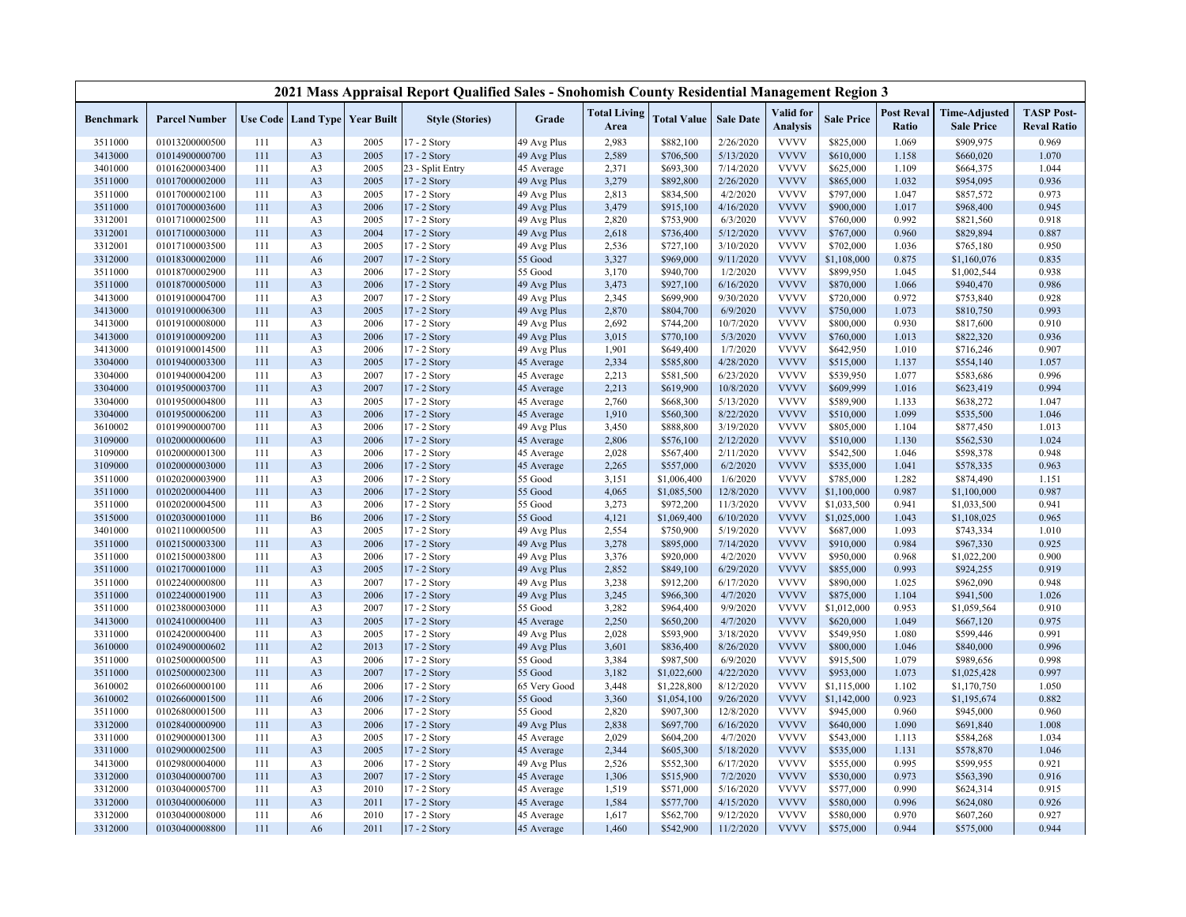# 2021 Mass Appraisal Report Qualified Sales - Snohomish County Residential Management Region 3

| Benchmark | Parcel Number | Use Code | Land Type | Year Built | Style (Stories) | Grade | Total Living Area | Total Value | Sale Date | Valid for Analysis | Sale Price | Post Reval Ratio | Time-Adjusted Sale Price | TASP Post-Reval Ratio |
|---|---|---|---|---|---|---|---|---|---|---|---|---|---|---|
| 3511000 | 01013200000500 | 111 | A3 | 2005 | 17 - 2 Story | 49 Avg Plus | 2,983 | $882,100 | 2/26/2020 | VVVV | $825,000 | 1.069 | $909,975 | 0.969 |
| 3413000 | 01014900000700 | 111 | A3 | 2005 | 17 - 2 Story | 49 Avg Plus | 2,589 | $706,500 | 5/13/2020 | VVVV | $610,000 | 1.158 | $660,020 | 1.070 |
| 3401000 | 01016200003400 | 111 | A3 | 2005 | 23 - Split Entry | 45 Average | 2,371 | $693,300 | 7/14/2020 | VVVV | $625,000 | 1.109 | $664,375 | 1.044 |
| 3511000 | 01017000002000 | 111 | A3 | 2005 | 17 - 2 Story | 49 Avg Plus | 3,279 | $892,800 | 2/26/2020 | VVVV | $865,000 | 1.032 | $954,095 | 0.936 |
| 3511000 | 01017000002100 | 111 | A3 | 2005 | 17 - 2 Story | 49 Avg Plus | 2,813 | $834,500 | 4/2/2020 | VVVV | $797,000 | 1.047 | $857,572 | 0.973 |
| 3511000 | 01017000003600 | 111 | A3 | 2006 | 17 - 2 Story | 49 Avg Plus | 3,479 | $915,100 | 4/16/2020 | VVVV | $900,000 | 1.017 | $968,400 | 0.945 |
| 3312001 | 01017100002500 | 111 | A3 | 2005 | 17 - 2 Story | 49 Avg Plus | 2,820 | $753,900 | 6/3/2020 | VVVV | $760,000 | 0.992 | $821,560 | 0.918 |
| 3312001 | 01017100003000 | 111 | A3 | 2004 | 17 - 2 Story | 49 Avg Plus | 2,618 | $736,400 | 5/12/2020 | VVVV | $767,000 | 0.960 | $829,894 | 0.887 |
| 3312001 | 01017100003500 | 111 | A3 | 2005 | 17 - 2 Story | 49 Avg Plus | 2,536 | $727,100 | 3/10/2020 | VVVV | $702,000 | 1.036 | $765,180 | 0.950 |
| 3312000 | 01018300002000 | 111 | A6 | 2007 | 17 - 2 Story | 55 Good | 3,327 | $969,000 | 9/11/2020 | VVVV | $1,108,000 | 0.875 | $1,160,076 | 0.835 |
| 3511000 | 01018700002900 | 111 | A3 | 2006 | 17 - 2 Story | 55 Good | 3,170 | $940,700 | 1/2/2020 | VVVV | $899,950 | 1.045 | $1,002,544 | 0.938 |
| 3511000 | 01018700005000 | 111 | A3 | 2006 | 17 - 2 Story | 49 Avg Plus | 3,473 | $927,100 | 6/16/2020 | VVVV | $870,000 | 1.066 | $940,470 | 0.986 |
| 3413000 | 01019100004700 | 111 | A3 | 2007 | 17 - 2 Story | 49 Avg Plus | 2,345 | $699,900 | 9/30/2020 | VVVV | $720,000 | 0.972 | $753,840 | 0.928 |
| 3413000 | 01019100006300 | 111 | A3 | 2005 | 17 - 2 Story | 49 Avg Plus | 2,870 | $804,700 | 6/9/2020 | VVVV | $750,000 | 1.073 | $810,750 | 0.993 |
| 3413000 | 01019100008000 | 111 | A3 | 2006 | 17 - 2 Story | 49 Avg Plus | 2,692 | $744,200 | 10/7/2020 | VVVV | $800,000 | 0.930 | $817,600 | 0.910 |
| 3413000 | 01019100009200 | 111 | A3 | 2006 | 17 - 2 Story | 49 Avg Plus | 3,015 | $770,100 | 5/3/2020 | VVVV | $760,000 | 1.013 | $822,320 | 0.936 |
| 3413000 | 01019100014500 | 111 | A3 | 2006 | 17 - 2 Story | 49 Avg Plus | 1,901 | $649,400 | 1/7/2020 | VVVV | $642,950 | 1.010 | $716,246 | 0.907 |
| 3304000 | 01019400003300 | 111 | A3 | 2005 | 17 - 2 Story | 45 Average | 2,334 | $585,800 | 4/28/2020 | VVVV | $515,000 | 1.137 | $554,140 | 1.057 |
| 3304000 | 01019400004200 | 111 | A3 | 2007 | 17 - 2 Story | 45 Average | 2,213 | $581,500 | 6/23/2020 | VVVV | $539,950 | 1.077 | $583,686 | 0.996 |
| 3304000 | 01019500003700 | 111 | A3 | 2007 | 17 - 2 Story | 45 Average | 2,213 | $619,900 | 10/8/2020 | VVVV | $609,999 | 1.016 | $623,419 | 0.994 |
| 3304000 | 01019500004800 | 111 | A3 | 2005 | 17 - 2 Story | 45 Average | 2,760 | $668,300 | 5/13/2020 | VVVV | $589,900 | 1.133 | $638,272 | 1.047 |
| 3304000 | 01019500006200 | 111 | A3 | 2006 | 17 - 2 Story | 45 Average | 1,910 | $560,300 | 8/22/2020 | VVVV | $510,000 | 1.099 | $535,500 | 1.046 |
| 3610002 | 01019900000700 | 111 | A3 | 2006 | 17 - 2 Story | 49 Avg Plus | 3,450 | $888,800 | 3/19/2020 | VVVV | $805,000 | 1.104 | $877,450 | 1.013 |
| 3109000 | 01020000000600 | 111 | A3 | 2006 | 17 - 2 Story | 45 Average | 2,806 | $576,100 | 2/12/2020 | VVVV | $510,000 | 1.130 | $562,530 | 1.024 |
| 3109000 | 01020000001300 | 111 | A3 | 2006 | 17 - 2 Story | 45 Average | 2,028 | $567,400 | 2/11/2020 | VVVV | $542,500 | 1.046 | $598,378 | 0.948 |
| 3109000 | 01020000003000 | 111 | A3 | 2006 | 17 - 2 Story | 45 Average | 2,265 | $557,000 | 6/2/2020 | VVVV | $535,000 | 1.041 | $578,335 | 0.963 |
| 3511000 | 01020200003900 | 111 | A3 | 2006 | 17 - 2 Story | 55 Good | 3,151 | $1,006,400 | 1/6/2020 | VVVV | $785,000 | 1.282 | $874,490 | 1.151 |
| 3511000 | 01020200004400 | 111 | A3 | 2006 | 17 - 2 Story | 55 Good | 4,065 | $1,085,500 | 12/8/2020 | VVVV | $1,100,000 | 0.987 | $1,100,000 | 0.987 |
| 3511000 | 01020200004500 | 111 | A3 | 2006 | 17 - 2 Story | 55 Good | 3,273 | $972,200 | 11/3/2020 | VVVV | $1,033,500 | 0.941 | $1,033,500 | 0.941 |
| 3515000 | 01020300001000 | 111 | B6 | 2006 | 17 - 2 Story | 55 Good | 4,121 | $1,069,400 | 6/10/2020 | VVVV | $1,025,000 | 1.043 | $1,108,025 | 0.965 |
| 3401000 | 01021100000500 | 111 | A3 | 2005 | 17 - 2 Story | 49 Avg Plus | 2,554 | $750,900 | 5/19/2020 | VVVV | $687,000 | 1.093 | $743,334 | 1.010 |
| 3511000 | 01021500003300 | 111 | A3 | 2006 | 17 - 2 Story | 49 Avg Plus | 3,278 | $895,000 | 7/14/2020 | VVVV | $910,000 | 0.984 | $967,330 | 0.925 |
| 3511000 | 01021500003800 | 111 | A3 | 2006 | 17 - 2 Story | 49 Avg Plus | 3,376 | $920,000 | 4/2/2020 | VVVV | $950,000 | 0.968 | $1,022,200 | 0.900 |
| 3511000 | 01021700001000 | 111 | A3 | 2005 | 17 - 2 Story | 49 Avg Plus | 2,852 | $849,100 | 6/29/2020 | VVVV | $855,000 | 0.993 | $924,255 | 0.919 |
| 3511000 | 01022400000800 | 111 | A3 | 2007 | 17 - 2 Story | 49 Avg Plus | 3,238 | $912,200 | 6/17/2020 | VVVV | $890,000 | 1.025 | $962,090 | 0.948 |
| 3511000 | 01022400001900 | 111 | A3 | 2006 | 17 - 2 Story | 49 Avg Plus | 3,245 | $966,300 | 4/7/2020 | VVVV | $875,000 | 1.104 | $941,500 | 1.026 |
| 3511000 | 01023800003000 | 111 | A3 | 2007 | 17 - 2 Story | 55 Good | 3,282 | $964,400 | 9/9/2020 | VVVV | $1,012,000 | 0.953 | $1,059,564 | 0.910 |
| 3413000 | 01024100000400 | 111 | A3 | 2005 | 17 - 2 Story | 45 Average | 2,250 | $650,200 | 4/7/2020 | VVVV | $620,000 | 1.049 | $667,120 | 0.975 |
| 3311000 | 01024200000400 | 111 | A3 | 2005 | 17 - 2 Story | 49 Avg Plus | 2,028 | $593,900 | 3/18/2020 | VVVV | $549,950 | 1.080 | $599,446 | 0.991 |
| 3610000 | 01024900000602 | 111 | A2 | 2013 | 17 - 2 Story | 49 Avg Plus | 3,601 | $836,400 | 8/26/2020 | VVVV | $800,000 | 1.046 | $840,000 | 0.996 |
| 3511000 | 01025000000500 | 111 | A3 | 2006 | 17 - 2 Story | 55 Good | 3,384 | $987,500 | 6/9/2020 | VVVV | $915,500 | 1.079 | $989,656 | 0.998 |
| 3511000 | 01025000002300 | 111 | A3 | 2007 | 17 - 2 Story | 55 Good | 3,182 | $1,022,600 | 4/22/2020 | VVVV | $953,000 | 1.073 | $1,025,428 | 0.997 |
| 3610002 | 01026600000100 | 111 | A6 | 2006 | 17 - 2 Story | 65 Very Good | 3,448 | $1,228,800 | 8/12/2020 | VVVV | $1,115,000 | 1.102 | $1,170,750 | 1.050 |
| 3610002 | 01026600001500 | 111 | A6 | 2006 | 17 - 2 Story | 55 Good | 3,360 | $1,054,100 | 9/26/2020 | VVVV | $1,142,000 | 0.923 | $1,195,674 | 0.882 |
| 3511000 | 01026800001500 | 111 | A3 | 2006 | 17 - 2 Story | 55 Good | 2,820 | $907,300 | 12/8/2020 | VVVV | $945,000 | 0.960 | $945,000 | 0.960 |
| 3312000 | 01028400000900 | 111 | A3 | 2006 | 17 - 2 Story | 49 Avg Plus | 2,838 | $697,700 | 6/16/2020 | VVVV | $640,000 | 1.090 | $691,840 | 1.008 |
| 3311000 | 01029000001300 | 111 | A3 | 2005 | 17 - 2 Story | 45 Average | 2,029 | $604,200 | 4/7/2020 | VVVV | $543,000 | 1.113 | $584,268 | 1.034 |
| 3311000 | 01029000002500 | 111 | A3 | 2005 | 17 - 2 Story | 45 Average | 2,344 | $605,300 | 5/18/2020 | VVVV | $535,000 | 1.131 | $578,870 | 1.046 |
| 3413000 | 01029800004000 | 111 | A3 | 2006 | 17 - 2 Story | 49 Avg Plus | 2,526 | $552,300 | 6/17/2020 | VVVV | $555,000 | 0.995 | $599,955 | 0.921 |
| 3312000 | 01030400000700 | 111 | A3 | 2007 | 17 - 2 Story | 45 Average | 1,306 | $515,900 | 7/2/2020 | VVVV | $530,000 | 0.973 | $563,390 | 0.916 |
| 3312000 | 01030400005700 | 111 | A3 | 2010 | 17 - 2 Story | 45 Average | 1,519 | $571,000 | 5/16/2020 | VVVV | $577,000 | 0.990 | $624,314 | 0.915 |
| 3312000 | 01030400006000 | 111 | A3 | 2011 | 17 - 2 Story | 45 Average | 1,584 | $577,700 | 4/15/2020 | VVVV | $580,000 | 0.996 | $624,080 | 0.926 |
| 3312000 | 01030400008000 | 111 | A6 | 2010 | 17 - 2 Story | 45 Average | 1,617 | $562,700 | 9/12/2020 | VVVV | $580,000 | 0.970 | $607,260 | 0.927 |
| 3312000 | 01030400008800 | 111 | A6 | 2011 | 17 - 2 Story | 45 Average | 1,460 | $542,900 | 11/2/2020 | VVVV | $575,000 | 0.944 | $575,000 | 0.944 |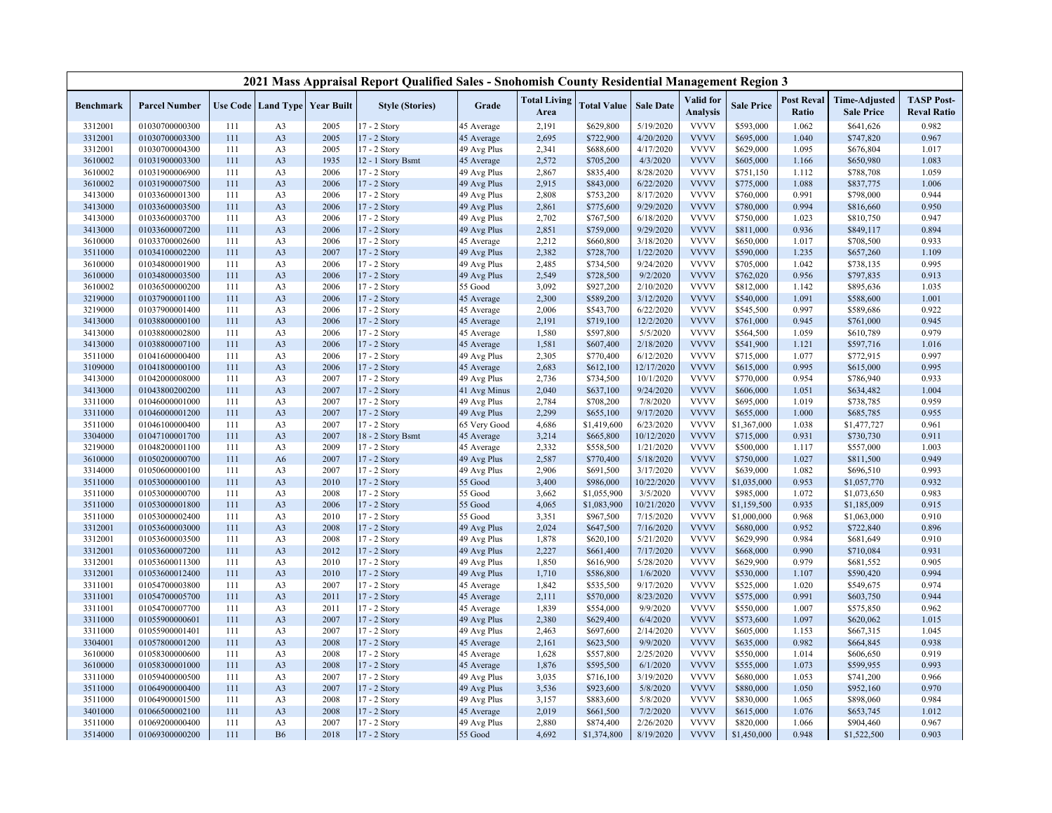| 2021 Mass Appraisal Report Qualified Sales - Snohomish County Residential Management Region 3 | | | | | | | | | | | | | | | |
|---|---|---|---|---|---|---|---|---|---|---|---|---|---|---|---|
| **Benchmark** | **Parcel Number** | **Use Code** | **Land Type** | **Year Built** | **Style (Stories)** | **Grade** | **Total Living Area** | **Total Value** | **Sale Date** | **Valid for Analysis** | **Sale Price** | **Post Reval Ratio** | **Time-Adjusted Sale Price** | **TASP Post-Reval Ratio** |
| 3312001 | 01030700000300 | 111 | A3 | 2005 | 17 - 2 Story | 45 Average | 2,191 | $629,800 | 5/19/2020 | VVVV | $593,000 | 1.062 | $641,626 | 0.982 |
| 3312001 | 01030700003300 | 111 | A3 | 2005 | 17 - 2 Story | 45 Average | 2,695 | $722,900 | 4/20/2020 | VVVV | $695,000 | 1.040 | $747,820 | 0.967 |
| 3312001 | 01030700004300 | 111 | A3 | 2005 | 17 - 2 Story | 49 Avg Plus | 2,341 | $688,600 | 4/17/2020 | VVVV | $629,000 | 1.095 | $676,804 | 1.017 |
| 3610002 | 01031900003300 | 111 | A3 | 1935 | 12 - 1 Story Bsmt | 45 Average | 2,572 | $705,200 | 4/3/2020 | VVVV | $605,000 | 1.166 | $650,980 | 1.083 |
| 3610002 | 01031900006900 | 111 | A3 | 2006 | 17 - 2 Story | 49 Avg Plus | 2,867 | $835,400 | 8/28/2020 | VVVV | $751,150 | 1.112 | $788,708 | 1.059 |
| 3610002 | 01031900007500 | 111 | A3 | 2006 | 17 - 2 Story | 49 Avg Plus | 2,915 | $843,000 | 6/22/2020 | VVVV | $775,000 | 1.088 | $837,775 | 1.006 |
| 3413000 | 01033600001300 | 111 | A3 | 2006 | 17 - 2 Story | 49 Avg Plus | 2,808 | $753,200 | 8/17/2020 | VVVV | $760,000 | 0.991 | $798,000 | 0.944 |
| 3413000 | 01033600003500 | 111 | A3 | 2006 | 17 - 2 Story | 49 Avg Plus | 2,861 | $775,600 | 9/29/2020 | VVVV | $780,000 | 0.994 | $816,660 | 0.950 |
| 3413000 | 01033600003700 | 111 | A3 | 2006 | 17 - 2 Story | 49 Avg Plus | 2,702 | $767,500 | 6/18/2020 | VVVV | $750,000 | 1.023 | $810,750 | 0.947 |
| 3413000 | 01033600007200 | 111 | A3 | 2006 | 17 - 2 Story | 49 Avg Plus | 2,851 | $759,000 | 9/29/2020 | VVVV | $811,000 | 0.936 | $849,117 | 0.894 |
| 3610000 | 01033700002600 | 111 | A3 | 2006 | 17 - 2 Story | 45 Average | 2,212 | $660,800 | 3/18/2020 | VVVV | $650,000 | 1.017 | $708,500 | 0.933 |
| 3511000 | 01034100002200 | 111 | A3 | 2007 | 17 - 2 Story | 49 Avg Plus | 2,382 | $728,700 | 1/22/2020 | VVVV | $590,000 | 1.235 | $657,260 | 1.109 |
| 3610000 | 01034800001900 | 111 | A3 | 2006 | 17 - 2 Story | 49 Avg Plus | 2,485 | $734,500 | 9/24/2020 | VVVV | $705,000 | 1.042 | $738,135 | 0.995 |
| 3610000 | 01034800003500 | 111 | A3 | 2006 | 17 - 2 Story | 49 Avg Plus | 2,549 | $728,500 | 9/2/2020 | VVVV | $762,020 | 0.956 | $797,835 | 0.913 |
| 3610002 | 01036500000200 | 111 | A3 | 2006 | 17 - 2 Story | 55 Good | 3,092 | $927,200 | 2/10/2020 | VVVV | $812,000 | 1.142 | $895,636 | 1.035 |
| 3219000 | 01037900001100 | 111 | A3 | 2006 | 17 - 2 Story | 45 Average | 2,300 | $589,200 | 3/12/2020 | VVVV | $540,000 | 1.091 | $588,600 | 1.001 |
| 3219000 | 01037900001400 | 111 | A3 | 2006 | 17 - 2 Story | 45 Average | 2,006 | $543,700 | 6/22/2020 | VVVV | $545,500 | 0.997 | $589,686 | 0.922 |
| 3413000 | 01038800000100 | 111 | A3 | 2006 | 17 - 2 Story | 45 Average | 2,191 | $719,100 | 12/2/2020 | VVVV | $761,000 | 0.945 | $761,000 | 0.945 |
| 3413000 | 01038800002800 | 111 | A3 | 2006 | 17 - 2 Story | 45 Average | 1,580 | $597,800 | 5/5/2020 | VVVV | $564,500 | 1.059 | $610,789 | 0.979 |
| 3413000 | 01038800007100 | 111 | A3 | 2006 | 17 - 2 Story | 45 Average | 1,581 | $607,400 | 2/18/2020 | VVVV | $541,900 | 1.121 | $597,716 | 1.016 |
| 3511000 | 01041600000400 | 111 | A3 | 2006 | 17 - 2 Story | 49 Avg Plus | 2,305 | $770,400 | 6/12/2020 | VVVV | $715,000 | 1.077 | $772,915 | 0.997 |
| 3109000 | 01041800000100 | 111 | A3 | 2006 | 17 - 2 Story | 45 Average | 2,683 | $612,100 | 12/17/2020 | VVVV | $615,000 | 0.995 | $615,000 | 0.995 |
| 3413000 | 01042000008000 | 111 | A3 | 2007 | 17 - 2 Story | 49 Avg Plus | 2,736 | $734,500 | 10/1/2020 | VVVV | $770,000 | 0.954 | $786,940 | 0.933 |
| 3413000 | 01043800200200 | 111 | A3 | 2007 | 17 - 2 Story | 41 Avg Minus | 2,040 | $637,100 | 9/24/2020 | VVVV | $606,000 | 1.051 | $634,482 | 1.004 |
| 3311000 | 01046000001000 | 111 | A3 | 2007 | 17 - 2 Story | 49 Avg Plus | 2,784 | $708,200 | 7/8/2020 | VVVV | $695,000 | 1.019 | $738,785 | 0.959 |
| 3311000 | 01046000001200 | 111 | A3 | 2007 | 17 - 2 Story | 49 Avg Plus | 2,299 | $655,100 | 9/17/2020 | VVVV | $655,000 | 1.000 | $685,785 | 0.955 |
| 3511000 | 01046100000400 | 111 | A3 | 2007 | 17 - 2 Story | 65 Very Good | 4,686 | $1,419,600 | 6/23/2020 | VVVV | $1,367,000 | 1.038 | $1,477,727 | 0.961 |
| 3304000 | 01047100001700 | 111 | A3 | 2007 | 18 - 2 Story Bsmt | 45 Average | 3,214 | $665,800 | 10/12/2020 | VVVV | $715,000 | 0.931 | $730,730 | 0.911 |
| 3219000 | 01048200001100 | 111 | A3 | 2009 | 17 - 2 Story | 45 Average | 2,332 | $558,500 | 1/21/2020 | VVVV | $500,000 | 1.117 | $557,000 | 1.003 |
| 3610000 | 01050200000700 | 111 | A6 | 2007 | 17 - 2 Story | 49 Avg Plus | 2,587 | $770,400 | 5/18/2020 | VVVV | $750,000 | 1.027 | $811,500 | 0.949 |
| 3314000 | 01050600000100 | 111 | A3 | 2007 | 17 - 2 Story | 49 Avg Plus | 2,906 | $691,500 | 3/17/2020 | VVVV | $639,000 | 1.082 | $696,510 | 0.993 |
| 3511000 | 01053000000100 | 111 | A3 | 2010 | 17 - 2 Story | 55 Good | 3,400 | $986,000 | 10/22/2020 | VVVV | $1,035,000 | 0.953 | $1,057,770 | 0.932 |
| 3511000 | 01053000000700 | 111 | A3 | 2008 | 17 - 2 Story | 55 Good | 3,662 | $1,055,900 | 3/5/2020 | VVVV | $985,000 | 1.072 | $1,073,650 | 0.983 |
| 3511000 | 01053000001800 | 111 | A3 | 2006 | 17 - 2 Story | 55 Good | 4,065 | $1,083,900 | 10/21/2020 | VVVV | $1,159,500 | 0.935 | $1,185,009 | 0.915 |
| 3511000 | 01053000002400 | 111 | A3 | 2010 | 17 - 2 Story | 55 Good | 3,351 | $967,500 | 7/15/2020 | VVVV | $1,000,000 | 0.968 | $1,063,000 | 0.910 |
| 3312001 | 01053600003000 | 111 | A3 | 2008 | 17 - 2 Story | 49 Avg Plus | 2,024 | $647,500 | 7/16/2020 | VVVV | $680,000 | 0.952 | $722,840 | 0.896 |
| 3312001 | 01053600003500 | 111 | A3 | 2008 | 17 - 2 Story | 49 Avg Plus | 1,878 | $620,100 | 5/21/2020 | VVVV | $629,990 | 0.984 | $681,649 | 0.910 |
| 3312001 | 01053600007200 | 111 | A3 | 2012 | 17 - 2 Story | 49 Avg Plus | 2,227 | $661,400 | 7/17/2020 | VVVV | $668,000 | 0.990 | $710,084 | 0.931 |
| 3312001 | 01053600011300 | 111 | A3 | 2010 | 17 - 2 Story | 49 Avg Plus | 1,850 | $616,900 | 5/28/2020 | VVVV | $629,900 | 0.979 | $681,552 | 0.905 |
| 3312001 | 01053600012400 | 111 | A3 | 2010 | 17 - 2 Story | 49 Avg Plus | 1,710 | $586,800 | 1/6/2020 | VVVV | $530,000 | 1.107 | $590,420 | 0.994 |
| 3311001 | 01054700003800 | 111 | A3 | 2007 | 17 - 2 Story | 45 Average | 1,842 | $535,500 | 9/17/2020 | VVVV | $525,000 | 1.020 | $549,675 | 0.974 |
| 3311001 | 01054700005700 | 111 | A3 | 2011 | 17 - 2 Story | 45 Average | 2,111 | $570,000 | 8/23/2020 | VVVV | $575,000 | 0.991 | $603,750 | 0.944 |
| 3311001 | 01054700007700 | 111 | A3 | 2011 | 17 - 2 Story | 45 Average | 1,839 | $554,000 | 9/9/2020 | VVVV | $550,000 | 1.007 | $575,850 | 0.962 |
| 3311000 | 01055900000601 | 111 | A3 | 2007 | 17 - 2 Story | 49 Avg Plus | 2,380 | $629,400 | 6/4/2020 | VVVV | $573,600 | 1.097 | $620,062 | 1.015 |
| 3311000 | 01055900001401 | 111 | A3 | 2007 | 17 - 2 Story | 49 Avg Plus | 2,463 | $697,600 | 2/14/2020 | VVVV | $605,000 | 1.153 | $667,315 | 1.045 |
| 3304001 | 01057800001200 | 111 | A3 | 2008 | 17 - 2 Story | 45 Average | 2,161 | $623,500 | 9/9/2020 | VVVV | $635,000 | 0.982 | $664,845 | 0.938 |
| 3610000 | 01058300000600 | 111 | A3 | 2008 | 17 - 2 Story | 45 Average | 1,628 | $557,800 | 2/25/2020 | VVVV | $550,000 | 1.014 | $606,650 | 0.919 |
| 3610000 | 01058300001000 | 111 | A3 | 2008 | 17 - 2 Story | 45 Average | 1,876 | $595,500 | 6/1/2020 | VVVV | $555,000 | 1.073 | $599,955 | 0.993 |
| 3311000 | 01059400000500 | 111 | A3 | 2007 | 17 - 2 Story | 49 Avg Plus | 3,035 | $716,100 | 3/19/2020 | VVVV | $680,000 | 1.053 | $741,200 | 0.966 |
| 3511000 | 01064900000400 | 111 | A3 | 2007 | 17 - 2 Story | 49 Avg Plus | 3,536 | $923,600 | 5/8/2020 | VVVV | $880,000 | 1.050 | $952,160 | 0.970 |
| 3511000 | 01064900001500 | 111 | A3 | 2008 | 17 - 2 Story | 49 Avg Plus | 3,157 | $883,600 | 5/8/2020 | VVVV | $830,000 | 1.065 | $898,060 | 0.984 |
| 3401000 | 01066500002100 | 111 | A3 | 2008 | 17 - 2 Story | 45 Average | 2,019 | $661,500 | 7/2/2020 | VVVV | $615,000 | 1.076 | $653,745 | 1.012 |
| 3511000 | 01069200000400 | 111 | A3 | 2007 | 17 - 2 Story | 49 Avg Plus | 2,880 | $874,400 | 2/26/2020 | VVVV | $820,000 | 1.066 | $904,460 | 0.967 |
| 3514000 | 01069300000200 | 111 | B6 | 2018 | 17 - 2 Story | 55 Good | 4,692 | $1,374,800 | 8/19/2020 | VVVV | $1,450,000 | 0.948 | $1,522,500 | 0.903 |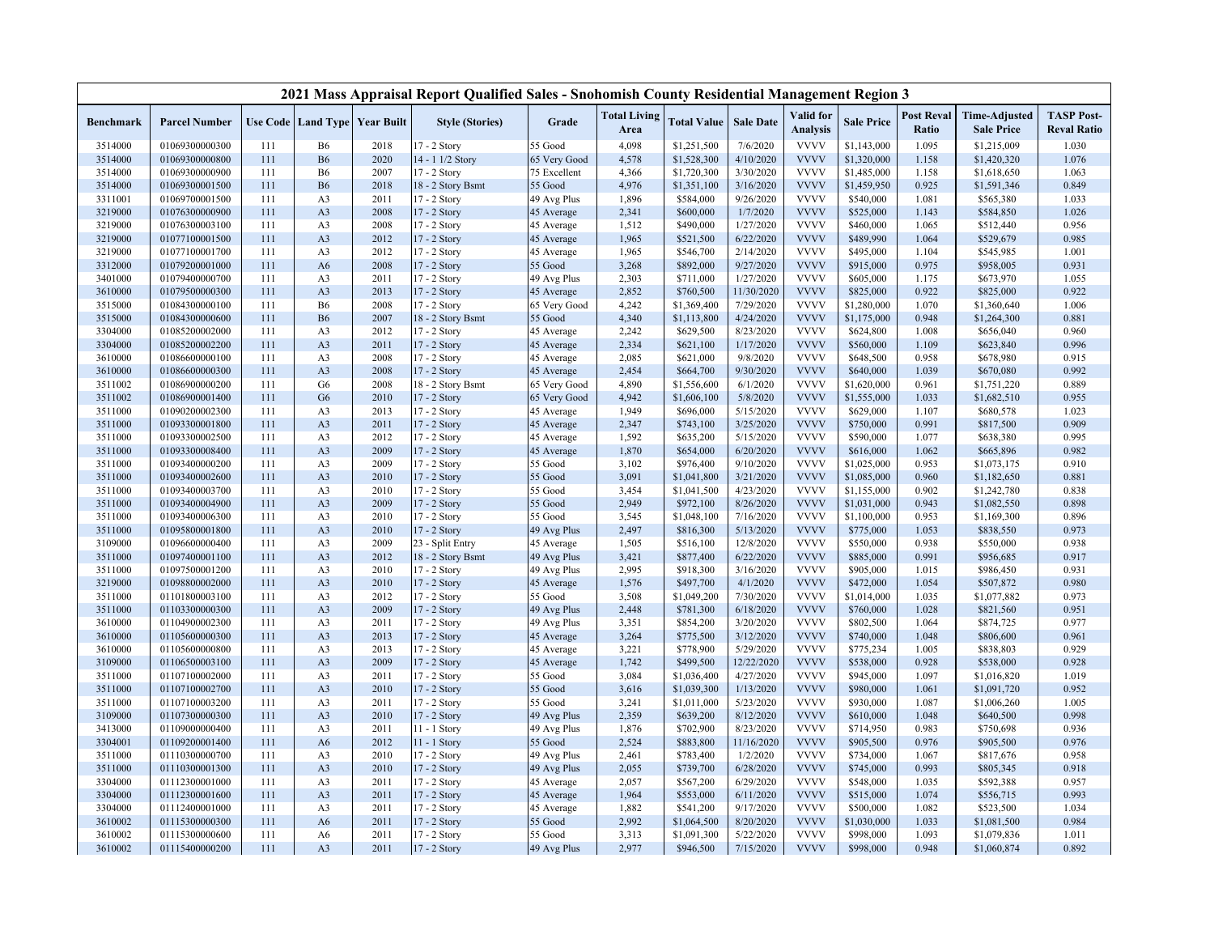# 2021 Mass Appraisal Report Qualified Sales - Snohomish County Residential Management Region 3

| Benchmark | Parcel Number | Use Code | Land Type | Year Built | Style (Stories) | Grade | Total Living Area | Total Value | Sale Date | Valid for Analysis | Sale Price | Post Reval Ratio | Time-Adjusted Sale Price | TASP Post-Reval Ratio |
|---|---|---|---|---|---|---|---|---|---|---|---|---|---|---|
| 3514000 | 01069300000300 | 111 | B6 | 2018 | 17 - 2 Story | 55 Good | 4,098 | $1,251,500 | 7/6/2020 | VVVV | $1,143,000 | 1.095 | $1,215,009 | 1.030 |
| 3514000 | 01069300000800 | 111 | B6 | 2020 | 14 - 1 1/2 Story | 65 Very Good | 4,578 | $1,528,300 | 4/10/2020 | VVVV | $1,320,000 | 1.158 | $1,420,320 | 1.076 |
| 3514000 | 01069300000900 | 111 | B6 | 2007 | 17 - 2 Story | 75 Excellent | 4,366 | $1,720,300 | 3/30/2020 | VVVV | $1,485,000 | 1.158 | $1,618,650 | 1.063 |
| 3514000 | 01069300001500 | 111 | B6 | 2018 | 18 - 2 Story Bsmt | 55 Good | 4,976 | $1,351,100 | 3/16/2020 | VVVV | $1,459,950 | 0.925 | $1,591,346 | 0.849 |
| 3311001 | 01069700001500 | 111 | A3 | 2011 | 17 - 2 Story | 49 Avg Plus | 1,896 | $584,000 | 9/26/2020 | VVVV | $540,000 | 1.081 | $565,380 | 1.033 |
| 3219000 | 01076300000900 | 111 | A3 | 2008 | 17 - 2 Story | 45 Average | 2,341 | $600,000 | 1/7/2020 | VVVV | $525,000 | 1.143 | $584,850 | 1.026 |
| 3219000 | 01076300003100 | 111 | A3 | 2008 | 17 - 2 Story | 45 Average | 1,512 | $490,000 | 1/27/2020 | VVVV | $460,000 | 1.065 | $512,440 | 0.956 |
| 3219000 | 01077100001500 | 111 | A3 | 2012 | 17 - 2 Story | 45 Average | 1,965 | $521,500 | 6/22/2020 | VVVV | $489,990 | 1.064 | $529,679 | 0.985 |
| 3219000 | 01077100001700 | 111 | A3 | 2012 | 17 - 2 Story | 45 Average | 1,965 | $546,700 | 2/14/2020 | VVVV | $495,000 | 1.104 | $545,985 | 1.001 |
| 3312000 | 01079200001000 | 111 | A6 | 2008 | 17 - 2 Story | 55 Good | 3,268 | $892,000 | 9/27/2020 | VVVV | $915,000 | 0.975 | $958,005 | 0.931 |
| 3401000 | 01079400000700 | 111 | A3 | 2011 | 17 - 2 Story | 49 Avg Plus | 2,303 | $711,000 | 1/27/2020 | VVVV | $605,000 | 1.175 | $673,970 | 1.055 |
| 3610000 | 01079500000300 | 111 | A3 | 2013 | 17 - 2 Story | 45 Average | 2,852 | $760,500 | 11/30/2020 | VVVV | $825,000 | 0.922 | $825,000 | 0.922 |
| 3515000 | 01084300000100 | 111 | B6 | 2008 | 17 - 2 Story | 65 Very Good | 4,242 | $1,369,400 | 7/29/2020 | VVVV | $1,280,000 | 1.070 | $1,360,640 | 1.006 |
| 3515000 | 01084300000600 | 111 | B6 | 2007 | 18 - 2 Story Bsmt | 55 Good | 4,340 | $1,113,800 | 4/24/2020 | VVVV | $1,175,000 | 0.948 | $1,264,300 | 0.881 |
| 3304000 | 01085200002000 | 111 | A3 | 2012 | 17 - 2 Story | 45 Average | 2,242 | $629,500 | 8/23/2020 | VVVV | $624,800 | 1.008 | $656,040 | 0.960 |
| 3304000 | 01085200002200 | 111 | A3 | 2011 | 17 - 2 Story | 45 Average | 2,334 | $621,100 | 1/17/2020 | VVVV | $560,000 | 1.109 | $623,840 | 0.996 |
| 3610000 | 01086600000100 | 111 | A3 | 2008 | 17 - 2 Story | 45 Average | 2,085 | $621,000 | 9/8/2020 | VVVV | $648,500 | 0.958 | $678,980 | 0.915 |
| 3610000 | 01086600000300 | 111 | A3 | 2008 | 17 - 2 Story | 45 Average | 2,454 | $664,700 | 9/30/2020 | VVVV | $640,000 | 1.039 | $670,080 | 0.992 |
| 3511002 | 01086900000200 | 111 | G6 | 2008 | 18 - 2 Story Bsmt | 65 Very Good | 4,890 | $1,556,600 | 6/1/2020 | VVVV | $1,620,000 | 0.961 | $1,751,220 | 0.889 |
| 3511002 | 01086900001400 | 111 | G6 | 2010 | 17 - 2 Story | 65 Very Good | 4,942 | $1,606,100 | 5/8/2020 | VVVV | $1,555,000 | 1.033 | $1,682,510 | 0.955 |
| 3511000 | 01090200002300 | 111 | A3 | 2013 | 17 - 2 Story | 45 Average | 1,949 | $696,000 | 5/15/2020 | VVVV | $629,000 | 1.107 | $680,578 | 1.023 |
| 3511000 | 01093300001800 | 111 | A3 | 2011 | 17 - 2 Story | 45 Average | 2,347 | $743,100 | 3/25/2020 | VVVV | $750,000 | 0.991 | $817,500 | 0.909 |
| 3511000 | 01093300002500 | 111 | A3 | 2012 | 17 - 2 Story | 45 Average | 1,592 | $635,200 | 5/15/2020 | VVVV | $590,000 | 1.077 | $638,380 | 0.995 |
| 3511000 | 01093300008400 | 111 | A3 | 2009 | 17 - 2 Story | 45 Average | 1,870 | $654,000 | 6/20/2020 | VVVV | $616,000 | 1.062 | $665,896 | 0.982 |
| 3511000 | 01093400000200 | 111 | A3 | 2009 | 17 - 2 Story | 55 Good | 3,102 | $976,400 | 9/10/2020 | VVVV | $1,025,000 | 0.953 | $1,073,175 | 0.910 |
| 3511000 | 01093400002600 | 111 | A3 | 2010 | 17 - 2 Story | 55 Good | 3,091 | $1,041,800 | 3/21/2020 | VVVV | $1,085,000 | 0.960 | $1,182,650 | 0.881 |
| 3511000 | 01093400003700 | 111 | A3 | 2010 | 17 - 2 Story | 55 Good | 3,454 | $1,041,500 | 4/23/2020 | VVVV | $1,155,000 | 0.902 | $1,242,780 | 0.838 |
| 3511000 | 01093400004900 | 111 | A3 | 2009 | 17 - 2 Story | 55 Good | 2,949 | $972,100 | 8/26/2020 | VVVV | $1,031,000 | 0.943 | $1,082,550 | 0.898 |
| 3511000 | 01093400006300 | 111 | A3 | 2010 | 17 - 2 Story | 55 Good | 3,545 | $1,048,100 | 7/16/2020 | VVVV | $1,100,000 | 0.953 | $1,169,300 | 0.896 |
| 3511000 | 01095800001800 | 111 | A3 | 2010 | 17 - 2 Story | 49 Avg Plus | 2,497 | $816,300 | 5/13/2020 | VVVV | $775,000 | 1.053 | $838,550 | 0.973 |
| 3109000 | 01096600000400 | 111 | A3 | 2009 | 23 - Split Entry | 45 Average | 1,505 | $516,100 | 12/8/2020 | VVVV | $550,000 | 0.938 | $550,000 | 0.938 |
| 3511000 | 01097400001100 | 111 | A3 | 2012 | 18 - 2 Story Bsmt | 49 Avg Plus | 3,421 | $877,400 | 6/22/2020 | VVVV | $885,000 | 0.991 | $956,685 | 0.917 |
| 3511000 | 01097500001200 | 111 | A3 | 2010 | 17 - 2 Story | 49 Avg Plus | 2,995 | $918,300 | 3/16/2020 | VVVV | $905,000 | 1.015 | $986,450 | 0.931 |
| 3219000 | 01098800002000 | 111 | A3 | 2010 | 17 - 2 Story | 45 Average | 1,576 | $497,700 | 4/1/2020 | VVVV | $472,000 | 1.054 | $507,872 | 0.980 |
| 3511000 | 01101800003100 | 111 | A3 | 2012 | 17 - 2 Story | 55 Good | 3,508 | $1,049,200 | 7/30/2020 | VVVV | $1,014,000 | 1.035 | $1,077,882 | 0.973 |
| 3511000 | 01103300000300 | 111 | A3 | 2009 | 17 - 2 Story | 49 Avg Plus | 2,448 | $781,300 | 6/18/2020 | VVVV | $760,000 | 1.028 | $821,560 | 0.951 |
| 3610000 | 01104900002300 | 111 | A3 | 2011 | 17 - 2 Story | 49 Avg Plus | 3,351 | $854,200 | 3/20/2020 | VVVV | $802,500 | 1.064 | $874,725 | 0.977 |
| 3610000 | 01105600000300 | 111 | A3 | 2013 | 17 - 2 Story | 45 Average | 3,264 | $775,500 | 3/12/2020 | VVVV | $740,000 | 1.048 | $806,600 | 0.961 |
| 3610000 | 01105600000800 | 111 | A3 | 2013 | 17 - 2 Story | 45 Average | 3,221 | $778,900 | 5/29/2020 | VVVV | $775,234 | 1.005 | $838,803 | 0.929 |
| 3109000 | 01106500003100 | 111 | A3 | 2009 | 17 - 2 Story | 45 Average | 1,742 | $499,500 | 12/22/2020 | VVVV | $538,000 | 0.928 | $538,000 | 0.928 |
| 3511000 | 01107100002000 | 111 | A3 | 2011 | 17 - 2 Story | 55 Good | 3,084 | $1,036,400 | 4/27/2020 | VVVV | $945,000 | 1.097 | $1,016,820 | 1.019 |
| 3511000 | 01107100002700 | 111 | A3 | 2010 | 17 - 2 Story | 55 Good | 3,616 | $1,039,300 | 1/13/2020 | VVVV | $980,000 | 1.061 | $1,091,720 | 0.952 |
| 3511000 | 01107100003200 | 111 | A3 | 2011 | 17 - 2 Story | 55 Good | 3,241 | $1,011,000 | 5/23/2020 | VVVV | $930,000 | 1.087 | $1,006,260 | 1.005 |
| 3109000 | 01107300000300 | 111 | A3 | 2010 | 17 - 2 Story | 49 Avg Plus | 2,359 | $639,200 | 8/12/2020 | VVVV | $610,000 | 1.048 | $640,500 | 0.998 |
| 3413000 | 01109000000400 | 111 | A3 | 2011 | 11 - 1 Story | 49 Avg Plus | 1,876 | $702,900 | 8/23/2020 | VVVV | $714,950 | 0.983 | $750,698 | 0.936 |
| 3304001 | 01109200001400 | 111 | A6 | 2012 | 11 - 1 Story | 55 Good | 2,524 | $883,800 | 11/16/2020 | VVVV | $905,500 | 0.976 | $905,500 | 0.976 |
| 3511000 | 01110300000700 | 111 | A3 | 2010 | 17 - 2 Story | 49 Avg Plus | 2,461 | $783,400 | 1/2/2020 | VVVV | $734,000 | 1.067 | $817,676 | 0.958 |
| 3511000 | 01110300001300 | 111 | A3 | 2010 | 17 - 2 Story | 49 Avg Plus | 2,055 | $739,700 | 6/28/2020 | VVVV | $745,000 | 0.993 | $805,345 | 0.918 |
| 3304000 | 01112300001000 | 111 | A3 | 2011 | 17 - 2 Story | 45 Average | 2,057 | $567,200 | 6/29/2020 | VVVV | $548,000 | 1.035 | $592,388 | 0.957 |
| 3304000 | 01112300001600 | 111 | A3 | 2011 | 17 - 2 Story | 45 Average | 1,964 | $553,000 | 6/11/2020 | VVVV | $515,000 | 1.074 | $556,715 | 0.993 |
| 3304000 | 01112400001000 | 111 | A3 | 2011 | 17 - 2 Story | 45 Average | 1,882 | $541,200 | 9/17/2020 | VVVV | $500,000 | 1.082 | $523,500 | 1.034 |
| 3610002 | 01115300000300 | 111 | A6 | 2011 | 17 - 2 Story | 55 Good | 2,992 | $1,064,500 | 8/20/2020 | VVVV | $1,030,000 | 1.033 | $1,081,500 | 0.984 |
| 3610002 | 01115300000600 | 111 | A6 | 2011 | 17 - 2 Story | 55 Good | 3,313 | $1,091,300 | 5/22/2020 | VVVV | $998,000 | 1.093 | $1,079,836 | 1.011 |
| 3610002 | 01115400000200 | 111 | A3 | 2011 | 17 - 2 Story | 49 Avg Plus | 2,977 | $946,500 | 7/15/2020 | VVVV | $998,000 | 0.948 | $1,060,874 | 0.892 |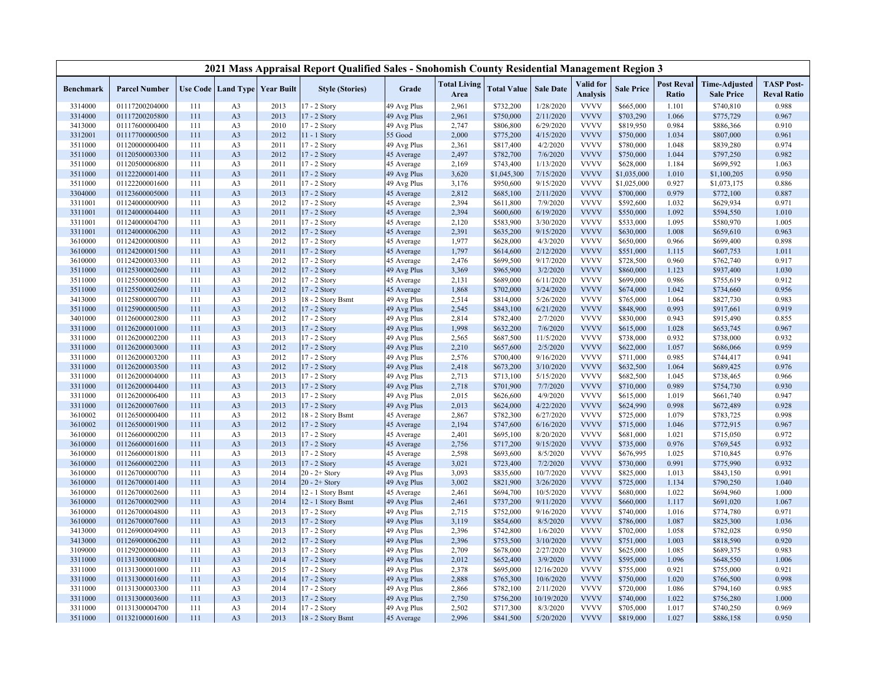## 2021 Mass Appraisal Report Qualified Sales - Snohomish County Residential Management Region 3

| Benchmark | Parcel Number | Use Code | Land Type | Year Built | Style (Stories) | Grade | Total Living Area | Total Value | Sale Date | Valid for Analysis | Sale Price | Post Reval Ratio | Time-Adjusted Sale Price | TASP Post-Reval Ratio |
|---|---|---|---|---|---|---|---|---|---|---|---|---|---|---|
| 3314000 | 01117200204000 | 111 | A3 | 2013 | 17 - 2 Story | 49 Avg Plus | 2,961 | $732,200 | 1/28/2020 | VVVV | $665,000 | 1.101 | $740,810 | 0.988 |
| 3314000 | 01117200205800 | 111 | A3 | 2013 | 17 - 2 Story | 49 Avg Plus | 2,961 | $750,000 | 2/11/2020 | VVVV | $703,290 | 1.066 | $775,729 | 0.967 |
| 3413000 | 01117600000400 | 111 | A3 | 2010 | 17 - 2 Story | 49 Avg Plus | 2,747 | $806,800 | 6/29/2020 | VVVV | $819,950 | 0.984 | $886,366 | 0.910 |
| 3312001 | 01117700000500 | 111 | A3 | 2012 | 11 - 1 Story | 55 Good | 2,000 | $775,200 | 4/15/2020 | VVVV | $750,000 | 1.034 | $807,000 | 0.961 |
| 3511000 | 01120000000400 | 111 | A3 | 2011 | 17 - 2 Story | 49 Avg Plus | 2,361 | $817,400 | 4/2/2020 | VVVV | $780,000 | 1.048 | $839,280 | 0.974 |
| 3511000 | 01120500003300 | 111 | A3 | 2012 | 17 - 2 Story | 45 Average | 2,497 | $782,700 | 7/6/2020 | VVVV | $750,000 | 1.044 | $797,250 | 0.982 |
| 3511000 | 01120500006800 | 111 | A3 | 2011 | 17 - 2 Story | 45 Average | 2,169 | $743,400 | 1/13/2020 | VVVV | $628,000 | 1.184 | $699,592 | 1.063 |
| 3511000 | 01122200001400 | 111 | A3 | 2011 | 17 - 2 Story | 49 Avg Plus | 3,620 | $1,045,300 | 7/15/2020 | VVVV | $1,035,000 | 1.010 | $1,100,205 | 0.950 |
| 3511000 | 01122200001600 | 111 | A3 | 2011 | 17 - 2 Story | 49 Avg Plus | 3,176 | $950,600 | 9/15/2020 | VVVV | $1,025,000 | 0.927 | $1,073,175 | 0.886 |
| 3304000 | 01123600005000 | 111 | A3 | 2013 | 17 - 2 Story | 45 Average | 2,812 | $685,100 | 2/11/2020 | VVVV | $700,000 | 0.979 | $772,100 | 0.887 |
| 3311001 | 01124000000900 | 111 | A3 | 2012 | 17 - 2 Story | 45 Average | 2,394 | $611,800 | 7/9/2020 | VVVV | $592,600 | 1.032 | $629,934 | 0.971 |
| 3311001 | 01124000004400 | 111 | A3 | 2011 | 17 - 2 Story | 45 Average | 2,394 | $600,600 | 6/19/2020 | VVVV | $550,000 | 1.092 | $594,550 | 1.010 |
| 3311001 | 01124000004700 | 111 | A3 | 2011 | 17 - 2 Story | 45 Average | 2,120 | $583,900 | 3/30/2020 | VVVV | $533,000 | 1.095 | $580,970 | 1.005 |
| 3311001 | 01124000006200 | 111 | A3 | 2012 | 17 - 2 Story | 45 Average | 2,391 | $635,200 | 9/15/2020 | VVVV | $630,000 | 1.008 | $659,610 | 0.963 |
| 3610000 | 01124200000800 | 111 | A3 | 2012 | 17 - 2 Story | 45 Average | 1,977 | $628,000 | 4/3/2020 | VVVV | $650,000 | 0.966 | $699,400 | 0.898 |
| 3610000 | 01124200001500 | 111 | A3 | 2011 | 17 - 2 Story | 45 Average | 1,797 | $614,600 | 2/12/2020 | VVVV | $551,000 | 1.115 | $607,753 | 1.011 |
| 3610000 | 01124200003300 | 111 | A3 | 2012 | 17 - 2 Story | 45 Average | 2,476 | $699,500 | 9/17/2020 | VVVV | $728,500 | 0.960 | $762,740 | 0.917 |
| 3511000 | 01125300002600 | 111 | A3 | 2012 | 17 - 2 Story | 49 Avg Plus | 3,369 | $965,900 | 3/2/2020 | VVVV | $860,000 | 1.123 | $937,400 | 1.030 |
| 3511000 | 01125500000500 | 111 | A3 | 2012 | 17 - 2 Story | 45 Average | 2,131 | $689,000 | 6/11/2020 | VVVV | $699,000 | 0.986 | $755,619 | 0.912 |
| 3511000 | 01125500002600 | 111 | A3 | 2012 | 17 - 2 Story | 45 Average | 1,868 | $702,000 | 3/24/2020 | VVVV | $674,000 | 1.042 | $734,660 | 0.956 |
| 3413000 | 01125800000700 | 111 | A3 | 2013 | 18 - 2 Story Bsmt | 49 Avg Plus | 2,514 | $814,000 | 5/26/2020 | VVVV | $765,000 | 1.064 | $827,730 | 0.983 |
| 3511000 | 01125900000500 | 111 | A3 | 2012 | 17 - 2 Story | 49 Avg Plus | 2,545 | $843,100 | 6/21/2020 | VVVV | $848,900 | 0.993 | $917,661 | 0.919 |
| 3401000 | 01126000002800 | 111 | A3 | 2012 | 17 - 2 Story | 49 Avg Plus | 2,814 | $782,400 | 2/7/2020 | VVVV | $830,000 | 0.943 | $915,490 | 0.855 |
| 3311000 | 01126200001000 | 111 | A3 | 2013 | 17 - 2 Story | 49 Avg Plus | 1,998 | $632,200 | 7/6/2020 | VVVV | $615,000 | 1.028 | $653,745 | 0.967 |
| 3311000 | 01126200002200 | 111 | A3 | 2013 | 17 - 2 Story | 49 Avg Plus | 2,565 | $687,500 | 11/5/2020 | VVVV | $738,000 | 0.932 | $738,000 | 0.932 |
| 3311000 | 01126200003000 | 111 | A3 | 2012 | 17 - 2 Story | 49 Avg Plus | 2,210 | $657,600 | 2/5/2020 | VVVV | $622,000 | 1.057 | $686,066 | 0.959 |
| 3311000 | 01126200003200 | 111 | A3 | 2012 | 17 - 2 Story | 49 Avg Plus | 2,576 | $700,400 | 9/16/2020 | VVVV | $711,000 | 0.985 | $744,417 | 0.941 |
| 3311000 | 01126200003500 | 111 | A3 | 2012 | 17 - 2 Story | 49 Avg Plus | 2,418 | $673,200 | 3/10/2020 | VVVV | $632,500 | 1.064 | $689,425 | 0.976 |
| 3311000 | 01126200004000 | 111 | A3 | 2013 | 17 - 2 Story | 49 Avg Plus | 2,713 | $713,100 | 5/15/2020 | VVVV | $682,500 | 1.045 | $738,465 | 0.966 |
| 3311000 | 01126200004400 | 111 | A3 | 2013 | 17 - 2 Story | 49 Avg Plus | 2,718 | $701,900 | 7/7/2020 | VVVV | $710,000 | 0.989 | $754,730 | 0.930 |
| 3311000 | 01126200006400 | 111 | A3 | 2013 | 17 - 2 Story | 49 Avg Plus | 2,015 | $626,600 | 4/9/2020 | VVVV | $615,000 | 1.019 | $661,740 | 0.947 |
| 3311000 | 01126200007600 | 111 | A3 | 2013 | 17 - 2 Story | 49 Avg Plus | 2,013 | $624,000 | 4/22/2020 | VVVV | $624,990 | 0.998 | $672,489 | 0.928 |
| 3610002 | 01126500000400 | 111 | A3 | 2012 | 18 - 2 Story Bsmt | 45 Average | 2,867 | $782,300 | 6/27/2020 | VVVV | $725,000 | 1.079 | $783,725 | 0.998 |
| 3610002 | 01126500001900 | 111 | A3 | 2012 | 17 - 2 Story | 45 Average | 2,194 | $747,600 | 6/16/2020 | VVVV | $715,000 | 1.046 | $772,915 | 0.967 |
| 3610000 | 01126600000200 | 111 | A3 | 2013 | 17 - 2 Story | 45 Average | 2,401 | $695,100 | 8/20/2020 | VVVV | $681,000 | 1.021 | $715,050 | 0.972 |
| 3610000 | 01126600001600 | 111 | A3 | 2013 | 17 - 2 Story | 45 Average | 2,756 | $717,200 | 9/15/2020 | VVVV | $735,000 | 0.976 | $769,545 | 0.932 |
| 3610000 | 01126600001800 | 111 | A3 | 2013 | 17 - 2 Story | 45 Average | 2,598 | $693,600 | 8/5/2020 | VVVV | $676,995 | 1.025 | $710,845 | 0.976 |
| 3610000 | 01126600002200 | 111 | A3 | 2013 | 17 - 2 Story | 45 Average | 3,021 | $723,400 | 7/2/2020 | VVVV | $730,000 | 0.991 | $775,990 | 0.932 |
| 3610000 | 01126700000700 | 111 | A3 | 2014 | 20 - 2+ Story | 49 Avg Plus | 3,093 | $835,600 | 10/7/2020 | VVVV | $825,000 | 1.013 | $843,150 | 0.991 |
| 3610000 | 01126700001400 | 111 | A3 | 2014 | 20 - 2+ Story | 49 Avg Plus | 3,002 | $821,900 | 3/26/2020 | VVVV | $725,000 | 1.134 | $790,250 | 1.040 |
| 3610000 | 01126700002600 | 111 | A3 | 2014 | 12 - 1 Story Bsmt | 45 Average | 2,461 | $694,700 | 10/5/2020 | VVVV | $680,000 | 1.022 | $694,960 | 1.000 |
| 3610000 | 01126700002900 | 111 | A3 | 2014 | 12 - 1 Story Bsmt | 49 Avg Plus | 2,461 | $737,200 | 9/11/2020 | VVVV | $660,000 | 1.117 | $691,020 | 1.067 |
| 3610000 | 01126700004800 | 111 | A3 | 2013 | 17 - 2 Story | 49 Avg Plus | 2,715 | $752,000 | 9/16/2020 | VVVV | $740,000 | 1.016 | $774,780 | 0.971 |
| 3610000 | 01126700007600 | 111 | A3 | 2013 | 17 - 2 Story | 49 Avg Plus | 3,119 | $854,600 | 8/5/2020 | VVVV | $786,000 | 1.087 | $825,300 | 1.036 |
| 3413000 | 01126900004900 | 111 | A3 | 2013 | 17 - 2 Story | 49 Avg Plus | 2,396 | $742,800 | 1/6/2020 | VVVV | $702,000 | 1.058 | $782,028 | 0.950 |
| 3413000 | 01126900006200 | 111 | A3 | 2012 | 17 - 2 Story | 49 Avg Plus | 2,396 | $753,500 | 3/10/2020 | VVVV | $751,000 | 1.003 | $818,590 | 0.920 |
| 3109000 | 01129200000400 | 111 | A3 | 2013 | 17 - 2 Story | 49 Avg Plus | 2,709 | $678,000 | 2/27/2020 | VVVV | $625,000 | 1.085 | $689,375 | 0.983 |
| 3311000 | 01131300000800 | 111 | A3 | 2014 | 17 - 2 Story | 49 Avg Plus | 2,012 | $652,400 | 3/9/2020 | VVVV | $595,000 | 1.096 | $648,550 | 1.006 |
| 3311000 | 01131300001000 | 111 | A3 | 2015 | 17 - 2 Story | 49 Avg Plus | 2,378 | $695,000 | 12/16/2020 | VVVV | $755,000 | 0.921 | $755,000 | 0.921 |
| 3311000 | 01131300001600 | 111 | A3 | 2014 | 17 - 2 Story | 49 Avg Plus | 2,888 | $765,300 | 10/6/2020 | VVVV | $750,000 | 1.020 | $766,500 | 0.998 |
| 3311000 | 01131300003300 | 111 | A3 | 2014 | 17 - 2 Story | 49 Avg Plus | 2,866 | $782,100 | 2/11/2020 | VVVV | $720,000 | 1.086 | $794,160 | 0.985 |
| 3311000 | 01131300003600 | 111 | A3 | 2013 | 17 - 2 Story | 49 Avg Plus | 2,750 | $756,200 | 10/19/2020 | VVVV | $740,000 | 1.022 | $756,280 | 1.000 |
| 3311000 | 01131300004700 | 111 | A3 | 2014 | 17 - 2 Story | 49 Avg Plus | 2,502 | $717,300 | 8/3/2020 | VVVV | $705,000 | 1.017 | $740,250 | 0.969 |
| 3511000 | 01132100001600 | 111 | A3 | 2013 | 18 - 2 Story Bsmt | 45 Average | 2,996 | $841,500 | 5/20/2020 | VVVV | $819,000 | 1.027 | $886,158 | 0.950 |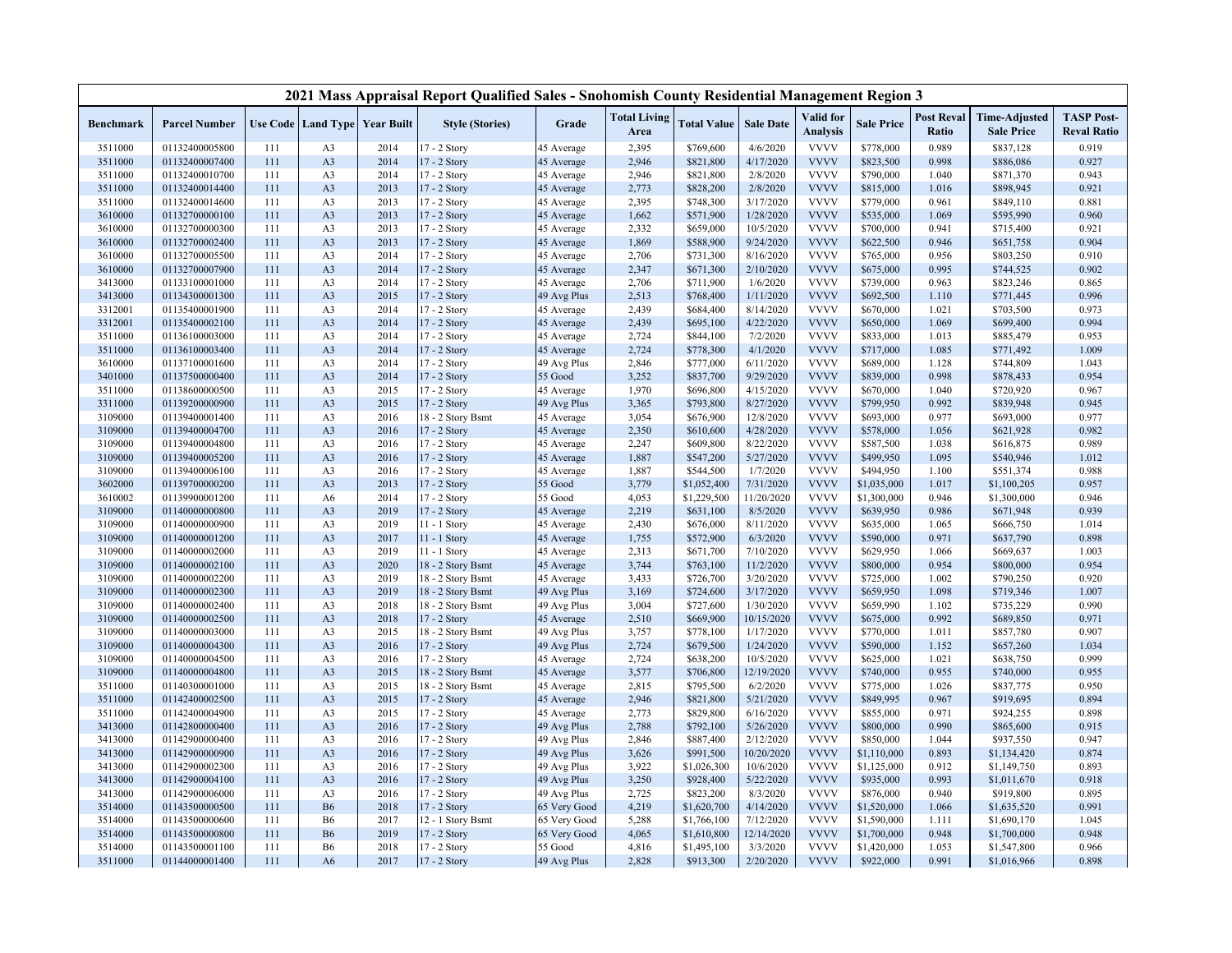# 2021 Mass Appraisal Report Qualified Sales - Snohomish County Residential Management Region 3

| Benchmark | Parcel Number | Use Code | Land Type | Year Built | Style (Stories) | Grade | Total Living Area | Total Value | Sale Date | Valid for Analysis | Sale Price | Post Reval Ratio | Time-Adjusted Sale Price | TASP Post-Reval Ratio |
|---|---|---|---|---|---|---|---|---|---|---|---|---|---|---|
| 3511000 | 01132400005800 | 111 | A3 | 2014 | 17 - 2 Story | 45 Average | 2,395 | $769,600 | 4/6/2020 | VVVV | $778,000 | 0.989 | $837,128 | 0.919 |
| 3511000 | 01132400007400 | 111 | A3 | 2014 | 17 - 2 Story | 45 Average | 2,946 | $821,800 | 4/17/2020 | VVVV | $823,500 | 0.998 | $886,086 | 0.927 |
| 3511000 | 01132400010700 | 111 | A3 | 2014 | 17 - 2 Story | 45 Average | 2,946 | $821,800 | 2/8/2020 | VVVV | $790,000 | 1.040 | $871,370 | 0.943 |
| 3511000 | 01132400014400 | 111 | A3 | 2013 | 17 - 2 Story | 45 Average | 2,773 | $828,200 | 2/8/2020 | VVVV | $815,000 | 1.016 | $898,945 | 0.921 |
| 3511000 | 01132400014600 | 111 | A3 | 2013 | 17 - 2 Story | 45 Average | 2,395 | $748,300 | 3/17/2020 | VVVV | $779,000 | 0.961 | $849,110 | 0.881 |
| 3610000 | 01132700000100 | 111 | A3 | 2013 | 17 - 2 Story | 45 Average | 1,662 | $571,900 | 1/28/2020 | VVVV | $535,000 | 1.069 | $595,990 | 0.960 |
| 3610000 | 01132700000300 | 111 | A3 | 2013 | 17 - 2 Story | 45 Average | 2,332 | $659,000 | 10/5/2020 | VVVV | $700,000 | 0.941 | $715,400 | 0.921 |
| 3610000 | 01132700002400 | 111 | A3 | 2013 | 17 - 2 Story | 45 Average | 1,869 | $588,900 | 9/24/2020 | VVVV | $622,500 | 0.946 | $651,758 | 0.904 |
| 3610000 | 01132700005500 | 111 | A3 | 2014 | 17 - 2 Story | 45 Average | 2,706 | $731,300 | 8/16/2020 | VVVV | $765,000 | 0.956 | $803,250 | 0.910 |
| 3610000 | 01132700007900 | 111 | A3 | 2014 | 17 - 2 Story | 45 Average | 2,347 | $671,300 | 2/10/2020 | VVVV | $675,000 | 0.995 | $744,525 | 0.902 |
| 3413000 | 01133100001000 | 111 | A3 | 2014 | 17 - 2 Story | 45 Average | 2,706 | $711,900 | 1/6/2020 | VVVV | $739,000 | 0.963 | $823,246 | 0.865 |
| 3413000 | 01134300001300 | 111 | A3 | 2015 | 17 - 2 Story | 49 Avg Plus | 2,513 | $768,400 | 1/11/2020 | VVVV | $692,500 | 1.110 | $771,445 | 0.996 |
| 3312001 | 01135400001900 | 111 | A3 | 2014 | 17 - 2 Story | 45 Average | 2,439 | $684,400 | 8/14/2020 | VVVV | $670,000 | 1.021 | $703,500 | 0.973 |
| 3312001 | 01135400002100 | 111 | A3 | 2014 | 17 - 2 Story | 45 Average | 2,439 | $695,100 | 4/22/2020 | VVVV | $650,000 | 1.069 | $699,400 | 0.994 |
| 3511000 | 01136100003000 | 111 | A3 | 2014 | 17 - 2 Story | 45 Average | 2,724 | $844,100 | 7/2/2020 | VVVV | $833,000 | 1.013 | $885,479 | 0.953 |
| 3511000 | 01136100003400 | 111 | A3 | 2014 | 17 - 2 Story | 45 Average | 2,724 | $778,300 | 4/1/2020 | VVVV | $717,000 | 1.085 | $771,492 | 1.009 |
| 3610000 | 01137100001600 | 111 | A3 | 2014 | 17 - 2 Story | 49 Avg Plus | 2,846 | $777,000 | 6/11/2020 | VVVV | $689,000 | 1.128 | $744,809 | 1.043 |
| 3401000 | 01137500000400 | 111 | A3 | 2014 | 17 - 2 Story | 55 Good | 3,252 | $837,700 | 9/29/2020 | VVVV | $839,000 | 0.998 | $878,433 | 0.954 |
| 3511000 | 01138600000500 | 111 | A3 | 2015 | 17 - 2 Story | 45 Average | 1,970 | $696,800 | 4/15/2020 | VVVV | $670,000 | 1.040 | $720,920 | 0.967 |
| 3311000 | 01139200000900 | 111 | A3 | 2015 | 17 - 2 Story | 49 Avg Plus | 3,365 | $793,800 | 8/27/2020 | VVVV | $799,950 | 0.992 | $839,948 | 0.945 |
| 3109000 | 01139400001400 | 111 | A3 | 2016 | 18 - 2 Story Bsmt | 45 Average | 3,054 | $676,900 | 12/8/2020 | VVVV | $693,000 | 0.977 | $693,000 | 0.977 |
| 3109000 | 01139400004700 | 111 | A3 | 2016 | 17 - 2 Story | 45 Average | 2,350 | $610,600 | 4/28/2020 | VVVV | $578,000 | 1.056 | $621,928 | 0.982 |
| 3109000 | 01139400004800 | 111 | A3 | 2016 | 17 - 2 Story | 45 Average | 2,247 | $609,800 | 8/22/2020 | VVVV | $587,500 | 1.038 | $616,875 | 0.989 |
| 3109000 | 01139400005200 | 111 | A3 | 2016 | 17 - 2 Story | 45 Average | 1,887 | $547,200 | 5/27/2020 | VVVV | $499,950 | 1.095 | $540,946 | 1.012 |
| 3109000 | 01139400006100 | 111 | A3 | 2016 | 17 - 2 Story | 45 Average | 1,887 | $544,500 | 1/7/2020 | VVVV | $494,950 | 1.100 | $551,374 | 0.988 |
| 3602000 | 01139700000200 | 111 | A3 | 2013 | 17 - 2 Story | 55 Good | 3,779 | $1,052,400 | 7/31/2020 | VVVV | $1,035,000 | 1.017 | $1,100,205 | 0.957 |
| 3610002 | 01139900001200 | 111 | A6 | 2014 | 17 - 2 Story | 55 Good | 4,053 | $1,229,500 | 11/20/2020 | VVVV | $1,300,000 | 0.946 | $1,300,000 | 0.946 |
| 3109000 | 01140000000800 | 111 | A3 | 2019 | 17 - 2 Story | 45 Average | 2,219 | $631,100 | 8/5/2020 | VVVV | $639,950 | 0.986 | $671,948 | 0.939 |
| 3109000 | 01140000000900 | 111 | A3 | 2019 | 11 - 1 Story | 45 Average | 2,430 | $676,000 | 8/11/2020 | VVVV | $635,000 | 1.065 | $666,750 | 1.014 |
| 3109000 | 01140000001200 | 111 | A3 | 2017 | 11 - 1 Story | 45 Average | 1,755 | $572,900 | 6/3/2020 | VVVV | $590,000 | 0.971 | $637,790 | 0.898 |
| 3109000 | 01140000002000 | 111 | A3 | 2019 | 11 - 1 Story | 45 Average | 2,313 | $671,700 | 7/10/2020 | VVVV | $629,950 | 1.066 | $669,637 | 1.003 |
| 3109000 | 01140000002100 | 111 | A3 | 2020 | 18 - 2 Story Bsmt | 45 Average | 3,744 | $763,100 | 11/2/2020 | VVVV | $800,000 | 0.954 | $800,000 | 0.954 |
| 3109000 | 01140000002200 | 111 | A3 | 2019 | 18 - 2 Story Bsmt | 45 Average | 3,433 | $726,700 | 3/20/2020 | VVVV | $725,000 | 1.002 | $790,250 | 0.920 |
| 3109000 | 01140000002300 | 111 | A3 | 2019 | 18 - 2 Story Bsmt | 49 Avg Plus | 3,169 | $724,600 | 3/17/2020 | VVVV | $659,950 | 1.098 | $719,346 | 1.007 |
| 3109000 | 01140000002400 | 111 | A3 | 2018 | 18 - 2 Story Bsmt | 49 Avg Plus | 3,004 | $727,600 | 1/30/2020 | VVVV | $659,990 | 1.102 | $735,229 | 0.990 |
| 3109000 | 01140000002500 | 111 | A3 | 2018 | 17 - 2 Story | 45 Average | 2,510 | $669,900 | 10/15/2020 | VVVV | $675,000 | 0.992 | $689,850 | 0.971 |
| 3109000 | 01140000003000 | 111 | A3 | 2015 | 18 - 2 Story Bsmt | 49 Avg Plus | 3,757 | $778,100 | 1/17/2020 | VVVV | $770,000 | 1.011 | $857,780 | 0.907 |
| 3109000 | 01140000004300 | 111 | A3 | 2016 | 17 - 2 Story | 49 Avg Plus | 2,724 | $679,500 | 1/24/2020 | VVVV | $590,000 | 1.152 | $657,260 | 1.034 |
| 3109000 | 01140000004500 | 111 | A3 | 2016 | 17 - 2 Story | 45 Average | 2,724 | $638,200 | 10/5/2020 | VVVV | $625,000 | 1.021 | $638,750 | 0.999 |
| 3109000 | 01140000004800 | 111 | A3 | 2015 | 18 - 2 Story Bsmt | 45 Average | 3,577 | $706,800 | 12/19/2020 | VVVV | $740,000 | 0.955 | $740,000 | 0.955 |
| 3511000 | 01140300001000 | 111 | A3 | 2015 | 18 - 2 Story Bsmt | 45 Average | 2,815 | $795,500 | 6/2/2020 | VVVV | $775,000 | 1.026 | $837,775 | 0.950 |
| 3511000 | 01142400002500 | 111 | A3 | 2015 | 17 - 2 Story | 45 Average | 2,946 | $821,800 | 5/21/2020 | VVVV | $849,995 | 0.967 | $919,695 | 0.894 |
| 3511000 | 01142400004900 | 111 | A3 | 2015 | 17 - 2 Story | 45 Average | 2,773 | $829,800 | 6/16/2020 | VVVV | $855,000 | 0.971 | $924,255 | 0.898 |
| 3413000 | 01142800000400 | 111 | A3 | 2016 | 17 - 2 Story | 49 Avg Plus | 2,788 | $792,100 | 5/26/2020 | VVVV | $800,000 | 0.990 | $865,600 | 0.915 |
| 3413000 | 01142900000400 | 111 | A3 | 2016 | 17 - 2 Story | 49 Avg Plus | 2,846 | $887,400 | 2/12/2020 | VVVV | $850,000 | 1.044 | $937,550 | 0.947 |
| 3413000 | 01142900000900 | 111 | A3 | 2016 | 17 - 2 Story | 49 Avg Plus | 3,626 | $991,500 | 10/20/2020 | VVVV | $1,110,000 | 0.893 | $1,134,420 | 0.874 |
| 3413000 | 01142900002300 | 111 | A3 | 2016 | 17 - 2 Story | 49 Avg Plus | 3,922 | $1,026,300 | 10/6/2020 | VVVV | $1,125,000 | 0.912 | $1,149,750 | 0.893 |
| 3413000 | 01142900004100 | 111 | A3 | 2016 | 17 - 2 Story | 49 Avg Plus | 3,250 | $928,400 | 5/22/2020 | VVVV | $935,000 | 0.993 | $1,011,670 | 0.918 |
| 3413000 | 01142900006000 | 111 | A3 | 2016 | 17 - 2 Story | 49 Avg Plus | 2,725 | $823,200 | 8/3/2020 | VVVV | $876,000 | 0.940 | $919,800 | 0.895 |
| 3514000 | 01143500000500 | 111 | B6 | 2018 | 17 - 2 Story | 65 Very Good | 4,219 | $1,620,700 | 4/14/2020 | VVVV | $1,520,000 | 1.066 | $1,635,520 | 0.991 |
| 3514000 | 01143500000600 | 111 | B6 | 2017 | 12 - 1 Story Bsmt | 65 Very Good | 5,288 | $1,766,100 | 7/12/2020 | VVVV | $1,590,000 | 1.111 | $1,690,170 | 1.045 |
| 3514000 | 01143500000800 | 111 | B6 | 2019 | 17 - 2 Story | 65 Very Good | 4,065 | $1,610,800 | 12/14/2020 | VVVV | $1,700,000 | 0.948 | $1,700,000 | 0.948 |
| 3514000 | 01143500001100 | 111 | B6 | 2018 | 17 - 2 Story | 55 Good | 4,816 | $1,495,100 | 3/3/2020 | VVVV | $1,420,000 | 1.053 | $1,547,800 | 0.966 |
| 3511000 | 01144000001400 | 111 | A6 | 2017 | 17 - 2 Story | 49 Avg Plus | 2,828 | $913,300 | 2/20/2020 | VVVV | $922,000 | 0.991 | $1,016,966 | 0.898 |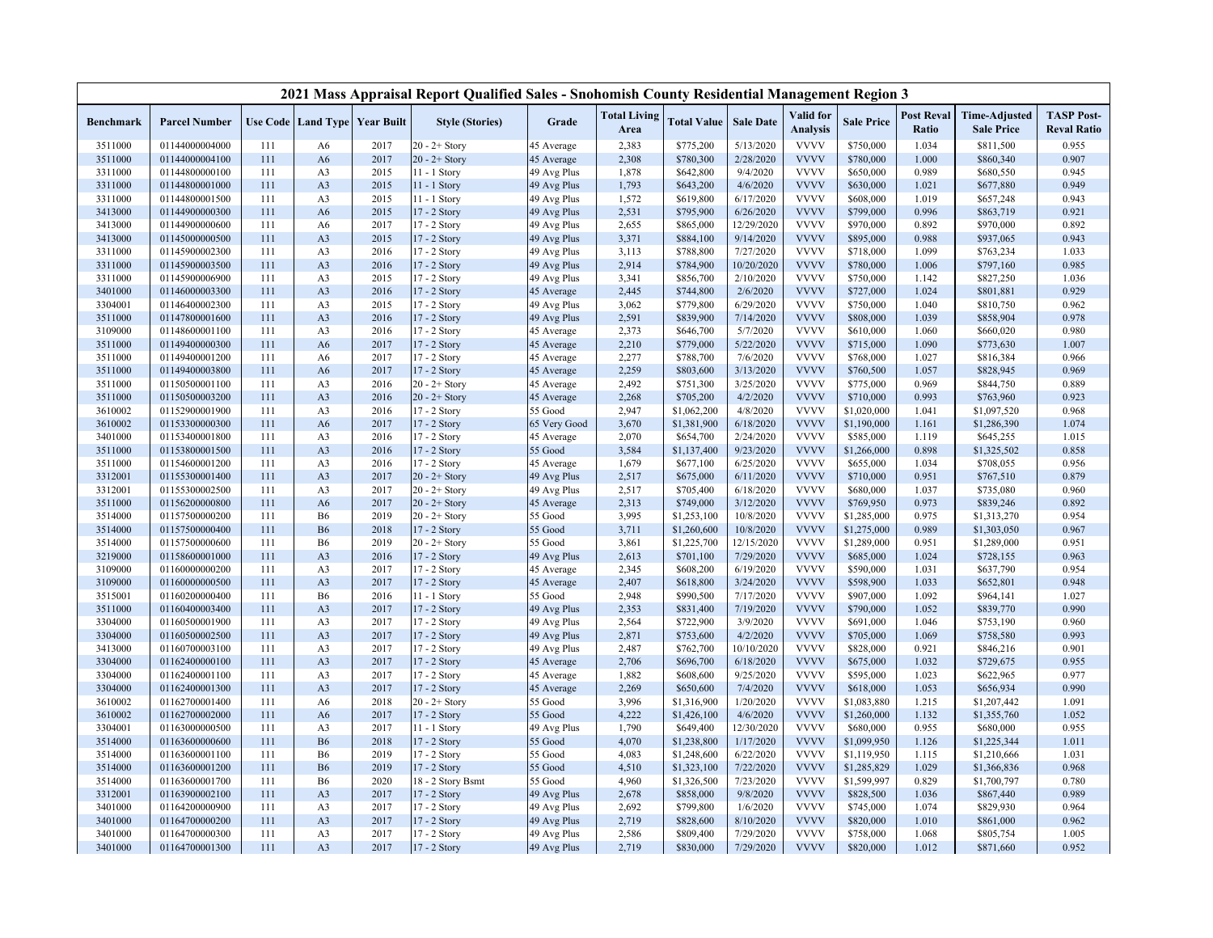# 2021 Mass Appraisal Report Qualified Sales - Snohomish County Residential Management Region 3

| Benchmark | Parcel Number | Use Code | Land Type | Year Built | Style (Stories) | Grade | Total Living Area | Total Value | Sale Date | Valid for Analysis | Sale Price | Post Reval Ratio | Time-Adjusted Sale Price | TASP Post-Reval Ratio |
|---|---|---|---|---|---|---|---|---|---|---|---|---|---|---|
| 3511000 | 01144000004000 | 111 | A6 | 2017 | 20 - 2+ Story | 45 Average | 2,383 | $775,200 | 5/13/2020 | VVVV | $750,000 | 1.034 | $811,500 | 0.955 |
| 3511000 | 01144000004100 | 111 | A6 | 2017 | 20 - 2+ Story | 45 Average | 2,308 | $780,300 | 2/28/2020 | VVVV | $780,000 | 1.000 | $860,340 | 0.907 |
| 3311000 | 01144800000100 | 111 | A3 | 2015 | 11 - 1 Story | 49 Avg Plus | 1,878 | $642,800 | 9/4/2020 | VVVV | $650,000 | 0.989 | $680,550 | 0.945 |
| 3311000 | 01144800001000 | 111 | A3 | 2015 | 11 - 1 Story | 49 Avg Plus | 1,793 | $643,200 | 4/6/2020 | VVVV | $630,000 | 1.021 | $677,880 | 0.949 |
| 3311000 | 01144800001500 | 111 | A3 | 2015 | 11 - 1 Story | 49 Avg Plus | 1,572 | $619,800 | 6/17/2020 | VVVV | $608,000 | 1.019 | $657,248 | 0.943 |
| 3413000 | 01144900000300 | 111 | A6 | 2015 | 17 - 2 Story | 49 Avg Plus | 2,531 | $795,900 | 6/26/2020 | VVVV | $799,000 | 0.996 | $863,719 | 0.921 |
| 3413000 | 01144900000600 | 111 | A6 | 2017 | 17 - 2 Story | 49 Avg Plus | 2,655 | $865,000 | 12/29/2020 | VVVV | $970,000 | 0.892 | $970,000 | 0.892 |
| 3413000 | 01145000000500 | 111 | A3 | 2015 | 17 - 2 Story | 49 Avg Plus | 3,371 | $884,100 | 9/14/2020 | VVVV | $895,000 | 0.988 | $937,065 | 0.943 |
| 3311000 | 01145900002300 | 111 | A3 | 2016 | 17 - 2 Story | 49 Avg Plus | 3,113 | $788,800 | 7/27/2020 | VVVV | $718,000 | 1.099 | $763,234 | 1.033 |
| 3311000 | 01145900003500 | 111 | A3 | 2016 | 17 - 2 Story | 49 Avg Plus | 2,914 | $784,900 | 10/20/2020 | VVVV | $780,000 | 1.006 | $797,160 | 0.985 |
| 3311000 | 01145900006900 | 111 | A3 | 2015 | 17 - 2 Story | 49 Avg Plus | 3,341 | $856,700 | 2/10/2020 | VVVV | $750,000 | 1.142 | $827,250 | 1.036 |
| 3401000 | 01146000003300 | 111 | A3 | 2016 | 17 - 2 Story | 45 Average | 2,445 | $744,800 | 2/6/2020 | VVVV | $727,000 | 1.024 | $801,881 | 0.929 |
| 3304001 | 01146400002300 | 111 | A3 | 2015 | 17 - 2 Story | 49 Avg Plus | 3,062 | $779,800 | 6/29/2020 | VVVV | $750,000 | 1.040 | $810,750 | 0.962 |
| 3511000 | 01147800001600 | 111 | A3 | 2016 | 17 - 2 Story | 49 Avg Plus | 2,591 | $839,900 | 7/14/2020 | VVVV | $808,000 | 1.039 | $858,904 | 0.978 |
| 3109000 | 01148600001100 | 111 | A3 | 2016 | 17 - 2 Story | 45 Average | 2,373 | $646,700 | 5/7/2020 | VVVV | $610,000 | 1.060 | $660,020 | 0.980 |
| 3511000 | 01149400000300 | 111 | A6 | 2017 | 17 - 2 Story | 45 Average | 2,210 | $779,000 | 5/22/2020 | VVVV | $715,000 | 1.090 | $773,630 | 1.007 |
| 3511000 | 01149400001200 | 111 | A6 | 2017 | 17 - 2 Story | 45 Average | 2,277 | $788,700 | 7/6/2020 | VVVV | $768,000 | 1.027 | $816,384 | 0.966 |
| 3511000 | 01149400003800 | 111 | A6 | 2017 | 17 - 2 Story | 45 Average | 2,259 | $803,600 | 3/13/2020 | VVVV | $760,500 | 1.057 | $828,945 | 0.969 |
| 3511000 | 01150500001100 | 111 | A3 | 2016 | 20 - 2+ Story | 45 Average | 2,492 | $751,300 | 3/25/2020 | VVVV | $775,000 | 0.969 | $844,750 | 0.889 |
| 3511000 | 01150500003200 | 111 | A3 | 2016 | 20 - 2+ Story | 45 Average | 2,268 | $705,200 | 4/2/2020 | VVVV | $710,000 | 0.993 | $763,960 | 0.923 |
| 3610002 | 01152900001900 | 111 | A3 | 2016 | 17 - 2 Story | 55 Good | 2,947 | $1,062,200 | 4/8/2020 | VVVV | $1,020,000 | 1.041 | $1,097,520 | 0.968 |
| 3610002 | 01153300000300 | 111 | A6 | 2017 | 17 - 2 Story | 65 Very Good | 3,670 | $1,381,900 | 6/18/2020 | VVVV | $1,190,000 | 1.161 | $1,286,390 | 1.074 |
| 3401000 | 01153400001800 | 111 | A3 | 2016 | 17 - 2 Story | 45 Average | 2,070 | $654,700 | 2/24/2020 | VVVV | $585,000 | 1.119 | $645,255 | 1.015 |
| 3511000 | 01153800001500 | 111 | A3 | 2016 | 17 - 2 Story | 55 Good | 3,584 | $1,137,400 | 9/23/2020 | VVVV | $1,266,000 | 0.898 | $1,325,502 | 0.858 |
| 3511000 | 01154600001200 | 111 | A3 | 2016 | 17 - 2 Story | 45 Average | 1,679 | $677,100 | 6/25/2020 | VVVV | $655,000 | 1.034 | $708,055 | 0.956 |
| 3312001 | 01155300001400 | 111 | A3 | 2017 | 20 - 2+ Story | 49 Avg Plus | 2,517 | $675,000 | 6/11/2020 | VVVV | $710,000 | 0.951 | $767,510 | 0.879 |
| 3312001 | 01155300002500 | 111 | A3 | 2017 | 20 - 2+ Story | 49 Avg Plus | 2,517 | $705,400 | 6/18/2020 | VVVV | $680,000 | 1.037 | $735,080 | 0.960 |
| 3511000 | 01156200000800 | 111 | A6 | 2017 | 20 - 2+ Story | 45 Average | 2,313 | $749,000 | 3/12/2020 | VVVV | $769,950 | 0.973 | $839,246 | 0.892 |
| 3514000 | 01157500000200 | 111 | B6 | 2019 | 20 - 2+ Story | 55 Good | 3,995 | $1,253,100 | 10/8/2020 | VVVV | $1,285,000 | 0.975 | $1,313,270 | 0.954 |
| 3514000 | 01157500000400 | 111 | B6 | 2018 | 17 - 2 Story | 55 Good | 3,711 | $1,260,600 | 10/8/2020 | VVVV | $1,275,000 | 0.989 | $1,303,050 | 0.967 |
| 3514000 | 01157500000600 | 111 | B6 | 2019 | 20 - 2+ Story | 55 Good | 3,861 | $1,225,700 | 12/15/2020 | VVVV | $1,289,000 | 0.951 | $1,289,000 | 0.951 |
| 3219000 | 01158600001000 | 111 | A3 | 2016 | 17 - 2 Story | 49 Avg Plus | 2,613 | $701,100 | 7/29/2020 | VVVV | $685,000 | 1.024 | $728,155 | 0.963 |
| 3109000 | 01160000000200 | 111 | A3 | 2017 | 17 - 2 Story | 45 Average | 2,345 | $608,200 | 6/19/2020 | VVVV | $590,000 | 1.031 | $637,790 | 0.954 |
| 3109000 | 01160000000500 | 111 | A3 | 2017 | 17 - 2 Story | 45 Average | 2,407 | $618,800 | 3/24/2020 | VVVV | $598,900 | 1.033 | $652,801 | 0.948 |
| 3515001 | 01160200000400 | 111 | B6 | 2016 | 11 - 1 Story | 55 Good | 2,948 | $990,500 | 7/17/2020 | VVVV | $907,000 | 1.092 | $964,141 | 1.027 |
| 3511000 | 01160400003400 | 111 | A3 | 2017 | 17 - 2 Story | 49 Avg Plus | 2,353 | $831,400 | 7/19/2020 | VVVV | $790,000 | 1.052 | $839,770 | 0.990 |
| 3304000 | 01160500001900 | 111 | A3 | 2017 | 17 - 2 Story | 49 Avg Plus | 2,564 | $722,900 | 3/9/2020 | VVVV | $691,000 | 1.046 | $753,190 | 0.960 |
| 3304000 | 01160500002500 | 111 | A3 | 2017 | 17 - 2 Story | 49 Avg Plus | 2,871 | $753,600 | 4/2/2020 | VVVV | $705,000 | 1.069 | $758,580 | 0.993 |
| 3413000 | 01160700003100 | 111 | A3 | 2017 | 17 - 2 Story | 49 Avg Plus | 2,487 | $762,700 | 10/10/2020 | VVVV | $828,000 | 0.921 | $846,216 | 0.901 |
| 3304000 | 01162400000100 | 111 | A3 | 2017 | 17 - 2 Story | 45 Average | 2,706 | $696,700 | 6/18/2020 | VVVV | $675,000 | 1.032 | $729,675 | 0.955 |
| 3304000 | 01162400001100 | 111 | A3 | 2017 | 17 - 2 Story | 45 Average | 1,882 | $608,600 | 9/25/2020 | VVVV | $595,000 | 1.023 | $622,965 | 0.977 |
| 3304000 | 01162400001300 | 111 | A3 | 2017 | 17 - 2 Story | 45 Average | 2,269 | $650,600 | 7/4/2020 | VVVV | $618,000 | 1.053 | $656,934 | 0.990 |
| 3610002 | 01162700001400 | 111 | A6 | 2018 | 20 - 2+ Story | 55 Good | 3,996 | $1,316,900 | 1/20/2020 | VVVV | $1,083,880 | 1.215 | $1,207,442 | 1.091 |
| 3610002 | 01162700002000 | 111 | A6 | 2017 | 17 - 2 Story | 55 Good | 4,222 | $1,426,100 | 4/6/2020 | VVVV | $1,260,000 | 1.132 | $1,355,760 | 1.052 |
| 3304001 | 01163000000500 | 111 | A3 | 2017 | 11 - 1 Story | 49 Avg Plus | 1,790 | $649,400 | 12/30/2020 | VVVV | $680,000 | 0.955 | $680,000 | 0.955 |
| 3514000 | 01163600000600 | 111 | B6 | 2018 | 17 - 2 Story | 55 Good | 4,070 | $1,238,800 | 1/17/2020 | VVVV | $1,099,950 | 1.126 | $1,225,344 | 1.011 |
| 3514000 | 01163600001100 | 111 | B6 | 2019 | 17 - 2 Story | 55 Good | 4,083 | $1,248,600 | 6/22/2020 | VVVV | $1,119,950 | 1.115 | $1,210,666 | 1.031 |
| 3514000 | 01163600001200 | 111 | B6 | 2019 | 17 - 2 Story | 55 Good | 4,510 | $1,323,100 | 7/22/2020 | VVVV | $1,285,829 | 1.029 | $1,366,836 | 0.968 |
| 3514000 | 01163600001700 | 111 | B6 | 2020 | 18 - 2 Story Bsmt | 55 Good | 4,960 | $1,326,500 | 7/23/2020 | VVVV | $1,599,997 | 0.829 | $1,700,797 | 0.780 |
| 3312001 | 01163900002100 | 111 | A3 | 2017 | 17 - 2 Story | 49 Avg Plus | 2,678 | $858,000 | 9/8/2020 | VVVV | $828,500 | 1.036 | $867,440 | 0.989 |
| 3401000 | 01164200000900 | 111 | A3 | 2017 | 17 - 2 Story | 49 Avg Plus | 2,692 | $799,800 | 1/6/2020 | VVVV | $745,000 | 1.074 | $829,930 | 0.964 |
| 3401000 | 01164700000200 | 111 | A3 | 2017 | 17 - 2 Story | 49 Avg Plus | 2,719 | $828,600 | 8/10/2020 | VVVV | $820,000 | 1.010 | $861,000 | 0.962 |
| 3401000 | 01164700000300 | 111 | A3 | 2017 | 17 - 2 Story | 49 Avg Plus | 2,586 | $809,400 | 7/29/2020 | VVVV | $758,000 | 1.068 | $805,754 | 1.005 |
| 3401000 | 01164700001300 | 111 | A3 | 2017 | 17 - 2 Story | 49 Avg Plus | 2,719 | $830,000 | 7/29/2020 | VVVV | $820,000 | 1.012 | $871,660 | 0.952 |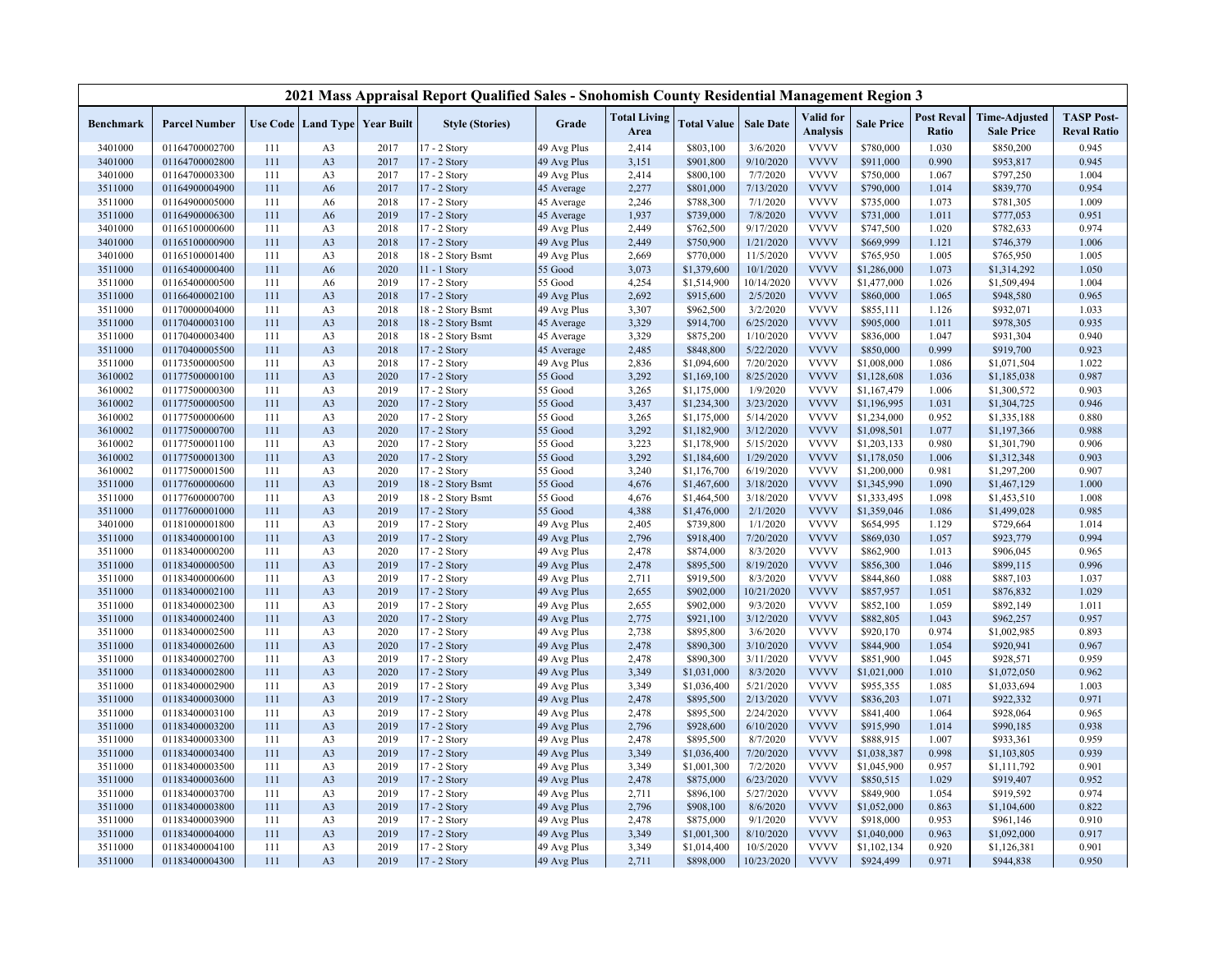| 2021 Mass Appraisal Report Qualified Sales - Snohomish County Residential Management Region 3 | | | | | | | | | | | | | | | |
|---|---|---|---|---|---|---|---|---|---|---|---|---|---|---|---|
| **Benchmark** | **Parcel Number** | **Use Code** | **Land Type** | **Year Built** | **Style (Stories)** | **Grade** | **Total Living Area** | **Total Value** | **Sale Date** | **Valid for Analysis** | **Sale Price** | **Post Reval Ratio** | **Time-Adjusted Sale Price** | **TASP Post-Reval Ratio** |
| 3401000 | 01164700002700 | 111 | A3 | 2017 | 17 - 2 Story | 49 Avg Plus | 2,414 | $803,100 | 3/6/2020 | VVVV | $780,000 | 1.030 | $850,200 | 0.945 |
| 3401000 | 01164700002800 | 111 | A3 | 2017 | 17 - 2 Story | 49 Avg Plus | 3,151 | $901,800 | 9/10/2020 | VVVV | $911,000 | 0.990 | $953,817 | 0.945 |
| 3401000 | 01164700003300 | 111 | A3 | 2017 | 17 - 2 Story | 49 Avg Plus | 2,414 | $800,100 | 7/7/2020 | VVVV | $750,000 | 1.067 | $797,250 | 1.004 |
| 3511000 | 01164900004900 | 111 | A6 | 2017 | 17 - 2 Story | 45 Average | 2,277 | $801,000 | 7/13/2020 | VVVV | $790,000 | 1.014 | $839,770 | 0.954 |
| 3511000 | 01164900005000 | 111 | A6 | 2018 | 17 - 2 Story | 45 Average | 2,246 | $788,300 | 7/1/2020 | VVVV | $735,000 | 1.073 | $781,305 | 1.009 |
| 3511000 | 01164900006300 | 111 | A6 | 2019 | 17 - 2 Story | 45 Average | 1,937 | $739,000 | 7/8/2020 | VVVV | $731,000 | 1.011 | $777,053 | 0.951 |
| 3401000 | 01165100000600 | 111 | A3 | 2018 | 17 - 2 Story | 49 Avg Plus | 2,449 | $762,500 | 9/17/2020 | VVVV | $747,500 | 1.020 | $782,633 | 0.974 |
| 3401000 | 01165100000900 | 111 | A3 | 2018 | 17 - 2 Story | 49 Avg Plus | 2,449 | $750,900 | 1/21/2020 | VVVV | $669,999 | 1.121 | $746,379 | 1.006 |
| 3401000 | 01165100001400 | 111 | A3 | 2018 | 18 - 2 Story Bsmt | 49 Avg Plus | 2,669 | $770,000 | 11/5/2020 | VVVV | $765,950 | 1.005 | $765,950 | 1.005 |
| 3511000 | 01165400000400 | 111 | A6 | 2020 | 11 - 1 Story | 55 Good | 3,073 | $1,379,600 | 10/1/2020 | VVVV | $1,286,000 | 1.073 | $1,314,292 | 1.050 |
| 3511000 | 01165400000500 | 111 | A6 | 2019 | 17 - 2 Story | 55 Good | 4,254 | $1,514,900 | 10/14/2020 | VVVV | $1,477,000 | 1.026 | $1,509,494 | 1.004 |
| 3511000 | 01166400002100 | 111 | A3 | 2018 | 17 - 2 Story | 49 Avg Plus | 2,692 | $915,600 | 2/5/2020 | VVVV | $860,000 | 1.065 | $948,580 | 0.965 |
| 3511000 | 01170000004000 | 111 | A3 | 2018 | 18 - 2 Story Bsmt | 49 Avg Plus | 3,307 | $962,500 | 3/2/2020 | VVVV | $855,111 | 1.126 | $932,071 | 1.033 |
| 3511000 | 01170400003100 | 111 | A3 | 2018 | 18 - 2 Story Bsmt | 45 Average | 3,329 | $914,700 | 6/25/2020 | VVVV | $905,000 | 1.011 | $978,305 | 0.935 |
| 3511000 | 01170400003400 | 111 | A3 | 2018 | 18 - 2 Story Bsmt | 45 Average | 3,329 | $875,200 | 1/10/2020 | VVVV | $836,000 | 1.047 | $931,304 | 0.940 |
| 3511000 | 01170400005500 | 111 | A3 | 2018 | 17 - 2 Story | 45 Average | 2,485 | $848,800 | 5/22/2020 | VVVV | $850,000 | 0.999 | $919,700 | 0.923 |
| 3511000 | 01173500000500 | 111 | A3 | 2018 | 17 - 2 Story | 49 Avg Plus | 2,836 | $1,094,600 | 7/20/2020 | VVVV | $1,008,000 | 1.086 | $1,071,504 | 1.022 |
| 3610002 | 01177500000100 | 111 | A3 | 2020 | 17 - 2 Story | 55 Good | 3,292 | $1,169,100 | 8/25/2020 | VVVV | $1,128,608 | 1.036 | $1,185,038 | 0.987 |
| 3610002 | 01177500000300 | 111 | A3 | 2019 | 17 - 2 Story | 55 Good | 3,265 | $1,175,000 | 1/9/2020 | VVVV | $1,167,479 | 1.006 | $1,300,572 | 0.903 |
| 3610002 | 01177500000500 | 111 | A3 | 2020 | 17 - 2 Story | 55 Good | 3,437 | $1,234,300 | 3/23/2020 | VVVV | $1,196,995 | 1.031 | $1,304,725 | 0.946 |
| 3610002 | 01177500000600 | 111 | A3 | 2020 | 17 - 2 Story | 55 Good | 3,265 | $1,175,000 | 5/14/2020 | VVVV | $1,234,000 | 0.952 | $1,335,188 | 0.880 |
| 3610002 | 01177500000700 | 111 | A3 | 2020 | 17 - 2 Story | 55 Good | 3,292 | $1,182,900 | 3/12/2020 | VVVV | $1,098,501 | 1.077 | $1,197,366 | 0.988 |
| 3610002 | 01177500001100 | 111 | A3 | 2020 | 17 - 2 Story | 55 Good | 3,223 | $1,178,900 | 5/15/2020 | VVVV | $1,203,133 | 0.980 | $1,301,790 | 0.906 |
| 3610002 | 01177500001300 | 111 | A3 | 2020 | 17 - 2 Story | 55 Good | 3,292 | $1,184,600 | 1/29/2020 | VVVV | $1,178,050 | 1.006 | $1,312,348 | 0.903 |
| 3610002 | 01177500001500 | 111 | A3 | 2020 | 17 - 2 Story | 55 Good | 3,240 | $1,176,700 | 6/19/2020 | VVVV | $1,200,000 | 0.981 | $1,297,200 | 0.907 |
| 3511000 | 01177600000600 | 111 | A3 | 2019 | 18 - 2 Story Bsmt | 55 Good | 4,676 | $1,467,600 | 3/18/2020 | VVVV | $1,345,990 | 1.090 | $1,467,129 | 1.000 |
| 3511000 | 01177600000700 | 111 | A3 | 2019 | 18 - 2 Story Bsmt | 55 Good | 4,676 | $1,464,500 | 3/18/2020 | VVVV | $1,333,495 | 1.098 | $1,453,510 | 1.008 |
| 3511000 | 01177600001000 | 111 | A3 | 2019 | 17 - 2 Story | 55 Good | 4,388 | $1,476,000 | 2/1/2020 | VVVV | $1,359,046 | 1.086 | $1,499,028 | 0.985 |
| 3401000 | 01181000001800 | 111 | A3 | 2019 | 17 - 2 Story | 49 Avg Plus | 2,405 | $739,800 | 1/1/2020 | VVVV | $654,995 | 1.129 | $729,664 | 1.014 |
| 3511000 | 01183400000100 | 111 | A3 | 2019 | 17 - 2 Story | 49 Avg Plus | 2,796 | $918,400 | 7/20/2020 | VVVV | $869,030 | 1.057 | $923,779 | 0.994 |
| 3511000 | 01183400000200 | 111 | A3 | 2020 | 17 - 2 Story | 49 Avg Plus | 2,478 | $874,000 | 8/3/2020 | VVVV | $862,900 | 1.013 | $906,045 | 0.965 |
| 3511000 | 01183400000500 | 111 | A3 | 2019 | 17 - 2 Story | 49 Avg Plus | 2,478 | $895,500 | 8/19/2020 | VVVV | $856,300 | 1.046 | $899,115 | 0.996 |
| 3511000 | 01183400000600 | 111 | A3 | 2019 | 17 - 2 Story | 49 Avg Plus | 2,711 | $919,500 | 8/3/2020 | VVVV | $844,860 | 1.088 | $887,103 | 1.037 |
| 3511000 | 01183400002100 | 111 | A3 | 2019 | 17 - 2 Story | 49 Avg Plus | 2,655 | $902,000 | 10/21/2020 | VVVV | $857,957 | 1.051 | $876,832 | 1.029 |
| 3511000 | 01183400002300 | 111 | A3 | 2019 | 17 - 2 Story | 49 Avg Plus | 2,655 | $902,000 | 9/3/2020 | VVVV | $852,100 | 1.059 | $892,149 | 1.011 |
| 3511000 | 01183400002400 | 111 | A3 | 2020 | 17 - 2 Story | 49 Avg Plus | 2,775 | $921,100 | 3/12/2020 | VVVV | $882,805 | 1.043 | $962,257 | 0.957 |
| 3511000 | 01183400002500 | 111 | A3 | 2020 | 17 - 2 Story | 49 Avg Plus | 2,738 | $895,800 | 3/6/2020 | VVVV | $920,170 | 0.974 | $1,002,985 | 0.893 |
| 3511000 | 01183400002600 | 111 | A3 | 2020 | 17 - 2 Story | 49 Avg Plus | 2,478 | $890,300 | 3/10/2020 | VVVV | $844,900 | 1.054 | $920,941 | 0.967 |
| 3511000 | 01183400002700 | 111 | A3 | 2019 | 17 - 2 Story | 49 Avg Plus | 2,478 | $890,300 | 3/11/2020 | VVVV | $851,900 | 1.045 | $928,571 | 0.959 |
| 3511000 | 01183400002800 | 111 | A3 | 2020 | 17 - 2 Story | 49 Avg Plus | 3,349 | $1,031,000 | 8/3/2020 | VVVV | $1,021,000 | 1.010 | $1,072,050 | 0.962 |
| 3511000 | 01183400002900 | 111 | A3 | 2019 | 17 - 2 Story | 49 Avg Plus | 3,349 | $1,036,400 | 5/21/2020 | VVVV | $955,355 | 1.085 | $1,033,694 | 1.003 |
| 3511000 | 01183400003000 | 111 | A3 | 2019 | 17 - 2 Story | 49 Avg Plus | 2,478 | $895,500 | 2/13/2020 | VVVV | $836,203 | 1.071 | $922,332 | 0.971 |
| 3511000 | 01183400003100 | 111 | A3 | 2019 | 17 - 2 Story | 49 Avg Plus | 2,478 | $895,500 | 2/24/2020 | VVVV | $841,400 | 1.064 | $928,064 | 0.965 |
| 3511000 | 01183400003200 | 111 | A3 | 2019 | 17 - 2 Story | 49 Avg Plus | 2,796 | $928,600 | 6/10/2020 | VVVV | $915,990 | 1.014 | $990,185 | 0.938 |
| 3511000 | 01183400003300 | 111 | A3 | 2019 | 17 - 2 Story | 49 Avg Plus | 2,478 | $895,500 | 8/7/2020 | VVVV | $888,915 | 1.007 | $933,361 | 0.959 |
| 3511000 | 01183400003400 | 111 | A3 | 2019 | 17 - 2 Story | 49 Avg Plus | 3,349 | $1,036,400 | 7/20/2020 | VVVV | $1,038,387 | 0.998 | $1,103,805 | 0.939 |
| 3511000 | 01183400003500 | 111 | A3 | 2019 | 17 - 2 Story | 49 Avg Plus | 3,349 | $1,001,300 | 7/2/2020 | VVVV | $1,045,900 | 0.957 | $1,111,792 | 0.901 |
| 3511000 | 01183400003600 | 111 | A3 | 2019 | 17 - 2 Story | 49 Avg Plus | 2,478 | $875,000 | 6/23/2020 | VVVV | $850,515 | 1.029 | $919,407 | 0.952 |
| 3511000 | 01183400003700 | 111 | A3 | 2019 | 17 - 2 Story | 49 Avg Plus | 2,711 | $896,100 | 5/27/2020 | VVVV | $849,900 | 1.054 | $919,592 | 0.974 |
| 3511000 | 01183400003800 | 111 | A3 | 2019 | 17 - 2 Story | 49 Avg Plus | 2,796 | $908,100 | 8/6/2020 | VVVV | $1,052,000 | 0.863 | $1,104,600 | 0.822 |
| 3511000 | 01183400003900 | 111 | A3 | 2019 | 17 - 2 Story | 49 Avg Plus | 2,478 | $875,000 | 9/1/2020 | VVVV | $918,000 | 0.953 | $961,146 | 0.910 |
| 3511000 | 01183400004000 | 111 | A3 | 2019 | 17 - 2 Story | 49 Avg Plus | 3,349 | $1,001,300 | 8/10/2020 | VVVV | $1,040,000 | 0.963 | $1,092,000 | 0.917 |
| 3511000 | 01183400004100 | 111 | A3 | 2019 | 17 - 2 Story | 49 Avg Plus | 3,349 | $1,014,400 | 10/5/2020 | VVVV | $1,102,134 | 0.920 | $1,126,381 | 0.901 |
| 3511000 | 01183400004300 | 111 | A3 | 2019 | 17 - 2 Story | 49 Avg Plus | 2,711 | $898,000 | 10/23/2020 | VVVV | $924,499 | 0.971 | $944,838 | 0.950 |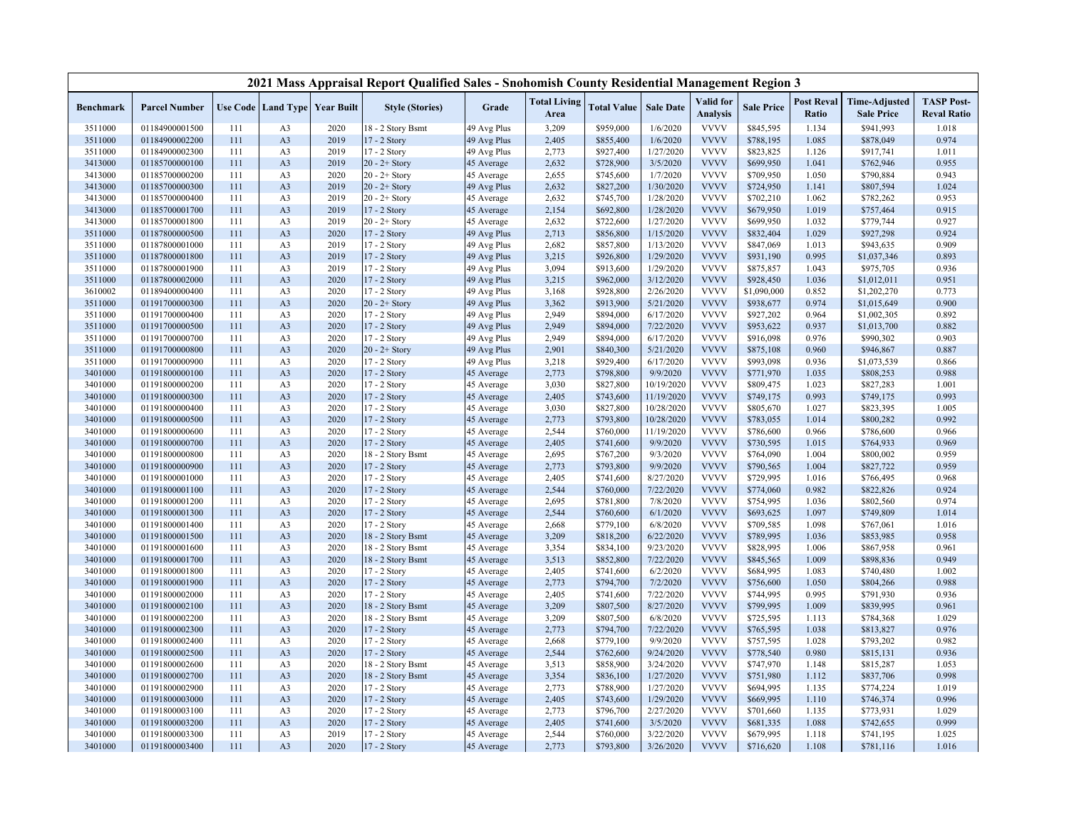## 2021 Mass Appraisal Report Qualified Sales - Snohomish County Residential Management Region 3

| Benchmark | Parcel Number | Use Code | Land Type | Year Built | Style (Stories) | Grade | Total Living Area | Total Value | Sale Date | Valid for Analysis | Sale Price | Post Reval Ratio | Time-Adjusted Sale Price | TASP Post-Reval Ratio |
|---|---|---|---|---|---|---|---|---|---|---|---|---|---|---|
| 3511000 | 01184900001500 | 111 | A3 | 2020 | 18 - 2 Story Bsmt | 49 Avg Plus | 3,209 | $959,000 | 1/6/2020 | VVVV | $845,595 | 1.134 | $941,993 | 1.018 |
| 3511000 | 01184900002200 | 111 | A3 | 2019 | 17 - 2 Story | 49 Avg Plus | 2,405 | $855,400 | 1/6/2020 | VVVV | $788,195 | 1.085 | $878,049 | 0.974 |
| 3511000 | 01184900002300 | 111 | A3 | 2019 | 17 - 2 Story | 49 Avg Plus | 2,773 | $927,400 | 1/27/2020 | VVVV | $823,825 | 1.126 | $917,741 | 1.011 |
| 3413000 | 01185700000100 | 111 | A3 | 2019 | 20 - 2+ Story | 45 Average | 2,632 | $728,900 | 3/5/2020 | VVVV | $699,950 | 1.041 | $762,946 | 0.955 |
| 3413000 | 01185700000200 | 111 | A3 | 2020 | 20 - 2+ Story | 45 Average | 2,655 | $745,600 | 1/7/2020 | VVVV | $709,950 | 1.050 | $790,884 | 0.943 |
| 3413000 | 01185700000300 | 111 | A3 | 2019 | 20 - 2+ Story | 49 Avg Plus | 2,632 | $827,200 | 1/30/2020 | VVVV | $724,950 | 1.141 | $807,594 | 1.024 |
| 3413000 | 01185700000400 | 111 | A3 | 2019 | 20 - 2+ Story | 45 Average | 2,632 | $745,700 | 1/28/2020 | VVVV | $702,210 | 1.062 | $782,262 | 0.953 |
| 3413000 | 01185700001700 | 111 | A3 | 2019 | 17 - 2 Story | 45 Average | 2,154 | $692,800 | 1/28/2020 | VVVV | $679,950 | 1.019 | $757,464 | 0.915 |
| 3413000 | 01185700001800 | 111 | A3 | 2019 | 20 - 2+ Story | 45 Average | 2,632 | $722,600 | 1/27/2020 | VVVV | $699,950 | 1.032 | $779,744 | 0.927 |
| 3511000 | 01187800000500 | 111 | A3 | 2020 | 17 - 2 Story | 49 Avg Plus | 2,713 | $856,800 | 1/15/2020 | VVVV | $832,404 | 1.029 | $927,298 | 0.924 |
| 3511000 | 01187800001000 | 111 | A3 | 2019 | 17 - 2 Story | 49 Avg Plus | 2,682 | $857,800 | 1/13/2020 | VVVV | $847,069 | 1.013 | $943,635 | 0.909 |
| 3511000 | 01187800001800 | 111 | A3 | 2019 | 17 - 2 Story | 49 Avg Plus | 3,215 | $926,800 | 1/29/2020 | VVVV | $931,190 | 0.995 | $1,037,346 | 0.893 |
| 3511000 | 01187800001900 | 111 | A3 | 2019 | 17 - 2 Story | 49 Avg Plus | 3,094 | $913,600 | 1/29/2020 | VVVV | $875,857 | 1.043 | $975,705 | 0.936 |
| 3511000 | 01187800002000 | 111 | A3 | 2020 | 17 - 2 Story | 49 Avg Plus | 3,215 | $962,000 | 3/12/2020 | VVVV | $928,450 | 1.036 | $1,012,011 | 0.951 |
| 3610002 | 01189400000400 | 111 | A3 | 2020 | 17 - 2 Story | 49 Avg Plus | 3,168 | $928,800 | 2/26/2020 | VVVV | $1,090,000 | 0.852 | $1,202,270 | 0.773 |
| 3511000 | 01191700000300 | 111 | A3 | 2020 | 20 - 2+ Story | 49 Avg Plus | 3,362 | $913,900 | 5/21/2020 | VVVV | $938,677 | 0.974 | $1,015,649 | 0.900 |
| 3511000 | 01191700000400 | 111 | A3 | 2020 | 17 - 2 Story | 49 Avg Plus | 2,949 | $894,000 | 6/17/2020 | VVVV | $927,202 | 0.964 | $1,002,305 | 0.892 |
| 3511000 | 01191700000500 | 111 | A3 | 2020 | 17 - 2 Story | 49 Avg Plus | 2,949 | $894,000 | 7/22/2020 | VVVV | $953,622 | 0.937 | $1,013,700 | 0.882 |
| 3511000 | 01191700000700 | 111 | A3 | 2020 | 17 - 2 Story | 49 Avg Plus | 2,949 | $894,000 | 6/17/2020 | VVVV | $916,098 | 0.976 | $990,302 | 0.903 |
| 3511000 | 01191700000800 | 111 | A3 | 2020 | 20 - 2+ Story | 49 Avg Plus | 2,901 | $840,300 | 5/21/2020 | VVVV | $875,108 | 0.960 | $946,867 | 0.887 |
| 3511000 | 01191700000900 | 111 | A3 | 2020 | 17 - 2 Story | 49 Avg Plus | 3,218 | $929,400 | 6/17/2020 | VVVV | $993,098 | 0.936 | $1,073,539 | 0.866 |
| 3401000 | 01191800000100 | 111 | A3 | 2020 | 17 - 2 Story | 45 Average | 2,773 | $798,800 | 9/9/2020 | VVVV | $771,970 | 1.035 | $808,253 | 0.988 |
| 3401000 | 01191800000200 | 111 | A3 | 2020 | 17 - 2 Story | 45 Average | 3,030 | $827,800 | 10/19/2020 | VVVV | $809,475 | 1.023 | $827,283 | 1.001 |
| 3401000 | 01191800000300 | 111 | A3 | 2020 | 17 - 2 Story | 45 Average | 2,405 | $743,600 | 11/19/2020 | VVVV | $749,175 | 0.993 | $749,175 | 0.993 |
| 3401000 | 01191800000400 | 111 | A3 | 2020 | 17 - 2 Story | 45 Average | 3,030 | $827,800 | 10/28/2020 | VVVV | $805,670 | 1.027 | $823,395 | 1.005 |
| 3401000 | 01191800000500 | 111 | A3 | 2020 | 17 - 2 Story | 45 Average | 2,773 | $793,800 | 10/28/2020 | VVVV | $783,055 | 1.014 | $800,282 | 0.992 |
| 3401000 | 01191800000600 | 111 | A3 | 2020 | 17 - 2 Story | 45 Average | 2,544 | $760,000 | 11/19/2020 | VVVV | $786,600 | 0.966 | $786,600 | 0.966 |
| 3401000 | 01191800000700 | 111 | A3 | 2020 | 17 - 2 Story | 45 Average | 2,405 | $741,600 | 9/9/2020 | VVVV | $730,595 | 1.015 | $764,933 | 0.969 |
| 3401000 | 01191800000800 | 111 | A3 | 2020 | 18 - 2 Story Bsmt | 45 Average | 2,695 | $767,200 | 9/3/2020 | VVVV | $764,090 | 1.004 | $800,002 | 0.959 |
| 3401000 | 01191800000900 | 111 | A3 | 2020 | 17 - 2 Story | 45 Average | 2,773 | $793,800 | 9/9/2020 | VVVV | $790,565 | 1.004 | $827,722 | 0.959 |
| 3401000 | 01191800001000 | 111 | A3 | 2020 | 17 - 2 Story | 45 Average | 2,405 | $741,600 | 8/27/2020 | VVVV | $729,995 | 1.016 | $766,495 | 0.968 |
| 3401000 | 01191800001100 | 111 | A3 | 2020 | 17 - 2 Story | 45 Average | 2,544 | $760,000 | 7/22/2020 | VVVV | $774,060 | 0.982 | $822,826 | 0.924 |
| 3401000 | 01191800001200 | 111 | A3 | 2020 | 17 - 2 Story | 45 Average | 2,695 | $781,800 | 7/8/2020 | VVVV | $754,995 | 1.036 | $802,560 | 0.974 |
| 3401000 | 01191800001300 | 111 | A3 | 2020 | 17 - 2 Story | 45 Average | 2,544 | $760,600 | 6/1/2020 | VVVV | $693,625 | 1.097 | $749,809 | 1.014 |
| 3401000 | 01191800001400 | 111 | A3 | 2020 | 17 - 2 Story | 45 Average | 2,668 | $779,100 | 6/8/2020 | VVVV | $709,585 | 1.098 | $767,061 | 1.016 |
| 3401000 | 01191800001500 | 111 | A3 | 2020 | 18 - 2 Story Bsmt | 45 Average | 3,209 | $818,200 | 6/22/2020 | VVVV | $789,995 | 1.036 | $853,985 | 0.958 |
| 3401000 | 01191800001600 | 111 | A3 | 2020 | 18 - 2 Story Bsmt | 45 Average | 3,354 | $834,100 | 9/23/2020 | VVVV | $828,995 | 1.006 | $867,958 | 0.961 |
| 3401000 | 01191800001700 | 111 | A3 | 2020 | 18 - 2 Story Bsmt | 45 Average | 3,513 | $852,800 | 7/22/2020 | VVVV | $845,565 | 1.009 | $898,836 | 0.949 |
| 3401000 | 01191800001800 | 111 | A3 | 2020 | 17 - 2 Story | 45 Average | 2,405 | $741,600 | 6/2/2020 | VVVV | $684,995 | 1.083 | $740,480 | 1.002 |
| 3401000 | 01191800001900 | 111 | A3 | 2020 | 17 - 2 Story | 45 Average | 2,773 | $794,700 | 7/2/2020 | VVVV | $756,600 | 1.050 | $804,266 | 0.988 |
| 3401000 | 01191800002000 | 111 | A3 | 2020 | 17 - 2 Story | 45 Average | 2,405 | $741,600 | 7/22/2020 | VVVV | $744,995 | 0.995 | $791,930 | 0.936 |
| 3401000 | 01191800002100 | 111 | A3 | 2020 | 18 - 2 Story Bsmt | 45 Average | 3,209 | $807,500 | 8/27/2020 | VVVV | $799,995 | 1.009 | $839,995 | 0.961 |
| 3401000 | 01191800002200 | 111 | A3 | 2020 | 18 - 2 Story Bsmt | 45 Average | 3,209 | $807,500 | 6/8/2020 | VVVV | $725,595 | 1.113 | $784,368 | 1.029 |
| 3401000 | 01191800002300 | 111 | A3 | 2020 | 17 - 2 Story | 45 Average | 2,773 | $794,700 | 7/22/2020 | VVVV | $765,595 | 1.038 | $813,827 | 0.976 |
| 3401000 | 01191800002400 | 111 | A3 | 2020 | 17 - 2 Story | 45 Average | 2,668 | $779,100 | 9/9/2020 | VVVV | $757,595 | 1.028 | $793,202 | 0.982 |
| 3401000 | 01191800002500 | 111 | A3 | 2020 | 17 - 2 Story | 45 Average | 2,544 | $762,600 | 9/24/2020 | VVVV | $778,540 | 0.980 | $815,131 | 0.936 |
| 3401000 | 01191800002600 | 111 | A3 | 2020 | 18 - 2 Story Bsmt | 45 Average | 3,513 | $858,900 | 3/24/2020 | VVVV | $747,970 | 1.148 | $815,287 | 1.053 |
| 3401000 | 01191800002700 | 111 | A3 | 2020 | 18 - 2 Story Bsmt | 45 Average | 3,354 | $836,100 | 1/27/2020 | VVVV | $751,980 | 1.112 | $837,706 | 0.998 |
| 3401000 | 01191800002900 | 111 | A3 | 2020 | 17 - 2 Story | 45 Average | 2,773 | $788,900 | 1/27/2020 | VVVV | $694,995 | 1.135 | $774,224 | 1.019 |
| 3401000 | 01191800003000 | 111 | A3 | 2020 | 17 - 2 Story | 45 Average | 2,405 | $743,600 | 1/29/2020 | VVVV | $669,995 | 1.110 | $746,374 | 0.996 |
| 3401000 | 01191800003100 | 111 | A3 | 2020 | 17 - 2 Story | 45 Average | 2,773 | $796,700 | 2/27/2020 | VVVV | $701,660 | 1.135 | $773,931 | 1.029 |
| 3401000 | 01191800003200 | 111 | A3 | 2020 | 17 - 2 Story | 45 Average | 2,405 | $741,600 | 3/5/2020 | VVVV | $681,335 | 1.088 | $742,655 | 0.999 |
| 3401000 | 01191800003300 | 111 | A3 | 2019 | 17 - 2 Story | 45 Average | 2,544 | $760,000 | 3/22/2020 | VVVV | $679,995 | 1.118 | $741,195 | 1.025 |
| 3401000 | 01191800003400 | 111 | A3 | 2020 | 17 - 2 Story | 45 Average | 2,773 | $793,800 | 3/26/2020 | VVVV | $716,620 | 1.108 | $781,116 | 1.016 |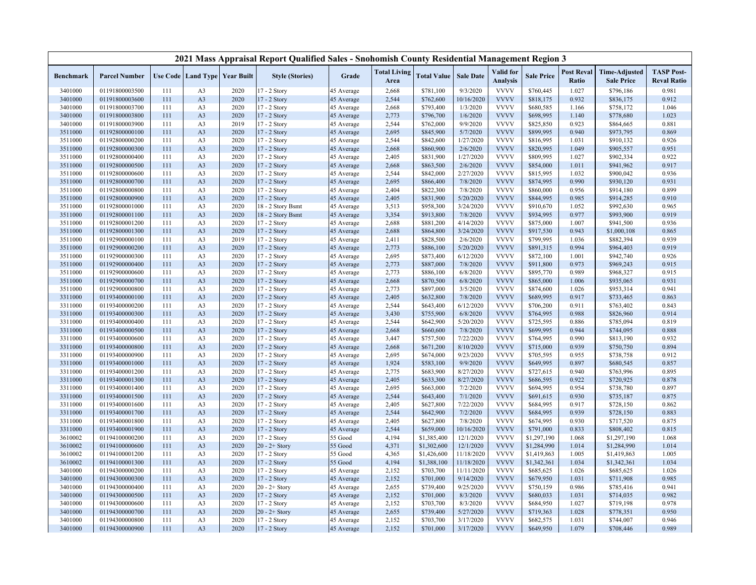| 2021 Mass Appraisal Report Qualified Sales - Snohomish County Residential Management Region 3 | | | | | | | | | | | | | | | |
|---|---|---|---|---|---|---|---|---|---|---|---|---|---|---|---|
| **Benchmark** | **Parcel Number** | **Use Code** | **Land Type** | **Year Built** | **Style (Stories)** | **Grade** | **Total Living Area** | **Total Value** | **Sale Date** | **Valid for Analysis** | **Sale Price** | **Post Reval Ratio** | **Time-Adjusted Sale Price** | **TASP Post-Reval Ratio** |
| 3401000 | 01191800003500 | 111 | A3 | 2020 | 17 - 2 Story | 45 Average | 2,668 | $781,100 | 9/3/2020 | VVVV | $760,445 | 1.027 | $796,186 | 0.981 |
| 3401000 | 01191800003600 | 111 | A3 | 2020 | 17 - 2 Story | 45 Average | 2,544 | $762,600 | 10/16/2020 | VVVV | $818,175 | 0.932 | $836,175 | 0.912 |
| 3401000 | 01191800003700 | 111 | A3 | 2020 | 17 - 2 Story | 45 Average | 2,668 | $793,400 | 1/3/2020 | VVVV | $680,585 | 1.166 | $758,172 | 1.046 |
| 3401000 | 01191800003800 | 111 | A3 | 2020 | 17 - 2 Story | 45 Average | 2,773 | $796,700 | 1/6/2020 | VVVV | $698,995 | 1.140 | $778,680 | 1.023 |
| 3401000 | 01191800003900 | 111 | A3 | 2019 | 17 - 2 Story | 45 Average | 2,544 | $762,000 | 9/9/2020 | VVVV | $825,850 | 0.923 | $864,665 | 0.881 |
| 3511000 | 01192800000100 | 111 | A3 | 2020 | 17 - 2 Story | 45 Average | 2,695 | $845,900 | 5/7/2020 | VVVV | $899,995 | 0.940 | $973,795 | 0.869 |
| 3511000 | 01192800000200 | 111 | A3 | 2020 | 17 - 2 Story | 45 Average | 2,544 | $842,600 | 1/27/2020 | VVVV | $816,995 | 1.031 | $910,132 | 0.926 |
| 3511000 | 01192800000300 | 111 | A3 | 2020 | 17 - 2 Story | 45 Average | 2,668 | $860,900 | 2/6/2020 | VVVV | $820,995 | 1.049 | $905,557 | 0.951 |
| 3511000 | 01192800000400 | 111 | A3 | 2020 | 17 - 2 Story | 45 Average | 2,405 | $831,900 | 1/27/2020 | VVVV | $809,995 | 1.027 | $902,334 | 0.922 |
| 3511000 | 01192800000500 | 111 | A3 | 2020 | 17 - 2 Story | 45 Average | 2,668 | $863,500 | 2/6/2020 | VVVV | $854,000 | 1.011 | $941,962 | 0.917 |
| 3511000 | 01192800000600 | 111 | A3 | 2020 | 17 - 2 Story | 45 Average | 2,544 | $842,000 | 2/27/2020 | VVVV | $815,995 | 1.032 | $900,042 | 0.936 |
| 3511000 | 01192800000700 | 111 | A3 | 2020 | 17 - 2 Story | 45 Average | 2,695 | $866,400 | 7/8/2020 | VVVV | $874,995 | 0.990 | $930,120 | 0.931 |
| 3511000 | 01192800000800 | 111 | A3 | 2020 | 17 - 2 Story | 45 Average | 2,404 | $822,300 | 7/8/2020 | VVVV | $860,000 | 0.956 | $914,180 | 0.899 |
| 3511000 | 01192800000900 | 111 | A3 | 2020 | 17 - 2 Story | 45 Average | 2,405 | $831,900 | 5/20/2020 | VVVV | $844,995 | 0.985 | $914,285 | 0.910 |
| 3511000 | 01192800001000 | 111 | A3 | 2020 | 18 - 2 Story Bsmt | 45 Average | 3,513 | $958,300 | 3/24/2020 | VVVV | $910,670 | 1.052 | $992,630 | 0.965 |
| 3511000 | 01192800001100 | 111 | A3 | 2020 | 18 - 2 Story Bsmt | 45 Average | 3,354 | $913,800 | 7/8/2020 | VVVV | $934,995 | 0.977 | $993,900 | 0.919 |
| 3511000 | 01192800001200 | 111 | A3 | 2020 | 17 - 2 Story | 45 Average | 2,688 | $881,200 | 4/14/2020 | VVVV | $875,000 | 1.007 | $941,500 | 0.936 |
| 3511000 | 01192800001300 | 111 | A3 | 2020 | 17 - 2 Story | 45 Average | 2,688 | $864,800 | 3/24/2020 | VVVV | $917,530 | 0.943 | $1,000,108 | 0.865 |
| 3511000 | 01192900000100 | 111 | A3 | 2019 | 17 - 2 Story | 45 Average | 2,411 | $828,500 | 2/6/2020 | VVVV | $799,995 | 1.036 | $882,394 | 0.939 |
| 3511000 | 01192900000200 | 111 | A3 | 2020 | 17 - 2 Story | 45 Average | 2,773 | $886,100 | 5/20/2020 | VVVV | $891,315 | 0.994 | $964,403 | 0.919 |
| 3511000 | 01192900000300 | 111 | A3 | 2020 | 17 - 2 Story | 45 Average | 2,695 | $873,400 | 6/12/2020 | VVVV | $872,100 | 1.001 | $942,740 | 0.926 |
| 3511000 | 01192900000400 | 111 | A3 | 2020 | 17 - 2 Story | 45 Average | 2,773 | $887,000 | 7/8/2020 | VVVV | $911,800 | 0.973 | $969,243 | 0.915 |
| 3511000 | 01192900000600 | 111 | A3 | 2020 | 17 - 2 Story | 45 Average | 2,773 | $886,100 | 6/8/2020 | VVVV | $895,770 | 0.989 | $968,327 | 0.915 |
| 3511000 | 01192900000700 | 111 | A3 | 2020 | 17 - 2 Story | 45 Average | 2,668 | $870,500 | 6/8/2020 | VVVV | $865,000 | 1.006 | $935,065 | 0.931 |
| 3511000 | 01192900000800 | 111 | A3 | 2020 | 17 - 2 Story | 45 Average | 2,773 | $897,000 | 3/5/2020 | VVVV | $874,600 | 1.026 | $953,314 | 0.941 |
| 3311000 | 01193400000100 | 111 | A3 | 2020 | 17 - 2 Story | 45 Average | 2,405 | $632,800 | 7/8/2020 | VVVV | $689,995 | 0.917 | $733,465 | 0.863 |
| 3311000 | 01193400000200 | 111 | A3 | 2020 | 17 - 2 Story | 45 Average | 2,544 | $643,400 | 6/12/2020 | VVVV | $706,200 | 0.911 | $763,402 | 0.843 |
| 3311000 | 01193400000300 | 111 | A3 | 2020 | 17 - 2 Story | 45 Average | 3,430 | $755,900 | 6/8/2020 | VVVV | $764,995 | 0.988 | $826,960 | 0.914 |
| 3311000 | 01193400000400 | 111 | A3 | 2020 | 17 - 2 Story | 45 Average | 2,544 | $642,900 | 5/20/2020 | VVVV | $725,595 | 0.886 | $785,094 | 0.819 |
| 3311000 | 01193400000500 | 111 | A3 | 2020 | 17 - 2 Story | 45 Average | 2,668 | $660,600 | 7/8/2020 | VVVV | $699,995 | 0.944 | $744,095 | 0.888 |
| 3311000 | 01193400000600 | 111 | A3 | 2020 | 17 - 2 Story | 45 Average | 3,447 | $757,500 | 7/22/2020 | VVVV | $764,995 | 0.990 | $813,190 | 0.932 |
| 3311000 | 01193400000800 | 111 | A3 | 2020 | 17 - 2 Story | 45 Average | 2,668 | $671,200 | 8/10/2020 | VVVV | $715,000 | 0.939 | $750,750 | 0.894 |
| 3311000 | 01193400000900 | 111 | A3 | 2020 | 17 - 2 Story | 45 Average | 2,695 | $674,000 | 9/23/2020 | VVVV | $705,595 | 0.955 | $738,758 | 0.912 |
| 3311000 | 01193400001000 | 111 | A3 | 2020 | 17 - 2 Story | 45 Average | 1,924 | $583,100 | 9/9/2020 | VVVV | $649,995 | 0.897 | $680,545 | 0.857 |
| 3311000 | 01193400001200 | 111 | A3 | 2020 | 17 - 2 Story | 45 Average | 2,775 | $683,900 | 8/27/2020 | VVVV | $727,615 | 0.940 | $763,996 | 0.895 |
| 3311000 | 01193400001300 | 111 | A3 | 2020 | 17 - 2 Story | 45 Average | 2,405 | $633,300 | 8/27/2020 | VVVV | $686,595 | 0.922 | $720,925 | 0.878 |
| 3311000 | 01193400001400 | 111 | A3 | 2020 | 17 - 2 Story | 45 Average | 2,695 | $663,000 | 7/2/2020 | VVVV | $694,995 | 0.954 | $738,780 | 0.897 |
| 3311000 | 01193400001500 | 111 | A3 | 2020 | 17 - 2 Story | 45 Average | 2,544 | $643,400 | 7/1/2020 | VVVV | $691,615 | 0.930 | $735,187 | 0.875 |
| 3311000 | 01193400001600 | 111 | A3 | 2020 | 17 - 2 Story | 45 Average | 2,405 | $627,800 | 7/22/2020 | VVVV | $684,995 | 0.917 | $728,150 | 0.862 |
| 3311000 | 01193400001700 | 111 | A3 | 2020 | 17 - 2 Story | 45 Average | 2,544 | $642,900 | 7/2/2020 | VVVV | $684,995 | 0.939 | $728,150 | 0.883 |
| 3311000 | 01193400001800 | 111 | A3 | 2020 | 17 - 2 Story | 45 Average | 2,405 | $627,800 | 7/8/2020 | VVVV | $674,995 | 0.930 | $717,520 | 0.875 |
| 3311000 | 01193400001900 | 111 | A3 | 2020 | 17 - 2 Story | 45 Average | 2,544 | $659,000 | 10/16/2020 | VVVV | $791,000 | 0.833 | $808,402 | 0.815 |
| 3610002 | 01194100000200 | 111 | A3 | 2020 | 17 - 2 Story | 55 Good | 4,194 | $1,385,400 | 12/1/2020 | VVVV | $1,297,190 | 1.068 | $1,297,190 | 1.068 |
| 3610002 | 01194100000600 | 111 | A3 | 2020 | 20 - 2+ Story | 55 Good | 4,371 | $1,302,600 | 12/1/2020 | VVVV | $1,284,990 | 1.014 | $1,284,990 | 1.014 |
| 3610002 | 01194100001200 | 111 | A3 | 2020 | 17 - 2 Story | 55 Good | 4,365 | $1,426,600 | 11/18/2020 | VVVV | $1,419,863 | 1.005 | $1,419,863 | 1.005 |
| 3610002 | 01194100001300 | 111 | A3 | 2020 | 17 - 2 Story | 55 Good | 4,194 | $1,388,100 | 11/18/2020 | VVVV | $1,342,361 | 1.034 | $1,342,361 | 1.034 |
| 3401000 | 01194300000200 | 111 | A3 | 2020 | 17 - 2 Story | 45 Average | 2,152 | $703,700 | 11/11/2020 | VVVV | $685,625 | 1.026 | $685,625 | 1.026 |
| 3401000 | 01194300000300 | 111 | A3 | 2020 | 17 - 2 Story | 45 Average | 2,152 | $701,000 | 9/14/2020 | VVVV | $679,950 | 1.031 | $711,908 | 0.985 |
| 3401000 | 01194300000400 | 111 | A3 | 2020 | 20 - 2+ Story | 45 Average | 2,655 | $739,400 | 9/25/2020 | VVVV | $750,159 | 0.986 | $785,416 | 0.941 |
| 3401000 | 01194300000500 | 111 | A3 | 2020 | 17 - 2 Story | 45 Average | 2,152 | $701,000 | 8/3/2020 | VVVV | $680,033 | 1.031 | $714,035 | 0.982 |
| 3401000 | 01194300000600 | 111 | A3 | 2020 | 17 - 2 Story | 45 Average | 2,152 | $703,700 | 8/3/2020 | VVVV | $684,950 | 1.027 | $719,198 | 0.978 |
| 3401000 | 01194300000700 | 111 | A3 | 2020 | 20 - 2+ Story | 45 Average | 2,655 | $739,400 | 5/27/2020 | VVVV | $719,363 | 1.028 | $778,351 | 0.950 |
| 3401000 | 01194300000800 | 111 | A3 | 2020 | 17 - 2 Story | 45 Average | 2,152 | $703,700 | 3/17/2020 | VVVV | $682,575 | 1.031 | $744,007 | 0.946 |
| 3401000 | 01194300000900 | 111 | A3 | 2020 | 17 - 2 Story | 45 Average | 2,152 | $701,000 | 3/17/2020 | VVVV | $649,950 | 1.079 | $708,446 | 0.989 |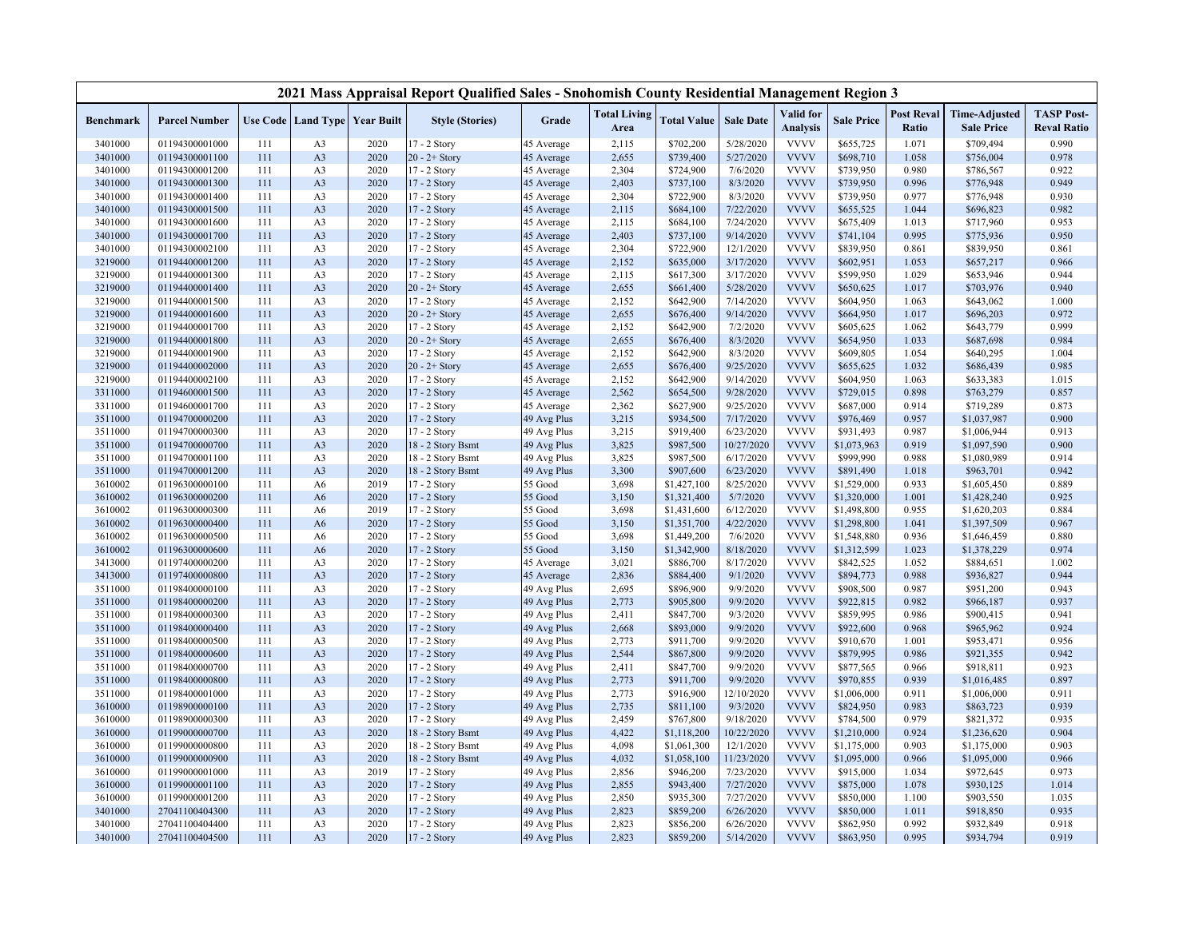## 2021 Mass Appraisal Report Qualified Sales - Snohomish County Residential Management Region 3

| Benchmark | Parcel Number | Use Code | Land Type | Year Built | Style (Stories) | Grade | Total Living Area | Total Value | Sale Date | Valid for Analysis | Sale Price | Post Reval Ratio | Time-Adjusted Sale Price | TASP Post-Reval Ratio |
|---|---|---|---|---|---|---|---|---|---|---|---|---|---|---|
| 3401000 | 01194300001000 | 111 | A3 | 2020 | 17 - 2 Story | 45 Average | 2,115 | $702,200 | 5/28/2020 | VVVV | $655,725 | 1.071 | $709,494 | 0.990 |
| 3401000 | 01194300001100 | 111 | A3 | 2020 | 20 - 2+ Story | 45 Average | 2,655 | $739,400 | 5/27/2020 | VVVV | $698,710 | 1.058 | $756,004 | 0.978 |
| 3401000 | 01194300001200 | 111 | A3 | 2020 | 17 - 2 Story | 45 Average | 2,304 | $724,900 | 7/6/2020 | VVVV | $739,950 | 0.980 | $786,567 | 0.922 |
| 3401000 | 01194300001300 | 111 | A3 | 2020 | 17 - 2 Story | 45 Average | 2,403 | $737,100 | 8/3/2020 | VVVV | $739,950 | 0.996 | $776,948 | 0.949 |
| 3401000 | 01194300001400 | 111 | A3 | 2020 | 17 - 2 Story | 45 Average | 2,304 | $722,900 | 8/3/2020 | VVVV | $739,950 | 0.977 | $776,948 | 0.930 |
| 3401000 | 01194300001500 | 111 | A3 | 2020 | 17 - 2 Story | 45 Average | 2,115 | $684,100 | 7/22/2020 | VVVV | $655,525 | 1.044 | $696,823 | 0.982 |
| 3401000 | 01194300001600 | 111 | A3 | 2020 | 17 - 2 Story | 45 Average | 2,115 | $684,100 | 7/24/2020 | VVVV | $675,409 | 1.013 | $717,960 | 0.953 |
| 3401000 | 01194300001700 | 111 | A3 | 2020 | 17 - 2 Story | 45 Average | 2,403 | $737,100 | 9/14/2020 | VVVV | $741,104 | 0.995 | $775,936 | 0.950 |
| 3401000 | 01194300002100 | 111 | A3 | 2020 | 17 - 2 Story | 45 Average | 2,304 | $722,900 | 12/1/2020 | VVVV | $839,950 | 0.861 | $839,950 | 0.861 |
| 3219000 | 01194400001200 | 111 | A3 | 2020 | 17 - 2 Story | 45 Average | 2,152 | $635,000 | 3/17/2020 | VVVV | $602,951 | 1.053 | $657,217 | 0.966 |
| 3219000 | 01194400001300 | 111 | A3 | 2020 | 17 - 2 Story | 45 Average | 2,115 | $617,300 | 3/17/2020 | VVVV | $599,950 | 1.029 | $653,946 | 0.944 |
| 3219000 | 01194400001400 | 111 | A3 | 2020 | 20 - 2+ Story | 45 Average | 2,655 | $661,400 | 5/28/2020 | VVVV | $650,625 | 1.017 | $703,976 | 0.940 |
| 3219000 | 01194400001500 | 111 | A3 | 2020 | 17 - 2 Story | 45 Average | 2,152 | $642,900 | 7/14/2020 | VVVV | $604,950 | 1.063 | $643,062 | 1.000 |
| 3219000 | 01194400001600 | 111 | A3 | 2020 | 20 - 2+ Story | 45 Average | 2,655 | $676,400 | 9/14/2020 | VVVV | $664,950 | 1.017 | $696,203 | 0.972 |
| 3219000 | 01194400001700 | 111 | A3 | 2020 | 17 - 2 Story | 45 Average | 2,152 | $642,900 | 7/2/2020 | VVVV | $605,625 | 1.062 | $643,779 | 0.999 |
| 3219000 | 01194400001800 | 111 | A3 | 2020 | 20 - 2+ Story | 45 Average | 2,655 | $676,400 | 8/3/2020 | VVVV | $654,950 | 1.033 | $687,698 | 0.984 |
| 3219000 | 01194400001900 | 111 | A3 | 2020 | 17 - 2 Story | 45 Average | 2,152 | $642,900 | 8/3/2020 | VVVV | $609,805 | 1.054 | $640,295 | 1.004 |
| 3219000 | 01194400002000 | 111 | A3 | 2020 | 20 - 2+ Story | 45 Average | 2,655 | $676,400 | 9/25/2020 | VVVV | $655,625 | 1.032 | $686,439 | 0.985 |
| 3219000 | 01194400002100 | 111 | A3 | 2020 | 17 - 2 Story | 45 Average | 2,152 | $642,900 | 9/14/2020 | VVVV | $604,950 | 1.063 | $633,383 | 1.015 |
| 3311000 | 01194600001500 | 111 | A3 | 2020 | 17 - 2 Story | 45 Average | 2,562 | $654,500 | 9/28/2020 | VVVV | $729,015 | 0.898 | $763,279 | 0.857 |
| 3311000 | 01194600001700 | 111 | A3 | 2020 | 17 - 2 Story | 45 Average | 2,362 | $627,900 | 9/25/2020 | VVVV | $687,000 | 0.914 | $719,289 | 0.873 |
| 3511000 | 01194700000200 | 111 | A3 | 2020 | 17 - 2 Story | 49 Avg Plus | 3,215 | $934,500 | 7/17/2020 | VVVV | $976,469 | 0.957 | $1,037,987 | 0.900 |
| 3511000 | 01194700000300 | 111 | A3 | 2020 | 17 - 2 Story | 49 Avg Plus | 3,215 | $919,400 | 6/23/2020 | VVVV | $931,493 | 0.987 | $1,006,944 | 0.913 |
| 3511000 | 01194700000700 | 111 | A3 | 2020 | 18 - 2 Story Bsmt | 49 Avg Plus | 3,825 | $987,500 | 10/27/2020 | VVVV | $1,073,963 | 0.919 | $1,097,590 | 0.900 |
| 3511000 | 01194700001100 | 111 | A3 | 2020 | 18 - 2 Story Bsmt | 49 Avg Plus | 3,825 | $987,500 | 6/17/2020 | VVVV | $999,990 | 0.988 | $1,080,989 | 0.914 |
| 3511000 | 01194700001200 | 111 | A3 | 2020 | 18 - 2 Story Bsmt | 49 Avg Plus | 3,300 | $907,600 | 6/23/2020 | VVVV | $891,490 | 1.018 | $963,701 | 0.942 |
| 3610002 | 01196300000100 | 111 | A6 | 2019 | 17 - 2 Story | 55 Good | 3,698 | $1,427,100 | 8/25/2020 | VVVV | $1,529,000 | 0.933 | $1,605,450 | 0.889 |
| 3610002 | 01196300000200 | 111 | A6 | 2020 | 17 - 2 Story | 55 Good | 3,150 | $1,321,400 | 5/7/2020 | VVVV | $1,320,000 | 1.001 | $1,428,240 | 0.925 |
| 3610002 | 01196300000300 | 111 | A6 | 2019 | 17 - 2 Story | 55 Good | 3,698 | $1,431,600 | 6/12/2020 | VVVV | $1,498,800 | 0.955 | $1,620,203 | 0.884 |
| 3610002 | 01196300000400 | 111 | A6 | 2020 | 17 - 2 Story | 55 Good | 3,150 | $1,351,700 | 4/22/2020 | VVVV | $1,298,800 | 1.041 | $1,397,509 | 0.967 |
| 3610002 | 01196300000500 | 111 | A6 | 2020 | 17 - 2 Story | 55 Good | 3,698 | $1,449,200 | 7/6/2020 | VVVV | $1,548,880 | 0.936 | $1,646,459 | 0.880 |
| 3610002 | 01196300000600 | 111 | A6 | 2020 | 17 - 2 Story | 55 Good | 3,150 | $1,342,900 | 8/18/2020 | VVVV | $1,312,599 | 1.023 | $1,378,229 | 0.974 |
| 3413000 | 01197400000200 | 111 | A3 | 2020 | 17 - 2 Story | 45 Average | 3,021 | $886,700 | 8/17/2020 | VVVV | $842,525 | 1.052 | $884,651 | 1.002 |
| 3413000 | 01197400000800 | 111 | A3 | 2020 | 17 - 2 Story | 45 Average | 2,836 | $884,400 | 9/1/2020 | VVVV | $894,773 | 0.988 | $936,827 | 0.944 |
| 3511000 | 01198400000100 | 111 | A3 | 2020 | 17 - 2 Story | 49 Avg Plus | 2,695 | $896,900 | 9/9/2020 | VVVV | $908,500 | 0.987 | $951,200 | 0.943 |
| 3511000 | 01198400000200 | 111 | A3 | 2020 | 17 - 2 Story | 49 Avg Plus | 2,773 | $905,800 | 9/9/2020 | VVVV | $922,815 | 0.982 | $966,187 | 0.937 |
| 3511000 | 01198400000300 | 111 | A3 | 2020 | 17 - 2 Story | 49 Avg Plus | 2,411 | $847,700 | 9/3/2020 | VVVV | $859,995 | 0.986 | $900,415 | 0.941 |
| 3511000 | 01198400000400 | 111 | A3 | 2020 | 17 - 2 Story | 49 Avg Plus | 2,668 | $893,000 | 9/9/2020 | VVVV | $922,600 | 0.968 | $965,962 | 0.924 |
| 3511000 | 01198400000500 | 111 | A3 | 2020 | 17 - 2 Story | 49 Avg Plus | 2,773 | $911,700 | 9/9/2020 | VVVV | $910,670 | 1.001 | $953,471 | 0.956 |
| 3511000 | 01198400000600 | 111 | A3 | 2020 | 17 - 2 Story | 49 Avg Plus | 2,544 | $867,800 | 9/9/2020 | VVVV | $879,995 | 0.986 | $921,355 | 0.942 |
| 3511000 | 01198400000700 | 111 | A3 | 2020 | 17 - 2 Story | 49 Avg Plus | 2,411 | $847,700 | 9/9/2020 | VVVV | $877,565 | 0.966 | $918,811 | 0.923 |
| 3511000 | 01198400000800 | 111 | A3 | 2020 | 17 - 2 Story | 49 Avg Plus | 2,773 | $911,700 | 9/9/2020 | VVVV | $970,855 | 0.939 | $1,016,485 | 0.897 |
| 3511000 | 01198400001000 | 111 | A3 | 2020 | 17 - 2 Story | 49 Avg Plus | 2,773 | $916,900 | 12/10/2020 | VVVV | $1,006,000 | 0.911 | $1,006,000 | 0.911 |
| 3610000 | 01198900000100 | 111 | A3 | 2020 | 17 - 2 Story | 49 Avg Plus | 2,735 | $811,100 | 9/3/2020 | VVVV | $824,950 | 0.983 | $863,723 | 0.939 |
| 3610000 | 01198900000300 | 111 | A3 | 2020 | 17 - 2 Story | 49 Avg Plus | 2,459 | $767,800 | 9/18/2020 | VVVV | $784,500 | 0.979 | $821,372 | 0.935 |
| 3610000 | 01199000000700 | 111 | A3 | 2020 | 18 - 2 Story Bsmt | 49 Avg Plus | 4,422 | $1,118,200 | 10/22/2020 | VVVV | $1,210,000 | 0.924 | $1,236,620 | 0.904 |
| 3610000 | 01199000000800 | 111 | A3 | 2020 | 18 - 2 Story Bsmt | 49 Avg Plus | 4,098 | $1,061,300 | 12/1/2020 | VVVV | $1,175,000 | 0.903 | $1,175,000 | 0.903 |
| 3610000 | 01199000000900 | 111 | A3 | 2020 | 18 - 2 Story Bsmt | 49 Avg Plus | 4,032 | $1,058,100 | 11/23/2020 | VVVV | $1,095,000 | 0.966 | $1,095,000 | 0.966 |
| 3610000 | 01199000001000 | 111 | A3 | 2019 | 17 - 2 Story | 49 Avg Plus | 2,856 | $946,200 | 7/23/2020 | VVVV | $915,000 | 1.034 | $972,645 | 0.973 |
| 3610000 | 01199000001100 | 111 | A3 | 2020 | 17 - 2 Story | 49 Avg Plus | 2,855 | $943,400 | 7/27/2020 | VVVV | $875,000 | 1.078 | $930,125 | 1.014 |
| 3610000 | 01199000001200 | 111 | A3 | 2020 | 17 - 2 Story | 49 Avg Plus | 2,850 | $935,300 | 7/27/2020 | VVVV | $850,000 | 1.100 | $903,550 | 1.035 |
| 3401000 | 27041100404300 | 111 | A3 | 2020 | 17 - 2 Story | 49 Avg Plus | 2,823 | $859,200 | 6/26/2020 | VVVV | $850,000 | 1.011 | $918,850 | 0.935 |
| 3401000 | 27041100404400 | 111 | A3 | 2020 | 17 - 2 Story | 49 Avg Plus | 2,823 | $856,200 | 6/26/2020 | VVVV | $862,950 | 0.992 | $932,849 | 0.918 |
| 3401000 | 27041100404500 | 111 | A3 | 2020 | 17 - 2 Story | 49 Avg Plus | 2,823 | $859,200 | 5/14/2020 | VVVV | $863,950 | 0.995 | $934,794 | 0.919 |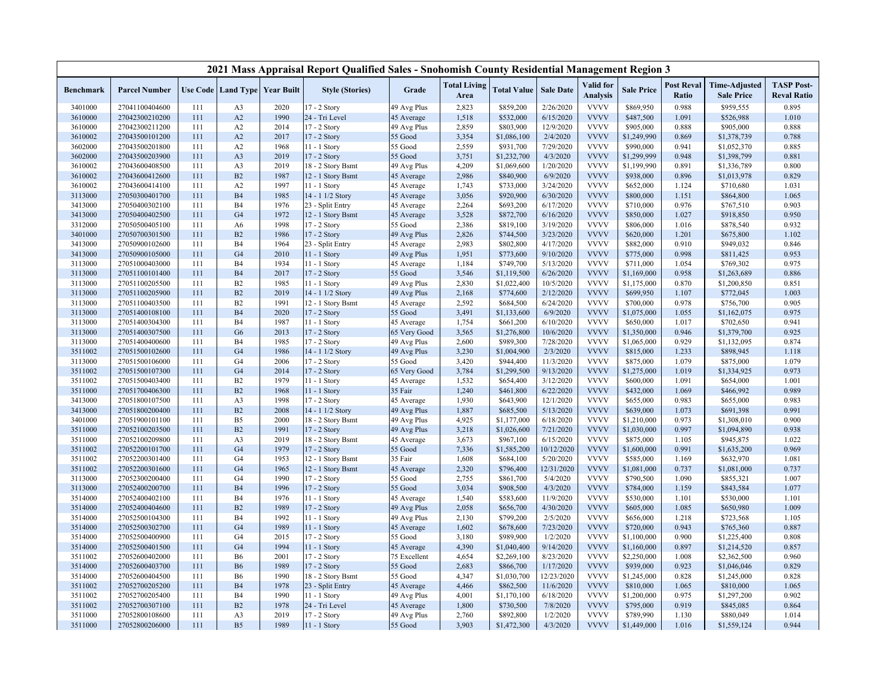## 2021 Mass Appraisal Report Qualified Sales - Snohomish County Residential Management Region 3

| Benchmark | Parcel Number | Use Code | Land Type | Year Built | Style (Stories) | Grade | Total Living Area | Total Value | Sale Date | Valid for Analysis | Sale Price | Post Reval Ratio | Time-Adjusted Sale Price | TASP Post-Reval Ratio |
|---|---|---|---|---|---|---|---|---|---|---|---|---|---|---|
| 3401000 | 27041100404600 | 111 | A3 | 2020 | 17 - 2 Story | 49 Avg Plus | 2,823 | $859,200 | 2/26/2020 | VVVV | $869,950 | 0.988 | $959,555 | 0.895 |
| 3610000 | 27042300210200 | 111 | A2 | 1990 | 24 - Tri Level | 45 Average | 1,518 | $532,000 | 6/15/2020 | VVVV | $487,500 | 1.091 | $526,988 | 1.010 |
| 3610000 | 27042300211200 | 111 | A2 | 2014 | 17 - 2 Story | 49 Avg Plus | 2,859 | $803,900 | 12/9/2020 | VVVV | $905,000 | 0.888 | $905,000 | 0.888 |
| 3610002 | 27043500101200 | 111 | A2 | 2017 | 17 - 2 Story | 55 Good | 3,354 | $1,086,100 | 2/4/2020 | VVVV | $1,249,990 | 0.869 | $1,378,739 | 0.788 |
| 3602000 | 27043500201800 | 111 | A2 | 1968 | 11 - 1 Story | 55 Good | 2,559 | $931,700 | 7/29/2020 | VVVV | $990,000 | 0.941 | $1,052,370 | 0.885 |
| 3602000 | 27043500203900 | 111 | A3 | 2019 | 17 - 2 Story | 55 Good | 3,751 | $1,232,700 | 4/3/2020 | VVVV | $1,299,999 | 0.948 | $1,398,799 | 0.881 |
| 3610002 | 27043600408500 | 111 | A3 | 2019 | 18 - 2 Story Bsmt | 49 Avg Plus | 4,209 | $1,069,600 | 1/20/2020 | VVVV | $1,199,990 | 0.891 | $1,336,789 | 0.800 |
| 3610002 | 27043600412600 | 111 | B2 | 1987 | 12 - 1 Story Bsmt | 45 Average | 2,986 | $840,900 | 6/9/2020 | VVVV | $938,000 | 0.896 | $1,013,978 | 0.829 |
| 3610002 | 27043600414100 | 111 | A2 | 1997 | 11 - 1 Story | 45 Average | 1,743 | $733,000 | 3/24/2020 | VVVV | $652,000 | 1.124 | $710,680 | 1.031 |
| 3113000 | 27050300401700 | 111 | B4 | 1985 | 14 - 1 1/2 Story | 45 Average | 3,056 | $920,900 | 6/30/2020 | VVVV | $800,000 | 1.151 | $864,800 | 1.065 |
| 3413000 | 27050400302100 | 111 | B4 | 1976 | 23 - Split Entry | 45 Average | 2,264 | $693,200 | 6/17/2020 | VVVV | $710,000 | 0.976 | $767,510 | 0.903 |
| 3413000 | 27050400402500 | 111 | G4 | 1972 | 12 - 1 Story Bsmt | 45 Average | 3,528 | $872,700 | 6/16/2020 | VVVV | $850,000 | 1.027 | $918,850 | 0.950 |
| 3312000 | 27050500405100 | 111 | A6 | 1998 | 17 - 2 Story | 55 Good | 2,386 | $819,100 | 3/19/2020 | VVVV | $806,000 | 1.016 | $878,540 | 0.932 |
| 3401000 | 27050700301500 | 111 | B2 | 1986 | 17 - 2 Story | 49 Avg Plus | 2,826 | $744,500 | 3/23/2020 | VVVV | $620,000 | 1.201 | $675,800 | 1.102 |
| 3413000 | 27050900102600 | 111 | B4 | 1964 | 23 - Split Entry | 45 Average | 2,983 | $802,800 | 4/17/2020 | VVVV | $882,000 | 0.910 | $949,032 | 0.846 |
| 3413000 | 27050900105000 | 111 | G4 | 2010 | 11 - 1 Story | 49 Avg Plus | 1,951 | $773,600 | 9/10/2020 | VVVV | $775,000 | 0.998 | $811,425 | 0.953 |
| 3113000 | 27051000403000 | 111 | B4 | 1934 | 11 - 1 Story | 45 Average | 1,184 | $749,700 | 5/13/2020 | VVVV | $711,000 | 1.054 | $769,302 | 0.975 |
| 3113000 | 27051100101400 | 111 | B4 | 2017 | 17 - 2 Story | 55 Good | 3,546 | $1,119,500 | 6/26/2020 | VVVV | $1,169,000 | 0.958 | $1,263,689 | 0.886 |
| 3113000 | 27051100205500 | 111 | B2 | 1985 | 11 - 1 Story | 49 Avg Plus | 2,830 | $1,022,400 | 10/5/2020 | VVVV | $1,175,000 | 0.870 | $1,200,850 | 0.851 |
| 3113000 | 27051100205900 | 111 | B2 | 2019 | 14 - 1 1/2 Story | 49 Avg Plus | 2,168 | $774,600 | 2/12/2020 | VVVV | $699,950 | 1.107 | $772,045 | 1.003 |
| 3113000 | 27051100403500 | 111 | B2 | 1991 | 12 - 1 Story Bsmt | 45 Average | 2,592 | $684,500 | 6/24/2020 | VVVV | $700,000 | 0.978 | $756,700 | 0.905 |
| 3113000 | 27051400108100 | 111 | B4 | 2020 | 17 - 2 Story | 55 Good | 3,491 | $1,133,600 | 6/9/2020 | VVVV | $1,075,000 | 1.055 | $1,162,075 | 0.975 |
| 3113000 | 27051400304300 | 111 | B4 | 1987 | 11 - 1 Story | 45 Average | 1,754 | $661,200 | 6/10/2020 | VVVV | $650,000 | 1.017 | $702,650 | 0.941 |
| 3113000 | 27051400307500 | 111 | G6 | 2013 | 17 - 2 Story | 65 Very Good | 3,565 | $1,276,800 | 10/6/2020 | VVVV | $1,350,000 | 0.946 | $1,379,700 | 0.925 |
| 3113000 | 27051400400600 | 111 | B4 | 1985 | 17 - 2 Story | 49 Avg Plus | 2,600 | $989,300 | 7/28/2020 | VVVV | $1,065,000 | 0.929 | $1,132,095 | 0.874 |
| 3511002 | 27051500102600 | 111 | G4 | 1986 | 14 - 1 1/2 Story | 49 Avg Plus | 3,230 | $1,004,900 | 2/3/2020 | VVVV | $815,000 | 1.233 | $898,945 | 1.118 |
| 3113000 | 27051500106000 | 111 | G4 | 2006 | 17 - 2 Story | 55 Good | 3,420 | $944,400 | 11/3/2020 | VVVV | $875,000 | 1.079 | $875,000 | 1.079 |
| 3511002 | 27051500107300 | 111 | G4 | 2014 | 17 - 2 Story | 65 Very Good | 3,784 | $1,299,500 | 9/13/2020 | VVVV | $1,275,000 | 1.019 | $1,334,925 | 0.973 |
| 3511002 | 27051500403400 | 111 | B2 | 1979 | 11 - 1 Story | 45 Average | 1,532 | $654,400 | 3/12/2020 | VVVV | $600,000 | 1.091 | $654,000 | 1.001 |
| 3511000 | 27051700406300 | 111 | B2 | 1968 | 11 - 1 Story | 35 Fair | 1,240 | $461,800 | 6/22/2020 | VVVV | $432,000 | 1.069 | $466,992 | 0.989 |
| 3413000 | 27051800107500 | 111 | A3 | 1998 | 17 - 2 Story | 45 Average | 1,930 | $643,900 | 12/1/2020 | VVVV | $655,000 | 0.983 | $655,000 | 0.983 |
| 3413000 | 27051800200400 | 111 | B2 | 2008 | 14 - 1 1/2 Story | 49 Avg Plus | 1,887 | $685,500 | 5/13/2020 | VVVV | $639,000 | 1.073 | $691,398 | 0.991 |
| 3401000 | 27051900101100 | 111 | B5 | 2000 | 18 - 2 Story Bsmt | 49 Avg Plus | 4,925 | $1,177,000 | 6/18/2020 | VVVV | $1,210,000 | 0.973 | $1,308,010 | 0.900 |
| 3511000 | 27052100203500 | 111 | B2 | 1991 | 17 - 2 Story | 49 Avg Plus | 3,218 | $1,026,600 | 7/21/2020 | VVVV | $1,030,000 | 0.997 | $1,094,890 | 0.938 |
| 3511000 | 27052100209800 | 111 | A3 | 2019 | 18 - 2 Story Bsmt | 45 Average | 3,673 | $967,100 | 6/15/2020 | VVVV | $875,000 | 1.105 | $945,875 | 1.022 |
| 3511002 | 27052200101700 | 111 | G4 | 1979 | 17 - 2 Story | 55 Good | 7,336 | $1,585,200 | 10/12/2020 | VVVV | $1,600,000 | 0.991 | $1,635,200 | 0.969 |
| 3511002 | 27052200301400 | 111 | G4 | 1953 | 12 - 1 Story Bsmt | 35 Fair | 1,608 | $684,100 | 5/20/2020 | VVVV | $585,000 | 1.169 | $632,970 | 1.081 |
| 3511002 | 27052200301600 | 111 | G4 | 1965 | 12 - 1 Story Bsmt | 45 Average | 2,320 | $796,400 | 12/31/2020 | VVVV | $1,081,000 | 0.737 | $1,081,000 | 0.737 |
| 3113000 | 27052300200400 | 111 | G4 | 1990 | 17 - 2 Story | 55 Good | 2,755 | $861,700 | 5/4/2020 | VVVV | $790,500 | 1.090 | $855,321 | 1.007 |
| 3113000 | 27052400200700 | 111 | B4 | 1996 | 17 - 2 Story | 55 Good | 3,034 | $908,500 | 4/3/2020 | VVVV | $784,000 | 1.159 | $843,584 | 1.077 |
| 3514000 | 27052400402100 | 111 | B4 | 1976 | 11 - 1 Story | 45 Average | 1,540 | $583,600 | 11/9/2020 | VVVV | $530,000 | 1.101 | $530,000 | 1.101 |
| 3514000 | 27052400404600 | 111 | B2 | 1989 | 17 - 2 Story | 49 Avg Plus | 2,058 | $656,700 | 4/30/2020 | VVVV | $605,000 | 1.085 | $650,980 | 1.009 |
| 3514000 | 27052500104300 | 111 | B4 | 1992 | 11 - 1 Story | 49 Avg Plus | 2,130 | $799,200 | 2/5/2020 | VVVV | $656,000 | 1.218 | $723,568 | 1.105 |
| 3514000 | 27052500302700 | 111 | G4 | 1989 | 11 - 1 Story | 45 Average | 1,602 | $678,600 | 7/23/2020 | VVVV | $720,000 | 0.943 | $765,360 | 0.887 |
| 3514000 | 27052500400900 | 111 | G4 | 2015 | 17 - 2 Story | 55 Good | 3,180 | $989,900 | 1/2/2020 | VVVV | $1,100,000 | 0.900 | $1,225,400 | 0.808 |
| 3514000 | 27052500401500 | 111 | G4 | 1994 | 11 - 1 Story | 45 Average | 4,390 | $1,040,400 | 9/14/2020 | VVVV | $1,160,000 | 0.897 | $1,214,520 | 0.857 |
| 3511002 | 27052600402000 | 111 | B6 | 2001 | 17 - 2 Story | 75 Excellent | 4,654 | $2,269,100 | 8/23/2020 | VVVV | $2,250,000 | 1.008 | $2,362,500 | 0.960 |
| 3514000 | 27052600403700 | 111 | B6 | 1989 | 17 - 2 Story | 55 Good | 2,683 | $866,700 | 1/17/2020 | VVVV | $939,000 | 0.923 | $1,046,046 | 0.829 |
| 3514000 | 27052600404500 | 111 | B6 | 1990 | 18 - 2 Story Bsmt | 55 Good | 4,347 | $1,030,700 | 12/23/2020 | VVVV | $1,245,000 | 0.828 | $1,245,000 | 0.828 |
| 3511002 | 27052700205200 | 111 | B4 | 1978 | 23 - Split Entry | 45 Average | 4,466 | $862,500 | 11/6/2020 | VVVV | $810,000 | 1.065 | $810,000 | 1.065 |
| 3511002 | 27052700205400 | 111 | B4 | 1990 | 11 - 1 Story | 49 Avg Plus | 4,001 | $1,170,100 | 6/18/2020 | VVVV | $1,200,000 | 0.975 | $1,297,200 | 0.902 |
| 3511002 | 27052700307100 | 111 | B2 | 1978 | 24 - Tri Level | 45 Average | 1,800 | $730,500 | 7/8/2020 | VVVV | $795,000 | 0.919 | $845,085 | 0.864 |
| 3511000 | 27052800108600 | 111 | A3 | 2019 | 17 - 2 Story | 49 Avg Plus | 2,760 | $892,800 | 1/2/2020 | VVVV | $789,990 | 1.130 | $880,049 | 1.014 |
| 3511000 | 27052800206000 | 111 | B5 | 1989 | 11 - 1 Story | 55 Good | 3,903 | $1,472,300 | 4/3/2020 | VVVV | $1,449,000 | 1.016 | $1,559,124 | 0.944 |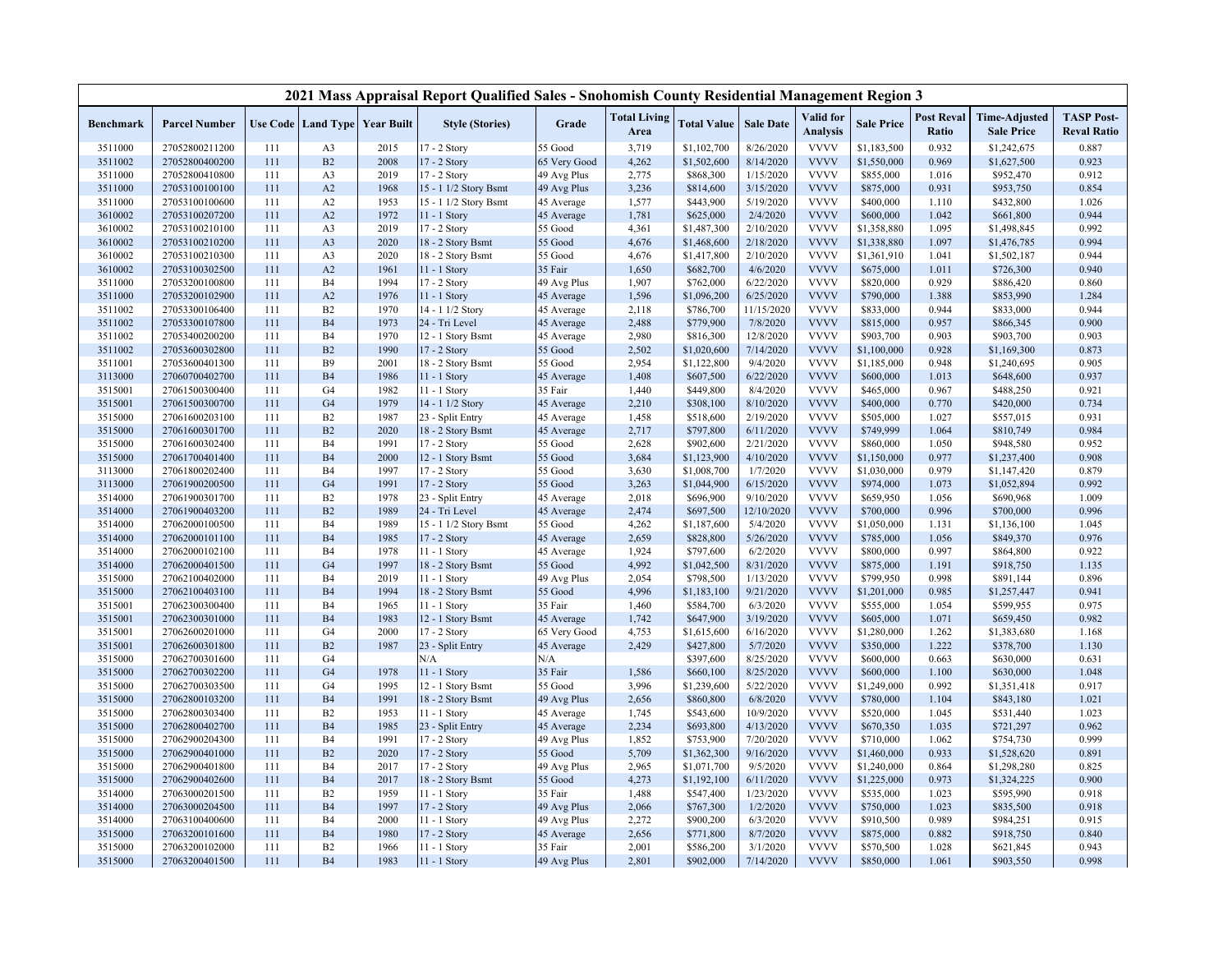# 2021 Mass Appraisal Report Qualified Sales - Snohomish County Residential Management Region 3

| Benchmark | Parcel Number | Use Code | Land Type | Year Built | Style (Stories) | Grade | Total Living Area | Total Value | Sale Date | Valid for Analysis | Sale Price | Post Reval Ratio | Time-Adjusted Sale Price | TASP Post-Reval Ratio |
|---|---|---|---|---|---|---|---|---|---|---|---|---|---|---|
| 3511000 | 27052800211200 | 111 | A3 | 2015 | 17 - 2 Story | 55 Good | 3,719 | $1,102,700 | 8/26/2020 | VVVV | $1,183,500 | 0.932 | $1,242,675 | 0.887 |
| 3511002 | 27052800400200 | 111 | B2 | 2008 | 17 - 2 Story | 65 Very Good | 4,262 | $1,502,600 | 8/14/2020 | VVVV | $1,550,000 | 0.969 | $1,627,500 | 0.923 |
| 3511000 | 27052800410800 | 111 | A3 | 2019 | 17 - 2 Story | 49 Avg Plus | 2,775 | $868,300 | 1/15/2020 | VVVV | $855,000 | 1.016 | $952,470 | 0.912 |
| 3511000 | 27053100100100 | 111 | A2 | 1968 | 15 - 1 1/2 Story Bsmt | 49 Avg Plus | 3,236 | $814,600 | 3/15/2020 | VVVV | $875,000 | 0.931 | $953,750 | 0.854 |
| 3511000 | 27053100100600 | 111 | A2 | 1953 | 15 - 1 1/2 Story Bsmt | 45 Average | 1,577 | $443,900 | 5/19/2020 | VVVV | $400,000 | 1.110 | $432,800 | 1.026 |
| 3610002 | 27053100207200 | 111 | A2 | 1972 | 11 - 1 Story | 45 Average | 1,781 | $625,000 | 2/4/2020 | VVVV | $600,000 | 1.042 | $661,800 | 0.944 |
| 3610002 | 27053100210100 | 111 | A3 | 2019 | 17 - 2 Story | 55 Good | 4,361 | $1,487,300 | 2/10/2020 | VVVV | $1,358,880 | 1.095 | $1,498,845 | 0.992 |
| 3610002 | 27053100210200 | 111 | A3 | 2020 | 18 - 2 Story Bsmt | 55 Good | 4,676 | $1,468,600 | 2/18/2020 | VVVV | $1,338,880 | 1.097 | $1,476,785 | 0.994 |
| 3610002 | 27053100210300 | 111 | A3 | 2020 | 18 - 2 Story Bsmt | 55 Good | 4,676 | $1,417,800 | 2/10/2020 | VVVV | $1,361,910 | 1.041 | $1,502,187 | 0.944 |
| 3610002 | 27053100302500 | 111 | A2 | 1961 | 11 - 1 Story | 35 Fair | 1,650 | $682,700 | 4/6/2020 | VVVV | $675,000 | 1.011 | $726,300 | 0.940 |
| 3511000 | 27053200100800 | 111 | B4 | 1994 | 17 - 2 Story | 49 Avg Plus | 1,907 | $762,000 | 6/22/2020 | VVVV | $820,000 | 0.929 | $886,420 | 0.860 |
| 3511000 | 27053200102900 | 111 | A2 | 1976 | 11 - 1 Story | 45 Average | 1,596 | $1,096,200 | 6/25/2020 | VVVV | $790,000 | 1.388 | $853,990 | 1.284 |
| 3511002 | 27053300106400 | 111 | B2 | 1970 | 14 - 1 1/2 Story | 45 Average | 2,118 | $786,700 | 11/15/2020 | VVVV | $833,000 | 0.944 | $833,000 | 0.944 |
| 3511002 | 27053300107800 | 111 | B4 | 1973 | 24 - Tri Level | 45 Average | 2,488 | $779,900 | 7/8/2020 | VVVV | $815,000 | 0.957 | $866,345 | 0.900 |
| 3511002 | 27053400200200 | 111 | B4 | 1970 | 12 - 1 Story Bsmt | 45 Average | 2,980 | $816,300 | 12/8/2020 | VVVV | $903,700 | 0.903 | $903,700 | 0.903 |
| 3511002 | 27053600302800 | 111 | B2 | 1990 | 17 - 2 Story | 55 Good | 2,502 | $1,020,600 | 7/14/2020 | VVVV | $1,100,000 | 0.928 | $1,169,300 | 0.873 |
| 3511001 | 27053600401300 | 111 | B9 | 2001 | 18 - 2 Story Bsmt | 55 Good | 2,954 | $1,122,800 | 9/4/2020 | VVVV | $1,185,000 | 0.948 | $1,240,695 | 0.905 |
| 3113000 | 27060700402700 | 111 | B4 | 1986 | 11 - 1 Story | 45 Average | 1,408 | $607,500 | 6/22/2020 | VVVV | $600,000 | 1.013 | $648,600 | 0.937 |
| 3515001 | 27061500300400 | 111 | G4 | 1982 | 11 - 1 Story | 35 Fair | 1,440 | $449,800 | 8/4/2020 | VVVV | $465,000 | 0.967 | $488,250 | 0.921 |
| 3515001 | 27061500300700 | 111 | G4 | 1979 | 14 - 1 1/2 Story | 45 Average | 2,210 | $308,100 | 8/10/2020 | VVVV | $400,000 | 0.770 | $420,000 | 0.734 |
| 3515000 | 27061600203100 | 111 | B2 | 1987 | 23 - Split Entry | 45 Average | 1,458 | $518,600 | 2/19/2020 | VVVV | $505,000 | 1.027 | $557,015 | 0.931 |
| 3515000 | 27061600301700 | 111 | B2 | 2020 | 18 - 2 Story Bsmt | 45 Average | 2,717 | $797,800 | 6/11/2020 | VVVV | $749,999 | 1.064 | $810,749 | 0.984 |
| 3515000 | 27061600302400 | 111 | B4 | 1991 | 17 - 2 Story | 55 Good | 2,628 | $902,600 | 2/21/2020 | VVVV | $860,000 | 1.050 | $948,580 | 0.952 |
| 3515000 | 27061700401400 | 111 | B4 | 2000 | 12 - 1 Story Bsmt | 55 Good | 3,684 | $1,123,900 | 4/10/2020 | VVVV | $1,150,000 | 0.977 | $1,237,400 | 0.908 |
| 3113000 | 27061800202400 | 111 | B4 | 1997 | 17 - 2 Story | 55 Good | 3,630 | $1,008,700 | 1/7/2020 | VVVV | $1,030,000 | 0.979 | $1,147,420 | 0.879 |
| 3113000 | 27061900200500 | 111 | G4 | 1991 | 17 - 2 Story | 55 Good | 3,263 | $1,044,900 | 6/15/2020 | VVVV | $974,000 | 1.073 | $1,052,894 | 0.992 |
| 3514000 | 27061900301700 | 111 | B2 | 1978 | 23 - Split Entry | 45 Average | 2,018 | $696,900 | 9/10/2020 | VVVV | $659,950 | 1.056 | $690,968 | 1.009 |
| 3514000 | 27061900403200 | 111 | B2 | 1989 | 24 - Tri Level | 45 Average | 2,474 | $697,500 | 12/10/2020 | VVVV | $700,000 | 0.996 | $700,000 | 0.996 |
| 3514000 | 27062000100500 | 111 | B4 | 1989 | 15 - 1 1/2 Story Bsmt | 55 Good | 4,262 | $1,187,600 | 5/4/2020 | VVVV | $1,050,000 | 1.131 | $1,136,100 | 1.045 |
| 3514000 | 27062000101100 | 111 | B4 | 1985 | 17 - 2 Story | 45 Average | 2,659 | $828,800 | 5/26/2020 | VVVV | $785,000 | 1.056 | $849,370 | 0.976 |
| 3514000 | 27062000102100 | 111 | B4 | 1978 | 11 - 1 Story | 45 Average | 1,924 | $797,600 | 6/2/2020 | VVVV | $800,000 | 0.997 | $864,800 | 0.922 |
| 3514000 | 27062000401500 | 111 | G4 | 1997 | 18 - 2 Story Bsmt | 55 Good | 4,992 | $1,042,500 | 8/31/2020 | VVVV | $875,000 | 1.191 | $918,750 | 1.135 |
| 3515000 | 27062100402000 | 111 | B4 | 2019 | 11 - 1 Story | 49 Avg Plus | 2,054 | $798,500 | 1/13/2020 | VVVV | $799,950 | 0.998 | $891,144 | 0.896 |
| 3515000 | 27062100403100 | 111 | B4 | 1994 | 18 - 2 Story Bsmt | 55 Good | 4,996 | $1,183,100 | 9/21/2020 | VVVV | $1,201,000 | 0.985 | $1,257,447 | 0.941 |
| 3515001 | 27062300300400 | 111 | B4 | 1965 | 11 - 1 Story | 35 Fair | 1,460 | $584,700 | 6/3/2020 | VVVV | $555,000 | 1.054 | $599,955 | 0.975 |
| 3515001 | 27062300301000 | 111 | B4 | 1983 | 12 - 1 Story Bsmt | 45 Average | 1,742 | $647,900 | 3/19/2020 | VVVV | $605,000 | 1.071 | $659,450 | 0.982 |
| 3515001 | 27062600201000 | 111 | G4 | 2000 | 17 - 2 Story | 65 Very Good | 4,753 | $1,615,600 | 6/16/2020 | VVVV | $1,280,000 | 1.262 | $1,383,680 | 1.168 |
| 3515001 | 27062600301800 | 111 | B2 | 1987 | 23 - Split Entry | 45 Average | 2,429 | $427,800 | 5/7/2020 | VVVV | $350,000 | 1.222 | $378,700 | 1.130 |
| 3515000 | 27062700301600 | 111 | G4 | | N/A | N/A | | $397,600 | 8/25/2020 | VVVV | $600,000 | 0.663 | $630,000 | 0.631 |
| 3515000 | 27062700302200 | 111 | G4 | 1978 | 11 - 1 Story | 35 Fair | 1,586 | $660,100 | 8/25/2020 | VVVV | $600,000 | 1.100 | $630,000 | 1.048 |
| 3515000 | 27062700303500 | 111 | G4 | 1995 | 12 - 1 Story Bsmt | 55 Good | 3,996 | $1,239,600 | 5/22/2020 | VVVV | $1,249,000 | 0.992 | $1,351,418 | 0.917 |
| 3515000 | 27062800103200 | 111 | B4 | 1991 | 18 - 2 Story Bsmt | 49 Avg Plus | 2,656 | $860,800 | 6/8/2020 | VVVV | $780,000 | 1.104 | $843,180 | 1.021 |
| 3515000 | 27062800303400 | 111 | B2 | 1953 | 11 - 1 Story | 45 Average | 1,745 | $543,600 | 10/9/2020 | VVVV | $520,000 | 1.045 | $531,440 | 1.023 |
| 3515000 | 27062800402700 | 111 | B4 | 1985 | 23 - Split Entry | 45 Average | 2,234 | $693,800 | 4/13/2020 | VVVV | $670,350 | 1.035 | $721,297 | 0.962 |
| 3515000 | 27062900204300 | 111 | B4 | 1991 | 17 - 2 Story | 49 Avg Plus | 1,852 | $753,900 | 7/20/2020 | VVVV | $710,000 | 1.062 | $754,730 | 0.999 |
| 3515000 | 27062900401000 | 111 | B2 | 2020 | 17 - 2 Story | 55 Good | 5,709 | $1,362,300 | 9/16/2020 | VVVV | $1,460,000 | 0.933 | $1,528,620 | 0.891 |
| 3515000 | 27062900401800 | 111 | B4 | 2017 | 17 - 2 Story | 49 Avg Plus | 2,965 | $1,071,700 | 9/5/2020 | VVVV | $1,240,000 | 0.864 | $1,298,280 | 0.825 |
| 3515000 | 27062900402600 | 111 | B4 | 2017 | 18 - 2 Story Bsmt | 55 Good | 4,273 | $1,192,100 | 6/11/2020 | VVVV | $1,225,000 | 0.973 | $1,324,225 | 0.900 |
| 3514000 | 27063000201500 | 111 | B2 | 1959 | 11 - 1 Story | 35 Fair | 1,488 | $547,400 | 1/23/2020 | VVVV | $535,000 | 1.023 | $595,990 | 0.918 |
| 3514000 | 27063000204500 | 111 | B4 | 1997 | 17 - 2 Story | 49 Avg Plus | 2,066 | $767,300 | 1/2/2020 | VVVV | $750,000 | 1.023 | $835,500 | 0.918 |
| 3514000 | 27063100400600 | 111 | B4 | 2000 | 11 - 1 Story | 49 Avg Plus | 2,272 | $900,200 | 6/3/2020 | VVVV | $910,500 | 0.989 | $984,251 | 0.915 |
| 3515000 | 27063200101600 | 111 | B4 | 1980 | 17 - 2 Story | 45 Average | 2,656 | $771,800 | 8/7/2020 | VVVV | $875,000 | 0.882 | $918,750 | 0.840 |
| 3515000 | 27063200102000 | 111 | B2 | 1966 | 11 - 1 Story | 35 Fair | 2,001 | $586,200 | 3/1/2020 | VVVV | $570,500 | 1.028 | $621,845 | 0.943 |
| 3515000 | 27063200401500 | 111 | B4 | 1983 | 11 - 1 Story | 49 Avg Plus | 2,801 | $902,000 | 7/14/2020 | VVVV | $850,000 | 1.061 | $903,550 | 0.998 |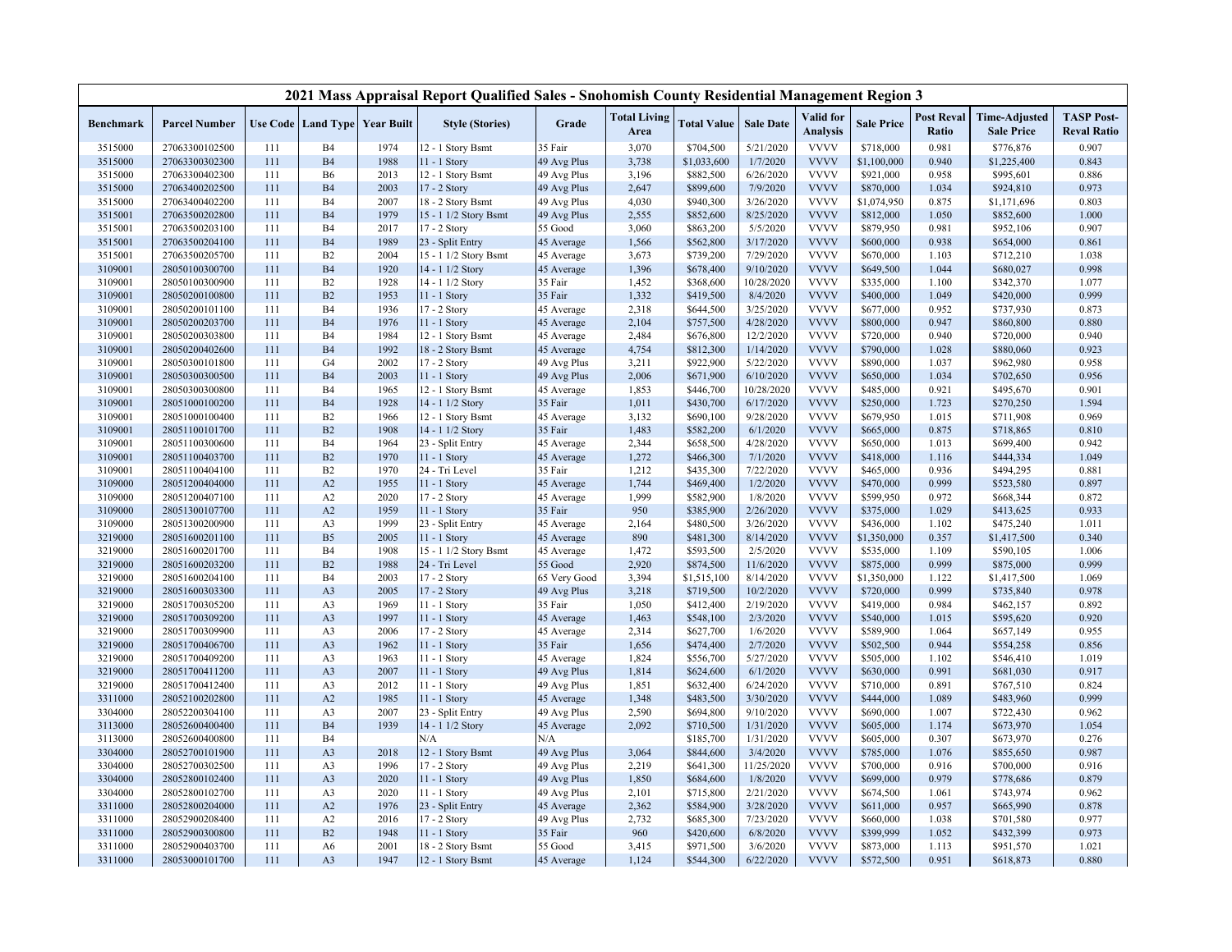# 2021 Mass Appraisal Report Qualified Sales - Snohomish County Residential Management Region 3

| Benchmark | Parcel Number | Use Code | Land Type | Year Built | Style (Stories) | Grade | Total Living Area | Total Value | Sale Date | Valid for Analysis | Sale Price | Post Reval Ratio | Time-Adjusted Sale Price | TASP Post-Reval Ratio |
|---|---|---|---|---|---|---|---|---|---|---|---|---|---|---|
| 3515000 | 27063300102500 | 111 | B4 | 1974 | 12 - 1 Story Bsmt | 35 Fair | 3,070 | $704,500 | 5/21/2020 | VVVV | $718,000 | 0.981 | $776,876 | 0.907 |
| 3515000 | 27063300302300 | 111 | B4 | 1988 | 11 - 1 Story | 49 Avg Plus | 3,738 | $1,033,600 | 1/7/2020 | VVVV | $1,100,000 | 0.940 | $1,225,400 | 0.843 |
| 3515000 | 27063300402300 | 111 | B6 | 2013 | 12 - 1 Story Bsmt | 49 Avg Plus | 3,196 | $882,500 | 6/26/2020 | VVVV | $921,000 | 0.958 | $995,601 | 0.886 |
| 3515000 | 27063400202500 | 111 | B4 | 2003 | 17 - 2 Story | 49 Avg Plus | 2,647 | $899,600 | 7/9/2020 | VVVV | $870,000 | 1.034 | $924,810 | 0.973 |
| 3515000 | 27063400402200 | 111 | B4 | 2007 | 18 - 2 Story Bsmt | 49 Avg Plus | 4,030 | $940,300 | 3/26/2020 | VVVV | $1,074,950 | 0.875 | $1,171,696 | 0.803 |
| 3515001 | 27063500202800 | 111 | B4 | 1979 | 15 - 1 1/2 Story Bsmt | 49 Avg Plus | 2,555 | $852,600 | 8/25/2020 | VVVV | $812,000 | 1.050 | $852,600 | 1.000 |
| 3515001 | 27063500203100 | 111 | B4 | 2017 | 17 - 2 Story | 55 Good | 3,060 | $863,200 | 5/5/2020 | VVVV | $879,950 | 0.981 | $952,106 | 0.907 |
| 3515001 | 27063500204100 | 111 | B4 | 1989 | 23 - Split Entry | 45 Average | 1,566 | $562,800 | 3/17/2020 | VVVV | $600,000 | 0.938 | $654,000 | 0.861 |
| 3515001 | 27063500205700 | 111 | B2 | 2004 | 15 - 1 1/2 Story Bsmt | 45 Average | 3,673 | $739,200 | 7/29/2020 | VVVV | $670,000 | 1.103 | $712,210 | 1.038 |
| 3109001 | 28050100300700 | 111 | B4 | 1920 | 14 - 1 1/2 Story | 45 Average | 1,396 | $678,400 | 9/10/2020 | VVVV | $649,500 | 1.044 | $680,027 | 0.998 |
| 3109001 | 28050100300900 | 111 | B2 | 1928 | 14 - 1 1/2 Story | 35 Fair | 1,452 | $368,600 | 10/28/2020 | VVVV | $335,000 | 1.100 | $342,370 | 1.077 |
| 3109001 | 28050200100800 | 111 | B2 | 1953 | 11 - 1 Story | 35 Fair | 1,332 | $419,500 | 8/4/2020 | VVVV | $400,000 | 1.049 | $420,000 | 0.999 |
| 3109001 | 28050200101100 | 111 | B4 | 1936 | 17 - 2 Story | 45 Average | 2,318 | $644,500 | 3/25/2020 | VVVV | $677,000 | 0.952 | $737,930 | 0.873 |
| 3109001 | 28050200203700 | 111 | B4 | 1976 | 11 - 1 Story | 45 Average | 2,104 | $757,500 | 4/28/2020 | VVVV | $800,000 | 0.947 | $860,800 | 0.880 |
| 3109001 | 28050200303800 | 111 | B4 | 1984 | 12 - 1 Story Bsmt | 45 Average | 2,484 | $676,800 | 12/2/2020 | VVVV | $720,000 | 0.940 | $720,000 | 0.940 |
| 3109001 | 28050200402600 | 111 | B4 | 1992 | 18 - 2 Story Bsmt | 45 Average | 4,754 | $812,300 | 1/14/2020 | VVVV | $790,000 | 1.028 | $880,060 | 0.923 |
| 3109001 | 28050300101800 | 111 | G4 | 2002 | 17 - 2 Story | 49 Avg Plus | 3,211 | $922,900 | 5/22/2020 | VVVV | $890,000 | 1.037 | $962,980 | 0.958 |
| 3109001 | 28050300300500 | 111 | B4 | 2003 | 11 - 1 Story | 49 Avg Plus | 2,006 | $671,900 | 6/10/2020 | VVVV | $650,000 | 1.034 | $702,650 | 0.956 |
| 3109001 | 28050300300800 | 111 | B4 | 1965 | 12 - 1 Story Bsmt | 45 Average | 1,853 | $446,700 | 10/28/2020 | VVVV | $485,000 | 0.921 | $495,670 | 0.901 |
| 3109001 | 28051000100200 | 111 | B4 | 1928 | 14 - 1 1/2 Story | 35 Fair | 1,011 | $430,700 | 6/17/2020 | VVVV | $250,000 | 1.723 | $270,250 | 1.594 |
| 3109001 | 28051000100400 | 111 | B2 | 1966 | 12 - 1 Story Bsmt | 45 Average | 3,132 | $690,100 | 9/28/2020 | VVVV | $679,950 | 1.015 | $711,908 | 0.969 |
| 3109001 | 28051100101700 | 111 | B2 | 1908 | 14 - 1 1/2 Story | 35 Fair | 1,483 | $582,200 | 6/1/2020 | VVVV | $665,000 | 0.875 | $718,865 | 0.810 |
| 3109001 | 28051100300600 | 111 | B4 | 1964 | 23 - Split Entry | 45 Average | 2,344 | $658,500 | 4/28/2020 | VVVV | $650,000 | 1.013 | $699,400 | 0.942 |
| 3109001 | 28051100403700 | 111 | B2 | 1970 | 11 - 1 Story | 45 Average | 1,272 | $466,300 | 7/1/2020 | VVVV | $418,000 | 1.116 | $444,334 | 1.049 |
| 3109001 | 28051100404100 | 111 | B2 | 1970 | 24 - Tri Level | 35 Fair | 1,212 | $435,300 | 7/22/2020 | VVVV | $465,000 | 0.936 | $494,295 | 0.881 |
| 3109000 | 28051200404000 | 111 | A2 | 1955 | 11 - 1 Story | 45 Average | 1,744 | $469,400 | 1/2/2020 | VVVV | $470,000 | 0.999 | $523,580 | 0.897 |
| 3109000 | 28051200407100 | 111 | A2 | 2020 | 17 - 2 Story | 45 Average | 1,999 | $582,900 | 1/8/2020 | VVVV | $599,950 | 0.972 | $668,344 | 0.872 |
| 3109000 | 28051300107700 | 111 | A2 | 1959 | 11 - 1 Story | 35 Fair | 950 | $385,900 | 2/26/2020 | VVVV | $375,000 | 1.029 | $413,625 | 0.933 |
| 3109000 | 28051300200900 | 111 | A3 | 1999 | 23 - Split Entry | 45 Average | 2,164 | $480,500 | 3/26/2020 | VVVV | $436,000 | 1.102 | $475,240 | 1.011 |
| 3219000 | 28051600201100 | 111 | B5 | 2005 | 11 - 1 Story | 45 Average | 890 | $481,300 | 8/14/2020 | VVVV | $1,350,000 | 0.357 | $1,417,500 | 0.340 |
| 3219000 | 28051600201700 | 111 | B4 | 1908 | 15 - 1 1/2 Story Bsmt | 45 Average | 1,472 | $593,500 | 2/5/2020 | VVVV | $535,000 | 1.109 | $590,105 | 1.006 |
| 3219000 | 28051600203200 | 111 | B2 | 1988 | 24 - Tri Level | 55 Good | 2,920 | $874,500 | 11/6/2020 | VVVV | $875,000 | 0.999 | $875,000 | 0.999 |
| 3219000 | 28051600204100 | 111 | B4 | 2003 | 17 - 2 Story | 65 Very Good | 3,394 | $1,515,100 | 8/14/2020 | VVVV | $1,350,000 | 1.122 | $1,417,500 | 1.069 |
| 3219000 | 28051600303300 | 111 | A3 | 2005 | 17 - 2 Story | 49 Avg Plus | 3,218 | $719,500 | 10/2/2020 | VVVV | $720,000 | 0.999 | $735,840 | 0.978 |
| 3219000 | 28051700305200 | 111 | A3 | 1969 | 11 - 1 Story | 35 Fair | 1,050 | $412,400 | 2/19/2020 | VVVV | $419,000 | 0.984 | $462,157 | 0.892 |
| 3219000 | 28051700309200 | 111 | A3 | 1997 | 11 - 1 Story | 45 Average | 1,463 | $548,100 | 2/3/2020 | VVVV | $540,000 | 1.015 | $595,620 | 0.920 |
| 3219000 | 28051700309900 | 111 | A3 | 2006 | 17 - 2 Story | 45 Average | 2,314 | $627,700 | 1/6/2020 | VVVV | $589,900 | 1.064 | $657,149 | 0.955 |
| 3219000 | 28051700406700 | 111 | A3 | 1962 | 11 - 1 Story | 35 Fair | 1,656 | $474,400 | 2/7/2020 | VVVV | $502,500 | 0.944 | $554,258 | 0.856 |
| 3219000 | 28051700409200 | 111 | A3 | 1963 | 11 - 1 Story | 45 Average | 1,824 | $556,700 | 5/27/2020 | VVVV | $505,000 | 1.102 | $546,410 | 1.019 |
| 3219000 | 28051700411200 | 111 | A3 | 2007 | 11 - 1 Story | 49 Avg Plus | 1,814 | $624,600 | 6/1/2020 | VVVV | $630,000 | 0.991 | $681,030 | 0.917 |
| 3219000 | 28051700412400 | 111 | A3 | 2012 | 11 - 1 Story | 49 Avg Plus | 1,851 | $632,400 | 6/24/2020 | VVVV | $710,000 | 0.891 | $767,510 | 0.824 |
| 3311000 | 28052100202800 | 111 | A2 | 1985 | 11 - 1 Story | 45 Average | 1,348 | $483,500 | 3/30/2020 | VVVV | $444,000 | 1.089 | $483,960 | 0.999 |
| 3304000 | 28052200304100 | 111 | A3 | 2007 | 23 - Split Entry | 49 Avg Plus | 2,590 | $694,800 | 9/10/2020 | VVVV | $690,000 | 1.007 | $722,430 | 0.962 |
| 3113000 | 28052600400400 | 111 | B4 | 1939 | 14 - 1 1/2 Story | 45 Average | 2,092 | $710,500 | 1/31/2020 | VVVV | $605,000 | 1.174 | $673,970 | 1.054 |
| 3113000 | 28052600400800 | 111 | B4 | | N/A | N/A | | $185,700 | 1/31/2020 | VVVV | $605,000 | 0.307 | $673,970 | 0.276 |
| 3304000 | 28052700101900 | 111 | A3 | 2018 | 12 - 1 Story Bsmt | 49 Avg Plus | 3,064 | $844,600 | 3/4/2020 | VVVV | $785,000 | 1.076 | $855,650 | 0.987 |
| 3304000 | 28052700302500 | 111 | A3 | 1996 | 17 - 2 Story | 49 Avg Plus | 2,219 | $641,300 | 11/25/2020 | VVVV | $700,000 | 0.916 | $700,000 | 0.916 |
| 3304000 | 28052800102400 | 111 | A3 | 2020 | 11 - 1 Story | 49 Avg Plus | 1,850 | $684,600 | 1/8/2020 | VVVV | $699,000 | 0.979 | $778,686 | 0.879 |
| 3304000 | 28052800102700 | 111 | A3 | 2020 | 11 - 1 Story | 49 Avg Plus | 2,101 | $715,800 | 2/21/2020 | VVVV | $674,500 | 1.061 | $743,974 | 0.962 |
| 3311000 | 28052800204000 | 111 | A2 | 1976 | 23 - Split Entry | 45 Average | 2,362 | $584,900 | 3/28/2020 | VVVV | $611,000 | 0.957 | $665,990 | 0.878 |
| 3311000 | 28052900208400 | 111 | A2 | 2016 | 17 - 2 Story | 49 Avg Plus | 2,732 | $685,300 | 7/23/2020 | VVVV | $660,000 | 1.038 | $701,580 | 0.977 |
| 3311000 | 28052900300800 | 111 | B2 | 1948 | 11 - 1 Story | 35 Fair | 960 | $420,600 | 6/8/2020 | VVVV | $399,999 | 1.052 | $432,399 | 0.973 |
| 3311000 | 28052900403700 | 111 | A6 | 2001 | 18 - 2 Story Bsmt | 55 Good | 3,415 | $971,500 | 3/6/2020 | VVVV | $873,000 | 1.113 | $951,570 | 1.021 |
| 3311000 | 28053000101700 | 111 | A3 | 1947 | 12 - 1 Story Bsmt | 45 Average | 1,124 | $544,300 | 6/22/2020 | VVVV | $572,500 | 0.951 | $618,873 | 0.880 |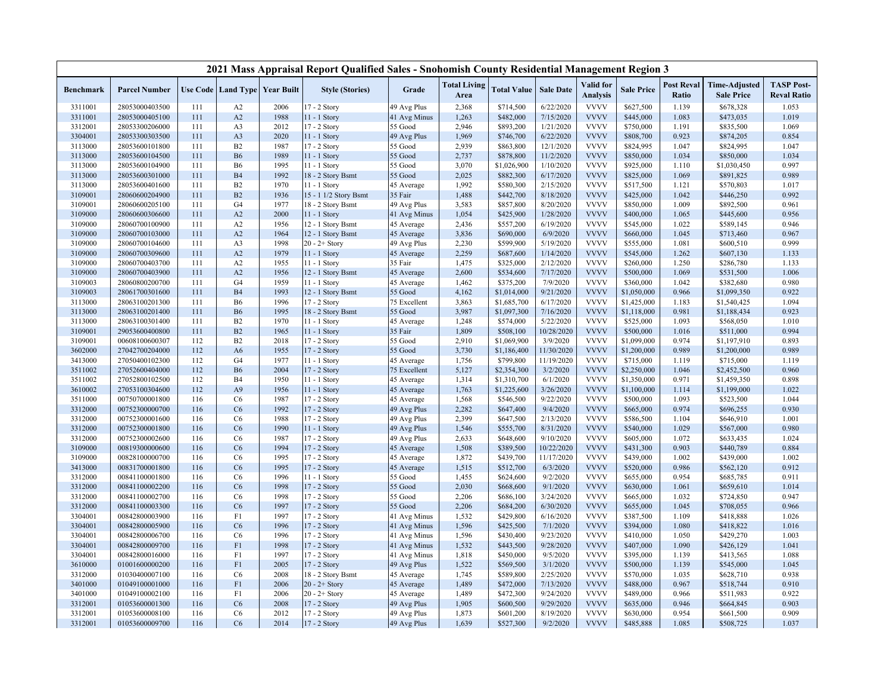## 2021 Mass Appraisal Report Qualified Sales - Snohomish County Residential Management Region 3

| Benchmark | Parcel Number | Use Code | Land Type | Year Built | Style (Stories) | Grade | Total Living Area | Total Value | Sale Date | Valid for Analysis | Sale Price | Post Reval Ratio | Time-Adjusted Sale Price | TASP Post-Reval Ratio |
|---|---|---|---|---|---|---|---|---|---|---|---|---|---|---|
| 3311001 | 28053000403500 | 111 | A2 | 2006 | 17 - 2 Story | 49 Avg Plus | 2,368 | $714,500 | 6/22/2020 | VVVV | $627,500 | 1.139 | $678,328 | 1.053 |
| 3311001 | 28053000405100 | 111 | A2 | 1988 | 11 - 1 Story | 41 Avg Minus | 1,263 | $482,000 | 7/15/2020 | VVVV | $445,000 | 1.083 | $473,035 | 1.019 |
| 3312001 | 28053300206000 | 111 | A3 | 2012 | 17 - 2 Story | 55 Good | 2,946 | $893,200 | 1/21/2020 | VVVV | $750,000 | 1.191 | $835,500 | 1.069 |
| 3304001 | 28053300303500 | 111 | A3 | 2020 | 11 - 1 Story | 49 Avg Plus | 1,969 | $746,700 | 6/22/2020 | VVVV | $808,700 | 0.923 | $874,205 | 0.854 |
| 3113000 | 28053600101800 | 111 | B2 | 1987 | 17 - 2 Story | 55 Good | 2,939 | $863,800 | 12/1/2020 | VVVV | $824,995 | 1.047 | $824,995 | 1.047 |
| 3113000 | 28053600104500 | 111 | B6 | 1989 | 11 - 1 Story | 55 Good | 2,737 | $878,800 | 11/2/2020 | VVVV | $850,000 | 1.034 | $850,000 | 1.034 |
| 3113000 | 28053600104900 | 111 | B6 | 1995 | 11 - 1 Story | 55 Good | 3,070 | $1,026,900 | 1/10/2020 | VVVV | $925,000 | 1.110 | $1,030,450 | 0.997 |
| 3113000 | 28053600301000 | 111 | B4 | 1992 | 18 - 2 Story Bsmt | 55 Good | 2,025 | $882,300 | 6/17/2020 | VVVV | $825,000 | 1.069 | $891,825 | 0.989 |
| 3113000 | 28053600401600 | 111 | B2 | 1970 | 11 - 1 Story | 45 Average | 1,992 | $580,300 | 2/15/2020 | VVVV | $517,500 | 1.121 | $570,803 | 1.017 |
| 3109001 | 28060600204900 | 111 | B2 | 1936 | 15 - 1 1/2 Story Bsmt | 35 Fair | 1,488 | $442,700 | 8/18/2020 | VVVV | $425,000 | 1.042 | $446,250 | 0.992 |
| 3109001 | 28060600205100 | 111 | G4 | 1977 | 18 - 2 Story Bsmt | 49 Avg Plus | 3,583 | $857,800 | 8/20/2020 | VVVV | $850,000 | 1.009 | $892,500 | 0.961 |
| 3109000 | 28060600306600 | 111 | A2 | 2000 | 11 - 1 Story | 41 Avg Minus | 1,054 | $425,900 | 1/28/2020 | VVVV | $400,000 | 1.065 | $445,600 | 0.956 |
| 3109000 | 28060700100900 | 111 | A2 | 1956 | 12 - 1 Story Bsmt | 45 Average | 2,436 | $557,200 | 6/19/2020 | VVVV | $545,000 | 1.022 | $589,145 | 0.946 |
| 3109000 | 28060700103000 | 111 | A2 | 1964 | 12 - 1 Story Bsmt | 45 Average | 3,836 | $690,000 | 6/9/2020 | VVVV | $660,000 | 1.045 | $713,460 | 0.967 |
| 3109000 | 28060700104600 | 111 | A3 | 1998 | 20 - 2+ Story | 49 Avg Plus | 2,230 | $599,900 | 5/19/2020 | VVVV | $555,000 | 1.081 | $600,510 | 0.999 |
| 3109000 | 28060700309600 | 111 | A2 | 1979 | 11 - 1 Story | 45 Average | 2,259 | $687,600 | 1/14/2020 | VVVV | $545,000 | 1.262 | $607,130 | 1.133 |
| 3109000 | 28060700403700 | 111 | A2 | 1955 | 11 - 1 Story | 35 Fair | 1,475 | $325,000 | 2/12/2020 | VVVV | $260,000 | 1.250 | $286,780 | 1.133 |
| 3109000 | 28060700403900 | 111 | A2 | 1956 | 12 - 1 Story Bsmt | 45 Average | 2,600 | $534,600 | 7/17/2020 | VVVV | $500,000 | 1.069 | $531,500 | 1.006 |
| 3109003 | 28060800200700 | 111 | G4 | 1959 | 11 - 1 Story | 45 Average | 1,462 | $375,200 | 7/9/2020 | VVVV | $360,000 | 1.042 | $382,680 | 0.980 |
| 3109003 | 28061700301600 | 111 | B4 | 1993 | 12 - 1 Story Bsmt | 55 Good | 4,162 | $1,014,000 | 9/21/2020 | VVVV | $1,050,000 | 0.966 | $1,099,350 | 0.922 |
| 3113000 | 28063100201300 | 111 | B6 | 1996 | 17 - 2 Story | 75 Excellent | 3,863 | $1,685,700 | 6/17/2020 | VVVV | $1,425,000 | 1.183 | $1,540,425 | 1.094 |
| 3113000 | 28063100201400 | 111 | B6 | 1995 | 18 - 2 Story Bsmt | 55 Good | 3,987 | $1,097,300 | 7/16/2020 | VVVV | $1,118,000 | 0.981 | $1,188,434 | 0.923 |
| 3113000 | 28063100301400 | 111 | B2 | 1970 | 11 - 1 Story | 45 Average | 1,248 | $574,000 | 5/22/2020 | VVVV | $525,000 | 1.093 | $568,050 | 1.010 |
| 3109001 | 29053600400800 | 111 | B2 | 1965 | 11 - 1 Story | 35 Fair | 1,809 | $508,100 | 10/28/2020 | VVVV | $500,000 | 1.016 | $511,000 | 0.994 |
| 3109001 | 00608100600307 | 112 | B2 | 2018 | 17 - 2 Story | 55 Good | 2,910 | $1,069,900 | 3/9/2020 | VVVV | $1,099,000 | 0.974 | $1,197,910 | 0.893 |
| 3602000 | 27042700204000 | 112 | A6 | 1955 | 17 - 2 Story | 55 Good | 3,730 | $1,186,400 | 11/30/2020 | VVVV | $1,200,000 | 0.989 | $1,200,000 | 0.989 |
| 3413000 | 27050400102300 | 112 | G4 | 1977 | 11 - 1 Story | 45 Average | 1,756 | $799,800 | 11/19/2020 | VVVV | $715,000 | 1.119 | $715,000 | 1.119 |
| 3511002 | 27052600404000 | 112 | B6 | 2004 | 17 - 2 Story | 75 Excellent | 5,127 | $2,354,300 | 3/2/2020 | VVVV | $2,250,000 | 1.046 | $2,452,500 | 0.960 |
| 3511002 | 27052800102500 | 112 | B4 | 1950 | 11 - 1 Story | 45 Average | 1,314 | $1,310,700 | 6/1/2020 | VVVV | $1,350,000 | 0.971 | $1,459,350 | 0.898 |
| 3610002 | 27053100304600 | 112 | A9 | 1956 | 11 - 1 Story | 45 Average | 1,763 | $1,225,600 | 3/26/2020 | VVVV | $1,100,000 | 1.114 | $1,199,000 | 1.022 |
| 3511000 | 00750700001800 | 116 | C6 | 1987 | 17 - 2 Story | 45 Average | 1,568 | $546,500 | 9/22/2020 | VVVV | $500,000 | 1.093 | $523,500 | 1.044 |
| 3312000 | 00752300000700 | 116 | C6 | 1992 | 17 - 2 Story | 49 Avg Plus | 2,282 | $647,400 | 9/4/2020 | VVVV | $665,000 | 0.974 | $696,255 | 0.930 |
| 3312000 | 00752300001600 | 116 | C6 | 1988 | 17 - 2 Story | 49 Avg Plus | 2,399 | $647,500 | 2/13/2020 | VVVV | $586,500 | 1.104 | $646,910 | 1.001 |
| 3312000 | 00752300001800 | 116 | C6 | 1990 | 11 - 1 Story | 49 Avg Plus | 1,546 | $555,700 | 8/31/2020 | VVVV | $540,000 | 1.029 | $567,000 | 0.980 |
| 3312000 | 00752300002600 | 116 | C6 | 1987 | 17 - 2 Story | 49 Avg Plus | 2,633 | $648,600 | 9/10/2020 | VVVV | $605,000 | 1.072 | $633,435 | 1.024 |
| 3109000 | 00819300000600 | 116 | C6 | 1994 | 17 - 2 Story | 45 Average | 1,508 | $389,500 | 10/22/2020 | VVVV | $431,300 | 0.903 | $440,789 | 0.884 |
| 3109000 | 00828100000700 | 116 | C6 | 1995 | 17 - 2 Story | 45 Average | 1,872 | $439,700 | 11/17/2020 | VVVV | $439,000 | 1.002 | $439,000 | 1.002 |
| 3413000 | 00831700001800 | 116 | C6 | 1995 | 17 - 2 Story | 45 Average | 1,515 | $512,700 | 6/3/2020 | VVVV | $520,000 | 0.986 | $562,120 | 0.912 |
| 3312000 | 00841100001800 | 116 | C6 | 1996 | 11 - 1 Story | 55 Good | 1,455 | $624,600 | 9/2/2020 | VVVV | $655,000 | 0.954 | $685,785 | 0.911 |
| 3312000 | 00841100002200 | 116 | C6 | 1998 | 17 - 2 Story | 55 Good | 2,030 | $668,600 | 9/1/2020 | VVVV | $630,000 | 1.061 | $659,610 | 1.014 |
| 3312000 | 00841100002700 | 116 | C6 | 1998 | 17 - 2 Story | 55 Good | 2,206 | $686,100 | 3/24/2020 | VVVV | $665,000 | 1.032 | $724,850 | 0.947 |
| 3312000 | 00841100003300 | 116 | C6 | 1997 | 17 - 2 Story | 55 Good | 2,206 | $684,200 | 6/30/2020 | VVVV | $655,000 | 1.045 | $708,055 | 0.966 |
| 3304001 | 00842800003900 | 116 | F1 | 1997 | 17 - 2 Story | 41 Avg Minus | 1,532 | $429,800 | 6/16/2020 | VVVV | $387,500 | 1.109 | $418,888 | 1.026 |
| 3304001 | 00842800005900 | 116 | C6 | 1996 | 17 - 2 Story | 41 Avg Minus | 1,596 | $425,500 | 7/1/2020 | VVVV | $394,000 | 1.080 | $418,822 | 1.016 |
| 3304001 | 00842800006700 | 116 | C6 | 1996 | 17 - 2 Story | 41 Avg Minus | 1,596 | $430,400 | 9/23/2020 | VVVV | $410,000 | 1.050 | $429,270 | 1.003 |
| 3304001 | 00842800009700 | 116 | F1 | 1998 | 17 - 2 Story | 41 Avg Minus | 1,532 | $443,500 | 9/28/2020 | VVVV | $407,000 | 1.090 | $426,129 | 1.041 |
| 3304001 | 00842800016000 | 116 | F1 | 1997 | 17 - 2 Story | 41 Avg Minus | 1,818 | $450,000 | 9/5/2020 | VVVV | $395,000 | 1.139 | $413,565 | 1.088 |
| 3610000 | 01001600000200 | 116 | F1 | 2005 | 17 - 2 Story | 49 Avg Plus | 1,522 | $569,500 | 3/1/2020 | VVVV | $500,000 | 1.139 | $545,000 | 1.045 |
| 3312000 | 01030400007100 | 116 | C6 | 2008 | 18 - 2 Story Bsmt | 45 Average | 1,745 | $589,800 | 2/25/2020 | VVVV | $570,000 | 1.035 | $628,710 | 0.938 |
| 3401000 | 01049100001000 | 116 | F1 | 2006 | 20 - 2+ Story | 45 Average | 1,489 | $472,000 | 7/13/2020 | VVVV | $488,000 | 0.967 | $518,744 | 0.910 |
| 3401000 | 01049100002100 | 116 | F1 | 2006 | 20 - 2+ Story | 45 Average | 1,489 | $472,300 | 9/24/2020 | VVVV | $489,000 | 0.966 | $511,983 | 0.922 |
| 3312001 | 01053600001300 | 116 | C6 | 2008 | 17 - 2 Story | 49 Avg Plus | 1,905 | $600,500 | 9/29/2020 | VVVV | $635,000 | 0.946 | $664,845 | 0.903 |
| 3312001 | 01053600008100 | 116 | C6 | 2012 | 17 - 2 Story | 49 Avg Plus | 1,873 | $601,200 | 8/19/2020 | VVVV | $630,000 | 0.954 | $661,500 | 0.909 |
| 3312001 | 01053600009700 | 116 | C6 | 2014 | 17 - 2 Story | 49 Avg Plus | 1,639 | $527,300 | 9/2/2020 | VVVV | $485,888 | 1.085 | $508,725 | 1.037 |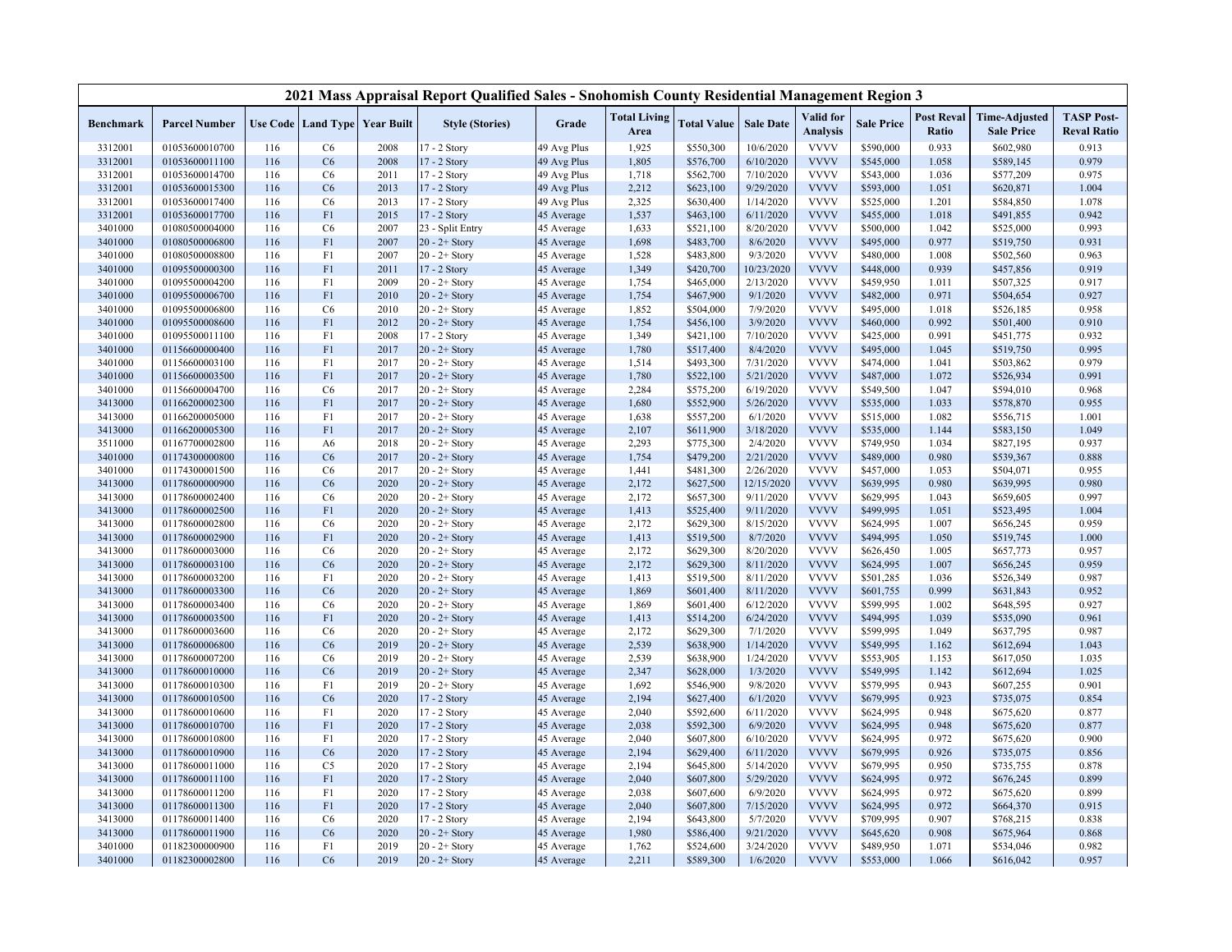# 2021 Mass Appraisal Report Qualified Sales - Snohomish County Residential Management Region 3

| Benchmark | Parcel Number | Use Code | Land Type | Year Built | Style (Stories) | Grade | Total Living Area | Total Value | Sale Date | Valid for Analysis | Sale Price | Post Reval Ratio | Time-Adjusted Sale Price | TASP Post-Reval Ratio |
|---|---|---|---|---|---|---|---|---|---|---|---|---|---|---|
| 3312001 | 01053600010700 | 116 | C6 | 2008 | 17 - 2 Story | 49 Avg Plus | 1,925 | $550,300 | 10/6/2020 | VVVV | $590,000 | 0.933 | $602,980 | 0.913 |
| 3312001 | 01053600011100 | 116 | C6 | 2008 | 17 - 2 Story | 49 Avg Plus | 1,805 | $576,700 | 6/10/2020 | VVVV | $545,000 | 1.058 | $589,145 | 0.979 |
| 3312001 | 01053600014700 | 116 | C6 | 2011 | 17 - 2 Story | 49 Avg Plus | 1,718 | $562,700 | 7/10/2020 | VVVV | $543,000 | 1.036 | $577,209 | 0.975 |
| 3312001 | 01053600015300 | 116 | C6 | 2013 | 17 - 2 Story | 49 Avg Plus | 2,212 | $623,100 | 9/29/2020 | VVVV | $593,000 | 1.051 | $620,871 | 1.004 |
| 3312001 | 01053600017400 | 116 | C6 | 2013 | 17 - 2 Story | 49 Avg Plus | 2,325 | $630,400 | 1/14/2020 | VVVV | $525,000 | 1.201 | $584,850 | 1.078 |
| 3312001 | 01053600017700 | 116 | F1 | 2015 | 17 - 2 Story | 45 Average | 1,537 | $463,100 | 6/11/2020 | VVVV | $455,000 | 1.018 | $491,855 | 0.942 |
| 3401000 | 01080500004000 | 116 | C6 | 2007 | 23 - Split Entry | 45 Average | 1,633 | $521,100 | 8/20/2020 | VVVV | $500,000 | 1.042 | $525,000 | 0.993 |
| 3401000 | 01080500006800 | 116 | F1 | 2007 | 20 - 2+ Story | 45 Average | 1,698 | $483,700 | 8/6/2020 | VVVV | $495,000 | 0.977 | $519,750 | 0.931 |
| 3401000 | 01080500008800 | 116 | F1 | 2007 | 20 - 2+ Story | 45 Average | 1,528 | $483,800 | 9/3/2020 | VVVV | $480,000 | 1.008 | $502,560 | 0.963 |
| 3401000 | 01095500000300 | 116 | F1 | 2011 | 17 - 2 Story | 45 Average | 1,349 | $420,700 | 10/23/2020 | VVVV | $448,000 | 0.939 | $457,856 | 0.919 |
| 3401000 | 01095500004200 | 116 | F1 | 2009 | 20 - 2+ Story | 45 Average | 1,754 | $465,000 | 2/13/2020 | VVVV | $459,950 | 1.011 | $507,325 | 0.917 |
| 3401000 | 01095500006700 | 116 | F1 | 2010 | 20 - 2+ Story | 45 Average | 1,754 | $467,900 | 9/1/2020 | VVVV | $482,000 | 0.971 | $504,654 | 0.927 |
| 3401000 | 01095500006800 | 116 | C6 | 2010 | 20 - 2+ Story | 45 Average | 1,852 | $504,000 | 7/9/2020 | VVVV | $495,000 | 1.018 | $526,185 | 0.958 |
| 3401000 | 01095500008600 | 116 | F1 | 2012 | 20 - 2+ Story | 45 Average | 1,754 | $456,100 | 3/9/2020 | VVVV | $460,000 | 0.992 | $501,400 | 0.910 |
| 3401000 | 01095500011100 | 116 | F1 | 2008 | 17 - 2 Story | 45 Average | 1,349 | $421,100 | 7/10/2020 | VVVV | $425,000 | 0.991 | $451,775 | 0.932 |
| 3401000 | 01156600000400 | 116 | F1 | 2017 | 20 - 2+ Story | 45 Average | 1,780 | $517,400 | 8/4/2020 | VVVV | $495,000 | 1.045 | $519,750 | 0.995 |
| 3401000 | 01156600003100 | 116 | F1 | 2017 | 20 - 2+ Story | 45 Average | 1,514 | $493,300 | 7/31/2020 | VVVV | $474,000 | 1.041 | $503,862 | 0.979 |
| 3401000 | 01156600003500 | 116 | F1 | 2017 | 20 - 2+ Story | 45 Average | 1,780 | $522,100 | 5/21/2020 | VVVV | $487,000 | 1.072 | $526,934 | 0.991 |
| 3401000 | 01156600004700 | 116 | C6 | 2017 | 20 - 2+ Story | 45 Average | 2,284 | $575,200 | 6/19/2020 | VVVV | $549,500 | 1.047 | $594,010 | 0.968 |
| 3413000 | 01166200002300 | 116 | F1 | 2017 | 20 - 2+ Story | 45 Average | 1,680 | $552,900 | 5/26/2020 | VVVV | $535,000 | 1.033 | $578,870 | 0.955 |
| 3413000 | 01166200005000 | 116 | F1 | 2017 | 20 - 2+ Story | 45 Average | 1,638 | $557,200 | 6/1/2020 | VVVV | $515,000 | 1.082 | $556,715 | 1.001 |
| 3413000 | 01166200005300 | 116 | F1 | 2017 | 20 - 2+ Story | 45 Average | 2,107 | $611,900 | 3/18/2020 | VVVV | $535,000 | 1.144 | $583,150 | 1.049 |
| 3511000 | 01167700002800 | 116 | A6 | 2018 | 20 - 2+ Story | 45 Average | 2,293 | $775,300 | 2/4/2020 | VVVV | $749,950 | 1.034 | $827,195 | 0.937 |
| 3401000 | 01174300000800 | 116 | C6 | 2017 | 20 - 2+ Story | 45 Average | 1,754 | $479,200 | 2/21/2020 | VVVV | $489,000 | 0.980 | $539,367 | 0.888 |
| 3401000 | 01174300001500 | 116 | C6 | 2017 | 20 - 2+ Story | 45 Average | 1,441 | $481,300 | 2/26/2020 | VVVV | $457,000 | 1.053 | $504,071 | 0.955 |
| 3413000 | 01178600000900 | 116 | C6 | 2020 | 20 - 2+ Story | 45 Average | 2,172 | $627,500 | 12/15/2020 | VVVV | $639,995 | 0.980 | $639,995 | 0.980 |
| 3413000 | 01178600002400 | 116 | C6 | 2020 | 20 - 2+ Story | 45 Average | 2,172 | $657,300 | 9/11/2020 | VVVV | $629,995 | 1.043 | $659,605 | 0.997 |
| 3413000 | 01178600002500 | 116 | F1 | 2020 | 20 - 2+ Story | 45 Average | 1,413 | $525,400 | 9/11/2020 | VVVV | $499,995 | 1.051 | $523,495 | 1.004 |
| 3413000 | 01178600002800 | 116 | C6 | 2020 | 20 - 2+ Story | 45 Average | 2,172 | $629,300 | 8/15/2020 | VVVV | $624,995 | 1.007 | $656,245 | 0.959 |
| 3413000 | 01178600002900 | 116 | F1 | 2020 | 20 - 2+ Story | 45 Average | 1,413 | $519,500 | 8/7/2020 | VVVV | $494,995 | 1.050 | $519,745 | 1.000 |
| 3413000 | 01178600003000 | 116 | C6 | 2020 | 20 - 2+ Story | 45 Average | 2,172 | $629,300 | 8/20/2020 | VVVV | $626,450 | 1.005 | $657,773 | 0.957 |
| 3413000 | 01178600003100 | 116 | C6 | 2020 | 20 - 2+ Story | 45 Average | 2,172 | $629,300 | 8/11/2020 | VVVV | $624,995 | 1.007 | $656,245 | 0.959 |
| 3413000 | 01178600003200 | 116 | F1 | 2020 | 20 - 2+ Story | 45 Average | 1,413 | $519,500 | 8/11/2020 | VVVV | $501,285 | 1.036 | $526,349 | 0.987 |
| 3413000 | 01178600003300 | 116 | C6 | 2020 | 20 - 2+ Story | 45 Average | 1,869 | $601,400 | 8/11/2020 | VVVV | $601,755 | 0.999 | $631,843 | 0.952 |
| 3413000 | 01178600003400 | 116 | C6 | 2020 | 20 - 2+ Story | 45 Average | 1,869 | $601,400 | 6/12/2020 | VVVV | $599,995 | 1.002 | $648,595 | 0.927 |
| 3413000 | 01178600003500 | 116 | F1 | 2020 | 20 - 2+ Story | 45 Average | 1,413 | $514,200 | 6/24/2020 | VVVV | $494,995 | 1.039 | $535,090 | 0.961 |
| 3413000 | 01178600003600 | 116 | C6 | 2020 | 20 - 2+ Story | 45 Average | 2,172 | $629,300 | 7/1/2020 | VVVV | $599,995 | 1.049 | $637,795 | 0.987 |
| 3413000 | 01178600006800 | 116 | C6 | 2019 | 20 - 2+ Story | 45 Average | 2,539 | $638,900 | 1/14/2020 | VVVV | $549,995 | 1.162 | $612,694 | 1.043 |
| 3413000 | 01178600007200 | 116 | C6 | 2019 | 20 - 2+ Story | 45 Average | 2,539 | $638,900 | 1/24/2020 | VVVV | $553,905 | 1.153 | $617,050 | 1.035 |
| 3413000 | 01178600010000 | 116 | C6 | 2019 | 20 - 2+ Story | 45 Average | 2,347 | $628,000 | 1/3/2020 | VVVV | $549,995 | 1.142 | $612,694 | 1.025 |
| 3413000 | 01178600010300 | 116 | F1 | 2019 | 20 - 2+ Story | 45 Average | 1,692 | $546,900 | 9/8/2020 | VVVV | $579,995 | 0.943 | $607,255 | 0.901 |
| 3413000 | 01178600010500 | 116 | C6 | 2020 | 17 - 2 Story | 45 Average | 2,194 | $627,400 | 6/1/2020 | VVVV | $679,995 | 0.923 | $735,075 | 0.854 |
| 3413000 | 01178600010600 | 116 | F1 | 2020 | 17 - 2 Story | 45 Average | 2,040 | $592,600 | 6/11/2020 | VVVV | $624,995 | 0.948 | $675,620 | 0.877 |
| 3413000 | 01178600010700 | 116 | F1 | 2020 | 17 - 2 Story | 45 Average | 2,038 | $592,300 | 6/9/2020 | VVVV | $624,995 | 0.948 | $675,620 | 0.877 |
| 3413000 | 01178600010800 | 116 | F1 | 2020 | 17 - 2 Story | 45 Average | 2,040 | $607,800 | 6/10/2020 | VVVV | $624,995 | 0.972 | $675,620 | 0.900 |
| 3413000 | 01178600010900 | 116 | C6 | 2020 | 17 - 2 Story | 45 Average | 2,194 | $629,400 | 6/11/2020 | VVVV | $679,995 | 0.926 | $735,075 | 0.856 |
| 3413000 | 01178600011000 | 116 | C5 | 2020 | 17 - 2 Story | 45 Average | 2,194 | $645,800 | 5/14/2020 | VVVV | $679,995 | 0.950 | $735,755 | 0.878 |
| 3413000 | 01178600011100 | 116 | F1 | 2020 | 17 - 2 Story | 45 Average | 2,040 | $607,800 | 5/29/2020 | VVVV | $624,995 | 0.972 | $676,245 | 0.899 |
| 3413000 | 01178600011200 | 116 | F1 | 2020 | 17 - 2 Story | 45 Average | 2,038 | $607,600 | 6/9/2020 | VVVV | $624,995 | 0.972 | $675,620 | 0.899 |
| 3413000 | 01178600011300 | 116 | F1 | 2020 | 17 - 2 Story | 45 Average | 2,040 | $607,800 | 7/15/2020 | VVVV | $624,995 | 0.972 | $664,370 | 0.915 |
| 3413000 | 01178600011400 | 116 | C6 | 2020 | 17 - 2 Story | 45 Average | 2,194 | $643,800 | 5/7/2020 | VVVV | $709,995 | 0.907 | $768,215 | 0.838 |
| 3413000 | 01178600011900 | 116 | C6 | 2020 | 20 - 2+ Story | 45 Average | 1,980 | $586,400 | 9/21/2020 | VVVV | $645,620 | 0.908 | $675,964 | 0.868 |
| 3401000 | 01182300000900 | 116 | F1 | 2019 | 20 - 2+ Story | 45 Average | 1,762 | $524,600 | 3/24/2020 | VVVV | $489,950 | 1.071 | $534,046 | 0.982 |
| 3401000 | 01182300002800 | 116 | C6 | 2019 | 20 - 2+ Story | 45 Average | 2,211 | $589,300 | 1/6/2020 | VVVV | $553,000 | 1.066 | $616,042 | 0.957 |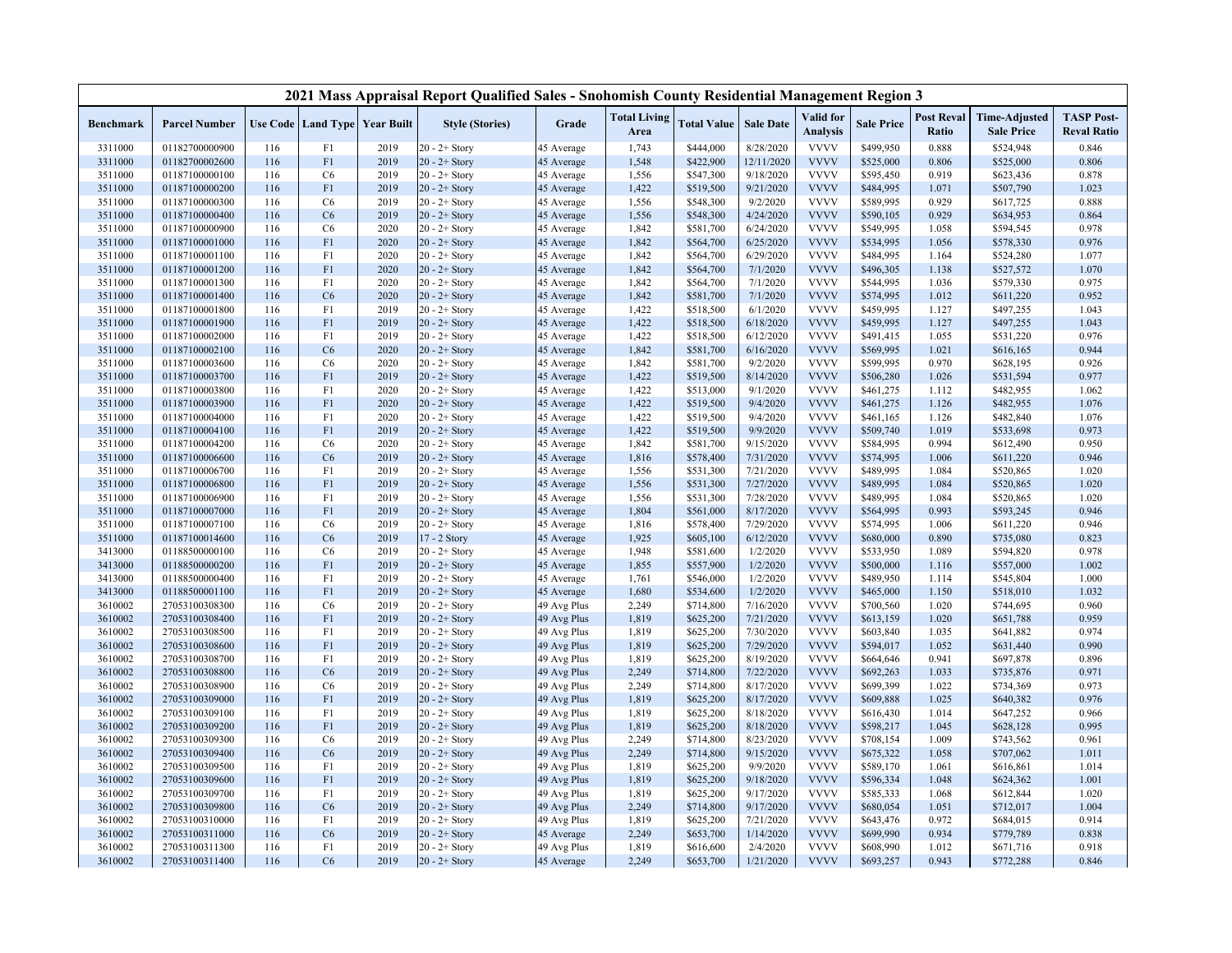## 2021 Mass Appraisal Report Qualified Sales - Snohomish County Residential Management Region 3

| Benchmark | Parcel Number | Use Code | Land Type | Year Built | Style (Stories) | Grade | Total Living Area | Total Value | Sale Date | Valid for Analysis | Sale Price | Post Reval Ratio | Time-Adjusted Sale Price | TASP Post-Reval Ratio |
|---|---|---|---|---|---|---|---|---|---|---|---|---|---|---|
| 3311000 | 01182700000900 | 116 | F1 | 2019 | 20 - 2+ Story | 45 Average | 1,743 | $444,000 | 8/28/2020 | VVVV | $499,950 | 0.888 | $524,948 | 0.846 |
| 3311000 | 01182700002600 | 116 | F1 | 2019 | 20 - 2+ Story | 45 Average | 1,548 | $422,900 | 12/11/2020 | VVVV | $525,000 | 0.806 | $525,000 | 0.806 |
| 3511000 | 01187100000100 | 116 | C6 | 2019 | 20 - 2+ Story | 45 Average | 1,556 | $547,300 | 9/18/2020 | VVVV | $595,450 | 0.919 | $623,436 | 0.878 |
| 3511000 | 01187100000200 | 116 | F1 | 2019 | 20 - 2+ Story | 45 Average | 1,422 | $519,500 | 9/21/2020 | VVVV | $484,995 | 1.071 | $507,790 | 1.023 |
| 3511000 | 01187100000300 | 116 | C6 | 2019 | 20 - 2+ Story | 45 Average | 1,556 | $548,300 | 9/2/2020 | VVVV | $589,995 | 0.929 | $617,725 | 0.888 |
| 3511000 | 01187100000400 | 116 | C6 | 2019 | 20 - 2+ Story | 45 Average | 1,556 | $548,300 | 4/24/2020 | VVVV | $590,105 | 0.929 | $634,953 | 0.864 |
| 3511000 | 01187100000900 | 116 | C6 | 2020 | 20 - 2+ Story | 45 Average | 1,842 | $581,700 | 6/24/2020 | VVVV | $549,995 | 1.058 | $594,545 | 0.978 |
| 3511000 | 01187100001000 | 116 | F1 | 2020 | 20 - 2+ Story | 45 Average | 1,842 | $564,700 | 6/25/2020 | VVVV | $534,995 | 1.056 | $578,330 | 0.976 |
| 3511000 | 01187100001100 | 116 | F1 | 2020 | 20 - 2+ Story | 45 Average | 1,842 | $564,700 | 6/29/2020 | VVVV | $484,995 | 1.164 | $524,280 | 1.077 |
| 3511000 | 01187100001200 | 116 | F1 | 2020 | 20 - 2+ Story | 45 Average | 1,842 | $564,700 | 7/1/2020 | VVVV | $496,305 | 1.138 | $527,572 | 1.070 |
| 3511000 | 01187100001300 | 116 | F1 | 2020 | 20 - 2+ Story | 45 Average | 1,842 | $564,700 | 7/1/2020 | VVVV | $544,995 | 1.036 | $579,330 | 0.975 |
| 3511000 | 01187100001400 | 116 | C6 | 2020 | 20 - 2+ Story | 45 Average | 1,842 | $581,700 | 7/1/2020 | VVVV | $574,995 | 1.012 | $611,220 | 0.952 |
| 3511000 | 01187100001800 | 116 | F1 | 2019 | 20 - 2+ Story | 45 Average | 1,422 | $518,500 | 6/1/2020 | VVVV | $459,995 | 1.127 | $497,255 | 1.043 |
| 3511000 | 01187100001900 | 116 | F1 | 2019 | 20 - 2+ Story | 45 Average | 1,422 | $518,500 | 6/18/2020 | VVVV | $459,995 | 1.127 | $497,255 | 1.043 |
| 3511000 | 01187100002000 | 116 | F1 | 2019 | 20 - 2+ Story | 45 Average | 1,422 | $518,500 | 6/12/2020 | VVVV | $491,415 | 1.055 | $531,220 | 0.976 |
| 3511000 | 01187100002100 | 116 | C6 | 2020 | 20 - 2+ Story | 45 Average | 1,842 | $581,700 | 6/16/2020 | VVVV | $569,995 | 1.021 | $616,165 | 0.944 |
| 3511000 | 01187100003600 | 116 | C6 | 2020 | 20 - 2+ Story | 45 Average | 1,842 | $581,700 | 9/2/2020 | VVVV | $599,995 | 0.970 | $628,195 | 0.926 |
| 3511000 | 01187100003700 | 116 | F1 | 2019 | 20 - 2+ Story | 45 Average | 1,422 | $519,500 | 8/14/2020 | VVVV | $506,280 | 1.026 | $531,594 | 0.977 |
| 3511000 | 01187100003800 | 116 | F1 | 2020 | 20 - 2+ Story | 45 Average | 1,422 | $513,000 | 9/1/2020 | VVVV | $461,275 | 1.112 | $482,955 | 1.062 |
| 3511000 | 01187100003900 | 116 | F1 | 2020 | 20 - 2+ Story | 45 Average | 1,422 | $519,500 | 9/4/2020 | VVVV | $461,275 | 1.126 | $482,955 | 1.076 |
| 3511000 | 01187100004000 | 116 | F1 | 2020 | 20 - 2+ Story | 45 Average | 1,422 | $519,500 | 9/4/2020 | VVVV | $461,165 | 1.126 | $482,840 | 1.076 |
| 3511000 | 01187100004100 | 116 | F1 | 2019 | 20 - 2+ Story | 45 Average | 1,422 | $519,500 | 9/9/2020 | VVVV | $509,740 | 1.019 | $533,698 | 0.973 |
| 3511000 | 01187100004200 | 116 | C6 | 2020 | 20 - 2+ Story | 45 Average | 1,842 | $581,700 | 9/15/2020 | VVVV | $584,995 | 0.994 | $612,490 | 0.950 |
| 3511000 | 01187100006600 | 116 | C6 | 2019 | 20 - 2+ Story | 45 Average | 1,816 | $578,400 | 7/31/2020 | VVVV | $574,995 | 1.006 | $611,220 | 0.946 |
| 3511000 | 01187100006700 | 116 | F1 | 2019 | 20 - 2+ Story | 45 Average | 1,556 | $531,300 | 7/21/2020 | VVVV | $489,995 | 1.084 | $520,865 | 1.020 |
| 3511000 | 01187100006800 | 116 | F1 | 2019 | 20 - 2+ Story | 45 Average | 1,556 | $531,300 | 7/27/2020 | VVVV | $489,995 | 1.084 | $520,865 | 1.020 |
| 3511000 | 01187100006900 | 116 | F1 | 2019 | 20 - 2+ Story | 45 Average | 1,556 | $531,300 | 7/28/2020 | VVVV | $489,995 | 1.084 | $520,865 | 1.020 |
| 3511000 | 01187100007000 | 116 | F1 | 2019 | 20 - 2+ Story | 45 Average | 1,804 | $561,000 | 8/17/2020 | VVVV | $564,995 | 0.993 | $593,245 | 0.946 |
| 3511000 | 01187100007100 | 116 | C6 | 2019 | 20 - 2+ Story | 45 Average | 1,816 | $578,400 | 7/29/2020 | VVVV | $574,995 | 1.006 | $611,220 | 0.946 |
| 3511000 | 01187100014600 | 116 | C6 | 2019 | 17 - 2 Story | 45 Average | 1,925 | $605,100 | 6/12/2020 | VVVV | $680,000 | 0.890 | $735,080 | 0.823 |
| 3413000 | 01188500000100 | 116 | C6 | 2019 | 20 - 2+ Story | 45 Average | 1,948 | $581,600 | 1/2/2020 | VVVV | $533,950 | 1.089 | $594,820 | 0.978 |
| 3413000 | 01188500000200 | 116 | F1 | 2019 | 20 - 2+ Story | 45 Average | 1,855 | $557,900 | 1/2/2020 | VVVV | $500,000 | 1.116 | $557,000 | 1.002 |
| 3413000 | 01188500000400 | 116 | F1 | 2019 | 20 - 2+ Story | 45 Average | 1,761 | $546,000 | 1/2/2020 | VVVV | $489,950 | 1.114 | $545,804 | 1.000 |
| 3413000 | 01188500001100 | 116 | F1 | 2019 | 20 - 2+ Story | 45 Average | 1,680 | $534,600 | 1/2/2020 | VVVV | $465,000 | 1.150 | $518,010 | 1.032 |
| 3610002 | 27053100308300 | 116 | C6 | 2019 | 20 - 2+ Story | 49 Avg Plus | 2,249 | $714,800 | 7/16/2020 | VVVV | $700,560 | 1.020 | $744,695 | 0.960 |
| 3610002 | 27053100308400 | 116 | F1 | 2019 | 20 - 2+ Story | 49 Avg Plus | 1,819 | $625,200 | 7/21/2020 | VVVV | $613,159 | 1.020 | $651,788 | 0.959 |
| 3610002 | 27053100308500 | 116 | F1 | 2019 | 20 - 2+ Story | 49 Avg Plus | 1,819 | $625,200 | 7/30/2020 | VVVV | $603,840 | 1.035 | $641,882 | 0.974 |
| 3610002 | 27053100308600 | 116 | F1 | 2019 | 20 - 2+ Story | 49 Avg Plus | 1,819 | $625,200 | 7/29/2020 | VVVV | $594,017 | 1.052 | $631,440 | 0.990 |
| 3610002 | 27053100308700 | 116 | F1 | 2019 | 20 - 2+ Story | 49 Avg Plus | 1,819 | $625,200 | 8/19/2020 | VVVV | $664,646 | 0.941 | $697,878 | 0.896 |
| 3610002 | 27053100308800 | 116 | C6 | 2019 | 20 - 2+ Story | 49 Avg Plus | 2,249 | $714,800 | 7/22/2020 | VVVV | $692,263 | 1.033 | $735,876 | 0.971 |
| 3610002 | 27053100308900 | 116 | C6 | 2019 | 20 - 2+ Story | 49 Avg Plus | 2,249 | $714,800 | 8/17/2020 | VVVV | $699,399 | 1.022 | $734,369 | 0.973 |
| 3610002 | 27053100309000 | 116 | F1 | 2019 | 20 - 2+ Story | 49 Avg Plus | 1,819 | $625,200 | 8/17/2020 | VVVV | $609,888 | 1.025 | $640,382 | 0.976 |
| 3610002 | 27053100309100 | 116 | F1 | 2019 | 20 - 2+ Story | 49 Avg Plus | 1,819 | $625,200 | 8/18/2020 | VVVV | $616,430 | 1.014 | $647,252 | 0.966 |
| 3610002 | 27053100309200 | 116 | F1 | 2019 | 20 - 2+ Story | 49 Avg Plus | 1,819 | $625,200 | 8/18/2020 | VVVV | $598,217 | 1.045 | $628,128 | 0.995 |
| 3610002 | 27053100309300 | 116 | C6 | 2019 | 20 - 2+ Story | 49 Avg Plus | 2,249 | $714,800 | 8/23/2020 | VVVV | $708,154 | 1.009 | $743,562 | 0.961 |
| 3610002 | 27053100309400 | 116 | C6 | 2019 | 20 - 2+ Story | 49 Avg Plus | 2,249 | $714,800 | 9/15/2020 | VVVV | $675,322 | 1.058 | $707,062 | 1.011 |
| 3610002 | 27053100309500 | 116 | F1 | 2019 | 20 - 2+ Story | 49 Avg Plus | 1,819 | $625,200 | 9/9/2020 | VVVV | $589,170 | 1.061 | $616,861 | 1.014 |
| 3610002 | 27053100309600 | 116 | F1 | 2019 | 20 - 2+ Story | 49 Avg Plus | 1,819 | $625,200 | 9/18/2020 | VVVV | $596,334 | 1.048 | $624,362 | 1.001 |
| 3610002 | 27053100309700 | 116 | F1 | 2019 | 20 - 2+ Story | 49 Avg Plus | 1,819 | $625,200 | 9/17/2020 | VVVV | $585,333 | 1.068 | $612,844 | 1.020 |
| 3610002 | 27053100309800 | 116 | C6 | 2019 | 20 - 2+ Story | 49 Avg Plus | 2,249 | $714,800 | 9/17/2020 | VVVV | $680,054 | 1.051 | $712,017 | 1.004 |
| 3610002 | 27053100310000 | 116 | F1 | 2019 | 20 - 2+ Story | 49 Avg Plus | 1,819 | $625,200 | 7/21/2020 | VVVV | $643,476 | 0.972 | $684,015 | 0.914 |
| 3610002 | 27053100311000 | 116 | C6 | 2019 | 20 - 2+ Story | 45 Average | 2,249 | $653,700 | 1/14/2020 | VVVV | $699,990 | 0.934 | $779,789 | 0.838 |
| 3610002 | 27053100311300 | 116 | F1 | 2019 | 20 - 2+ Story | 49 Avg Plus | 1,819 | $616,600 | 2/4/2020 | VVVV | $608,990 | 1.012 | $671,716 | 0.918 |
| 3610002 | 27053100311400 | 116 | C6 | 2019 | 20 - 2+ Story | 45 Average | 2,249 | $653,700 | 1/21/2020 | VVVV | $693,257 | 0.943 | $772,288 | 0.846 |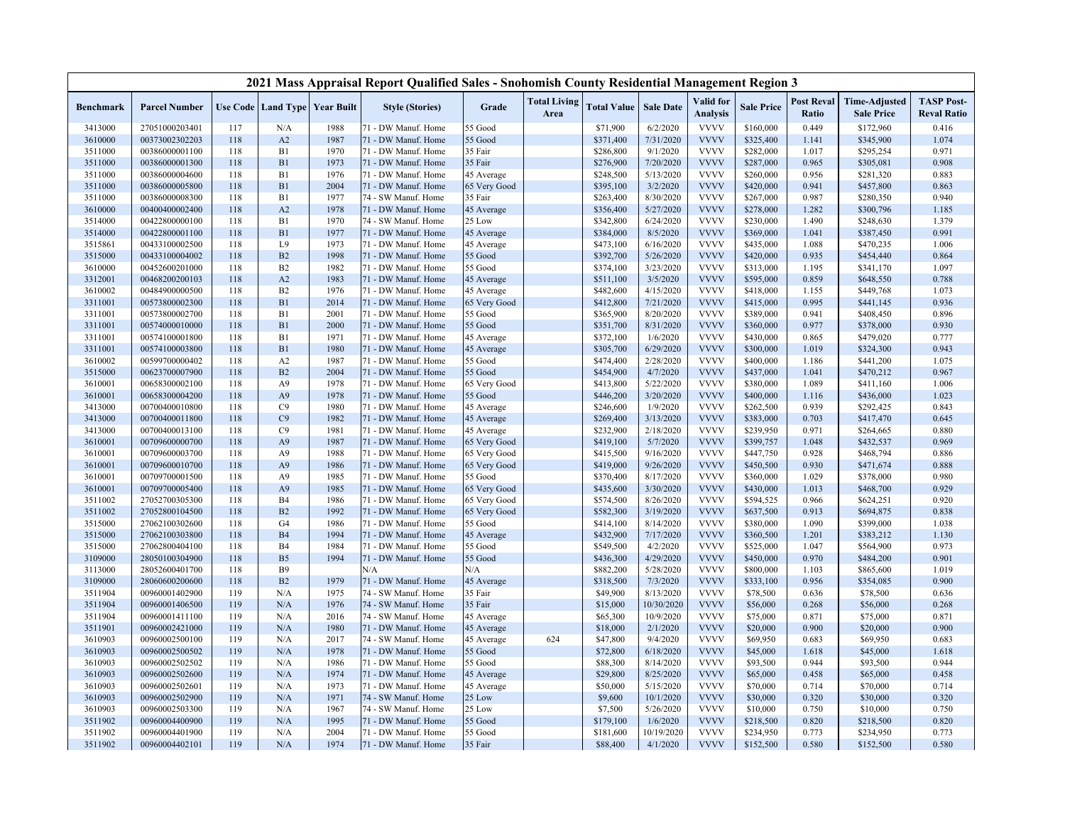| 2021 Mass Appraisal Report Qualified Sales - Snohomish County Residential Management Region 3 | | | | | | | | | | | | | | | |
|---|---|---|---|---|---|---|---|---|---|---|---|---|---|---|---|
| Benchmark | Parcel Number | Use Code | Land Type | Year Built | Style (Stories) | Grade | Total Living Area | Total Value | Sale Date | Valid for Analysis | Sale Price | Post Reval Ratio | Time-Adjusted Sale Price | TASP Post-Reval Ratio |
| 3413000 | 27051000203401 | 117 | N/A | 1988 | 71 - DW Manuf. Home | 55 Good | | $71,900 | 6/2/2020 | VVVV | $160,000 | 0.449 | $172,960 | 0.416 |
| 3610000 | 00373002302203 | 118 | A2 | 1987 | 71 - DW Manuf. Home | 55 Good | | $371,400 | 7/31/2020 | VVVV | $325,400 | 1.141 | $345,900 | 1.074 |
| 3511000 | 00386000001100 | 118 | B1 | 1970 | 71 - DW Manuf. Home | 35 Fair | | $286,800 | 9/1/2020 | VVVV | $282,000 | 1.017 | $295,254 | 0.971 |
| 3511000 | 00386000001300 | 118 | B1 | 1973 | 71 - DW Manuf. Home | 35 Fair | | $276,900 | 7/20/2020 | VVVV | $287,000 | 0.965 | $305,081 | 0.908 |
| 3511000 | 00386000004600 | 118 | B1 | 1976 | 71 - DW Manuf. Home | 45 Average | | $248,500 | 5/13/2020 | VVVV | $260,000 | 0.956 | $281,320 | 0.883 |
| 3511000 | 00386000005800 | 118 | B1 | 2004 | 71 - DW Manuf. Home | 65 Very Good | | $395,100 | 3/2/2020 | VVVV | $420,000 | 0.941 | $457,800 | 0.863 |
| 3511000 | 00386000008300 | 118 | B1 | 1977 | 74 - SW Manuf. Home | 35 Fair | | $263,400 | 8/30/2020 | VVVV | $267,000 | 0.987 | $280,350 | 0.940 |
| 3610000 | 00400400002400 | 118 | A2 | 1978 | 71 - DW Manuf. Home | 45 Average | | $356,400 | 5/27/2020 | VVVV | $278,000 | 1.282 | $300,796 | 1.185 |
| 3514000 | 00422800000100 | 118 | B1 | 1970 | 74 - SW Manuf. Home | 25 Low | | $342,800 | 6/24/2020 | VVVV | $230,000 | 1.490 | $248,630 | 1.379 |
| 3514000 | 00422800001100 | 118 | B1 | 1977 | 71 - DW Manuf. Home | 45 Average | | $384,000 | 8/5/2020 | VVVV | $369,000 | 1.041 | $387,450 | 0.991 |
| 3515861 | 00433100002500 | 118 | L9 | 1973 | 71 - DW Manuf. Home | 45 Average | | $473,100 | 6/16/2020 | VVVV | $435,000 | 1.088 | $470,235 | 1.006 |
| 3515000 | 00433100004002 | 118 | B2 | 1998 | 71 - DW Manuf. Home | 55 Good | | $392,700 | 5/26/2020 | VVVV | $420,000 | 0.935 | $454,440 | 0.864 |
| 3610000 | 00452600201000 | 118 | B2 | 1982 | 71 - DW Manuf. Home | 55 Good | | $374,100 | 3/23/2020 | VVVV | $313,000 | 1.195 | $341,170 | 1.097 |
| 3312001 | 00468200200103 | 118 | A2 | 1983 | 71 - DW Manuf. Home | 45 Average | | $511,100 | 3/5/2020 | VVVV | $595,000 | 0.859 | $648,550 | 0.788 |
| 3610002 | 00484900000500 | 118 | B2 | 1976 | 71 - DW Manuf. Home | 45 Average | | $482,600 | 4/15/2020 | VVVV | $418,000 | 1.155 | $449,768 | 1.073 |
| 3311001 | 00573800002300 | 118 | B1 | 2014 | 71 - DW Manuf. Home | 65 Very Good | | $412,800 | 7/21/2020 | VVVV | $415,000 | 0.995 | $441,145 | 0.936 |
| 3311001 | 00573800002700 | 118 | B1 | 2001 | 71 - DW Manuf. Home | 55 Good | | $365,900 | 8/20/2020 | VVVV | $389,000 | 0.941 | $408,450 | 0.896 |
| 3311001 | 00574000010000 | 118 | B1 | 2000 | 71 - DW Manuf. Home | 55 Good | | $351,700 | 8/31/2020 | VVVV | $360,000 | 0.977 | $378,000 | 0.930 |
| 3311001 | 00574100001800 | 118 | B1 | 1971 | 71 - DW Manuf. Home | 45 Average | | $372,100 | 1/6/2020 | VVVV | $430,000 | 0.865 | $479,020 | 0.777 |
| 3311001 | 00574100003800 | 118 | B1 | 1980 | 71 - DW Manuf. Home | 45 Average | | $305,700 | 6/29/2020 | VVVV | $300,000 | 1.019 | $324,300 | 0.943 |
| 3610002 | 00599700000402 | 118 | A2 | 1987 | 71 - DW Manuf. Home | 55 Good | | $474,400 | 2/28/2020 | VVVV | $400,000 | 1.186 | $441,200 | 1.075 |
| 3515000 | 00623700007900 | 118 | B2 | 2004 | 71 - DW Manuf. Home | 55 Good | | $454,900 | 4/7/2020 | VVVV | $437,000 | 1.041 | $470,212 | 0.967 |
| 3610001 | 00658300002100 | 118 | A9 | 1978 | 71 - DW Manuf. Home | 65 Very Good | | $413,800 | 5/22/2020 | VVVV | $380,000 | 1.089 | $411,160 | 1.006 |
| 3610001 | 00658300004200 | 118 | A9 | 1978 | 71 - DW Manuf. Home | 55 Good | | $446,200 | 3/20/2020 | VVVV | $400,000 | 1.116 | $436,000 | 1.023 |
| 3413000 | 00700400010800 | 118 | C9 | 1980 | 71 - DW Manuf. Home | 45 Average | | $246,600 | 1/9/2020 | VVVV | $262,500 | 0.939 | $292,425 | 0.843 |
| 3413000 | 00700400011800 | 118 | C9 | 1982 | 71 - DW Manuf. Home | 45 Average | | $269,400 | 3/13/2020 | VVVV | $383,000 | 0.703 | $417,470 | 0.645 |
| 3413000 | 00700400013100 | 118 | C9 | 1981 | 71 - DW Manuf. Home | 45 Average | | $232,900 | 2/18/2020 | VVVV | $239,950 | 0.971 | $264,665 | 0.880 |
| 3610001 | 00709600000700 | 118 | A9 | 1987 | 71 - DW Manuf. Home | 65 Very Good | | $419,100 | 5/7/2020 | VVVV | $399,757 | 1.048 | $432,537 | 0.969 |
| 3610001 | 00709600003700 | 118 | A9 | 1988 | 71 - DW Manuf. Home | 65 Very Good | | $415,500 | 9/16/2020 | VVVV | $447,750 | 0.928 | $468,794 | 0.886 |
| 3610001 | 00709600010700 | 118 | A9 | 1986 | 71 - DW Manuf. Home | 65 Very Good | | $419,000 | 9/26/2020 | VVVV | $450,500 | 0.930 | $471,674 | 0.888 |
| 3610001 | 00709700001500 | 118 | A9 | 1985 | 71 - DW Manuf. Home | 55 Good | | $370,400 | 8/17/2020 | VVVV | $360,000 | 1.029 | $378,000 | 0.980 |
| 3610001 | 00709700005400 | 118 | A9 | 1985 | 71 - DW Manuf. Home | 65 Very Good | | $435,600 | 3/30/2020 | VVVV | $430,000 | 1.013 | $468,700 | 0.929 |
| 3511002 | 27052700305300 | 118 | B4 | 1986 | 71 - DW Manuf. Home | 65 Very Good | | $574,500 | 8/26/2020 | VVVV | $594,525 | 0.966 | $624,251 | 0.920 |
| 3511002 | 27052800104500 | 118 | B2 | 1992 | 71 - DW Manuf. Home | 65 Very Good | | $582,300 | 3/19/2020 | VVVV | $637,500 | 0.913 | $694,875 | 0.838 |
| 3515000 | 27062100302600 | 118 | G4 | 1986 | 71 - DW Manuf. Home | 55 Good | | $414,100 | 8/14/2020 | VVVV | $380,000 | 1.090 | $399,000 | 1.038 |
| 3515000 | 27062100303800 | 118 | B4 | 1994 | 71 - DW Manuf. Home | 45 Average | | $432,900 | 7/17/2020 | VVVV | $360,500 | 1.201 | $383,212 | 1.130 |
| 3515000 | 27062800404100 | 118 | B4 | 1984 | 71 - DW Manuf. Home | 55 Good | | $549,500 | 4/2/2020 | VVVV | $525,000 | 1.047 | $564,900 | 0.973 |
| 3109000 | 28050100304900 | 118 | B5 | 1994 | 71 - DW Manuf. Home | 55 Good | | $436,300 | 4/29/2020 | VVVV | $450,000 | 0.970 | $484,200 | 0.901 |
| 3113000 | 28052600401700 | 118 | B9 | | N/A | N/A | | $882,200 | 5/28/2020 | VVVV | $800,000 | 1.103 | $865,600 | 1.019 |
| 3109000 | 28060600200600 | 118 | B2 | 1979 | 71 - DW Manuf. Home | 45 Average | | $318,500 | 7/3/2020 | VVVV | $333,100 | 0.956 | $354,085 | 0.900 |
| 3511904 | 00960001402900 | 119 | N/A | 1975 | 74 - SW Manuf. Home | 35 Fair | | $49,900 | 8/13/2020 | VVVV | $78,500 | 0.636 | $78,500 | 0.636 |
| 3511904 | 00960001406500 | 119 | N/A | 1976 | 74 - SW Manuf. Home | 35 Fair | | $15,000 | 10/30/2020 | VVVV | $56,000 | 0.268 | $56,000 | 0.268 |
| 3511904 | 00960001411100 | 119 | N/A | 2016 | 74 - SW Manuf. Home | 45 Average | | $65,300 | 10/9/2020 | VVVV | $75,000 | 0.871 | $75,000 | 0.871 |
| 3511901 | 00960002421000 | 119 | N/A | 1980 | 71 - DW Manuf. Home | 45 Average | | $18,000 | 2/1/2020 | VVVV | $20,000 | 0.900 | $20,000 | 0.900 |
| 3610903 | 00960002500100 | 119 | N/A | 2017 | 74 - SW Manuf. Home | 45 Average | 624 | $47,800 | 9/4/2020 | VVVV | $69,950 | 0.683 | $69,950 | 0.683 |
| 3610903 | 00960002500502 | 119 | N/A | 1978 | 71 - DW Manuf. Home | 55 Good | | $72,800 | 6/18/2020 | VVVV | $45,000 | 1.618 | $45,000 | 1.618 |
| 3610903 | 00960002502502 | 119 | N/A | 1986 | 71 - DW Manuf. Home | 55 Good | | $88,300 | 8/14/2020 | VVVV | $93,500 | 0.944 | $93,500 | 0.944 |
| 3610903 | 00960002502600 | 119 | N/A | 1974 | 71 - DW Manuf. Home | 45 Average | | $29,800 | 8/25/2020 | VVVV | $65,000 | 0.458 | $65,000 | 0.458 |
| 3610903 | 00960002502601 | 119 | N/A | 1973 | 71 - DW Manuf. Home | 45 Average | | $50,000 | 5/15/2020 | VVVV | $70,000 | 0.714 | $70,000 | 0.714 |
| 3610903 | 00960002502900 | 119 | N/A | 1971 | 74 - SW Manuf. Home | 25 Low | | $9,600 | 10/1/2020 | VVVV | $30,000 | 0.320 | $30,000 | 0.320 |
| 3610903 | 00960002503300 | 119 | N/A | 1967 | 74 - SW Manuf. Home | 25 Low | | $7,500 | 5/26/2020 | VVVV | $10,000 | 0.750 | $10,000 | 0.750 |
| 3511902 | 00960004400900 | 119 | N/A | 1995 | 71 - DW Manuf. Home | 55 Good | | $179,100 | 1/6/2020 | VVVV | $218,500 | 0.820 | $218,500 | 0.820 |
| 3511902 | 00960004401900 | 119 | N/A | 2004 | 71 - DW Manuf. Home | 55 Good | | $181,600 | 10/19/2020 | VVVV | $234,950 | 0.773 | $234,950 | 0.773 |
| 3511902 | 00960004402101 | 119 | N/A | 1974 | 71 - DW Manuf. Home | 35 Fair | | $88,400 | 4/1/2020 | VVVV | $152,500 | 0.580 | $152,500 | 0.580 |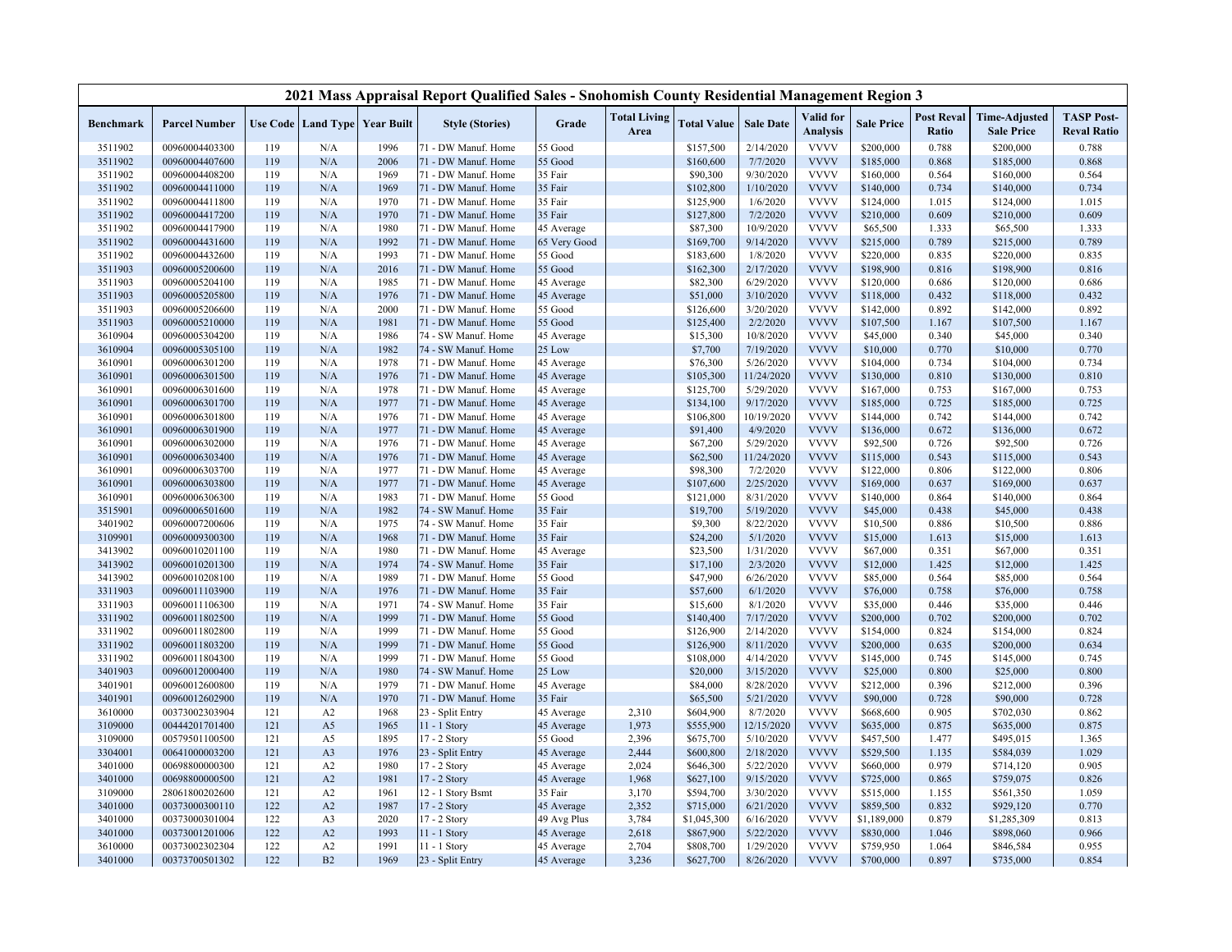# 2021 Mass Appraisal Report Qualified Sales - Snohomish County Residential Management Region 3

| Benchmark | Parcel Number | Use Code | Land Type | Year Built | Style (Stories) | Grade | Total Living Area | Total Value | Sale Date | Valid for Analysis | Sale Price | Post Reval Ratio | Time-Adjusted Sale Price | TASP Post-Reval Ratio |
|---|---|---|---|---|---|---|---|---|---|---|---|---|---|---|
| 3511902 | 00960004403300 | 119 | N/A | 1996 | 71 - DW Manuf. Home | 55 Good | | $157,500 | 2/14/2020 | VVVV | $200,000 | 0.788 | $200,000 | 0.788 |
| 3511902 | 00960004407600 | 119 | N/A | 2006 | 71 - DW Manuf. Home | 55 Good | | $160,600 | 7/7/2020 | VVVV | $185,000 | 0.868 | $185,000 | 0.868 |
| 3511902 | 00960004408200 | 119 | N/A | 1969 | 71 - DW Manuf. Home | 35 Fair | | $90,300 | 9/30/2020 | VVVV | $160,000 | 0.564 | $160,000 | 0.564 |
| 3511902 | 00960004411000 | 119 | N/A | 1969 | 71 - DW Manuf. Home | 35 Fair | | $102,800 | 1/10/2020 | VVVV | $140,000 | 0.734 | $140,000 | 0.734 |
| 3511902 | 00960004411800 | 119 | N/A | 1970 | 71 - DW Manuf. Home | 35 Fair | | $125,900 | 1/6/2020 | VVVV | $124,000 | 1.015 | $124,000 | 1.015 |
| 3511902 | 00960004417200 | 119 | N/A | 1970 | 71 - DW Manuf. Home | 35 Fair | | $127,800 | 7/2/2020 | VVVV | $210,000 | 0.609 | $210,000 | 0.609 |
| 3511902 | 00960004417900 | 119 | N/A | 1980 | 71 - DW Manuf. Home | 45 Average | | $87,300 | 10/9/2020 | VVVV | $65,500 | 1.333 | $65,500 | 1.333 |
| 3511902 | 00960004431600 | 119 | N/A | 1992 | 71 - DW Manuf. Home | 65 Very Good | | $169,700 | 9/14/2020 | VVVV | $215,000 | 0.789 | $215,000 | 0.789 |
| 3511902 | 00960004432600 | 119 | N/A | 1993 | 71 - DW Manuf. Home | 55 Good | | $183,600 | 1/8/2020 | VVVV | $220,000 | 0.835 | $220,000 | 0.835 |
| 3511903 | 00960005200600 | 119 | N/A | 2016 | 71 - DW Manuf. Home | 55 Good | | $162,300 | 2/17/2020 | VVVV | $198,900 | 0.816 | $198,900 | 0.816 |
| 3511903 | 00960005204100 | 119 | N/A | 1985 | 71 - DW Manuf. Home | 45 Average | | $82,300 | 6/29/2020 | VVVV | $120,000 | 0.686 | $120,000 | 0.686 |
| 3511903 | 00960005205800 | 119 | N/A | 1976 | 71 - DW Manuf. Home | 45 Average | | $51,000 | 3/10/2020 | VVVV | $118,000 | 0.432 | $118,000 | 0.432 |
| 3511903 | 00960005206600 | 119 | N/A | 2000 | 71 - DW Manuf. Home | 55 Good | | $126,600 | 3/20/2020 | VVVV | $142,000 | 0.892 | $142,000 | 0.892 |
| 3511903 | 00960005210000 | 119 | N/A | 1981 | 71 - DW Manuf. Home | 55 Good | | $125,400 | 2/2/2020 | VVVV | $107,500 | 1.167 | $107,500 | 1.167 |
| 3610904 | 00960005304200 | 119 | N/A | 1986 | 74 - SW Manuf. Home | 45 Average | | $15,300 | 10/8/2020 | VVVV | $45,000 | 0.340 | $45,000 | 0.340 |
| 3610904 | 00960005305100 | 119 | N/A | 1982 | 74 - SW Manuf. Home | 25 Low | | $7,700 | 7/19/2020 | VVVV | $10,000 | 0.770 | $10,000 | 0.770 |
| 3610901 | 00960006301200 | 119 | N/A | 1978 | 71 - DW Manuf. Home | 45 Average | | $76,300 | 5/26/2020 | VVVV | $104,000 | 0.734 | $104,000 | 0.734 |
| 3610901 | 00960006301500 | 119 | N/A | 1976 | 71 - DW Manuf. Home | 45 Average | | $105,300 | 11/24/2020 | VVVV | $130,000 | 0.810 | $130,000 | 0.810 |
| 3610901 | 00960006301600 | 119 | N/A | 1978 | 71 - DW Manuf. Home | 45 Average | | $125,700 | 5/29/2020 | VVVV | $167,000 | 0.753 | $167,000 | 0.753 |
| 3610901 | 00960006301700 | 119 | N/A | 1977 | 71 - DW Manuf. Home | 45 Average | | $134,100 | 9/17/2020 | VVVV | $185,000 | 0.725 | $185,000 | 0.725 |
| 3610901 | 00960006301800 | 119 | N/A | 1976 | 71 - DW Manuf. Home | 45 Average | | $106,800 | 10/19/2020 | VVVV | $144,000 | 0.742 | $144,000 | 0.742 |
| 3610901 | 00960006301900 | 119 | N/A | 1977 | 71 - DW Manuf. Home | 45 Average | | $91,400 | 4/9/2020 | VVVV | $136,000 | 0.672 | $136,000 | 0.672 |
| 3610901 | 00960006302000 | 119 | N/A | 1976 | 71 - DW Manuf. Home | 45 Average | | $67,200 | 5/29/2020 | VVVV | $92,500 | 0.726 | $92,500 | 0.726 |
| 3610901 | 00960006303400 | 119 | N/A | 1976 | 71 - DW Manuf. Home | 45 Average | | $62,500 | 11/24/2020 | VVVV | $115,000 | 0.543 | $115,000 | 0.543 |
| 3610901 | 00960006303700 | 119 | N/A | 1977 | 71 - DW Manuf. Home | 45 Average | | $98,300 | 7/2/2020 | VVVV | $122,000 | 0.806 | $122,000 | 0.806 |
| 3610901 | 00960006303800 | 119 | N/A | 1977 | 71 - DW Manuf. Home | 45 Average | | $107,600 | 2/25/2020 | VVVV | $169,000 | 0.637 | $169,000 | 0.637 |
| 3610901 | 00960006306300 | 119 | N/A | 1983 | 71 - DW Manuf. Home | 55 Good | | $121,000 | 8/31/2020 | VVVV | $140,000 | 0.864 | $140,000 | 0.864 |
| 3515901 | 00960006501600 | 119 | N/A | 1982 | 74 - SW Manuf. Home | 35 Fair | | $19,700 | 5/19/2020 | VVVV | $45,000 | 0.438 | $45,000 | 0.438 |
| 3401902 | 00960007200606 | 119 | N/A | 1975 | 74 - SW Manuf. Home | 35 Fair | | $9,300 | 8/22/2020 | VVVV | $10,500 | 0.886 | $10,500 | 0.886 |
| 3109901 | 00960009300300 | 119 | N/A | 1968 | 71 - DW Manuf. Home | 35 Fair | | $24,200 | 5/1/2020 | VVVV | $15,000 | 1.613 | $15,000 | 1.613 |
| 3413902 | 00960010201100 | 119 | N/A | 1980 | 71 - DW Manuf. Home | 45 Average | | $23,500 | 1/31/2020 | VVVV | $67,000 | 0.351 | $67,000 | 0.351 |
| 3413902 | 00960010201300 | 119 | N/A | 1974 | 74 - SW Manuf. Home | 35 Fair | | $17,100 | 2/3/2020 | VVVV | $12,000 | 1.425 | $12,000 | 1.425 |
| 3413902 | 00960010208100 | 119 | N/A | 1989 | 71 - DW Manuf. Home | 55 Good | | $47,900 | 6/26/2020 | VVVV | $85,000 | 0.564 | $85,000 | 0.564 |
| 3311903 | 00960011103900 | 119 | N/A | 1976 | 71 - DW Manuf. Home | 35 Fair | | $57,600 | 6/1/2020 | VVVV | $76,000 | 0.758 | $76,000 | 0.758 |
| 3311903 | 00960011106300 | 119 | N/A | 1971 | 74 - SW Manuf. Home | 35 Fair | | $15,600 | 8/1/2020 | VVVV | $35,000 | 0.446 | $35,000 | 0.446 |
| 3311902 | 00960011802500 | 119 | N/A | 1999 | 71 - DW Manuf. Home | 55 Good | | $140,400 | 7/17/2020 | VVVV | $200,000 | 0.702 | $200,000 | 0.702 |
| 3311902 | 00960011802800 | 119 | N/A | 1999 | 71 - DW Manuf. Home | 55 Good | | $126,900 | 2/14/2020 | VVVV | $154,000 | 0.824 | $154,000 | 0.824 |
| 3311902 | 00960011803200 | 119 | N/A | 1999 | 71 - DW Manuf. Home | 55 Good | | $126,900 | 8/11/2020 | VVVV | $200,000 | 0.635 | $200,000 | 0.634 |
| 3311902 | 00960011804300 | 119 | N/A | 1999 | 71 - DW Manuf. Home | 55 Good | | $108,000 | 4/14/2020 | VVVV | $145,000 | 0.745 | $145,000 | 0.745 |
| 3401903 | 00960012000400 | 119 | N/A | 1980 | 74 - SW Manuf. Home | 25 Low | | $20,000 | 3/15/2020 | VVVV | $25,000 | 0.800 | $25,000 | 0.800 |
| 3401901 | 00960012600800 | 119 | N/A | 1979 | 71 - DW Manuf. Home | 45 Average | | $84,000 | 8/28/2020 | VVVV | $212,000 | 0.396 | $212,000 | 0.396 |
| 3401901 | 00960012602900 | 119 | N/A | 1970 | 71 - DW Manuf. Home | 35 Fair | | $65,500 | 5/21/2020 | VVVV | $90,000 | 0.728 | $90,000 | 0.728 |
| 3610000 | 00373002303904 | 121 | A2 | 1968 | 23 - Split Entry | 45 Average | 2,310 | $604,900 | 8/7/2020 | VVVV | $668,600 | 0.905 | $702,030 | 0.862 |
| 3109000 | 00444201701400 | 121 | A5 | 1965 | 11 - 1 Story | 45 Average | 1,973 | $555,900 | 12/15/2020 | VVVV | $635,000 | 0.875 | $635,000 | 0.875 |
| 3109000 | 00579501100500 | 121 | A5 | 1895 | 17 - 2 Story | 55 Good | 2,396 | $675,700 | 5/10/2020 | VVVV | $457,500 | 1.477 | $495,015 | 1.365 |
| 3304001 | 00641000003200 | 121 | A3 | 1976 | 23 - Split Entry | 45 Average | 2,444 | $600,800 | 2/18/2020 | VVVV | $529,500 | 1.135 | $584,039 | 1.029 |
| 3401000 | 00698800000300 | 121 | A2 | 1980 | 17 - 2 Story | 45 Average | 2,024 | $646,300 | 5/22/2020 | VVVV | $660,000 | 0.979 | $714,120 | 0.905 |
| 3401000 | 00698800000500 | 121 | A2 | 1981 | 17 - 2 Story | 45 Average | 1,968 | $627,100 | 9/15/2020 | VVVV | $725,000 | 0.865 | $759,075 | 0.826 |
| 3109000 | 28061800202600 | 121 | A2 | 1961 | 12 - 1 Story Bsmt | 35 Fair | 3,170 | $594,700 | 3/30/2020 | VVVV | $515,000 | 1.155 | $561,350 | 1.059 |
| 3401000 | 00373000300110 | 122 | A2 | 1987 | 17 - 2 Story | 45 Average | 2,352 | $715,000 | 6/21/2020 | VVVV | $859,500 | 0.832 | $929,120 | 0.770 |
| 3401000 | 00373000301004 | 122 | A3 | 2020 | 17 - 2 Story | 49 Avg Plus | 3,784 | $1,045,300 | 6/16/2020 | VVVV | $1,189,000 | 0.879 | $1,285,309 | 0.813 |
| 3401000 | 00373001201006 | 122 | A2 | 1993 | 11 - 1 Story | 45 Average | 2,618 | $867,900 | 5/22/2020 | VVVV | $830,000 | 1.046 | $898,060 | 0.966 |
| 3610000 | 00373002302304 | 122 | A2 | 1991 | 11 - 1 Story | 45 Average | 2,704 | $808,700 | 1/29/2020 | VVVV | $759,950 | 1.064 | $846,584 | 0.955 |
| 3401000 | 00373700501302 | 122 | B2 | 1969 | 23 - Split Entry | 45 Average | 3,236 | $627,700 | 8/26/2020 | VVVV | $700,000 | 0.897 | $735,000 | 0.854 |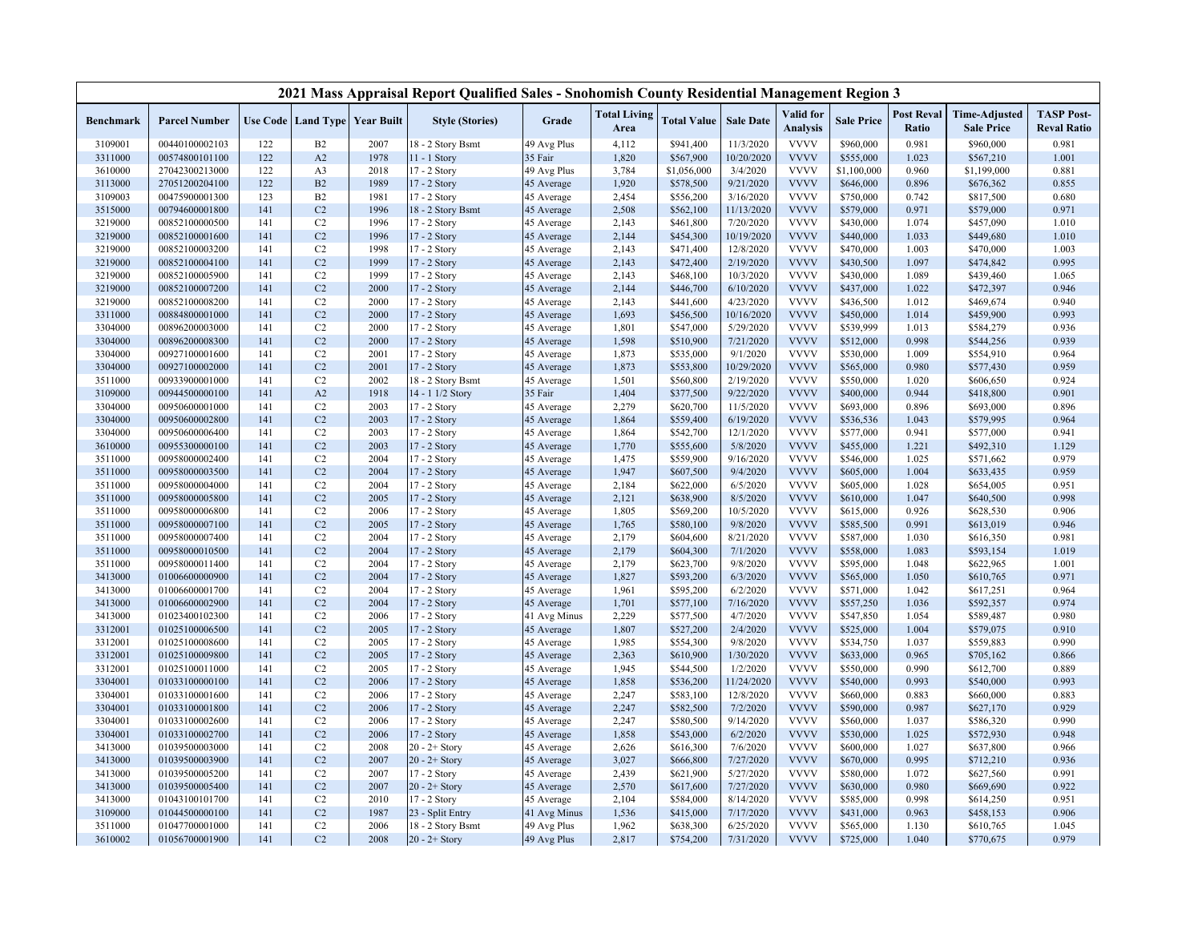# 2021 Mass Appraisal Report Qualified Sales - Snohomish County Residential Management Region 3

| Benchmark | Parcel Number | Use Code | Land Type | Year Built | Style (Stories) | Grade | Total Living Area | Total Value | Sale Date | Valid for Analysis | Sale Price | Post Reval Ratio | Time-Adjusted Sale Price | TASP Post-Reval Ratio |
|---|---|---|---|---|---|---|---|---|---|---|---|---|---|---|
| 3109001 | 00440100002103 | 122 | B2 | 2007 | 18 - 2 Story Bsmt | 49 Avg Plus | 4,112 | $941,400 | 11/3/2020 | VVVV | $960,000 | 0.981 | $960,000 | 0.981 |
| 3311000 | 00574800101100 | 122 | A2 | 1978 | 11 - 1 Story | 35 Fair | 1,820 | $567,900 | 10/20/2020 | VVVV | $555,000 | 1.023 | $567,210 | 1.001 |
| 3610000 | 27042300213000 | 122 | A3 | 2018 | 17 - 2 Story | 49 Avg Plus | 3,784 | $1,056,000 | 3/4/2020 | VVVV | $1,100,000 | 0.960 | $1,199,000 | 0.881 |
| 3113000 | 27051200204100 | 122 | B2 | 1989 | 17 - 2 Story | 45 Average | 1,920 | $578,500 | 9/21/2020 | VVVV | $646,000 | 0.896 | $676,362 | 0.855 |
| 3109003 | 00475900001300 | 123 | B2 | 1981 | 17 - 2 Story | 45 Average | 2,454 | $556,200 | 3/16/2020 | VVVV | $750,000 | 0.742 | $817,500 | 0.680 |
| 3515000 | 00794600001800 | 141 | C2 | 1996 | 18 - 2 Story Bsmt | 45 Average | 2,508 | $562,100 | 11/13/2020 | VVVV | $579,000 | 0.971 | $579,000 | 0.971 |
| 3219000 | 00852100000500 | 141 | C2 | 1996 | 17 - 2 Story | 45 Average | 2,143 | $461,800 | 7/20/2020 | VVVV | $430,000 | 1.074 | $457,090 | 1.010 |
| 3219000 | 00852100001600 | 141 | C2 | 1996 | 17 - 2 Story | 45 Average | 2,144 | $454,300 | 10/19/2020 | VVVV | $440,000 | 1.033 | $449,680 | 1.010 |
| 3219000 | 00852100003200 | 141 | C2 | 1998 | 17 - 2 Story | 45 Average | 2,143 | $471,400 | 12/8/2020 | VVVV | $470,000 | 1.003 | $470,000 | 1.003 |
| 3219000 | 00852100004100 | 141 | C2 | 1999 | 17 - 2 Story | 45 Average | 2,143 | $472,400 | 2/19/2020 | VVVV | $430,500 | 1.097 | $474,842 | 0.995 |
| 3219000 | 00852100005900 | 141 | C2 | 1999 | 17 - 2 Story | 45 Average | 2,143 | $468,100 | 10/3/2020 | VVVV | $430,000 | 1.089 | $439,460 | 1.065 |
| 3219000 | 00852100007200 | 141 | C2 | 2000 | 17 - 2 Story | 45 Average | 2,144 | $446,700 | 6/10/2020 | VVVV | $437,000 | 1.022 | $472,397 | 0.946 |
| 3219000 | 00852100008200 | 141 | C2 | 2000 | 17 - 2 Story | 45 Average | 2,143 | $441,600 | 4/23/2020 | VVVV | $436,500 | 1.012 | $469,674 | 0.940 |
| 3311000 | 00884800001000 | 141 | C2 | 2000 | 17 - 2 Story | 45 Average | 1,693 | $456,500 | 10/16/2020 | VVVV | $450,000 | 1.014 | $459,900 | 0.993 |
| 3304000 | 00896200003000 | 141 | C2 | 2000 | 17 - 2 Story | 45 Average | 1,801 | $547,000 | 5/29/2020 | VVVV | $539,999 | 1.013 | $584,279 | 0.936 |
| 3304000 | 00896200008300 | 141 | C2 | 2000 | 17 - 2 Story | 45 Average | 1,598 | $510,900 | 7/21/2020 | VVVV | $512,000 | 0.998 | $544,256 | 0.939 |
| 3304000 | 00927100001600 | 141 | C2 | 2001 | 17 - 2 Story | 45 Average | 1,873 | $535,000 | 9/1/2020 | VVVV | $530,000 | 1.009 | $554,910 | 0.964 |
| 3304000 | 00927100002000 | 141 | C2 | 2001 | 17 - 2 Story | 45 Average | 1,873 | $553,800 | 10/29/2020 | VVVV | $565,000 | 0.980 | $577,430 | 0.959 |
| 3511000 | 00933900001000 | 141 | C2 | 2002 | 18 - 2 Story Bsmt | 45 Average | 1,501 | $560,800 | 2/19/2020 | VVVV | $550,000 | 1.020 | $606,650 | 0.924 |
| 3109000 | 00944500000100 | 141 | A2 | 1918 | 14 - 1 1/2 Story | 35 Fair | 1,404 | $377,500 | 9/22/2020 | VVVV | $400,000 | 0.944 | $418,800 | 0.901 |
| 3304000 | 00950600001000 | 141 | C2 | 2003 | 17 - 2 Story | 45 Average | 2,279 | $620,700 | 11/5/2020 | VVVV | $693,000 | 0.896 | $693,000 | 0.896 |
| 3304000 | 00950600002800 | 141 | C2 | 2003 | 17 - 2 Story | 45 Average | 1,864 | $559,400 | 6/19/2020 | VVVV | $536,536 | 1.043 | $579,995 | 0.964 |
| 3304000 | 00950600006400 | 141 | C2 | 2003 | 17 - 2 Story | 45 Average | 1,864 | $542,700 | 12/1/2020 | VVVV | $577,000 | 0.941 | $577,000 | 0.941 |
| 3610000 | 00955300000100 | 141 | C2 | 2003 | 17 - 2 Story | 45 Average | 1,770 | $555,600 | 5/8/2020 | VVVV | $455,000 | 1.221 | $492,310 | 1.129 |
| 3511000 | 00958000002400 | 141 | C2 | 2004 | 17 - 2 Story | 45 Average | 1,475 | $559,900 | 9/16/2020 | VVVV | $546,000 | 1.025 | $571,662 | 0.979 |
| 3511000 | 00958000003500 | 141 | C2 | 2004 | 17 - 2 Story | 45 Average | 1,947 | $607,500 | 9/4/2020 | VVVV | $605,000 | 1.004 | $633,435 | 0.959 |
| 3511000 | 00958000004000 | 141 | C2 | 2004 | 17 - 2 Story | 45 Average | 2,184 | $622,000 | 6/5/2020 | VVVV | $605,000 | 1.028 | $654,005 | 0.951 |
| 3511000 | 00958000005800 | 141 | C2 | 2005 | 17 - 2 Story | 45 Average | 2,121 | $638,900 | 8/5/2020 | VVVV | $610,000 | 1.047 | $640,500 | 0.998 |
| 3511000 | 00958000006800 | 141 | C2 | 2006 | 17 - 2 Story | 45 Average | 1,805 | $569,200 | 10/5/2020 | VVVV | $615,000 | 0.926 | $628,530 | 0.906 |
| 3511000 | 00958000007100 | 141 | C2 | 2005 | 17 - 2 Story | 45 Average | 1,765 | $580,100 | 9/8/2020 | VVVV | $585,500 | 0.991 | $613,019 | 0.946 |
| 3511000 | 00958000007400 | 141 | C2 | 2004 | 17 - 2 Story | 45 Average | 2,179 | $604,600 | 8/21/2020 | VVVV | $587,000 | 1.030 | $616,350 | 0.981 |
| 3511000 | 00958000010500 | 141 | C2 | 2004 | 17 - 2 Story | 45 Average | 2,179 | $604,300 | 7/1/2020 | VVVV | $558,000 | 1.083 | $593,154 | 1.019 |
| 3511000 | 00958000011400 | 141 | C2 | 2004 | 17 - 2 Story | 45 Average | 2,179 | $623,700 | 9/8/2020 | VVVV | $595,000 | 1.048 | $622,965 | 1.001 |
| 3413000 | 01006600000900 | 141 | C2 | 2004 | 17 - 2 Story | 45 Average | 1,827 | $593,200 | 6/3/2020 | VVVV | $565,000 | 1.050 | $610,765 | 0.971 |
| 3413000 | 01006600001700 | 141 | C2 | 2004 | 17 - 2 Story | 45 Average | 1,961 | $595,200 | 6/2/2020 | VVVV | $571,000 | 1.042 | $617,251 | 0.964 |
| 3413000 | 01006600002900 | 141 | C2 | 2004 | 17 - 2 Story | 45 Average | 1,701 | $577,100 | 7/16/2020 | VVVV | $557,250 | 1.036 | $592,357 | 0.974 |
| 3413000 | 01023400102300 | 141 | C2 | 2006 | 17 - 2 Story | 41 Avg Minus | 2,229 | $577,500 | 4/7/2020 | VVVV | $547,850 | 1.054 | $589,487 | 0.980 |
| 3312001 | 01025100006500 | 141 | C2 | 2005 | 17 - 2 Story | 45 Average | 1,807 | $527,200 | 2/4/2020 | VVVV | $525,000 | 1.004 | $579,075 | 0.910 |
| 3312001 | 01025100008600 | 141 | C2 | 2005 | 17 - 2 Story | 45 Average | 1,985 | $554,300 | 9/8/2020 | VVVV | $534,750 | 1.037 | $559,883 | 0.990 |
| 3312001 | 01025100009800 | 141 | C2 | 2005 | 17 - 2 Story | 45 Average | 2,363 | $610,900 | 1/30/2020 | VVVV | $633,000 | 0.965 | $705,162 | 0.866 |
| 3312001 | 01025100011000 | 141 | C2 | 2005 | 17 - 2 Story | 45 Average | 1,945 | $544,500 | 1/2/2020 | VVVV | $550,000 | 0.990 | $612,700 | 0.889 |
| 3304001 | 01033100000100 | 141 | C2 | 2006 | 17 - 2 Story | 45 Average | 1,858 | $536,200 | 11/24/2020 | VVVV | $540,000 | 0.993 | $540,000 | 0.993 |
| 3304001 | 01033100001600 | 141 | C2 | 2006 | 17 - 2 Story | 45 Average | 2,247 | $583,100 | 12/8/2020 | VVVV | $660,000 | 0.883 | $660,000 | 0.883 |
| 3304001 | 01033100001800 | 141 | C2 | 2006 | 17 - 2 Story | 45 Average | 2,247 | $582,500 | 7/2/2020 | VVVV | $590,000 | 0.987 | $627,170 | 0.929 |
| 3304001 | 01033100002600 | 141 | C2 | 2006 | 17 - 2 Story | 45 Average | 2,247 | $580,500 | 9/14/2020 | VVVV | $560,000 | 1.037 | $586,320 | 0.990 |
| 3304001 | 01033100002700 | 141 | C2 | 2006 | 17 - 2 Story | 45 Average | 1,858 | $543,000 | 6/2/2020 | VVVV | $530,000 | 1.025 | $572,930 | 0.948 |
| 3413000 | 01039500003000 | 141 | C2 | 2008 | 20 - 2+ Story | 45 Average | 2,626 | $616,300 | 7/6/2020 | VVVV | $600,000 | 1.027 | $637,800 | 0.966 |
| 3413000 | 01039500003900 | 141 | C2 | 2007 | 20 - 2+ Story | 45 Average | 3,027 | $666,800 | 7/27/2020 | VVVV | $670,000 | 0.995 | $712,210 | 0.936 |
| 3413000 | 01039500005200 | 141 | C2 | 2007 | 17 - 2 Story | 45 Average | 2,439 | $621,900 | 5/27/2020 | VVVV | $580,000 | 1.072 | $627,560 | 0.991 |
| 3413000 | 01039500005400 | 141 | C2 | 2007 | 20 - 2+ Story | 45 Average | 2,570 | $617,600 | 7/27/2020 | VVVV | $630,000 | 0.980 | $669,690 | 0.922 |
| 3413000 | 01043100101700 | 141 | C2 | 2010 | 17 - 2 Story | 45 Average | 2,104 | $584,000 | 8/14/2020 | VVVV | $585,000 | 0.998 | $614,250 | 0.951 |
| 3109000 | 01044500000100 | 141 | C2 | 1987 | 23 - Split Entry | 41 Avg Minus | 1,536 | $415,000 | 7/17/2020 | VVVV | $431,000 | 0.963 | $458,153 | 0.906 |
| 3511000 | 01047700001000 | 141 | C2 | 2006 | 18 - 2 Story Bsmt | 49 Avg Plus | 1,962 | $638,300 | 6/25/2020 | VVVV | $565,000 | 1.130 | $610,765 | 1.045 |
| 3610002 | 01056700001900 | 141 | C2 | 2008 | 20 - 2+ Story | 49 Avg Plus | 2,817 | $754,200 | 7/31/2020 | VVVV | $725,000 | 1.040 | $770,675 | 0.979 |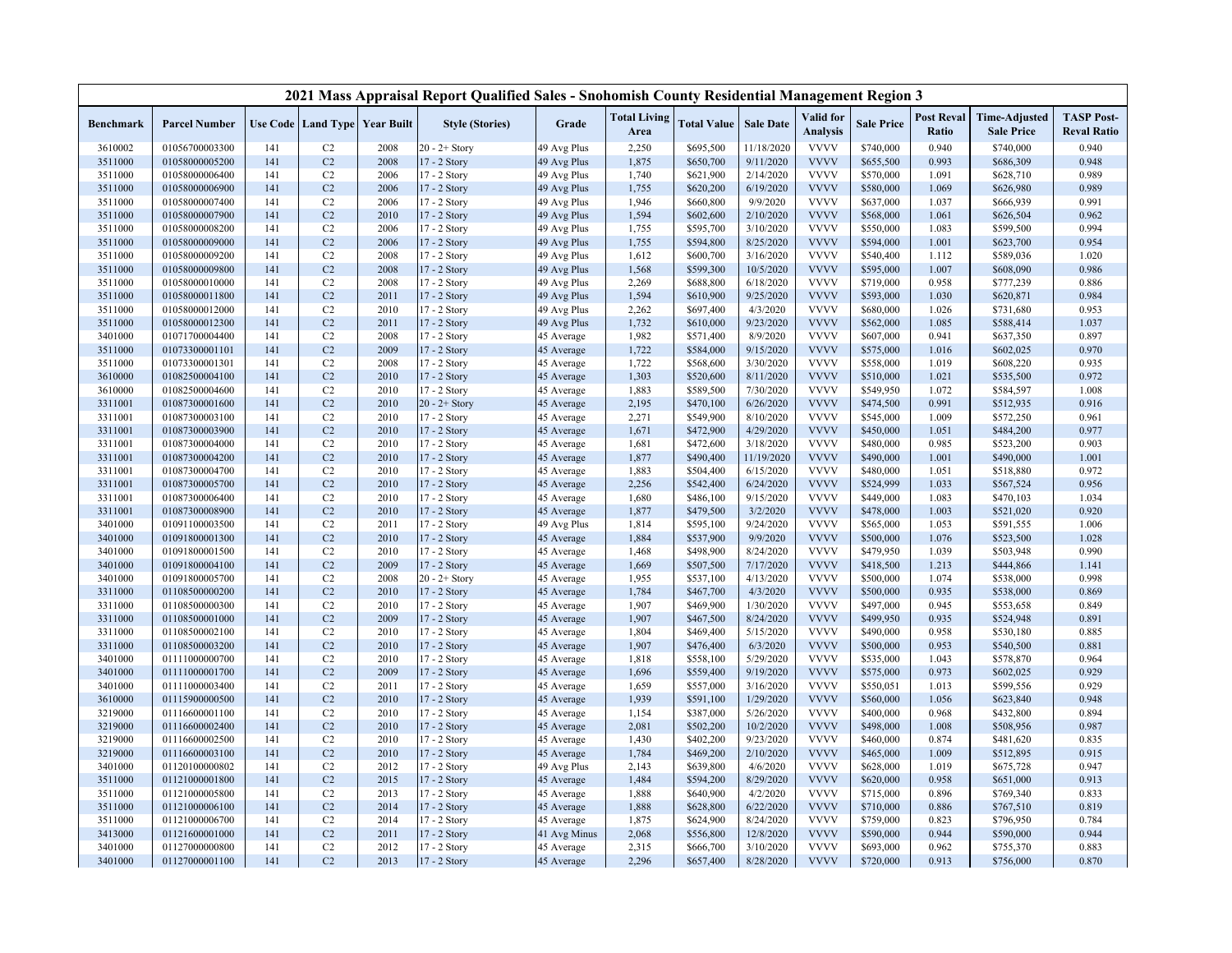# 2021 Mass Appraisal Report Qualified Sales - Snohomish County Residential Management Region 3

| Benchmark | Parcel Number | Use Code | Land Type | Year Built | Style (Stories) | Grade | Total Living Area | Total Value | Sale Date | Valid for Analysis | Sale Price | Post Reval Ratio | Time-Adjusted Sale Price | TASP Post-Reval Ratio |
|---|---|---|---|---|---|---|---|---|---|---|---|---|---|---|
| 3610002 | 01056700003300 | 141 | C2 | 2008 | 20 - 2+ Story | 49 Avg Plus | 2,250 | $695,500 | 11/18/2020 | VVVV | $740,000 | 0.940 | $740,000 | 0.940 |
| 3511000 | 01058000005200 | 141 | C2 | 2008 | 17 - 2 Story | 49 Avg Plus | 1,875 | $650,700 | 9/11/2020 | VVVV | $655,500 | 0.993 | $686,309 | 0.948 |
| 3511000 | 01058000006400 | 141 | C2 | 2006 | 17 - 2 Story | 49 Avg Plus | 1,740 | $621,900 | 2/14/2020 | VVVV | $570,000 | 1.091 | $628,710 | 0.989 |
| 3511000 | 01058000006900 | 141 | C2 | 2006 | 17 - 2 Story | 49 Avg Plus | 1,755 | $620,200 | 6/19/2020 | VVVV | $580,000 | 1.069 | $626,980 | 0.989 |
| 3511000 | 01058000007400 | 141 | C2 | 2006 | 17 - 2 Story | 49 Avg Plus | 1,946 | $660,800 | 9/9/2020 | VVVV | $637,000 | 1.037 | $666,939 | 0.991 |
| 3511000 | 01058000007900 | 141 | C2 | 2010 | 17 - 2 Story | 49 Avg Plus | 1,594 | $602,600 | 2/10/2020 | VVVV | $568,000 | 1.061 | $626,504 | 0.962 |
| 3511000 | 01058000008200 | 141 | C2 | 2006 | 17 - 2 Story | 49 Avg Plus | 1,755 | $595,700 | 3/10/2020 | VVVV | $550,000 | 1.083 | $599,500 | 0.994 |
| 3511000 | 01058000009000 | 141 | C2 | 2006 | 17 - 2 Story | 49 Avg Plus | 1,755 | $594,800 | 8/25/2020 | VVVV | $594,000 | 1.001 | $623,700 | 0.954 |
| 3511000 | 01058000009200 | 141 | C2 | 2008 | 17 - 2 Story | 49 Avg Plus | 1,612 | $600,700 | 3/16/2020 | VVVV | $540,400 | 1.112 | $589,036 | 1.020 |
| 3511000 | 01058000009800 | 141 | C2 | 2008 | 17 - 2 Story | 49 Avg Plus | 1,568 | $599,300 | 10/5/2020 | VVVV | $595,000 | 1.007 | $608,090 | 0.986 |
| 3511000 | 01058000010000 | 141 | C2 | 2008 | 17 - 2 Story | 49 Avg Plus | 2,269 | $688,800 | 6/18/2020 | VVVV | $719,000 | 0.958 | $777,239 | 0.886 |
| 3511000 | 01058000011800 | 141 | C2 | 2011 | 17 - 2 Story | 49 Avg Plus | 1,594 | $610,900 | 9/25/2020 | VVVV | $593,000 | 1.030 | $620,871 | 0.984 |
| 3511000 | 01058000012000 | 141 | C2 | 2010 | 17 - 2 Story | 49 Avg Plus | 2,262 | $697,400 | 4/3/2020 | VVVV | $680,000 | 1.026 | $731,680 | 0.953 |
| 3511000 | 01058000012300 | 141 | C2 | 2011 | 17 - 2 Story | 49 Avg Plus | 1,732 | $610,000 | 9/23/2020 | VVVV | $562,000 | 1.085 | $588,414 | 1.037 |
| 3401000 | 01071700004400 | 141 | C2 | 2008 | 17 - 2 Story | 45 Average | 1,982 | $571,400 | 8/9/2020 | VVVV | $607,000 | 0.941 | $637,350 | 0.897 |
| 3511000 | 01073300001101 | 141 | C2 | 2009 | 17 - 2 Story | 45 Average | 1,722 | $584,000 | 9/15/2020 | VVVV | $575,000 | 1.016 | $602,025 | 0.970 |
| 3511000 | 01073300001301 | 141 | C2 | 2008 | 17 - 2 Story | 45 Average | 1,722 | $568,600 | 3/30/2020 | VVVV | $558,000 | 1.019 | $608,220 | 0.935 |
| 3610000 | 01082500004100 | 141 | C2 | 2010 | 17 - 2 Story | 45 Average | 1,303 | $520,600 | 8/11/2020 | VVVV | $510,000 | 1.021 | $535,500 | 0.972 |
| 3610000 | 01082500004600 | 141 | C2 | 2010 | 17 - 2 Story | 45 Average | 1,883 | $589,500 | 7/30/2020 | VVVV | $549,950 | 1.072 | $584,597 | 1.008 |
| 3311001 | 01087300001600 | 141 | C2 | 2010 | 20 - 2+ Story | 45 Average | 2,195 | $470,100 | 6/26/2020 | VVVV | $474,500 | 0.991 | $512,935 | 0.916 |
| 3311001 | 01087300003100 | 141 | C2 | 2010 | 17 - 2 Story | 45 Average | 2,271 | $549,900 | 8/10/2020 | VVVV | $545,000 | 1.009 | $572,250 | 0.961 |
| 3311001 | 01087300003900 | 141 | C2 | 2010 | 17 - 2 Story | 45 Average | 1,671 | $472,900 | 4/29/2020 | VVVV | $450,000 | 1.051 | $484,200 | 0.977 |
| 3311001 | 01087300004000 | 141 | C2 | 2010 | 17 - 2 Story | 45 Average | 1,681 | $472,600 | 3/18/2020 | VVVV | $480,000 | 0.985 | $523,200 | 0.903 |
| 3311001 | 01087300004200 | 141 | C2 | 2010 | 17 - 2 Story | 45 Average | 1,877 | $490,400 | 11/19/2020 | VVVV | $490,000 | 1.001 | $490,000 | 1.001 |
| 3311001 | 01087300004700 | 141 | C2 | 2010 | 17 - 2 Story | 45 Average | 1,883 | $504,400 | 6/15/2020 | VVVV | $480,000 | 1.051 | $518,880 | 0.972 |
| 3311001 | 01087300005700 | 141 | C2 | 2010 | 17 - 2 Story | 45 Average | 2,256 | $542,400 | 6/24/2020 | VVVV | $524,999 | 1.033 | $567,524 | 0.956 |
| 3311001 | 01087300006400 | 141 | C2 | 2010 | 17 - 2 Story | 45 Average | 1,680 | $486,100 | 9/15/2020 | VVVV | $449,000 | 1.083 | $470,103 | 1.034 |
| 3311001 | 01087300008900 | 141 | C2 | 2010 | 17 - 2 Story | 45 Average | 1,877 | $479,500 | 3/2/2020 | VVVV | $478,000 | 1.003 | $521,020 | 0.920 |
| 3401000 | 01091100003500 | 141 | C2 | 2011 | 17 - 2 Story | 49 Avg Plus | 1,814 | $595,100 | 9/24/2020 | VVVV | $565,000 | 1.053 | $591,555 | 1.006 |
| 3401000 | 01091800001300 | 141 | C2 | 2010 | 17 - 2 Story | 45 Average | 1,884 | $537,900 | 9/9/2020 | VVVV | $500,000 | 1.076 | $523,500 | 1.028 |
| 3401000 | 01091800001500 | 141 | C2 | 2010 | 17 - 2 Story | 45 Average | 1,468 | $498,900 | 8/24/2020 | VVVV | $479,950 | 1.039 | $503,948 | 0.990 |
| 3401000 | 01091800004100 | 141 | C2 | 2009 | 17 - 2 Story | 45 Average | 1,669 | $507,500 | 7/17/2020 | VVVV | $418,500 | 1.213 | $444,866 | 1.141 |
| 3401000 | 01091800005700 | 141 | C2 | 2008 | 20 - 2+ Story | 45 Average | 1,955 | $537,100 | 4/13/2020 | VVVV | $500,000 | 1.074 | $538,000 | 0.998 |
| 3311000 | 01108500000200 | 141 | C2 | 2010 | 17 - 2 Story | 45 Average | 1,784 | $467,700 | 4/3/2020 | VVVV | $500,000 | 0.935 | $538,000 | 0.869 |
| 3311000 | 01108500000300 | 141 | C2 | 2010 | 17 - 2 Story | 45 Average | 1,907 | $469,900 | 1/30/2020 | VVVV | $497,000 | 0.945 | $553,658 | 0.849 |
| 3311000 | 01108500001000 | 141 | C2 | 2009 | 17 - 2 Story | 45 Average | 1,907 | $467,500 | 8/24/2020 | VVVV | $499,950 | 0.935 | $524,948 | 0.891 |
| 3311000 | 01108500002100 | 141 | C2 | 2010 | 17 - 2 Story | 45 Average | 1,804 | $469,400 | 5/15/2020 | VVVV | $490,000 | 0.958 | $530,180 | 0.885 |
| 3311000 | 01108500003200 | 141 | C2 | 2010 | 17 - 2 Story | 45 Average | 1,907 | $476,400 | 6/3/2020 | VVVV | $500,000 | 0.953 | $540,500 | 0.881 |
| 3401000 | 01111000000700 | 141 | C2 | 2010 | 17 - 2 Story | 45 Average | 1,818 | $558,100 | 5/29/2020 | VVVV | $535,000 | 1.043 | $578,870 | 0.964 |
| 3401000 | 01111000001700 | 141 | C2 | 2009 | 17 - 2 Story | 45 Average | 1,696 | $559,400 | 9/19/2020 | VVVV | $575,000 | 0.973 | $602,025 | 0.929 |
| 3401000 | 01111000003400 | 141 | C2 | 2011 | 17 - 2 Story | 45 Average | 1,659 | $557,000 | 3/16/2020 | VVVV | $550,051 | 1.013 | $599,556 | 0.929 |
| 3610000 | 01115900000500 | 141 | C2 | 2010 | 17 - 2 Story | 45 Average | 1,939 | $591,100 | 1/29/2020 | VVVV | $560,000 | 1.056 | $623,840 | 0.948 |
| 3219000 | 01116600001100 | 141 | C2 | 2010 | 17 - 2 Story | 45 Average | 1,154 | $387,000 | 5/26/2020 | VVVV | $400,000 | 0.968 | $432,800 | 0.894 |
| 3219000 | 01116600002400 | 141 | C2 | 2010 | 17 - 2 Story | 45 Average | 2,081 | $502,200 | 10/2/2020 | VVVV | $498,000 | 1.008 | $508,956 | 0.987 |
| 3219000 | 01116600002500 | 141 | C2 | 2010 | 17 - 2 Story | 45 Average | 1,430 | $402,200 | 9/23/2020 | VVVV | $460,000 | 0.874 | $481,620 | 0.835 |
| 3219000 | 01116600003100 | 141 | C2 | 2010 | 17 - 2 Story | 45 Average | 1,784 | $469,200 | 2/10/2020 | VVVV | $465,000 | 1.009 | $512,895 | 0.915 |
| 3401000 | 01120100000802 | 141 | C2 | 2012 | 17 - 2 Story | 49 Avg Plus | 2,143 | $639,800 | 4/6/2020 | VVVV | $628,000 | 1.019 | $675,728 | 0.947 |
| 3511000 | 01121000001800 | 141 | C2 | 2015 | 17 - 2 Story | 45 Average | 1,484 | $594,200 | 8/29/2020 | VVVV | $620,000 | 0.958 | $651,000 | 0.913 |
| 3511000 | 01121000005800 | 141 | C2 | 2013 | 17 - 2 Story | 45 Average | 1,888 | $640,900 | 4/2/2020 | VVVV | $715,000 | 0.896 | $769,340 | 0.833 |
| 3511000 | 01121000006100 | 141 | C2 | 2014 | 17 - 2 Story | 45 Average | 1,888 | $628,800 | 6/22/2020 | VVVV | $710,000 | 0.886 | $767,510 | 0.819 |
| 3511000 | 01121000006700 | 141 | C2 | 2014 | 17 - 2 Story | 45 Average | 1,875 | $624,900 | 8/24/2020 | VVVV | $759,000 | 0.823 | $796,950 | 0.784 |
| 3413000 | 01121600001000 | 141 | C2 | 2011 | 17 - 2 Story | 41 Avg Minus | 2,068 | $556,800 | 12/8/2020 | VVVV | $590,000 | 0.944 | $590,000 | 0.944 |
| 3401000 | 01127000000800 | 141 | C2 | 2012 | 17 - 2 Story | 45 Average | 2,315 | $666,700 | 3/10/2020 | VVVV | $693,000 | 0.962 | $755,370 | 0.883 |
| 3401000 | 01127000001100 | 141 | C2 | 2013 | 17 - 2 Story | 45 Average | 2,296 | $657,400 | 8/28/2020 | VVVV | $720,000 | 0.913 | $756,000 | 0.870 |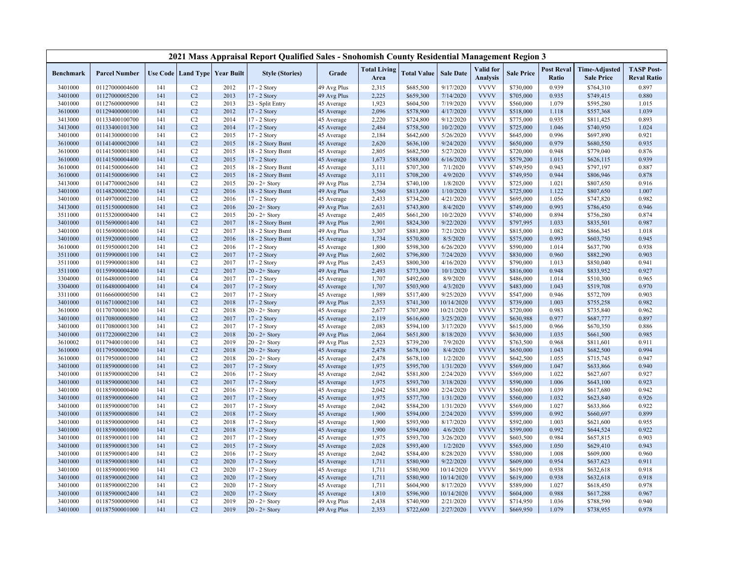| 2021 Mass Appraisal Report Qualified Sales - Snohomish County Residential Management Region 3 | | | | | | | | | | | | | | | |
|---|---|---|---|---|---|---|---|---|---|---|---|---|---|---|---|
| Benchmark | Parcel Number | Use Code | Land Type | Year Built | Style (Stories) | Grade | Total Living Area | Total Value | Sale Date | Valid for Analysis | Sale Price | Post Reval Ratio | Time-Adjusted Sale Price | TASP Post-Reval Ratio |
| 3401000 | 01127000004600 | 141 | C2 | 2012 | 17 - 2 Story | 49 Avg Plus | 2,315 | $685,500 | 9/17/2020 | VVVV | $730,000 | 0.939 | $764,310 | 0.897 |
| 3401000 | 01127000005200 | 141 | C2 | 2013 | 17 - 2 Story | 49 Avg Plus | 2,225 | $659,300 | 7/14/2020 | VVVV | $705,000 | 0.935 | $749,415 | 0.880 |
| 3401000 | 01127600000900 | 141 | C2 | 2013 | 23 - Split Entry | 45 Average | 1,923 | $604,500 | 7/19/2020 | VVVV | $560,000 | 1.079 | $595,280 | 1.015 |
| 3610000 | 01129400000100 | 141 | C2 | 2012 | 17 - 2 Story | 45 Average | 2,096 | $578,900 | 4/17/2020 | VVVV | $518,000 | 1.118 | $557,368 | 1.039 |
| 3413000 | 01133400100700 | 141 | C2 | 2014 | 17 - 2 Story | 45 Average | 2,220 | $724,800 | 9/12/2020 | VVVV | $775,000 | 0.935 | $811,425 | 0.893 |
| 3413000 | 01133400101300 | 141 | C2 | 2014 | 17 - 2 Story | 45 Average | 2,484 | $758,500 | 10/2/2020 | VVVV | $725,000 | 1.046 | $740,950 | 1.024 |
| 3401000 | 01141300000100 | 141 | C2 | 2015 | 17 - 2 Story | 45 Average | 2,184 | $642,600 | 5/26/2020 | VVVV | $645,000 | 0.996 | $697,890 | 0.921 |
| 3610000 | 01141400002000 | 141 | C2 | 2015 | 18 - 2 Story Bsmt | 45 Average | 2,620 | $636,100 | 9/24/2020 | VVVV | $650,000 | 0.979 | $680,550 | 0.935 |
| 3610000 | 01141500001800 | 141 | C2 | 2015 | 18 - 2 Story Bsmt | 45 Average | 2,805 | $682,500 | 5/27/2020 | VVVV | $720,000 | 0.948 | $779,040 | 0.876 |
| 3610000 | 01141500004400 | 141 | C2 | 2015 | 17 - 2 Story | 45 Average | 1,673 | $588,000 | 6/16/2020 | VVVV | $579,200 | 1.015 | $626,115 | 0.939 |
| 3610000 | 01141500006600 | 141 | C2 | 2015 | 18 - 2 Story Bsmt | 45 Average | 3,111 | $707,300 | 7/1/2020 | VVVV | $749,950 | 0.943 | $797,197 | 0.887 |
| 3610000 | 01141500006900 | 141 | C2 | 2015 | 18 - 2 Story Bsmt | 45 Average | 3,111 | $708,200 | 4/9/2020 | VVVV | $749,950 | 0.944 | $806,946 | 0.878 |
| 3413000 | 01147700002600 | 141 | C2 | 2015 | 20 - 2+ Story | 49 Avg Plus | 2,734 | $740,100 | 1/8/2020 | VVVV | $725,000 | 1.021 | $807,650 | 0.916 |
| 3401000 | 01148200002200 | 141 | C2 | 2016 | 18 - 2 Story Bsmt | 49 Avg Plus | 3,560 | $813,600 | 1/10/2020 | VVVV | $725,000 | 1.122 | $807,650 | 1.007 |
| 3401000 | 01149700002100 | 141 | C2 | 2016 | 17 - 2 Story | 45 Average | 2,433 | $734,200 | 4/21/2020 | VVVV | $695,000 | 1.056 | $747,820 | 0.982 |
| 3413000 | 01151500000800 | 141 | C2 | 2016 | 20 - 2+ Story | 49 Avg Plus | 2,631 | $743,800 | 8/4/2020 | VVVV | $749,000 | 0.993 | $786,450 | 0.946 |
| 3511000 | 01153200000400 | 141 | C2 | 2015 | 20 - 2+ Story | 45 Average | 2,405 | $661,200 | 10/2/2020 | VVVV | $740,000 | 0.894 | $756,280 | 0.874 |
| 3401000 | 01156900001400 | 141 | C2 | 2017 | 18 - 2 Story Bsmt | 49 Avg Plus | 2,901 | $824,300 | 9/22/2020 | VVVV | $797,995 | 1.033 | $835,501 | 0.987 |
| 3401000 | 01156900001600 | 141 | C2 | 2017 | 18 - 2 Story Bsmt | 49 Avg Plus | 3,307 | $881,800 | 7/21/2020 | VVVV | $815,000 | 1.082 | $866,345 | 1.018 |
| 3401000 | 01159200001000 | 141 | C2 | 2016 | 18 - 2 Story Bsmt | 45 Average | 1,734 | $570,800 | 8/5/2020 | VVVV | $575,000 | 0.993 | $603,750 | 0.945 |
| 3610000 | 01159500001200 | 141 | C2 | 2016 | 17 - 2 Story | 45 Average | 1,800 | $598,300 | 6/26/2020 | VVVV | $590,000 | 1.014 | $637,790 | 0.938 |
| 3511000 | 01159900001100 | 141 | C2 | 2017 | 17 - 2 Story | 49 Avg Plus | 2,602 | $796,800 | 7/24/2020 | VVVV | $830,000 | 0.960 | $882,290 | 0.903 |
| 3511000 | 01159900001800 | 141 | C2 | 2017 | 17 - 2 Story | 49 Avg Plus | 2,453 | $800,300 | 4/16/2020 | VVVV | $790,000 | 1.013 | $850,040 | 0.941 |
| 3511000 | 01159900004400 | 141 | C2 | 2017 | 20 - 2+ Story | 49 Avg Plus | 2,493 | $773,300 | 10/1/2020 | VVVV | $816,000 | 0.948 | $833,952 | 0.927 |
| 3304000 | 01164800001000 | 141 | C4 | 2017 | 17 - 2 Story | 45 Average | 1,707 | $492,600 | 8/9/2020 | VVVV | $486,000 | 1.014 | $510,300 | 0.965 |
| 3304000 | 01164800004000 | 141 | C4 | 2017 | 17 - 2 Story | 45 Average | 1,707 | $503,900 | 4/3/2020 | VVVV | $483,000 | 1.043 | $519,708 | 0.970 |
| 3311000 | 01166600000500 | 141 | C2 | 2017 | 17 - 2 Story | 45 Average | 1,989 | $517,400 | 9/25/2020 | VVVV | $547,000 | 0.946 | $572,709 | 0.903 |
| 3401000 | 01167100002100 | 141 | C2 | 2018 | 17 - 2 Story | 49 Avg Plus | 2,353 | $741,300 | 10/14/2020 | VVVV | $739,000 | 1.003 | $755,258 | 0.982 |
| 3610000 | 01170700001300 | 141 | C2 | 2018 | 20 - 2+ Story | 45 Average | 2,677 | $707,800 | 10/21/2020 | VVVV | $720,000 | 0.983 | $735,840 | 0.962 |
| 3401000 | 01170800000800 | 141 | C2 | 2017 | 17 - 2 Story | 45 Average | 2,119 | $616,600 | 3/25/2020 | VVVV | $630,988 | 0.977 | $687,777 | 0.897 |
| 3401000 | 01170800001300 | 141 | C2 | 2017 | 17 - 2 Story | 45 Average | 2,083 | $594,100 | 3/17/2020 | VVVV | $615,000 | 0.966 | $670,350 | 0.886 |
| 3401000 | 01172200002200 | 141 | C2 | 2018 | 20 - 2+ Story | 49 Avg Plus | 2,064 | $651,800 | 8/18/2020 | VVVV | $630,000 | 1.035 | $661,500 | 0.985 |
| 3610002 | 01179400100100 | 141 | C2 | 2019 | 20 - 2+ Story | 49 Avg Plus | 2,523 | $739,200 | 7/9/2020 | VVVV | $763,500 | 0.968 | $811,601 | 0.911 |
| 3610000 | 01179500000200 | 141 | C2 | 2018 | 20 - 2+ Story | 45 Average | 2,478 | $678,100 | 8/4/2020 | VVVV | $650,000 | 1.043 | $682,500 | 0.994 |
| 3610000 | 01179500001000 | 141 | C2 | 2018 | 20 - 2+ Story | 45 Average | 2,478 | $678,100 | 1/2/2020 | VVVV | $642,500 | 1.055 | $715,745 | 0.947 |
| 3401000 | 01185900000100 | 141 | C2 | 2017 | 17 - 2 Story | 45 Average | 1,975 | $595,700 | 1/31/2020 | VVVV | $569,000 | 1.047 | $633,866 | 0.940 |
| 3401000 | 01185900000200 | 141 | C2 | 2016 | 17 - 2 Story | 45 Average | 2,042 | $581,800 | 2/24/2020 | VVVV | $569,000 | 1.022 | $627,607 | 0.927 |
| 3401000 | 01185900000300 | 141 | C2 | 2017 | 17 - 2 Story | 45 Average | 1,975 | $593,700 | 3/18/2020 | VVVV | $590,000 | 1.006 | $643,100 | 0.923 |
| 3401000 | 01185900000400 | 141 | C2 | 2016 | 17 - 2 Story | 45 Average | 2,042 | $581,800 | 2/24/2020 | VVVV | $560,000 | 1.039 | $617,680 | 0.942 |
| 3401000 | 01185900000600 | 141 | C2 | 2017 | 17 - 2 Story | 45 Average | 1,975 | $577,700 | 1/31/2020 | VVVV | $560,000 | 1.032 | $623,840 | 0.926 |
| 3401000 | 01185900000700 | 141 | C2 | 2017 | 17 - 2 Story | 45 Average | 2,042 | $584,200 | 1/31/2020 | VVVV | $569,000 | 1.027 | $633,866 | 0.922 |
| 3401000 | 01185900000800 | 141 | C2 | 2018 | 17 - 2 Story | 45 Average | 1,900 | $594,000 | 2/24/2020 | VVVV | $599,000 | 0.992 | $660,697 | 0.899 |
| 3401000 | 01185900000900 | 141 | C2 | 2018 | 17 - 2 Story | 45 Average | 1,900 | $593,900 | 8/17/2020 | VVVV | $592,000 | 1.003 | $621,600 | 0.955 |
| 3401000 | 01185900001000 | 141 | C2 | 2018 | 17 - 2 Story | 45 Average | 1,900 | $594,000 | 4/6/2020 | VVVV | $599,000 | 0.992 | $644,524 | 0.922 |
| 3401000 | 01185900001100 | 141 | C2 | 2017 | 17 - 2 Story | 45 Average | 1,975 | $593,700 | 3/26/2020 | VVVV | $603,500 | 0.984 | $657,815 | 0.903 |
| 3401000 | 01185900001300 | 141 | C2 | 2015 | 17 - 2 Story | 45 Average | 2,028 | $593,400 | 1/2/2020 | VVVV | $565,000 | 1.050 | $629,410 | 0.943 |
| 3401000 | 01185900001400 | 141 | C2 | 2016 | 17 - 2 Story | 45 Average | 2,042 | $584,400 | 8/28/2020 | VVVV | $580,000 | 1.008 | $609,000 | 0.960 |
| 3401000 | 01185900001800 | 141 | C2 | 2020 | 17 - 2 Story | 45 Average | 1,711 | $580,900 | 9/22/2020 | VVVV | $609,000 | 0.954 | $637,623 | 0.911 |
| 3401000 | 01185900001900 | 141 | C2 | 2020 | 17 - 2 Story | 45 Average | 1,711 | $580,900 | 10/14/2020 | VVVV | $619,000 | 0.938 | $632,618 | 0.918 |
| 3401000 | 01185900002000 | 141 | C2 | 2020 | 17 - 2 Story | 45 Average | 1,711 | $580,900 | 10/14/2020 | VVVV | $619,000 | 0.938 | $632,618 | 0.918 |
| 3401000 | 01185900002200 | 141 | C2 | 2020 | 17 - 2 Story | 45 Average | 1,711 | $604,900 | 8/17/2020 | VVVV | $589,000 | 1.027 | $618,450 | 0.978 |
| 3401000 | 01185900002400 | 141 | C2 | 2020 | 17 - 2 Story | 45 Average | 1,810 | $596,900 | 10/14/2020 | VVVV | $604,000 | 0.988 | $617,288 | 0.967 |
| 3401000 | 01187500000900 | 141 | C2 | 2019 | 20 - 2+ Story | 49 Avg Plus | 2,438 | $740,900 | 2/21/2020 | VVVV | $714,950 | 1.036 | $788,590 | 0.940 |
| 3401000 | 01187500001000 | 141 | C2 | 2019 | 20 - 2+ Story | 49 Avg Plus | 2,353 | $722,600 | 2/27/2020 | VVVV | $669,950 | 1.079 | $738,955 | 0.978 |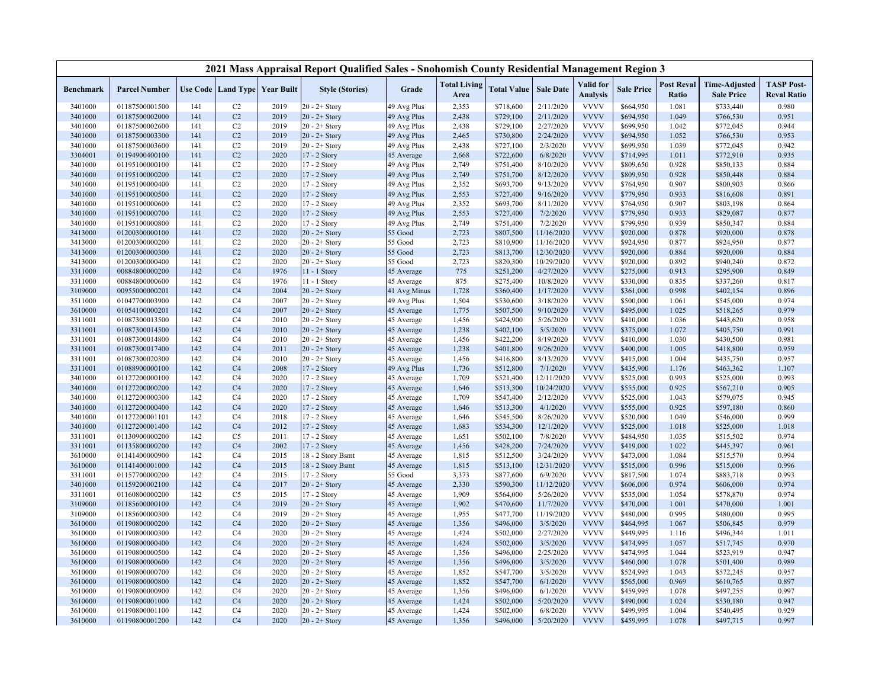| 2021 Mass Appraisal Report Qualified Sales - Snohomish County Residential Management Region 3 | | | | | | | | | | | | | | |
|---|---|---|---|---|---|---|---|---|---|---|---|---|---|---|
| **Benchmark** | **Parcel Number** | **Use Code** | **Land Type** | **Year Built** | **Style (Stories)** | **Grade** | **Total Living Area** | **Total Value** | **Sale Date** | **Valid for Analysis** | **Sale Price** | **Post Reval Ratio** | **Time-Adjusted Sale Price** | **TASP Post-Reval Ratio** |
| 3401000 | 01187500001500 | 141 | C2 | 2019 | 20 - 2+ Story | 49 Avg Plus | 2,353 | $718,600 | 2/11/2020 | VVVV | $664,950 | 1.081 | $733,440 | 0.980 |
| 3401000 | 01187500002000 | 141 | C2 | 2019 | 20 - 2+ Story | 49 Avg Plus | 2,438 | $729,100 | 2/11/2020 | VVVV | $694,950 | 1.049 | $766,530 | 0.951 |
| 3401000 | 01187500002600 | 141 | C2 | 2019 | 20 - 2+ Story | 49 Avg Plus | 2,438 | $729,100 | 2/27/2020 | VVVV | $699,950 | 1.042 | $772,045 | 0.944 |
| 3401000 | 01187500003300 | 141 | C2 | 2019 | 20 - 2+ Story | 49 Avg Plus | 2,465 | $730,800 | 2/24/2020 | VVVV | $694,950 | 1.052 | $766,530 | 0.953 |
| 3401000 | 01187500003600 | 141 | C2 | 2019 | 20 - 2+ Story | 49 Avg Plus | 2,438 | $727,100 | 2/3/2020 | VVVV | $699,950 | 1.039 | $772,045 | 0.942 |
| 3304001 | 01194900400100 | 141 | C2 | 2020 | 17 - 2 Story | 45 Average | 2,668 | $722,600 | 6/8/2020 | VVVV | $714,995 | 1.011 | $772,910 | 0.935 |
| 3401000 | 01195100000100 | 141 | C2 | 2020 | 17 - 2 Story | 49 Avg Plus | 2,749 | $751,400 | 8/10/2020 | VVVV | $809,650 | 0.928 | $850,133 | 0.884 |
| 3401000 | 01195100000200 | 141 | C2 | 2020 | 17 - 2 Story | 49 Avg Plus | 2,749 | $751,700 | 8/12/2020 | VVVV | $809,950 | 0.928 | $850,448 | 0.884 |
| 3401000 | 01195100000400 | 141 | C2 | 2020 | 17 - 2 Story | 49 Avg Plus | 2,352 | $693,700 | 9/13/2020 | VVVV | $764,950 | 0.907 | $800,903 | 0.866 |
| 3401000 | 01195100000500 | 141 | C2 | 2020 | 17 - 2 Story | 49 Avg Plus | 2,553 | $727,400 | 9/16/2020 | VVVV | $779,950 | 0.933 | $816,608 | 0.891 |
| 3401000 | 01195100000600 | 141 | C2 | 2020 | 17 - 2 Story | 49 Avg Plus | 2,352 | $693,700 | 8/11/2020 | VVVV | $764,950 | 0.907 | $803,198 | 0.864 |
| 3401000 | 01195100000700 | 141 | C2 | 2020 | 17 - 2 Story | 49 Avg Plus | 2,553 | $727,400 | 7/2/2020 | VVVV | $779,950 | 0.933 | $829,087 | 0.877 |
| 3401000 | 01195100000800 | 141 | C2 | 2020 | 17 - 2 Story | 49 Avg Plus | 2,749 | $751,400 | 7/2/2020 | VVVV | $799,950 | 0.939 | $850,347 | 0.884 |
| 3413000 | 01200300000100 | 141 | C2 | 2020 | 20 - 2+ Story | 55 Good | 2,723 | $807,500 | 11/16/2020 | VVVV | $920,000 | 0.878 | $920,000 | 0.878 |
| 3413000 | 01200300000200 | 141 | C2 | 2020 | 20 - 2+ Story | 55 Good | 2,723 | $810,900 | 11/16/2020 | VVVV | $924,950 | 0.877 | $924,950 | 0.877 |
| 3413000 | 01200300000300 | 141 | C2 | 2020 | 20 - 2+ Story | 55 Good | 2,723 | $813,700 | 12/30/2020 | VVVV | $920,000 | 0.884 | $920,000 | 0.884 |
| 3413000 | 01200300000400 | 141 | C2 | 2020 | 20 - 2+ Story | 55 Good | 2,723 | $820,300 | 10/29/2020 | VVVV | $920,000 | 0.892 | $940,240 | 0.872 |
| 3311000 | 00884800000200 | 142 | C4 | 1976 | 11 - 1 Story | 45 Average | 775 | $251,200 | 4/27/2020 | VVVV | $275,000 | 0.913 | $295,900 | 0.849 |
| 3311000 | 00884800000600 | 142 | C4 | 1976 | 11 - 1 Story | 45 Average | 875 | $275,400 | 10/8/2020 | VVVV | $330,000 | 0.835 | $337,260 | 0.817 |
| 3109000 | 00955000000201 | 142 | C4 | 2004 | 20 - 2+ Story | 41 Avg Minus | 1,728 | $360,400 | 1/17/2020 | VVVV | $361,000 | 0.998 | $402,154 | 0.896 |
| 3511000 | 01047700003900 | 142 | C4 | 2007 | 20 - 2+ Story | 49 Avg Plus | 1,504 | $530,600 | 3/18/2020 | VVVV | $500,000 | 1.061 | $545,000 | 0.974 |
| 3610000 | 01054100000201 | 142 | C4 | 2007 | 20 - 2+ Story | 45 Average | 1,775 | $507,500 | 9/10/2020 | VVVV | $495,000 | 1.025 | $518,265 | 0.979 |
| 3311001 | 01087300013500 | 142 | C4 | 2010 | 20 - 2+ Story | 45 Average | 1,456 | $424,900 | 5/26/2020 | VVVV | $410,000 | 1.036 | $443,620 | 0.958 |
| 3311001 | 01087300014500 | 142 | C4 | 2010 | 20 - 2+ Story | 45 Average | 1,238 | $402,100 | 5/5/2020 | VVVV | $375,000 | 1.072 | $405,750 | 0.991 |
| 3311001 | 01087300014800 | 142 | C4 | 2010 | 20 - 2+ Story | 45 Average | 1,456 | $422,200 | 8/19/2020 | VVVV | $410,000 | 1.030 | $430,500 | 0.981 |
| 3311001 | 01087300017400 | 142 | C4 | 2011 | 20 - 2+ Story | 45 Average | 1,238 | $401,800 | 9/26/2020 | VVVV | $400,000 | 1.005 | $418,800 | 0.959 |
| 3311001 | 01087300020300 | 142 | C4 | 2010 | 20 - 2+ Story | 45 Average | 1,456 | $416,800 | 8/13/2020 | VVVV | $415,000 | 1.004 | $435,750 | 0.957 |
| 3311001 | 01088900000100 | 142 | C4 | 2008 | 17 - 2 Story | 49 Avg Plus | 1,736 | $512,800 | 7/1/2020 | VVVV | $435,900 | 1.176 | $463,362 | 1.107 |
| 3401000 | 01127200000100 | 142 | C4 | 2020 | 17 - 2 Story | 45 Average | 1,709 | $521,400 | 12/11/2020 | VVVV | $525,000 | 0.993 | $525,000 | 0.993 |
| 3401000 | 01127200000200 | 142 | C4 | 2020 | 17 - 2 Story | 45 Average | 1,646 | $513,300 | 10/24/2020 | VVVV | $555,000 | 0.925 | $567,210 | 0.905 |
| 3401000 | 01127200000300 | 142 | C4 | 2020 | 17 - 2 Story | 45 Average | 1,709 | $547,400 | 2/12/2020 | VVVV | $525,000 | 1.043 | $579,075 | 0.945 |
| 3401000 | 01127200000400 | 142 | C4 | 2020 | 17 - 2 Story | 45 Average | 1,646 | $513,300 | 4/1/2020 | VVVV | $555,000 | 0.925 | $597,180 | 0.860 |
| 3401000 | 01127200001101 | 142 | C4 | 2018 | 17 - 2 Story | 45 Average | 1,646 | $545,500 | 8/26/2020 | VVVV | $520,000 | 1.049 | $546,000 | 0.999 |
| 3401000 | 01127200001400 | 142 | C4 | 2012 | 17 - 2 Story | 45 Average | 1,683 | $534,300 | 12/1/2020 | VVVV | $525,000 | 1.018 | $525,000 | 1.018 |
| 3311001 | 01130900000200 | 142 | C5 | 2011 | 17 - 2 Story | 45 Average | 1,651 | $502,100 | 7/8/2020 | VVVV | $484,950 | 1.035 | $515,502 | 0.974 |
| 3311001 | 01135800000200 | 142 | C4 | 2002 | 17 - 2 Story | 45 Average | 1,456 | $428,200 | 7/24/2020 | VVVV | $419,000 | 1.022 | $445,397 | 0.961 |
| 3610000 | 01141400000900 | 142 | C4 | 2015 | 18 - 2 Story Bsmt | 45 Average | 1,815 | $512,500 | 3/24/2020 | VVVV | $473,000 | 1.084 | $515,570 | 0.994 |
| 3610000 | 01141400001000 | 142 | C4 | 2015 | 18 - 2 Story Bsmt | 45 Average | 1,815 | $513,100 | 12/31/2020 | VVVV | $515,000 | 0.996 | $515,000 | 0.996 |
| 3311001 | 01157700000200 | 142 | C4 | 2015 | 17 - 2 Story | 55 Good | 3,373 | $877,600 | 6/9/2020 | VVVV | $817,500 | 1.074 | $883,718 | 0.993 |
| 3401000 | 01159200002100 | 142 | C4 | 2017 | 20 - 2+ Story | 45 Average | 2,330 | $590,300 | 11/12/2020 | VVVV | $606,000 | 0.974 | $606,000 | 0.974 |
| 3311001 | 01160800000200 | 142 | C5 | 2015 | 17 - 2 Story | 45 Average | 1,909 | $564,000 | 5/26/2020 | VVVV | $535,000 | 1.054 | $578,870 | 0.974 |
| 3109000 | 01185600000100 | 142 | C4 | 2019 | 20 - 2+ Story | 45 Average | 1,902 | $470,600 | 11/7/2020 | VVVV | $470,000 | 1.001 | $470,000 | 1.001 |
| 3109000 | 01185600000300 | 142 | C4 | 2019 | 20 - 2+ Story | 45 Average | 1,955 | $477,700 | 11/19/2020 | VVVV | $480,000 | 0.995 | $480,000 | 0.995 |
| 3610000 | 01190800000200 | 142 | C4 | 2020 | 20 - 2+ Story | 45 Average | 1,356 | $496,000 | 3/5/2020 | VVVV | $464,995 | 1.067 | $506,845 | 0.979 |
| 3610000 | 01190800000300 | 142 | C4 | 2020 | 20 - 2+ Story | 45 Average | 1,424 | $502,000 | 2/27/2020 | VVVV | $449,995 | 1.116 | $496,344 | 1.011 |
| 3610000 | 01190800000400 | 142 | C4 | 2020 | 20 - 2+ Story | 45 Average | 1,424 | $502,000 | 3/5/2020 | VVVV | $474,995 | 1.057 | $517,745 | 0.970 |
| 3610000 | 01190800000500 | 142 | C4 | 2020 | 20 - 2+ Story | 45 Average | 1,356 | $496,000 | 2/25/2020 | VVVV | $474,995 | 1.044 | $523,919 | 0.947 |
| 3610000 | 01190800000600 | 142 | C4 | 2020 | 20 - 2+ Story | 45 Average | 1,356 | $496,000 | 3/5/2020 | VVVV | $460,000 | 1.078 | $501,400 | 0.989 |
| 3610000 | 01190800000700 | 142 | C4 | 2020 | 20 - 2+ Story | 45 Average | 1,852 | $547,700 | 3/5/2020 | VVVV | $524,995 | 1.043 | $572,245 | 0.957 |
| 3610000 | 01190800000800 | 142 | C4 | 2020 | 20 - 2+ Story | 45 Average | 1,852 | $547,700 | 6/1/2020 | VVVV | $565,000 | 0.969 | $610,765 | 0.897 |
| 3610000 | 01190800000900 | 142 | C4 | 2020 | 20 - 2+ Story | 45 Average | 1,356 | $496,000 | 6/1/2020 | VVVV | $459,995 | 1.078 | $497,255 | 0.997 |
| 3610000 | 01190800001000 | 142 | C4 | 2020 | 20 - 2+ Story | 45 Average | 1,424 | $502,000 | 5/20/2020 | VVVV | $490,000 | 1.024 | $530,180 | 0.947 |
| 3610000 | 01190800001100 | 142 | C4 | 2020 | 20 - 2+ Story | 45 Average | 1,424 | $502,000 | 6/8/2020 | VVVV | $499,995 | 1.004 | $540,495 | 0.929 |
| 3610000 | 01190800001200 | 142 | C4 | 2020 | 20 - 2+ Story | 45 Average | 1,356 | $496,000 | 5/20/2020 | VVVV | $459,995 | 1.078 | $497,715 | 0.997 |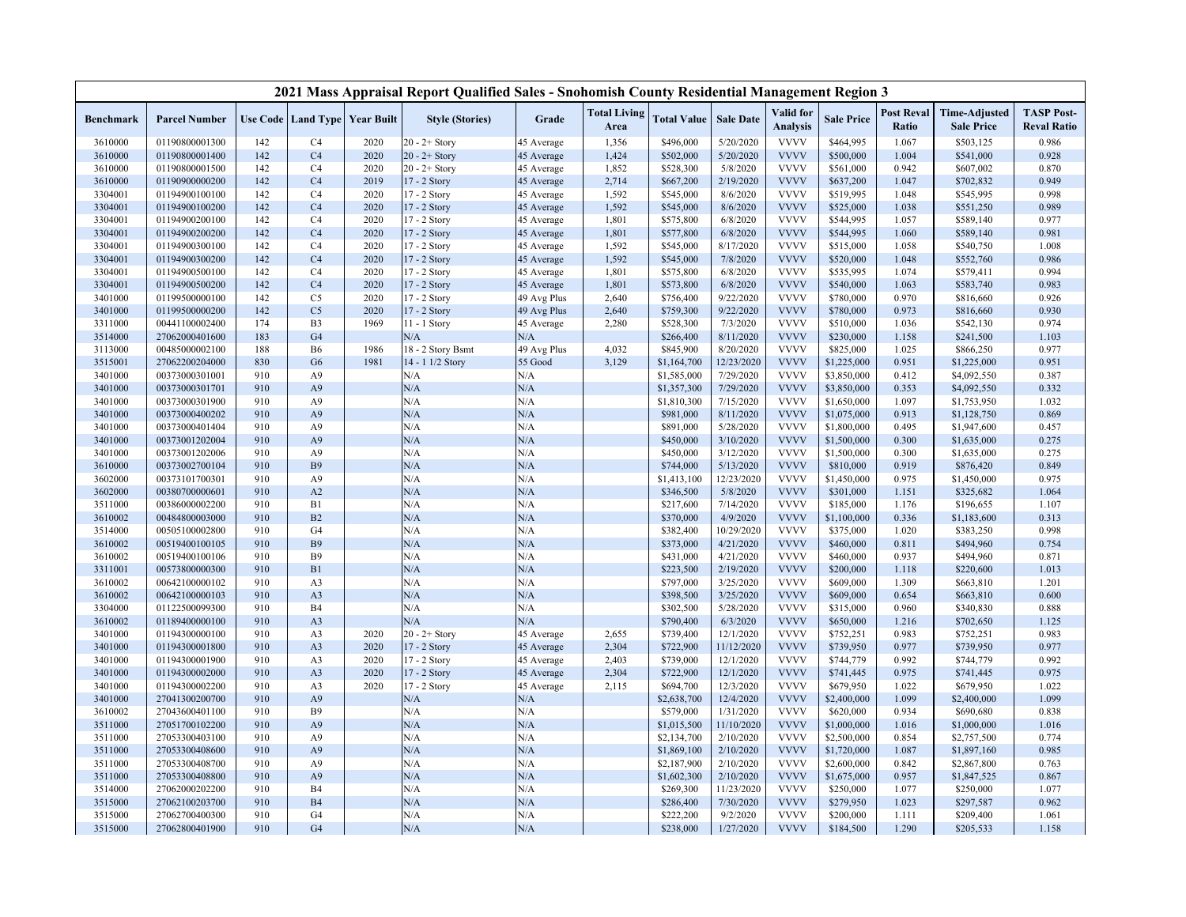| 2021 Mass Appraisal Report Qualified Sales - Snohomish County Residential Management Region 3 | | | | | | | | | | | | | | | |
|---|---|---|---|---|---|---|---|---|---|---|---|---|---|---|---|
| Benchmark | Parcel Number | Use Code | Land Type | Year Built | Style (Stories) | Grade | Total Living Area | Total Value | Sale Date | Valid for Analysis | Sale Price | Post Reval Ratio | Time-Adjusted Sale Price | TASP Post-Reval Ratio |
| 3610000 | 01190800001300 | 142 | C4 | 2020 | 20 - 2+ Story | 45 Average | 1,356 | $496,000 | 5/20/2020 | VVVV | $464,995 | 1.067 | $503,125 | 0.986 |
| 3610000 | 01190800001400 | 142 | C4 | 2020 | 20 - 2+ Story | 45 Average | 1,424 | $502,000 | 5/20/2020 | VVVV | $500,000 | 1.004 | $541,000 | 0.928 |
| 3610000 | 01190800001500 | 142 | C4 | 2020 | 20 - 2+ Story | 45 Average | 1,852 | $528,300 | 5/8/2020 | VVVV | $561,000 | 0.942 | $607,002 | 0.870 |
| 3610000 | 01190900000200 | 142 | C4 | 2019 | 17 - 2 Story | 45 Average | 2,714 | $667,200 | 2/19/2020 | VVVV | $637,200 | 1.047 | $702,832 | 0.949 |
| 3304001 | 01194900100100 | 142 | C4 | 2020 | 17 - 2 Story | 45 Average | 1,592 | $545,000 | 8/6/2020 | VVVV | $519,995 | 1.048 | $545,995 | 0.998 |
| 3304001 | 01194900100200 | 142 | C4 | 2020 | 17 - 2 Story | 45 Average | 1,592 | $545,000 | 8/6/2020 | VVVV | $525,000 | 1.038 | $551,250 | 0.989 |
| 3304001 | 01194900200100 | 142 | C4 | 2020 | 17 - 2 Story | 45 Average | 1,801 | $575,800 | 6/8/2020 | VVVV | $544,995 | 1.057 | $589,140 | 0.977 |
| 3304001 | 01194900200200 | 142 | C4 | 2020 | 17 - 2 Story | 45 Average | 1,801 | $577,800 | 6/8/2020 | VVVV | $544,995 | 1.060 | $589,140 | 0.981 |
| 3304001 | 01194900300100 | 142 | C4 | 2020 | 17 - 2 Story | 45 Average | 1,592 | $545,000 | 8/17/2020 | VVVV | $515,000 | 1.058 | $540,750 | 1.008 |
| 3304001 | 01194900300200 | 142 | C4 | 2020 | 17 - 2 Story | 45 Average | 1,592 | $545,000 | 7/8/2020 | VVVV | $520,000 | 1.048 | $552,760 | 0.986 |
| 3304001 | 01194900500100 | 142 | C4 | 2020 | 17 - 2 Story | 45 Average | 1,801 | $575,800 | 6/8/2020 | VVVV | $535,995 | 1.074 | $579,411 | 0.994 |
| 3304001 | 01194900500200 | 142 | C4 | 2020 | 17 - 2 Story | 45 Average | 1,801 | $573,800 | 6/8/2020 | VVVV | $540,000 | 1.063 | $583,740 | 0.983 |
| 3401000 | 01199500000100 | 142 | C5 | 2020 | 17 - 2 Story | 49 Avg Plus | 2,640 | $756,400 | 9/22/2020 | VVVV | $780,000 | 0.970 | $816,660 | 0.926 |
| 3401000 | 01199500000200 | 142 | C5 | 2020 | 17 - 2 Story | 49 Avg Plus | 2,640 | $759,300 | 9/22/2020 | VVVV | $780,000 | 0.973 | $816,660 | 0.930 |
| 3311000 | 00441100002400 | 174 | B3 | 1969 | 11 - 1 Story | 45 Average | 2,280 | $528,300 | 7/3/2020 | VVVV | $510,000 | 1.036 | $542,130 | 0.974 |
| 3514000 | 27062000401600 | 183 | G4 | | N/A | N/A | | $266,400 | 8/11/2020 | VVVV | $230,000 | 1.158 | $241,500 | 1.103 |
| 3113000 | 00485000002100 | 188 | B6 | 1986 | 18 - 2 Story Bsmt | 49 Avg Plus | 4,032 | $845,900 | 8/20/2020 | VVVV | $825,000 | 1.025 | $866,250 | 0.977 |
| 3515001 | 27062200204000 | 830 | G6 | 1981 | 14 - 1 1/2 Story | 55 Good | 3,129 | $1,164,700 | 12/23/2020 | VVVV | $1,225,000 | 0.951 | $1,225,000 | 0.951 |
| 3401000 | 00373000301001 | 910 | A9 | | N/A | N/A | | $1,585,000 | 7/29/2020 | VVVV | $3,850,000 | 0.412 | $4,092,550 | 0.387 |
| 3401000 | 00373000301701 | 910 | A9 | | N/A | N/A | | $1,357,300 | 7/29/2020 | VVVV | $3,850,000 | 0.353 | $4,092,550 | 0.332 |
| 3401000 | 00373000301900 | 910 | A9 | | N/A | N/A | | $1,810,300 | 7/15/2020 | VVVV | $1,650,000 | 1.097 | $1,753,950 | 1.032 |
| 3401000 | 00373000400202 | 910 | A9 | | N/A | N/A | | $981,000 | 8/11/2020 | VVVV | $1,075,000 | 0.913 | $1,128,750 | 0.869 |
| 3401000 | 00373000401404 | 910 | A9 | | N/A | N/A | | $891,000 | 5/28/2020 | VVVV | $1,800,000 | 0.495 | $1,947,600 | 0.457 |
| 3401000 | 00373001202004 | 910 | A9 | | N/A | N/A | | $450,000 | 3/10/2020 | VVVV | $1,500,000 | 0.300 | $1,635,000 | 0.275 |
| 3401000 | 00373001202006 | 910 | A9 | | N/A | N/A | | $450,000 | 3/12/2020 | VVVV | $1,500,000 | 0.300 | $1,635,000 | 0.275 |
| 3610000 | 00373002700104 | 910 | B9 | | N/A | N/A | | $744,000 | 5/13/2020 | VVVV | $810,000 | 0.919 | $876,420 | 0.849 |
| 3602000 | 00373101700301 | 910 | A9 | | N/A | N/A | | $1,413,100 | 12/23/2020 | VVVV | $1,450,000 | 0.975 | $1,450,000 | 0.975 |
| 3602000 | 00380700000601 | 910 | A2 | | N/A | N/A | | $346,500 | 5/8/2020 | VVVV | $301,000 | 1.151 | $325,682 | 1.064 |
| 3511000 | 00386000002200 | 910 | B1 | | N/A | N/A | | $217,600 | 7/14/2020 | VVVV | $185,000 | 1.176 | $196,655 | 1.107 |
| 3610002 | 00484800003000 | 910 | B2 | | N/A | N/A | | $370,000 | 4/9/2020 | VVVV | $1,100,000 | 0.336 | $1,183,600 | 0.313 |
| 3514000 | 00505100002800 | 910 | G4 | | N/A | N/A | | $382,400 | 10/29/2020 | VVVV | $375,000 | 1.020 | $383,250 | 0.998 |
| 3610002 | 00519400100105 | 910 | B9 | | N/A | N/A | | $373,000 | 4/21/2020 | VVVV | $460,000 | 0.811 | $494,960 | 0.754 |
| 3610002 | 00519400100106 | 910 | B9 | | N/A | N/A | | $431,000 | 4/21/2020 | VVVV | $460,000 | 0.937 | $494,960 | 0.871 |
| 3311001 | 00573800000300 | 910 | B1 | | N/A | N/A | | $223,500 | 2/19/2020 | VVVV | $200,000 | 1.118 | $220,600 | 1.013 |
| 3610002 | 00642100000102 | 910 | A3 | | N/A | N/A | | $797,000 | 3/25/2020 | VVVV | $609,000 | 1.309 | $663,810 | 1.201 |
| 3610002 | 00642100000103 | 910 | A3 | | N/A | N/A | | $398,500 | 3/25/2020 | VVVV | $609,000 | 0.654 | $663,810 | 0.600 |
| 3304000 | 01122500099300 | 910 | B4 | | N/A | N/A | | $302,500 | 5/28/2020 | VVVV | $315,000 | 0.960 | $340,830 | 0.888 |
| 3610002 | 01189400000100 | 910 | A3 | | N/A | N/A | | $790,400 | 6/3/2020 | VVVV | $650,000 | 1.216 | $702,650 | 1.125 |
| 3401000 | 01194300000100 | 910 | A3 | 2020 | 20 - 2+ Story | 45 Average | 2,655 | $739,400 | 12/1/2020 | VVVV | $752,251 | 0.983 | $752,251 | 0.983 |
| 3401000 | 01194300001800 | 910 | A3 | 2020 | 17 - 2 Story | 45 Average | 2,304 | $722,900 | 11/12/2020 | VVVV | $739,950 | 0.977 | $739,950 | 0.977 |
| 3401000 | 01194300001900 | 910 | A3 | 2020 | 17 - 2 Story | 45 Average | 2,403 | $739,000 | 12/1/2020 | VVVV | $744,779 | 0.992 | $744,779 | 0.992 |
| 3401000 | 01194300002000 | 910 | A3 | 2020 | 17 - 2 Story | 45 Average | 2,304 | $722,900 | 12/1/2020 | VVVV | $741,445 | 0.975 | $741,445 | 0.975 |
| 3401000 | 01194300002200 | 910 | A3 | 2020 | 17 - 2 Story | 45 Average | 2,115 | $694,700 | 12/3/2020 | VVVV | $679,950 | 1.022 | $679,950 | 1.022 |
| 3401000 | 27041300200700 | 910 | A9 | | N/A | N/A | | $2,638,700 | 12/4/2020 | VVVV | $2,400,000 | 1.099 | $2,400,000 | 1.099 |
| 3610002 | 27043600401100 | 910 | B9 | | N/A | N/A | | $579,000 | 1/31/2020 | VVVV | $620,000 | 0.934 | $690,680 | 0.838 |
| 3511000 | 27051700102200 | 910 | A9 | | N/A | N/A | | $1,015,500 | 11/10/2020 | VVVV | $1,000,000 | 1.016 | $1,000,000 | 1.016 |
| 3511000 | 27053300403100 | 910 | A9 | | N/A | N/A | | $2,134,700 | 2/10/2020 | VVVV | $2,500,000 | 0.854 | $2,757,500 | 0.774 |
| 3511000 | 27053300408600 | 910 | A9 | | N/A | N/A | | $1,869,100 | 2/10/2020 | VVVV | $1,720,000 | 1.087 | $1,897,160 | 0.985 |
| 3511000 | 27053300408700 | 910 | A9 | | N/A | N/A | | $2,187,900 | 2/10/2020 | VVVV | $2,600,000 | 0.842 | $2,867,800 | 0.763 |
| 3511000 | 27053300408800 | 910 | A9 | | N/A | N/A | | $1,602,300 | 2/10/2020 | VVVV | $1,675,000 | 0.957 | $1,847,525 | 0.867 |
| 3514000 | 27062000202200 | 910 | B4 | | N/A | N/A | | $269,300 | 11/23/2020 | VVVV | $250,000 | 1.077 | $250,000 | 1.077 |
| 3515000 | 27062100203700 | 910 | B4 | | N/A | N/A | | $286,400 | 7/30/2020 | VVVV | $279,950 | 1.023 | $297,587 | 0.962 |
| 3515000 | 27062700400300 | 910 | G4 | | N/A | N/A | | $222,200 | 9/2/2020 | VVVV | $200,000 | 1.111 | $209,400 | 1.061 |
| 3515000 | 27062800401900 | 910 | G4 | | N/A | N/A | | $238,000 | 1/27/2020 | VVVV | $184,500 | 1.290 | $205,533 | 1.158 |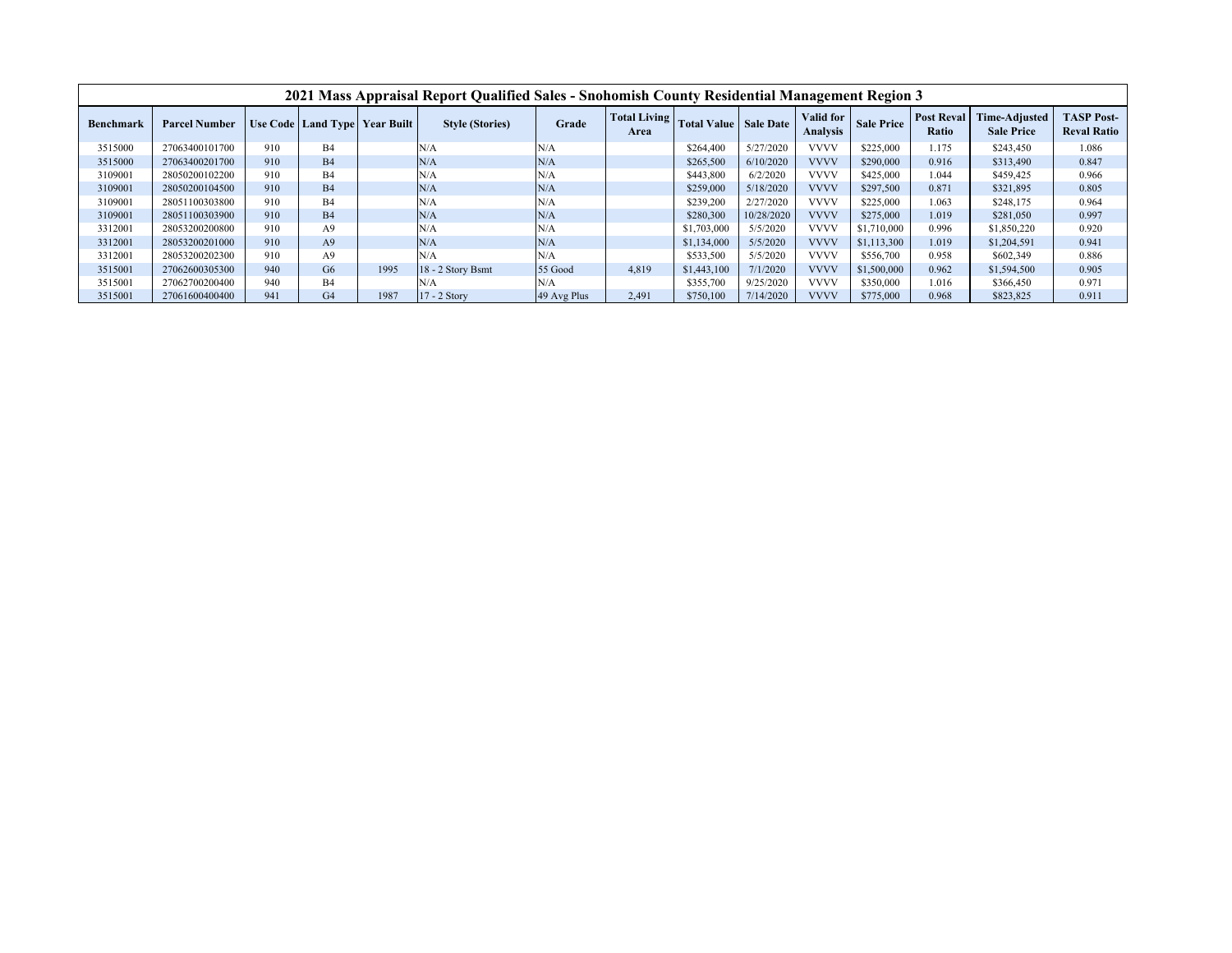## 2021 Mass Appraisal Report Qualified Sales - Snohomish County Residential Management Region 3

| Benchmark | Parcel Number | Use Code | Land Type | Year Built | Style (Stories) | Grade | Total Living Area | Total Value | Sale Date | Valid for Analysis | Sale Price | Post Reval Ratio | Time-Adjusted Sale Price | TASP Post-Reval Ratio |
|---|---|---|---|---|---|---|---|---|---|---|---|---|---|---|
| 3515000 | 27063400101700 | 910 | B4 | | N/A | N/A | | $264,400 | 5/27/2020 | VVVV | $225,000 | 1.175 | $243,450 | 1.086 |
| 3515000 | 27063400201700 | 910 | B4 | | N/A | N/A | | $265,500 | 6/10/2020 | VVVV | $290,000 | 0.916 | $313,490 | 0.847 |
| 3109001 | 28050200102200 | 910 | B4 | | N/A | N/A | | $443,800 | 6/2/2020 | VVVV | $425,000 | 1.044 | $459,425 | 0.966 |
| 3109001 | 28050200104500 | 910 | B4 | | N/A | N/A | | $259,000 | 5/18/2020 | VVVV | $297,500 | 0.871 | $321,895 | 0.805 |
| 3109001 | 28051100303800 | 910 | B4 | | N/A | N/A | | $239,200 | 2/27/2020 | VVVV | $225,000 | 1.063 | $248,175 | 0.964 |
| 3109001 | 28051100303900 | 910 | B4 | | N/A | N/A | | $280,300 | 10/28/2020 | VVVV | $275,000 | 1.019 | $281,050 | 0.997 |
| 3312001 | 28053200200800 | 910 | A9 | | N/A | N/A | | $1,703,000 | 5/5/2020 | VVVV | $1,710,000 | 0.996 | $1,850,220 | 0.920 |
| 3312001 | 28053200201000 | 910 | A9 | | N/A | N/A | | $1,134,000 | 5/5/2020 | VVVV | $1,113,300 | 1.019 | $1,204,591 | 0.941 |
| 3312001 | 28053200202300 | 910 | A9 | | N/A | N/A | | $533,500 | 5/5/2020 | VVVV | $556,700 | 0.958 | $602,349 | 0.886 |
| 3515001 | 27062600305300 | 940 | G6 | 1995 | 18 - 2 Story Bsmt | 55 Good | 4,819 | $1,443,100 | 7/1/2020 | VVVV | $1,500,000 | 0.962 | $1,594,500 | 0.905 |
| 3515001 | 27062700200400 | 940 | B4 | | N/A | N/A | | $355,700 | 9/25/2020 | VVVV | $350,000 | 1.016 | $366,450 | 0.971 |
| 3515001 | 27061600400400 | 941 | G4 | 1987 | 17 - 2 Story | 49 Avg Plus | 2,491 | $750,100 | 7/14/2020 | VVVV | $775,000 | 0.968 | $823,825 | 0.911 |